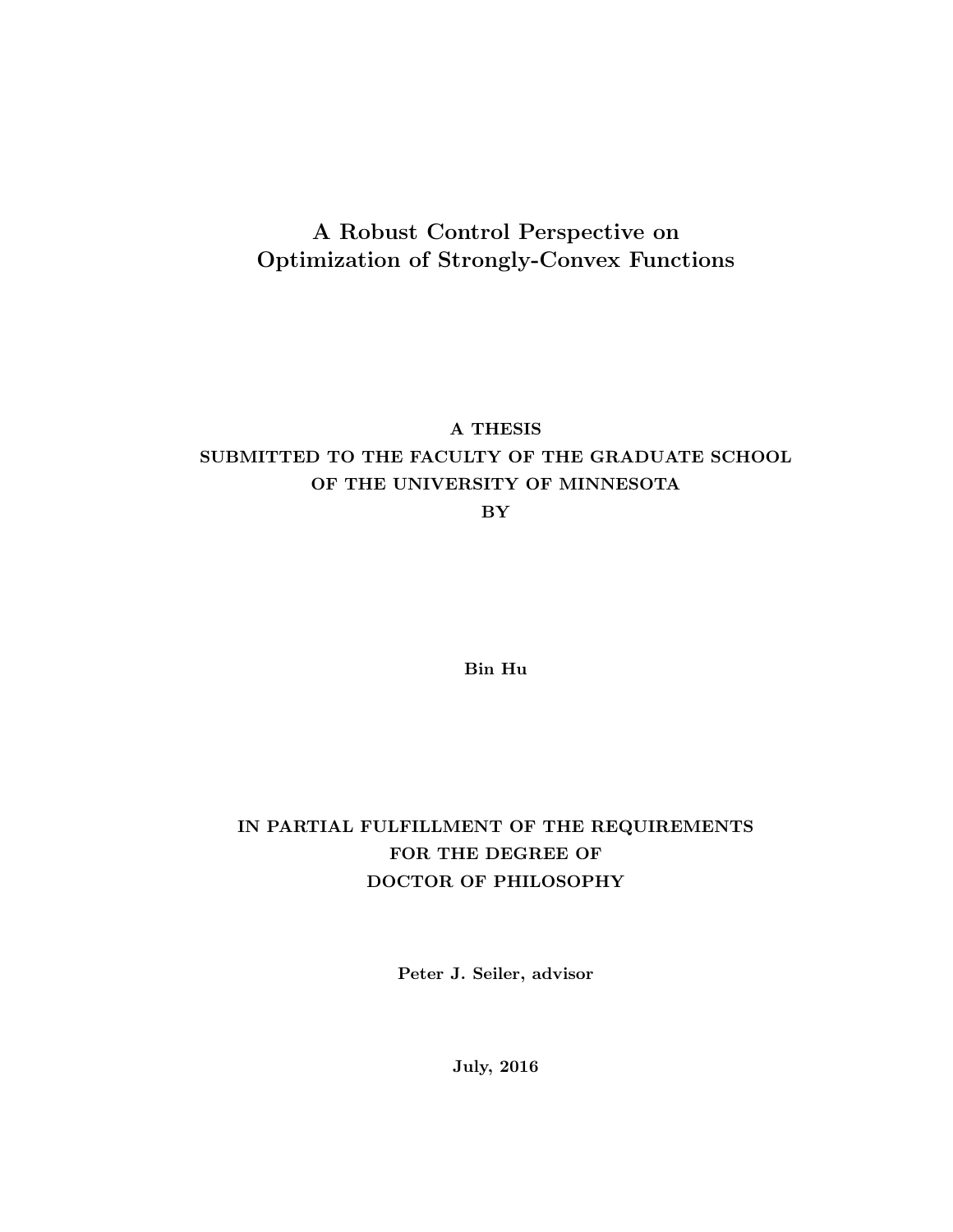# A Robust Control Perspective on Optimization of Strongly-Convex Functions

**A THESIS**
**SUBMITTED TO THE FACULTY OF THE GRADUATE SCHOOL**
**OF THE UNIVERSITY OF MINNESOTA**
**BY**

**Bin Hu**

**IN PARTIAL FULFILLMENT OF THE REQUIREMENTS**
**FOR THE DEGREE OF**
**DOCTOR OF PHILOSOPHY**

**Peter J. Seiler, advisor**

**July, 2016**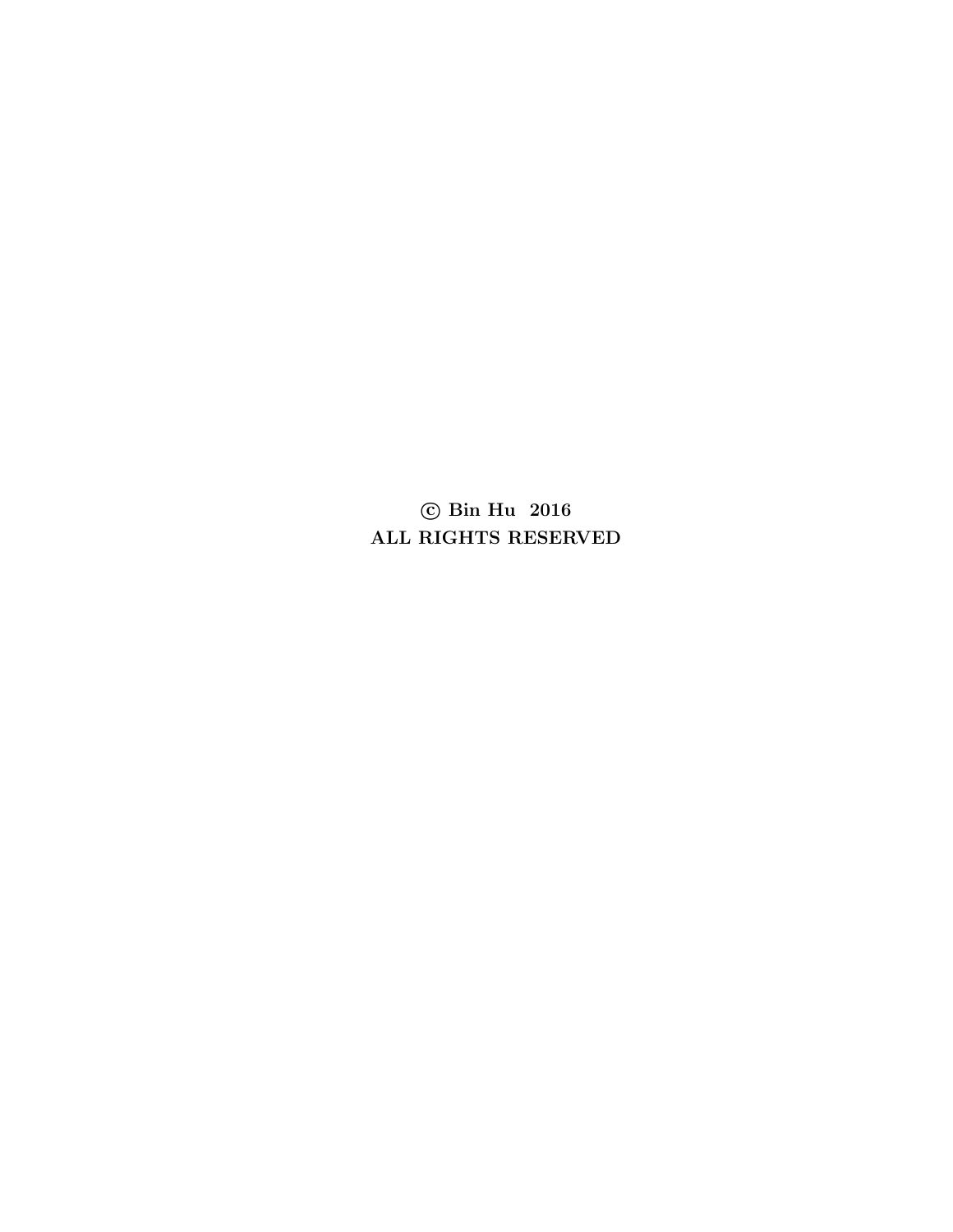**© Bin Hu 2016**

**ALL RIGHTS RESERVED**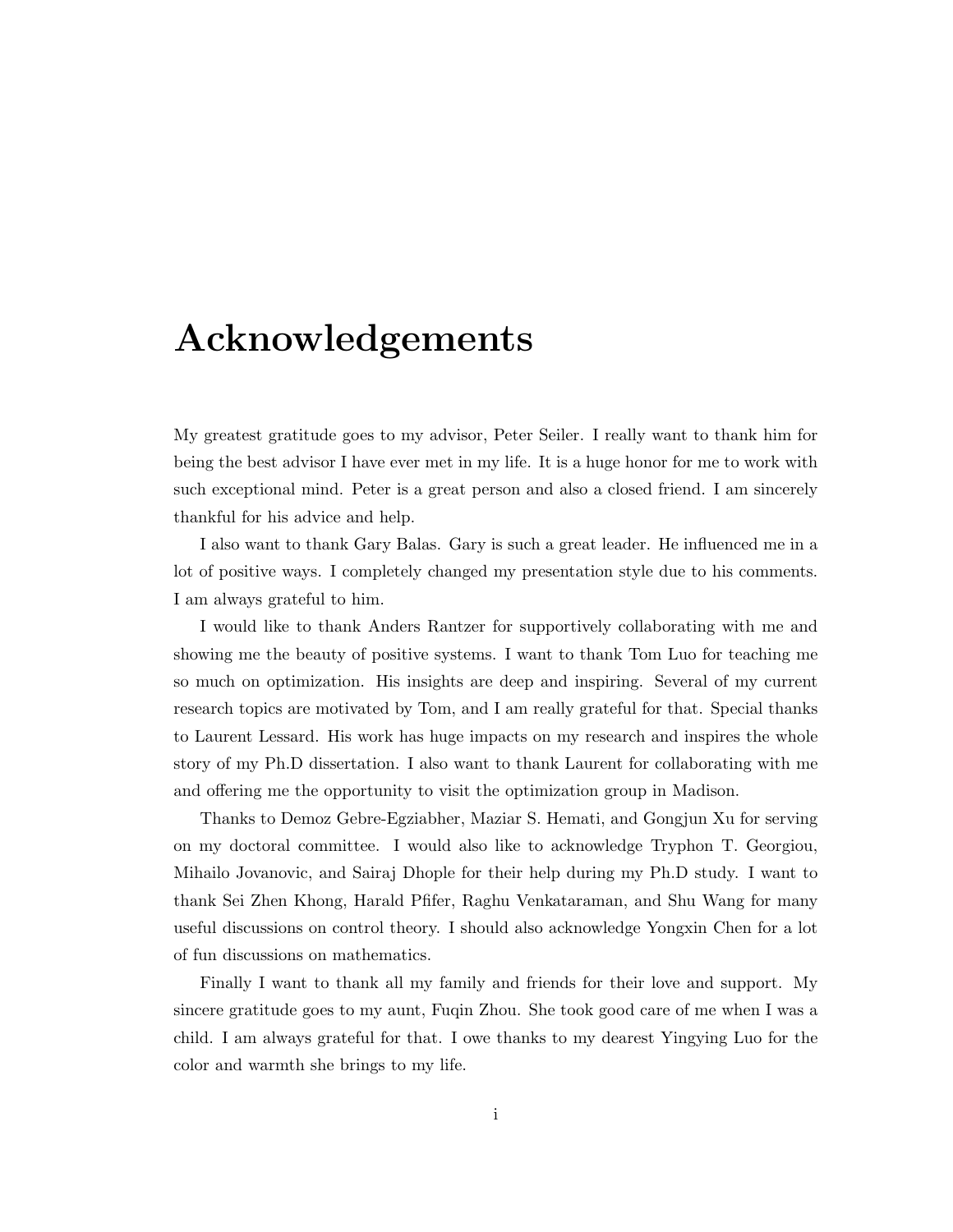# Acknowledgements

My greatest gratitude goes to my advisor, Peter Seiler. I really want to thank him for being the best advisor I have ever met in my life. It is a huge honor for me to work with such exceptional mind. Peter is a great person and also a closed friend. I am sincerely thankful for his advice and help.

I also want to thank Gary Balas. Gary is such a great leader. He influenced me in a lot of positive ways. I completely changed my presentation style due to his comments. I am always grateful to him.

I would like to thank Anders Rantzer for supportively collaborating with me and showing me the beauty of positive systems. I want to thank Tom Luo for teaching me so much on optimization. His insights are deep and inspiring. Several of my current research topics are motivated by Tom, and I am really grateful for that. Special thanks to Laurent Lessard. His work has huge impacts on my research and inspires the whole story of my Ph.D dissertation. I also want to thank Laurent for collaborating with me and offering me the opportunity to visit the optimization group in Madison.

Thanks to Demoz Gebre-Egziabher, Maziar S. Hemati, and Gongjun Xu for serving on my doctoral committee. I would also like to acknowledge Tryphon T. Georgiou, Mihailo Jovanovic, and Sairaj Dhople for their help during my Ph.D study. I want to thank Sei Zhen Khong, Harald Pfifer, Raghu Venkataraman, and Shu Wang for many useful discussions on control theory. I should also acknowledge Yongxin Chen for a lot of fun discussions on mathematics.

Finally I want to thank all my family and friends for their love and support. My sincere gratitude goes to my aunt, Fuqin Zhou. She took good care of me when I was a child. I am always grateful for that. I owe thanks to my dearest Yingying Luo for the color and warmth she brings to my life.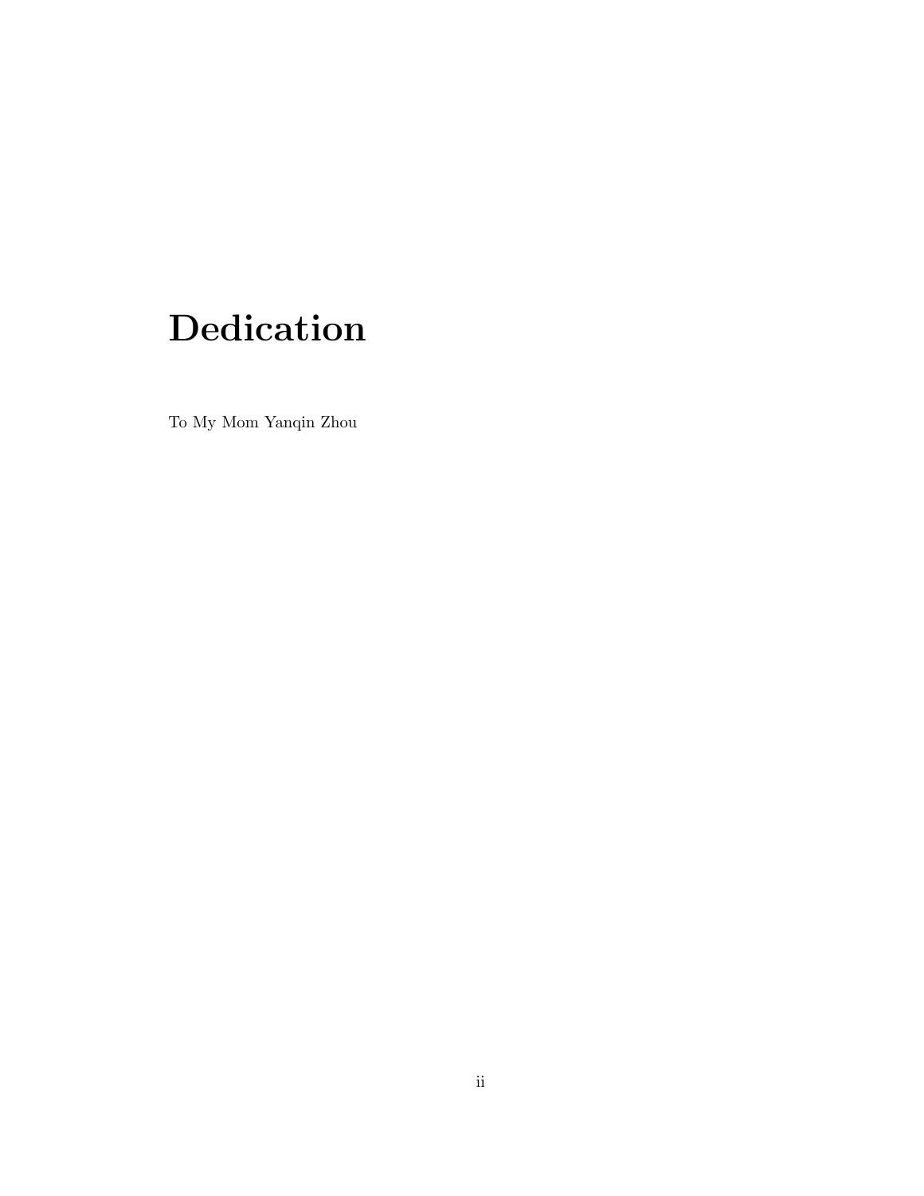# Dedication

To My Mom Yanqin Zhou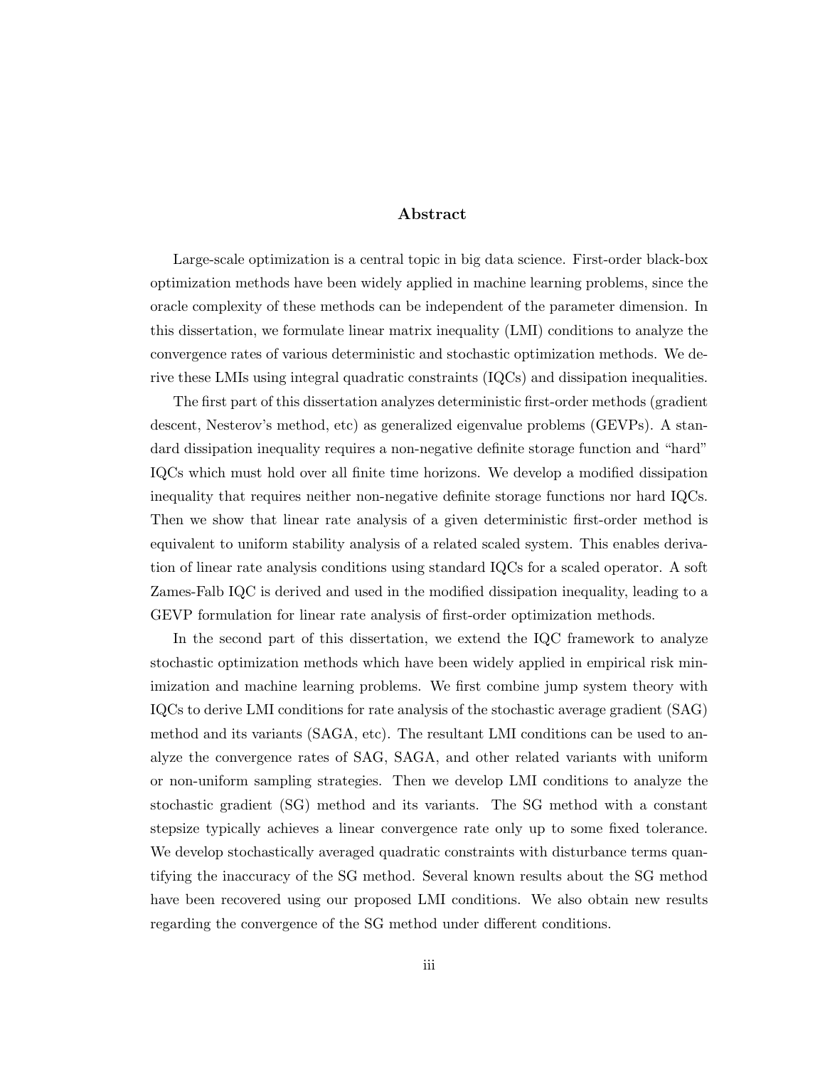## Abstract

Large-scale optimization is a central topic in big data science. First-order black-box optimization methods have been widely applied in machine learning problems, since the oracle complexity of these methods can be independent of the parameter dimension. In this dissertation, we formulate linear matrix inequality (LMI) conditions to analyze the convergence rates of various deterministic and stochastic optimization methods. We derive these LMIs using integral quadratic constraints (IQCs) and dissipation inequalities.

The first part of this dissertation analyzes deterministic first-order methods (gradient descent, Nesterov's method, etc) as generalized eigenvalue problems (GEVPs). A standard dissipation inequality requires a non-negative definite storage function and "hard" IQCs which must hold over all finite time horizons. We develop a modified dissipation inequality that requires neither non-negative definite storage functions nor hard IQCs. Then we show that linear rate analysis of a given deterministic first-order method is equivalent to uniform stability analysis of a related scaled system. This enables derivation of linear rate analysis conditions using standard IQCs for a scaled operator. A soft Zames-Falb IQC is derived and used in the modified dissipation inequality, leading to a GEVP formulation for linear rate analysis of first-order optimization methods.

In the second part of this dissertation, we extend the IQC framework to analyze stochastic optimization methods which have been widely applied in empirical risk minimization and machine learning problems. We first combine jump system theory with IQCs to derive LMI conditions for rate analysis of the stochastic average gradient (SAG) method and its variants (SAGA, etc). The resultant LMI conditions can be used to analyze the convergence rates of SAG, SAGA, and other related variants with uniform or non-uniform sampling strategies. Then we develop LMI conditions to analyze the stochastic gradient (SG) method and its variants. The SG method with a constant stepsize typically achieves a linear convergence rate only up to some fixed tolerance. We develop stochastically averaged quadratic constraints with disturbance terms quantifying the inaccuracy of the SG method. Several known results about the SG method have been recovered using our proposed LMI conditions. We also obtain new results regarding the convergence of the SG method under different conditions.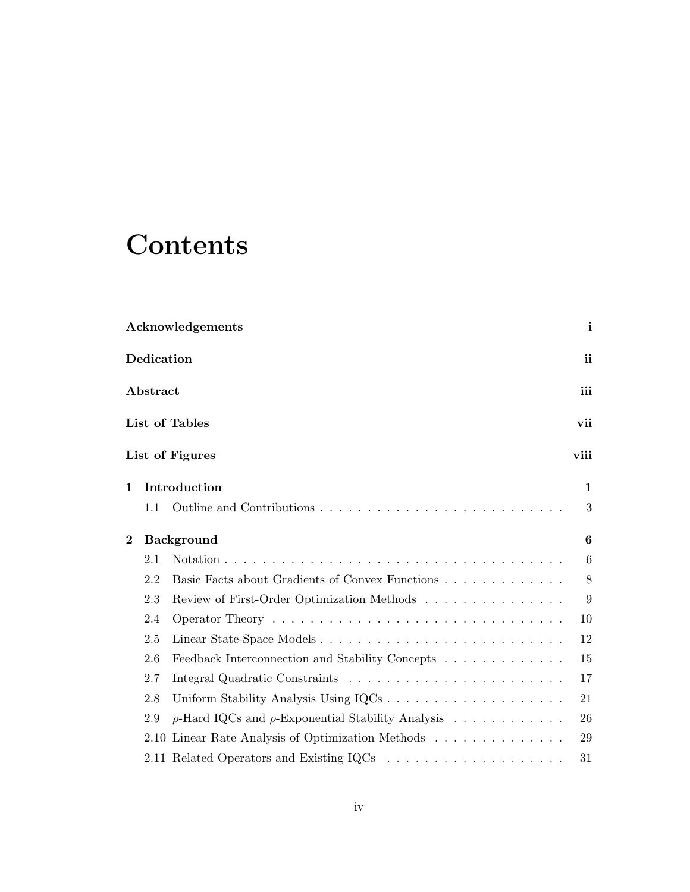# Contents

| | | |
|---|---|---|
| **Acknowledgements** | | **i** |
| **Dedication** | | **ii** |
| **Abstract** | | **iii** |
| **List of Tables** | | **vii** |
| **List of Figures** | | **viii** |
| **1** | **Introduction** | **1** |
| 1.1 | Outline and Contributions | 3 |
| **2** | **Background** | **6** |
| 2.1 | Notation | 6 |
| 2.2 | Basic Facts about Gradients of Convex Functions | 8 |
| 2.3 | Review of First-Order Optimization Methods | 9 |
| 2.4 | Operator Theory | 10 |
| 2.5 | Linear State-Space Models | 12 |
| 2.6 | Feedback Interconnection and Stability Concepts | 15 |
| 2.7 | Integral Quadratic Constraints | 17 |
| 2.8 | Uniform Stability Analysis Using IQCs | 21 |
| 2.9 | $\rho$-Hard IQCs and $\rho$-Exponential Stability Analysis | 26 |
| 2.10 | Linear Rate Analysis of Optimization Methods | 29 |
| 2.11 | Related Operators and Existing IQCs | 31 |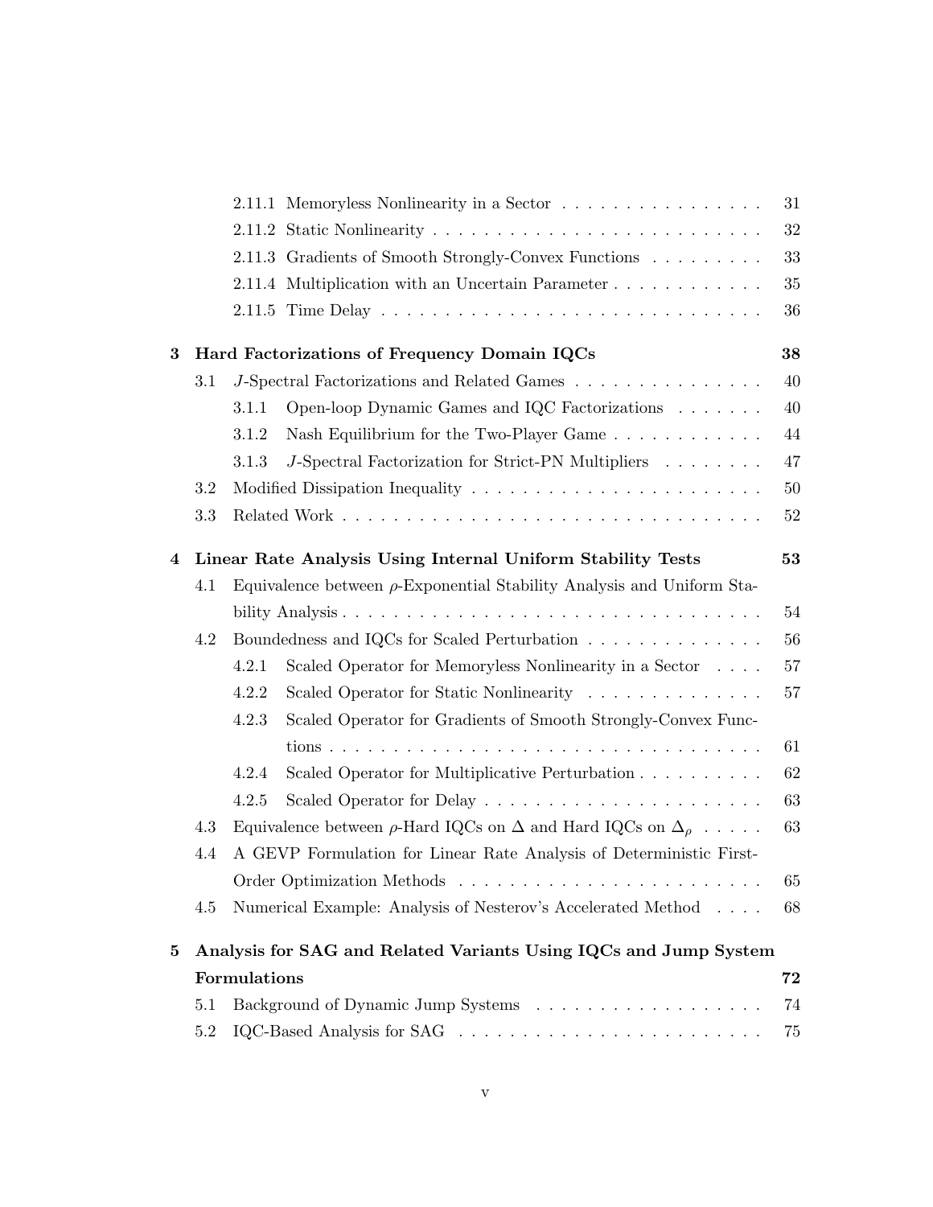2.11.1 Memoryless Nonlinearity in a Sector . . . . . . . . . . . . . . . . 31

2.11.2 Static Nonlinearity . . . . . . . . . . . . . . . . . . . . . . . . . . 32

2.11.3 Gradients of Smooth Strongly-Convex Functions . . . . . . . . . 33

2.11.4 Multiplication with an Uncertain Parameter . . . . . . . . . . . . 35

2.11.5 Time Delay . . . . . . . . . . . . . . . . . . . . . . . . . . . . . 36

**3 Hard Factorizations of Frequency Domain IQCs 38**

3.1 $J$-Spectral Factorizations and Related Games . . . . . . . . . . . . . . . 40

3.1.1 Open-loop Dynamic Games and IQC Factorizations . . . . . . . 40

3.1.2 Nash Equilibrium for the Two-Player Game . . . . . . . . . . . . 44

3.1.3 $J$-Spectral Factorization for Strict-PN Multipliers . . . . . . . . 47

3.2 Modified Dissipation Inequality . . . . . . . . . . . . . . . . . . . . . . . 50

3.3 Related Work . . . . . . . . . . . . . . . . . . . . . . . . . . . . . . . . . 52

**4 Linear Rate Analysis Using Internal Uniform Stability Tests 53**

4.1 Equivalence between $\rho$-Exponential Stability Analysis and Uniform Stability Analysis . . . . . . . . . . . . . . . . . . . . . . . . . . . . . . . . . 54

4.2 Boundedness and IQCs for Scaled Perturbation . . . . . . . . . . . . . . 56

4.2.1 Scaled Operator for Memoryless Nonlinearity in a Sector . . . . 57

4.2.2 Scaled Operator for Static Nonlinearity . . . . . . . . . . . . . . 57

4.2.3 Scaled Operator for Gradients of Smooth Strongly-Convex Functions . . . . . . . . . . . . . . . . . . . . . . . . . . . . . . . . . . 61

4.2.4 Scaled Operator for Multiplicative Perturbation . . . . . . . . . . 62

4.2.5 Scaled Operator for Delay . . . . . . . . . . . . . . . . . . . . . . 63

4.3 Equivalence between $\rho$-Hard IQCs on $\Delta$ and Hard IQCs on $\Delta_\rho$ . . . . . 63

4.4 A GEVP Formulation for Linear Rate Analysis of Deterministic First-Order Optimization Methods . . . . . . . . . . . . . . . . . . . . . . . . 65

4.5 Numerical Example: Analysis of Nesterov's Accelerated Method . . . . 68

**5 Analysis for SAG and Related Variants Using IQCs and Jump System Formulations 72**

5.1 Background of Dynamic Jump Systems . . . . . . . . . . . . . . . . . . 74

5.2 IQC-Based Analysis for SAG . . . . . . . . . . . . . . . . . . . . . . . . 75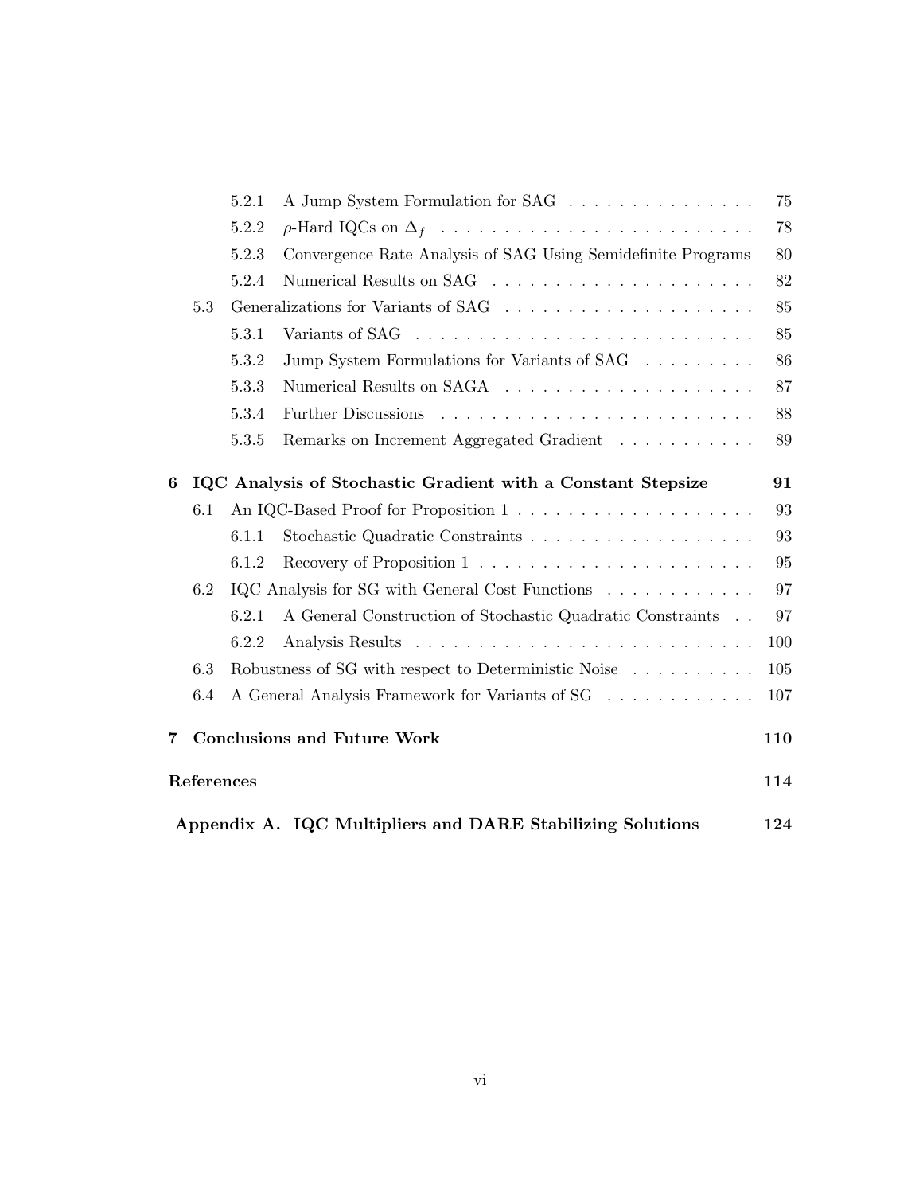5.2.1 A Jump System Formulation for SAG . . . . . . . . . . . . . . . . 75

5.2.2 $\rho$-Hard IQCs on $\Delta_f$ . . . . . . . . . . . . . . . . . . . . . . . . . 78

5.2.3 Convergence Rate Analysis of SAG Using Semidefinite Programs 80

5.2.4 Numerical Results on SAG . . . . . . . . . . . . . . . . . . . . . 82

5.3 Generalizations for Variants of SAG . . . . . . . . . . . . . . . . . . . . 85

5.3.1 Variants of SAG . . . . . . . . . . . . . . . . . . . . . . . . . . . 85

5.3.2 Jump System Formulations for Variants of SAG . . . . . . . . . 86

5.3.3 Numerical Results on SAGA . . . . . . . . . . . . . . . . . . . . 87

5.3.4 Further Discussions . . . . . . . . . . . . . . . . . . . . . . . . . 88

5.3.5 Remarks on Increment Aggregated Gradient . . . . . . . . . . . 89

**6 IQC Analysis of Stochastic Gradient with a Constant Stepsize 91**

6.1 An IQC-Based Proof for Proposition 1 . . . . . . . . . . . . . . . . . . . 93

6.1.1 Stochastic Quadratic Constraints . . . . . . . . . . . . . . . . . . 93

6.1.2 Recovery of Proposition 1 . . . . . . . . . . . . . . . . . . . . . . 95

6.2 IQC Analysis for SG with General Cost Functions . . . . . . . . . . . . 97

6.2.1 A General Construction of Stochastic Quadratic Constraints . . 97

6.2.2 Analysis Results . . . . . . . . . . . . . . . . . . . . . . . . . . . 100

6.3 Robustness of SG with respect to Deterministic Noise . . . . . . . . . . 105

6.4 A General Analysis Framework for Variants of SG . . . . . . . . . . . . 107

**7 Conclusions and Future Work 110**

**References 114**

**Appendix A. IQC Multipliers and DARE Stabilizing Solutions 124**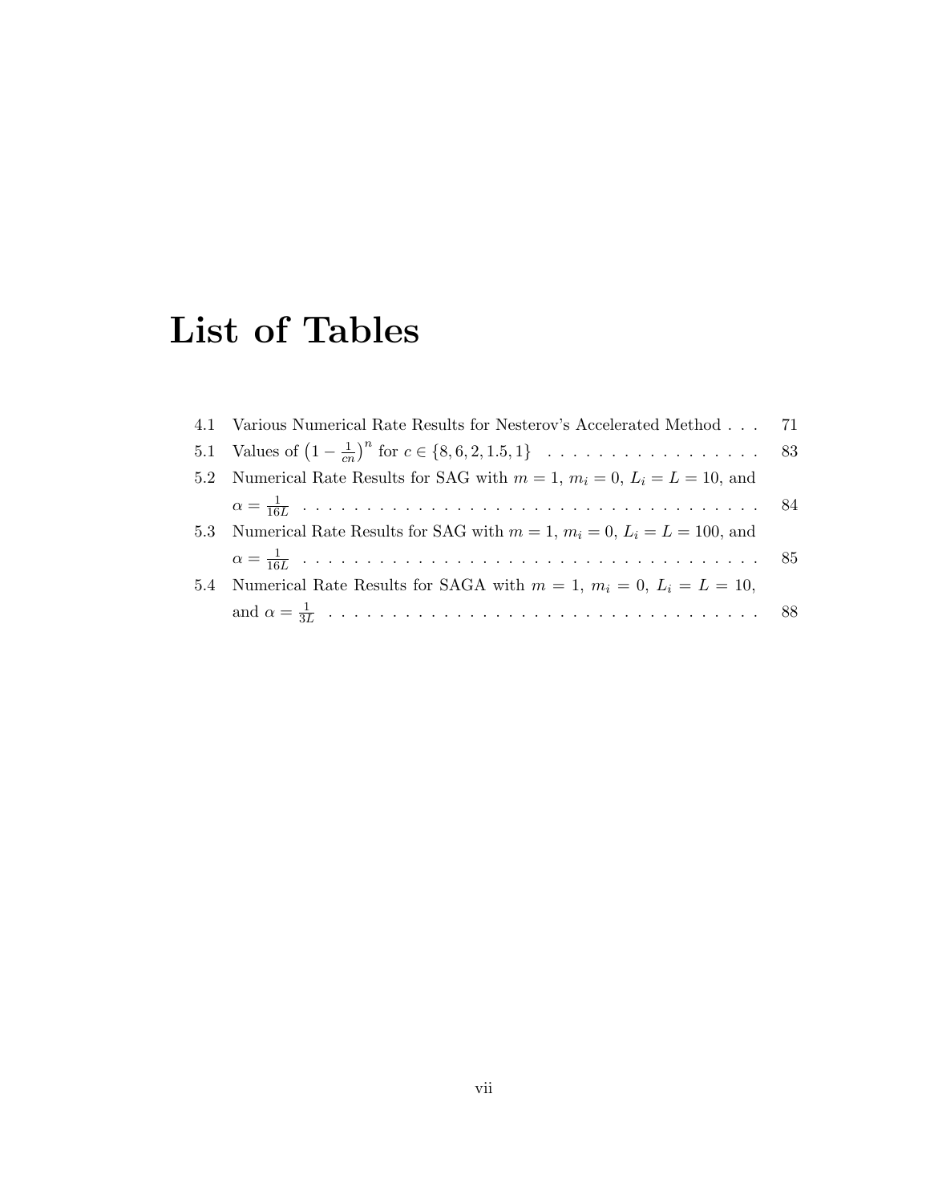# List of Tables

4.1 Various Numerical Rate Results for Nesterov's Accelerated Method . . . 71

5.1 Values of $\left(1 - \frac{1}{cn}\right)^n$ for $c \in \{8, 6, 2, 1.5, 1\}$ . . . . . . . . . . . . . . . . . 83

5.2 Numerical Rate Results for SAG with $m = 1$, $m_i = 0$, $L_i = L = 10$, and $\alpha = \frac{1}{16L}$ . . . . . . . . . . . . . . . . . . . . . . . . . . . . . . . . . . . . 84

5.3 Numerical Rate Results for SAG with $m = 1$, $m_i = 0$, $L_i = L = 100$, and $\alpha = \frac{1}{16L}$ . . . . . . . . . . . . . . . . . . . . . . . . . . . . . . . . . . . . 85

5.4 Numerical Rate Results for SAGA with $m = 1$, $m_i = 0$, $L_i = L = 10$, and $\alpha = \frac{1}{3L}$ . . . . . . . . . . . . . . . . . . . . . . . . . . . . . . . . . . . . 88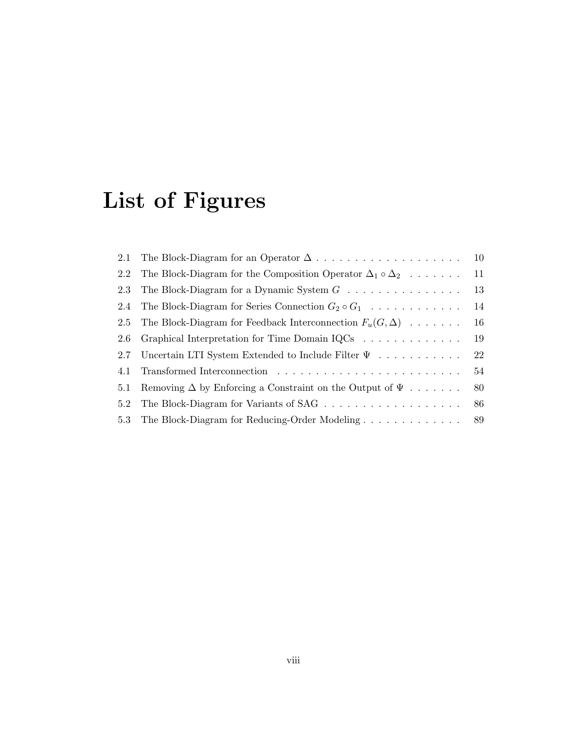# List of Figures

| | | |
|---|---|---|
| 2.1 | The Block-Diagram for an Operator $\Delta$ | 10 |
| 2.2 | The Block-Diagram for the Composition Operator $\Delta_1 \circ \Delta_2$ | 11 |
| 2.3 | The Block-Diagram for a Dynamic System $G$ | 13 |
| 2.4 | The Block-Diagram for Series Connection $G_2 \circ G_1$ | 14 |
| 2.5 | The Block-Diagram for Feedback Interconnection $F_u(G, \Delta)$ | 16 |
| 2.6 | Graphical Interpretation for Time Domain IQCs | 19 |
| 2.7 | Uncertain LTI System Extended to Include Filter $\Psi$ | 22 |
| 4.1 | Transformed Interconnection | 54 |
| 5.1 | Removing $\Delta$ by Enforcing a Constraint on the Output of $\Psi$ | 80 |
| 5.2 | The Block-Diagram for Variants of SAG | 86 |
| 5.3 | The Block-Diagram for Reducing-Order Modeling | 89 |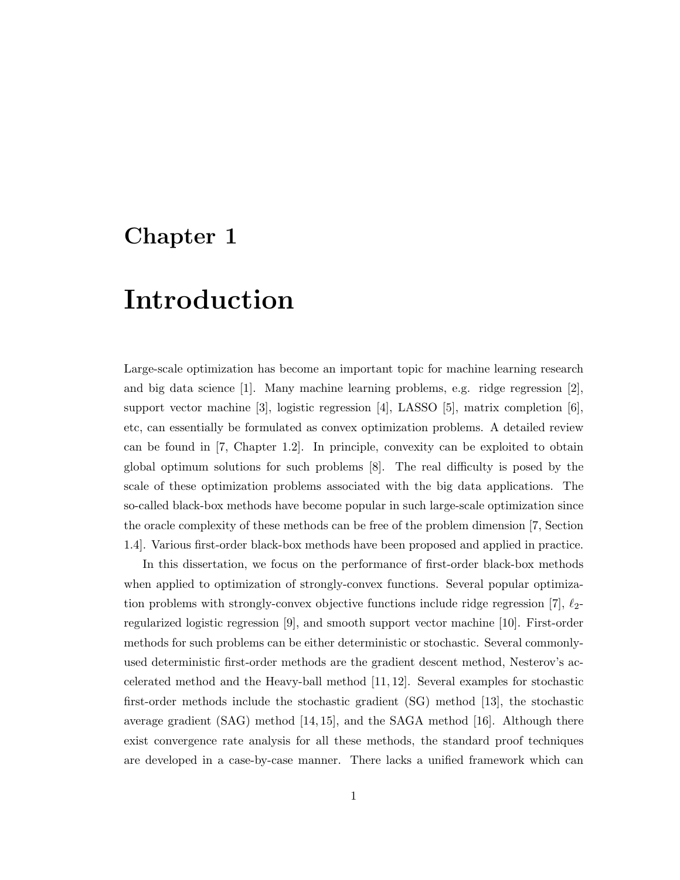# Chapter 1

# Introduction

Large-scale optimization has become an important topic for machine learning research and big data science [1]. Many machine learning problems, e.g. ridge regression [2], support vector machine [3], logistic regression [4], LASSO [5], matrix completion [6], etc, can essentially be formulated as convex optimization problems. A detailed review can be found in [7, Chapter 1.2]. In principle, convexity can be exploited to obtain global optimum solutions for such problems [8]. The real difficulty is posed by the scale of these optimization problems associated with the big data applications. The so-called black-box methods have become popular in such large-scale optimization since the oracle complexity of these methods can be free of the problem dimension [7, Section 1.4]. Various first-order black-box methods have been proposed and applied in practice.

In this dissertation, we focus on the performance of first-order black-box methods when applied to optimization of strongly-convex functions. Several popular optimization problems with strongly-convex objective functions include ridge regression [7], $\ell_2$-regularized logistic regression [9], and smooth support vector machine [10]. First-order methods for such problems can be either deterministic or stochastic. Several commonly-used deterministic first-order methods are the gradient descent method, Nesterov's accelerated method and the Heavy-ball method [11, 12]. Several examples for stochastic first-order methods include the stochastic gradient (SG) method [13], the stochastic average gradient (SAG) method [14, 15], and the SAGA method [16]. Although there exist convergence rate analysis for all these methods, the standard proof techniques are developed in a case-by-case manner. There lacks a unified framework which can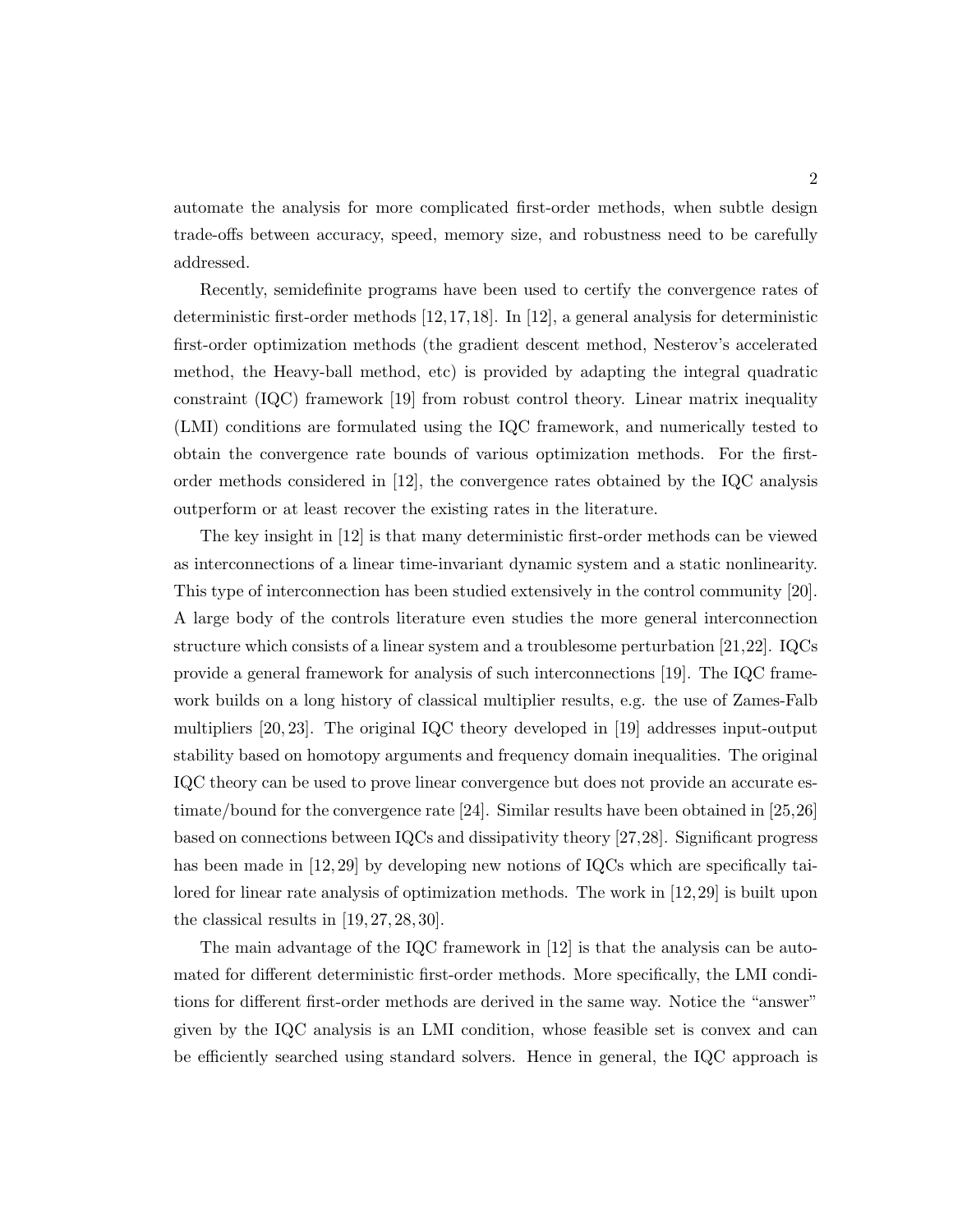automate the analysis for more complicated first-order methods, when subtle design trade-offs between accuracy, speed, memory size, and robustness need to be carefully addressed.

Recently, semidefinite programs have been used to certify the convergence rates of deterministic first-order methods [12,17,18]. In [12], a general analysis for deterministic first-order optimization methods (the gradient descent method, Nesterov's accelerated method, the Heavy-ball method, etc) is provided by adapting the integral quadratic constraint (IQC) framework [19] from robust control theory. Linear matrix inequality (LMI) conditions are formulated using the IQC framework, and numerically tested to obtain the convergence rate bounds of various optimization methods. For the first-order methods considered in [12], the convergence rates obtained by the IQC analysis outperform or at least recover the existing rates in the literature.

The key insight in [12] is that many deterministic first-order methods can be viewed as interconnections of a linear time-invariant dynamic system and a static nonlinearity. This type of interconnection has been studied extensively in the control community [20]. A large body of the controls literature even studies the more general interconnection structure which consists of a linear system and a troublesome perturbation [21,22]. IQCs provide a general framework for analysis of such interconnections [19]. The IQC framework builds on a long history of classical multiplier results, e.g. the use of Zames-Falb multipliers [20, 23]. The original IQC theory developed in [19] addresses input-output stability based on homotopy arguments and frequency domain inequalities. The original IQC theory can be used to prove linear convergence but does not provide an accurate estimate/bound for the convergence rate [24]. Similar results have been obtained in [25,26] based on connections between IQCs and dissipativity theory [27,28]. Significant progress has been made in [12, 29] by developing new notions of IQCs which are specifically tailored for linear rate analysis of optimization methods. The work in [12,29] is built upon the classical results in [19, 27, 28, 30].

The main advantage of the IQC framework in [12] is that the analysis can be automated for different deterministic first-order methods. More specifically, the LMI conditions for different first-order methods are derived in the same way. Notice the "answer" given by the IQC analysis is an LMI condition, whose feasible set is convex and can be efficiently searched using standard solvers. Hence in general, the IQC approach is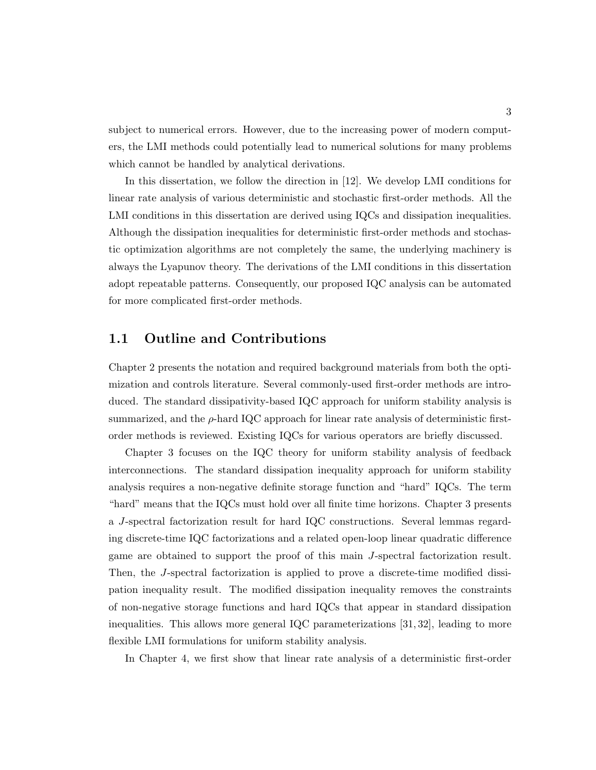subject to numerical errors. However, due to the increasing power of modern computers, the LMI methods could potentially lead to numerical solutions for many problems which cannot be handled by analytical derivations.

In this dissertation, we follow the direction in [12]. We develop LMI conditions for linear rate analysis of various deterministic and stochastic first-order methods. All the LMI conditions in this dissertation are derived using IQCs and dissipation inequalities. Although the dissipation inequalities for deterministic first-order methods and stochastic optimization algorithms are not completely the same, the underlying machinery is always the Lyapunov theory. The derivations of the LMI conditions in this dissertation adopt repeatable patterns. Consequently, our proposed IQC analysis can be automated for more complicated first-order methods.

## 1.1 Outline and Contributions

Chapter 2 presents the notation and required background materials from both the optimization and controls literature. Several commonly-used first-order methods are introduced. The standard dissipativity-based IQC approach for uniform stability analysis is summarized, and the $\rho$-hard IQC approach for linear rate analysis of deterministic first-order methods is reviewed. Existing IQCs for various operators are briefly discussed.

Chapter 3 focuses on the IQC theory for uniform stability analysis of feedback interconnections. The standard dissipation inequality approach for uniform stability analysis requires a non-negative definite storage function and "hard" IQCs. The term "hard" means that the IQCs must hold over all finite time horizons. Chapter 3 presents a $J$-spectral factorization result for hard IQC constructions. Several lemmas regarding discrete-time IQC factorizations and a related open-loop linear quadratic difference game are obtained to support the proof of this main $J$-spectral factorization result. Then, the $J$-spectral factorization is applied to prove a discrete-time modified dissipation inequality result. The modified dissipation inequality removes the constraints of non-negative storage functions and hard IQCs that appear in standard dissipation inequalities. This allows more general IQC parameterizations [31, 32], leading to more flexible LMI formulations for uniform stability analysis.

In Chapter 4, we first show that linear rate analysis of a deterministic first-order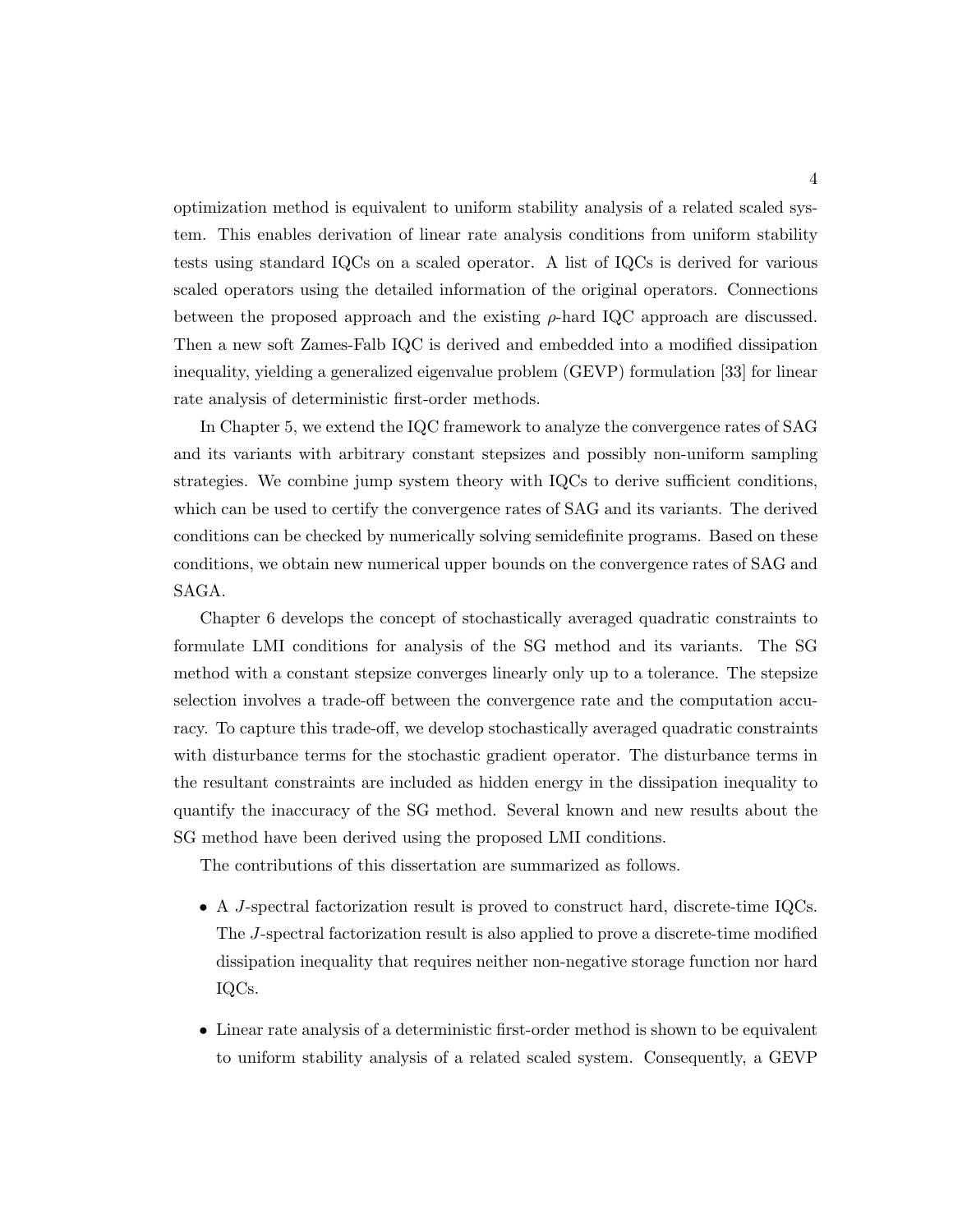optimization method is equivalent to uniform stability analysis of a related scaled system. This enables derivation of linear rate analysis conditions from uniform stability tests using standard IQCs on a scaled operator. A list of IQCs is derived for various scaled operators using the detailed information of the original operators. Connections between the proposed approach and the existing $\rho$-hard IQC approach are discussed. Then a new soft Zames-Falb IQC is derived and embedded into a modified dissipation inequality, yielding a generalized eigenvalue problem (GEVP) formulation [33] for linear rate analysis of deterministic first-order methods.

In Chapter 5, we extend the IQC framework to analyze the convergence rates of SAG and its variants with arbitrary constant stepsizes and possibly non-uniform sampling strategies. We combine jump system theory with IQCs to derive sufficient conditions, which can be used to certify the convergence rates of SAG and its variants. The derived conditions can be checked by numerically solving semidefinite programs. Based on these conditions, we obtain new numerical upper bounds on the convergence rates of SAG and SAGA.

Chapter 6 develops the concept of stochastically averaged quadratic constraints to formulate LMI conditions for analysis of the SG method and its variants. The SG method with a constant stepsize converges linearly only up to a tolerance. The stepsize selection involves a trade-off between the convergence rate and the computation accuracy. To capture this trade-off, we develop stochastically averaged quadratic constraints with disturbance terms for the stochastic gradient operator. The disturbance terms in the resultant constraints are included as hidden energy in the dissipation inequality to quantify the inaccuracy of the SG method. Several known and new results about the SG method have been derived using the proposed LMI conditions.

The contributions of this dissertation are summarized as follows.

- A $J$-spectral factorization result is proved to construct hard, discrete-time IQCs. The $J$-spectral factorization result is also applied to prove a discrete-time modified dissipation inequality that requires neither non-negative storage function nor hard IQCs.
- Linear rate analysis of a deterministic first-order method is shown to be equivalent to uniform stability analysis of a related scaled system. Consequently, a GEVP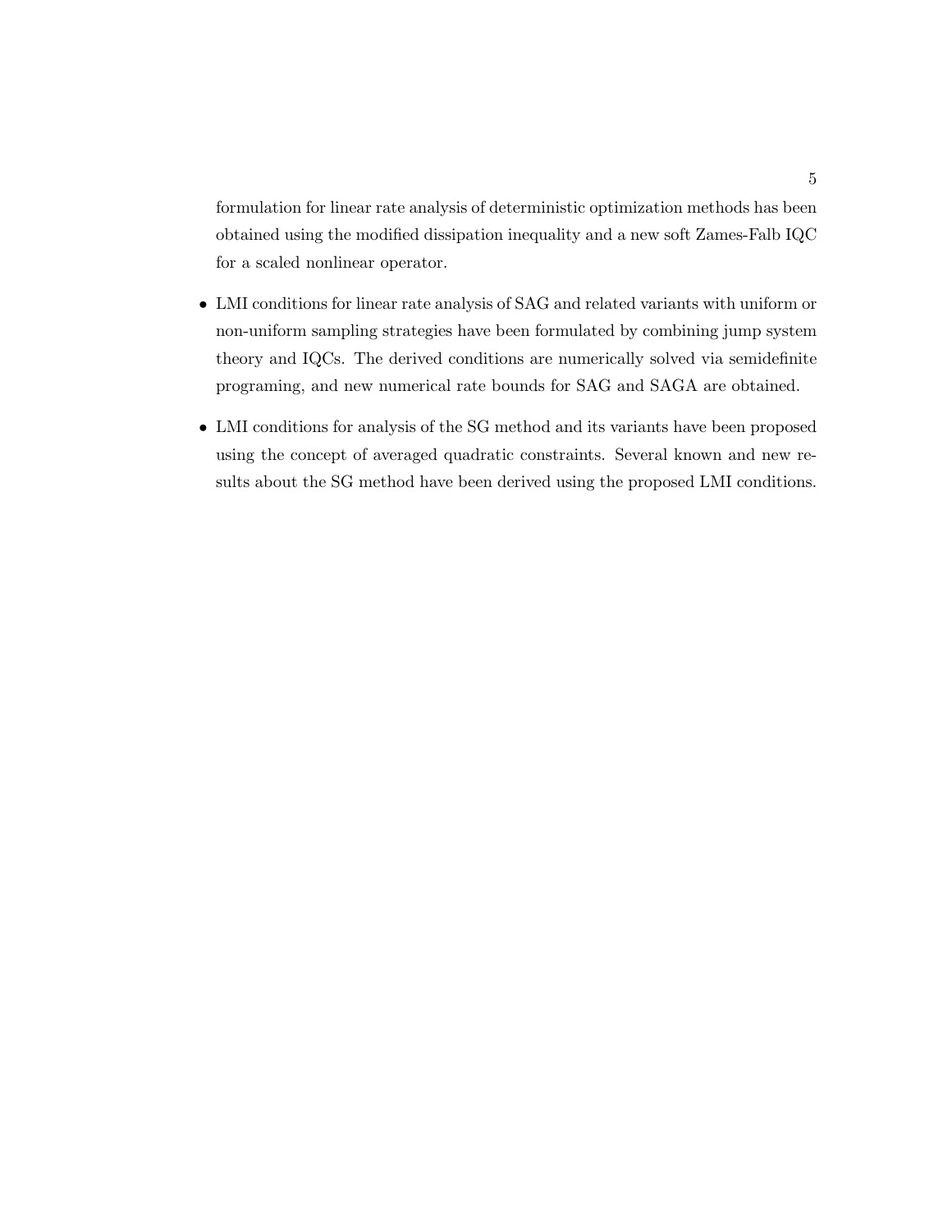formulation for linear rate analysis of deterministic optimization methods has been obtained using the modified dissipation inequality and a new soft Zames-Falb IQC for a scaled nonlinear operator.

- LMI conditions for linear rate analysis of SAG and related variants with uniform or non-uniform sampling strategies have been formulated by combining jump system theory and IQCs. The derived conditions are numerically solved via semidefinite programing, and new numerical rate bounds for SAG and SAGA are obtained.

- LMI conditions for analysis of the SG method and its variants have been proposed using the concept of averaged quadratic constraints. Several known and new results about the SG method have been derived using the proposed LMI conditions.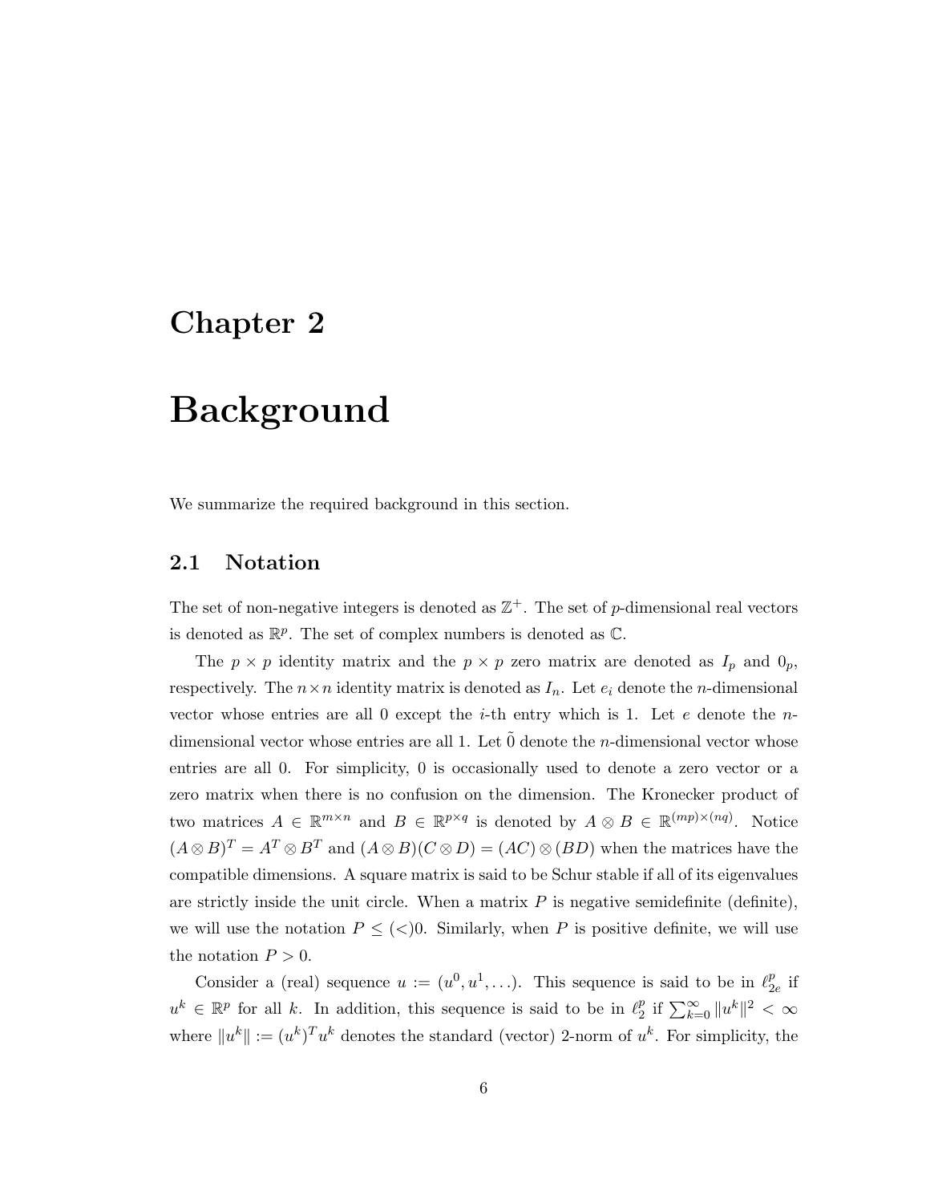# Chapter 2

# Background

We summarize the required background in this section.

## 2.1 Notation

The set of non-negative integers is denoted as $\mathbb{Z}^+$. The set of $p$-dimensional real vectors is denoted as $\mathbb{R}^p$. The set of complex numbers is denoted as $\mathbb{C}$.

The $p \times p$ identity matrix and the $p \times p$ zero matrix are denoted as $I_p$ and $0_p$, respectively. The $n \times n$ identity matrix is denoted as $I_n$. Let $e_i$ denote the $n$-dimensional vector whose entries are all 0 except the $i$-th entry which is 1. Let $e$ denote the $n$-dimensional vector whose entries are all 1. Let $\tilde{0}$ denote the $n$-dimensional vector whose entries are all 0. For simplicity, 0 is occasionally used to denote a zero vector or a zero matrix when there is no confusion on the dimension. The Kronecker product of two matrices $A \in \mathbb{R}^{m \times n}$ and $B \in \mathbb{R}^{p \times q}$ is denoted by $A \otimes B \in \mathbb{R}^{(mp)\times(nq)}$. Notice $(A \otimes B)^T = A^T \otimes B^T$ and $(A \otimes B)(C \otimes D) = (AC) \otimes (BD)$ when the matrices have the compatible dimensions. A square matrix is said to be Schur stable if all of its eigenvalues are strictly inside the unit circle. When a matrix $P$ is negative semidefinite (definite), we will use the notation $P \leq (<) 0$. Similarly, when $P$ is positive definite, we will use the notation $P > 0$.

Consider a (real) sequence $u := (u^0, u^1, \ldots)$. This sequence is said to be in $\ell_{2e}^p$ if $u^k \in \mathbb{R}^p$ for all $k$. In addition, this sequence is said to be in $\ell_2^p$ if $\sum_{k=0}^{\infty} \|u^k\|^2 < \infty$ where $\|u^k\| := (u^k)^T u^k$ denotes the standard (vector) 2-norm of $u^k$. For simplicity, the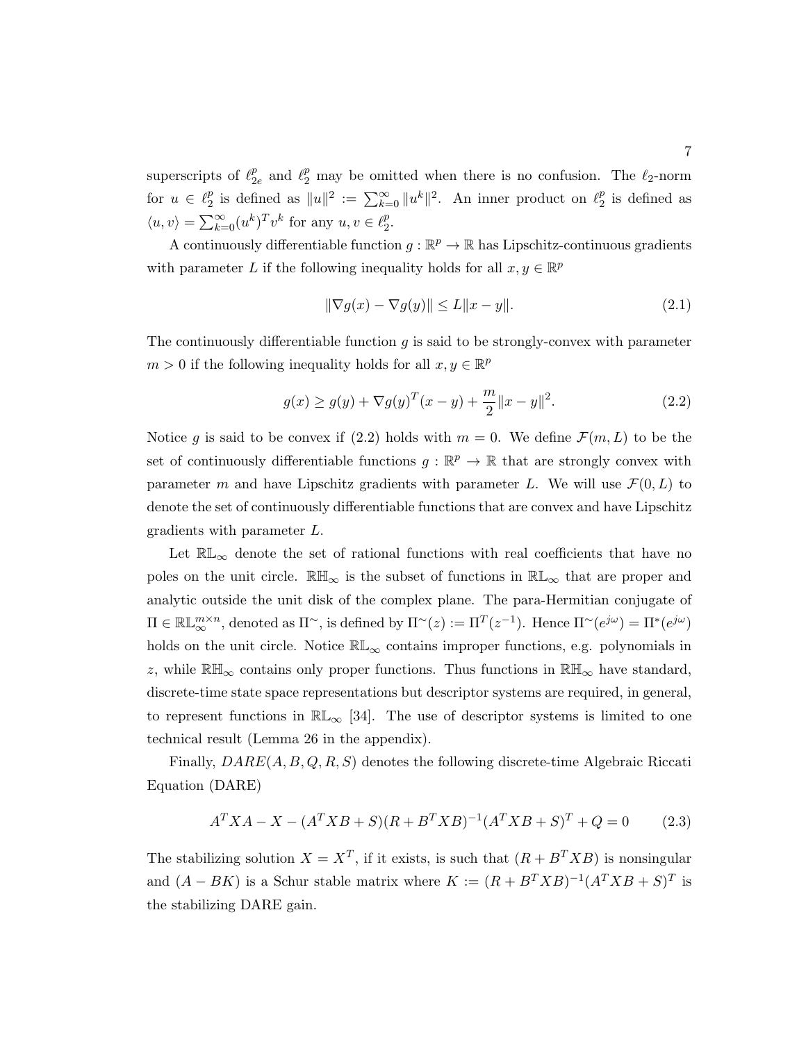superscripts of $\ell_{2e}^p$ and $\ell_2^p$ may be omitted when there is no confusion. The $\ell_2$-norm for $u \in \ell_2^p$ is defined as $\|u\|^2 := \sum_{k=0}^{\infty} \|u^k\|^2$. An inner product on $\ell_2^p$ is defined as $\langle u, v \rangle = \sum_{k=0}^{\infty} (u^k)^T v^k$ for any $u, v \in \ell_2^p$.

A continuously differentiable function $g : \mathbb{R}^p \to \mathbb{R}$ has Lipschitz-continuous gradients with parameter $L$ if the following inequality holds for all $x, y \in \mathbb{R}^p$

$$\|\nabla g(x) - \nabla g(y)\| \leq L\|x - y\|. \tag{2.1}$$

The continuously differentiable function $g$ is said to be strongly-convex with parameter $m > 0$ if the following inequality holds for all $x, y \in \mathbb{R}^p$

$$g(x) \geq g(y) + \nabla g(y)^T (x - y) + \frac{m}{2}\|x - y\|^2. \tag{2.2}$$

Notice $g$ is said to be convex if (2.2) holds with $m = 0$. We define $\mathcal{F}(m, L)$ to be the set of continuously differentiable functions $g : \mathbb{R}^p \to \mathbb{R}$ that are strongly convex with parameter $m$ and have Lipschitz gradients with parameter $L$. We will use $\mathcal{F}(0, L)$ to denote the set of continuously differentiable functions that are convex and have Lipschitz gradients with parameter $L$.

Let $\mathbb{RL}_\infty$ denote the set of rational functions with real coefficients that have no poles on the unit circle. $\mathbb{RH}_\infty$ is the subset of functions in $\mathbb{RL}_\infty$ that are proper and analytic outside the unit disk of the complex plane. The para-Hermitian conjugate of $\Pi \in \mathbb{RL}_\infty^{m \times n}$, denoted as $\Pi^\sim$, is defined by $\Pi^\sim(z) := \Pi^T(z^{-1})$. Hence $\Pi^\sim(e^{j\omega}) = \Pi^*(e^{j\omega})$ holds on the unit circle. Notice $\mathbb{RL}_\infty$ contains improper functions, e.g. polynomials in $z$, while $\mathbb{RH}_\infty$ contains only proper functions. Thus functions in $\mathbb{RH}_\infty$ have standard, discrete-time state space representations but descriptor systems are required, in general, to represent functions in $\mathbb{RL}_\infty$ [34]. The use of descriptor systems is limited to one technical result (Lemma 26 in the appendix).

Finally, $DARE(A, B, Q, R, S)$ denotes the following discrete-time Algebraic Riccati Equation (DARE)

$$A^T X A - X - (A^T X B + S)(R + B^T X B)^{-1}(A^T X B + S)^T + Q = 0 \tag{2.3}$$

The stabilizing solution $X = X^T$, if it exists, is such that $(R + B^T X B)$ is nonsingular and $(A - BK)$ is a Schur stable matrix where $K := (R + B^T X B)^{-1}(A^T X B + S)^T$ is the stabilizing DARE gain.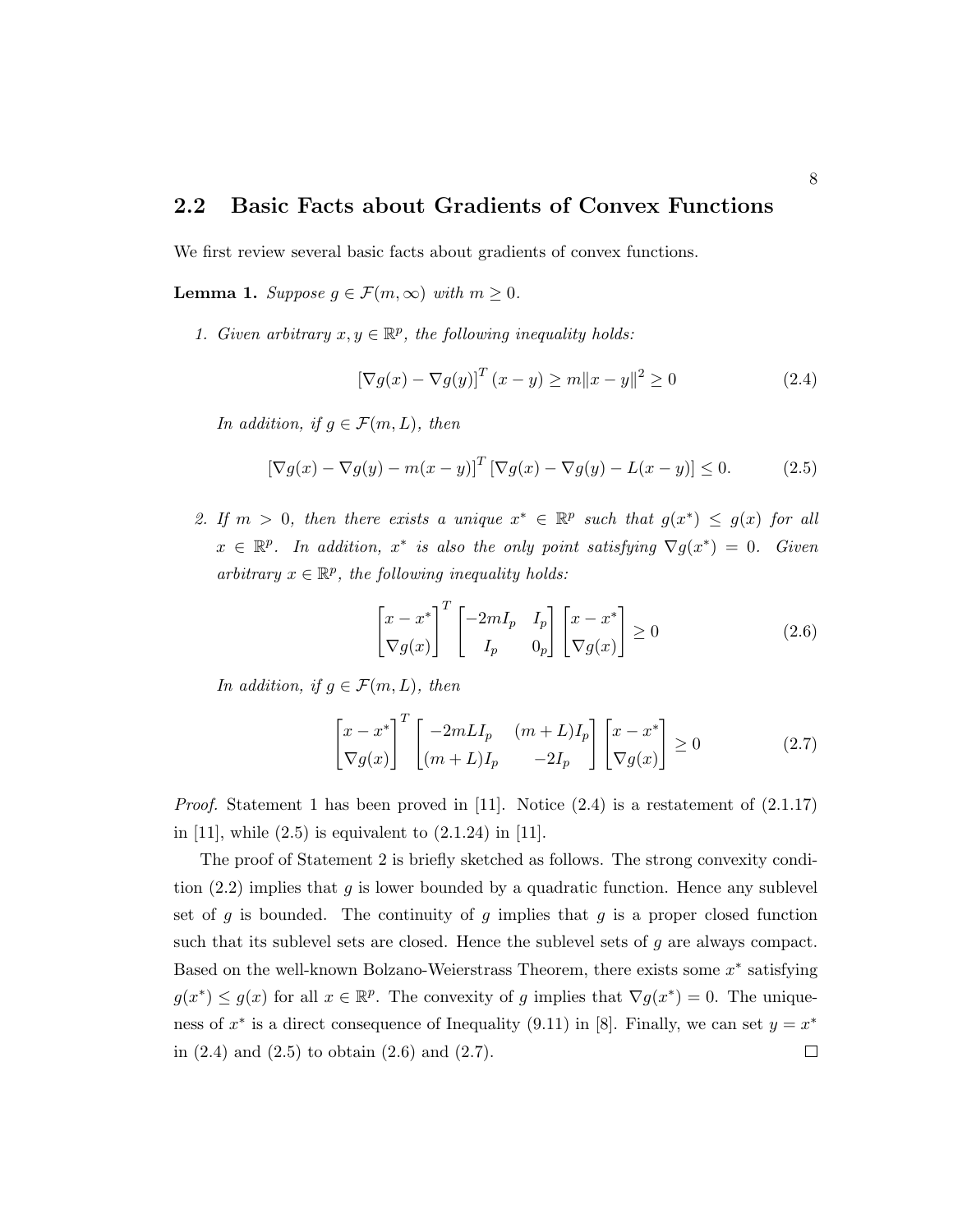## 2.2 Basic Facts about Gradients of Convex Functions

We first review several basic facts about gradients of convex functions.

**Lemma 1.** *Suppose $g \in \mathcal{F}(m, \infty)$ with $m \geq 0$.*

1. *Given arbitrary $x, y \in \mathbb{R}^p$, the following inequality holds:*

$$[\nabla g(x) - \nabla g(y)]^T (x - y) \geq m\|x - y\|^2 \geq 0 \tag{2.4}$$

   *In addition, if $g \in \mathcal{F}(m, L)$, then*

$$[\nabla g(x) - \nabla g(y) - m(x - y)]^T [\nabla g(x) - \nabla g(y) - L(x - y)] \leq 0. \tag{2.5}$$

2. *If $m > 0$, then there exists a unique $x^* \in \mathbb{R}^p$ such that $g(x^*) \leq g(x)$ for all $x \in \mathbb{R}^p$. In addition, $x^*$ is also the only point satisfying $\nabla g(x^*) = 0$. Given arbitrary $x \in \mathbb{R}^p$, the following inequality holds:*

$$\begin{bmatrix} x - x^* \\ \nabla g(x) \end{bmatrix}^T \begin{bmatrix} -2mI_p & I_p \\ I_p & 0_p \end{bmatrix} \begin{bmatrix} x - x^* \\ \nabla g(x) \end{bmatrix} \geq 0 \tag{2.6}$$

   *In addition, if $g \in \mathcal{F}(m, L)$, then*

$$\begin{bmatrix} x - x^* \\ \nabla g(x) \end{bmatrix}^T \begin{bmatrix} -2mLI_p & (m+L)I_p \\ (m+L)I_p & -2I_p \end{bmatrix} \begin{bmatrix} x - x^* \\ \nabla g(x) \end{bmatrix} \geq 0 \tag{2.7}$$

*Proof.* Statement 1 has been proved in [11]. Notice (2.4) is a restatement of (2.1.17) in [11], while (2.5) is equivalent to (2.1.24) in [11].

The proof of Statement 2 is briefly sketched as follows. The strong convexity condition (2.2) implies that $g$ is lower bounded by a quadratic function. Hence any sublevel set of $g$ is bounded. The continuity of $g$ implies that $g$ is a proper closed function such that its sublevel sets are closed. Hence the sublevel sets of $g$ are always compact. Based on the well-known Bolzano-Weierstrass Theorem, there exists some $x^*$ satisfying $g(x^*) \leq g(x)$ for all $x \in \mathbb{R}^p$. The convexity of $g$ implies that $\nabla g(x^*) = 0$. The uniqueness of $x^*$ is a direct consequence of Inequality (9.11) in [8]. Finally, we can set $y = x^*$ in (2.4) and (2.5) to obtain (2.6) and (2.7). □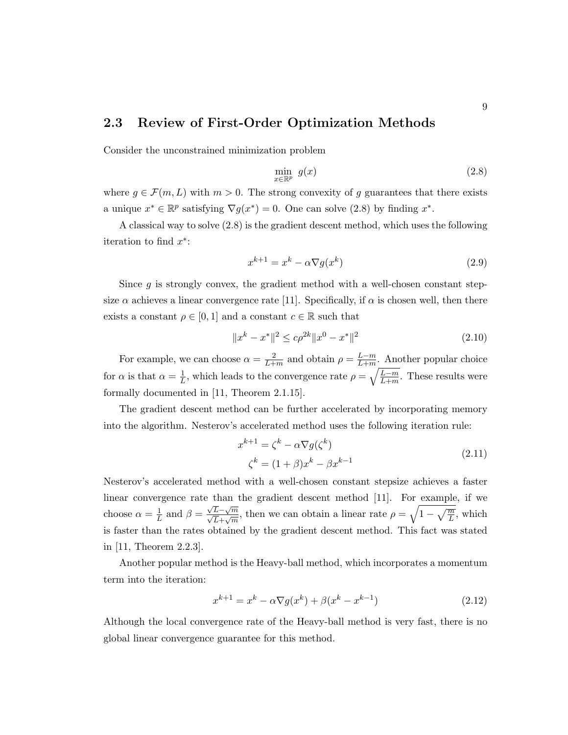## 2.3 Review of First-Order Optimization Methods

Consider the unconstrained minimization problem

$$\min_{x \in \mathbb{R}^p} \; g(x) \tag{2.8}$$

where $g \in \mathcal{F}(m, L)$ with $m > 0$. The strong convexity of $g$ guarantees that there exists a unique $x^* \in \mathbb{R}^p$ satisfying $\nabla g(x^*) = 0$. One can solve (2.8) by finding $x^*$.

A classical way to solve (2.8) is the gradient descent method, which uses the following iteration to find $x^*$:

$$x^{k+1} = x^k - \alpha \nabla g(x^k) \tag{2.9}$$

Since $g$ is strongly convex, the gradient method with a well-chosen constant stepsize $\alpha$ achieves a linear convergence rate [11]. Specifically, if $\alpha$ is chosen well, then there exists a constant $\rho \in [0, 1]$ and a constant $c \in \mathbb{R}$ such that

$$\|x^k - x^*\|^2 \leq c\rho^{2k} \|x^0 - x^*\|^2 \tag{2.10}$$

For example, we can choose $\alpha = \frac{2}{L+m}$ and obtain $\rho = \frac{L-m}{L+m}$. Another popular choice for $\alpha$ is that $\alpha = \frac{1}{L}$, which leads to the convergence rate $\rho = \sqrt{\frac{L-m}{L+m}}$. These results were formally documented in [11, Theorem 2.1.15].

The gradient descent method can be further accelerated by incorporating memory into the algorithm. Nesterov's accelerated method uses the following iteration rule:

$$\begin{aligned} x^{k+1} &= \zeta^k - \alpha \nabla g(\zeta^k) \\ \zeta^k &= (1 + \beta)x^k - \beta x^{k-1} \end{aligned} \tag{2.11}$$

Nesterov's accelerated method with a well-chosen constant stepsize achieves a faster linear convergence rate than the gradient descent method [11]. For example, if we choose $\alpha = \frac{1}{L}$ and $\beta = \frac{\sqrt{L}-\sqrt{m}}{\sqrt{L}+\sqrt{m}}$, then we can obtain a linear rate $\rho = \sqrt{1 - \sqrt{\frac{m}{L}}}$, which is faster than the rates obtained by the gradient descent method. This fact was stated in [11, Theorem 2.2.3].

Another popular method is the Heavy-ball method, which incorporates a momentum term into the iteration:

$$x^{k+1} = x^k - \alpha \nabla g(x^k) + \beta(x^k - x^{k-1}) \tag{2.12}$$

Although the local convergence rate of the Heavy-ball method is very fast, there is no global linear convergence guarantee for this method.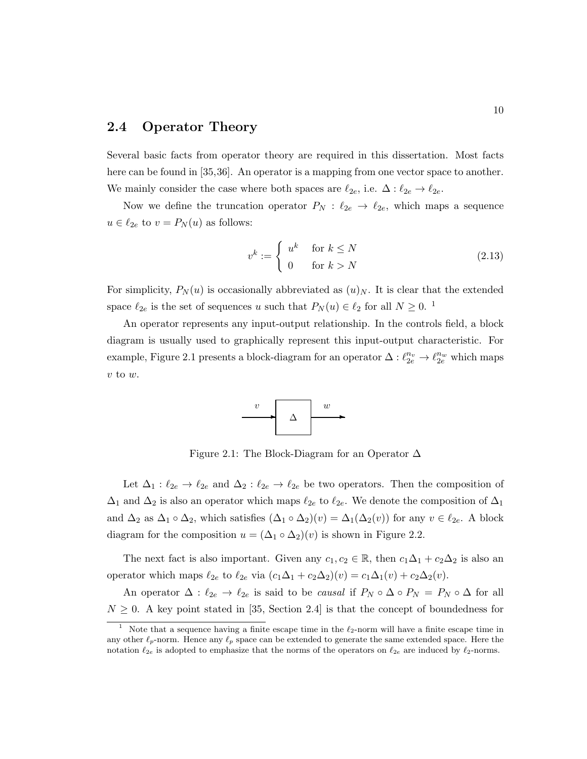## 2.4 Operator Theory

Several basic facts from operator theory are required in this dissertation. Most facts here can be found in [35,36]. An operator is a mapping from one vector space to another. We mainly consider the case where both spaces are $\ell_{2e}$, i.e. $\Delta : \ell_{2e} \to \ell_{2e}$.

Now we define the truncation operator $P_N : \ell_{2e} \to \ell_{2e}$, which maps a sequence $u \in \ell_{2e}$ to $v = P_N(u)$ as follows:

$$v^k := \begin{cases} u^k & \text{for } k \leq N \\ 0 & \text{for } k > N \end{cases} \tag{2.13}$$

For simplicity, $P_N(u)$ is occasionally abbreviated as $(u)_N$. It is clear that the extended space $\ell_{2e}$ is the set of sequences $u$ such that $P_N(u) \in \ell_2$ for all $N \geq 0$. [1]

An operator represents any input-output relationship. In the controls field, a block diagram is usually used to graphically represent this input-output characteristic. For example, Figure 2.1 presents a block-diagram for an operator $\Delta : \ell_{2e}^{n_v} \to \ell_{2e}^{n_w}$ which maps $v$ to $w$.

Figure 2.1: The Block-Diagram for an Operator $\Delta$

Let $\Delta_1 : \ell_{2e} \to \ell_{2e}$ and $\Delta_2 : \ell_{2e} \to \ell_{2e}$ be two operators. Then the composition of $\Delta_1$ and $\Delta_2$ is also an operator which maps $\ell_{2e}$ to $\ell_{2e}$. We denote the composition of $\Delta_1$ and $\Delta_2$ as $\Delta_1 \circ \Delta_2$, which satisfies $(\Delta_1 \circ \Delta_2)(v) = \Delta_1(\Delta_2(v))$ for any $v \in \ell_{2e}$. A block diagram for the composition $u = (\Delta_1 \circ \Delta_2)(v)$ is shown in Figure 2.2.

The next fact is also important. Given any $c_1, c_2 \in \mathbb{R}$, then $c_1\Delta_1 + c_2\Delta_2$ is also an operator which maps $\ell_{2e}$ to $\ell_{2e}$ via $(c_1\Delta_1 + c_2\Delta_2)(v) = c_1\Delta_1(v) + c_2\Delta_2(v)$.

An operator $\Delta : \ell_{2e} \to \ell_{2e}$ is said to be *causal* if $P_N \circ \Delta \circ P_N = P_N \circ \Delta$ for all $N \geq 0$. A key point stated in [35, Section 2.4] is that the concept of boundedness for

[1] Note that a sequence having a finite escape time in the $\ell_2$-norm will have a finite escape time in any other $\ell_p$-norm. Hence any $\ell_p$ space can be extended to generate the same extended space. Here the notation $\ell_{2e}$ is adopted to emphasize that the norms of the operators on $\ell_{2e}$ are induced by $\ell_2$-norms.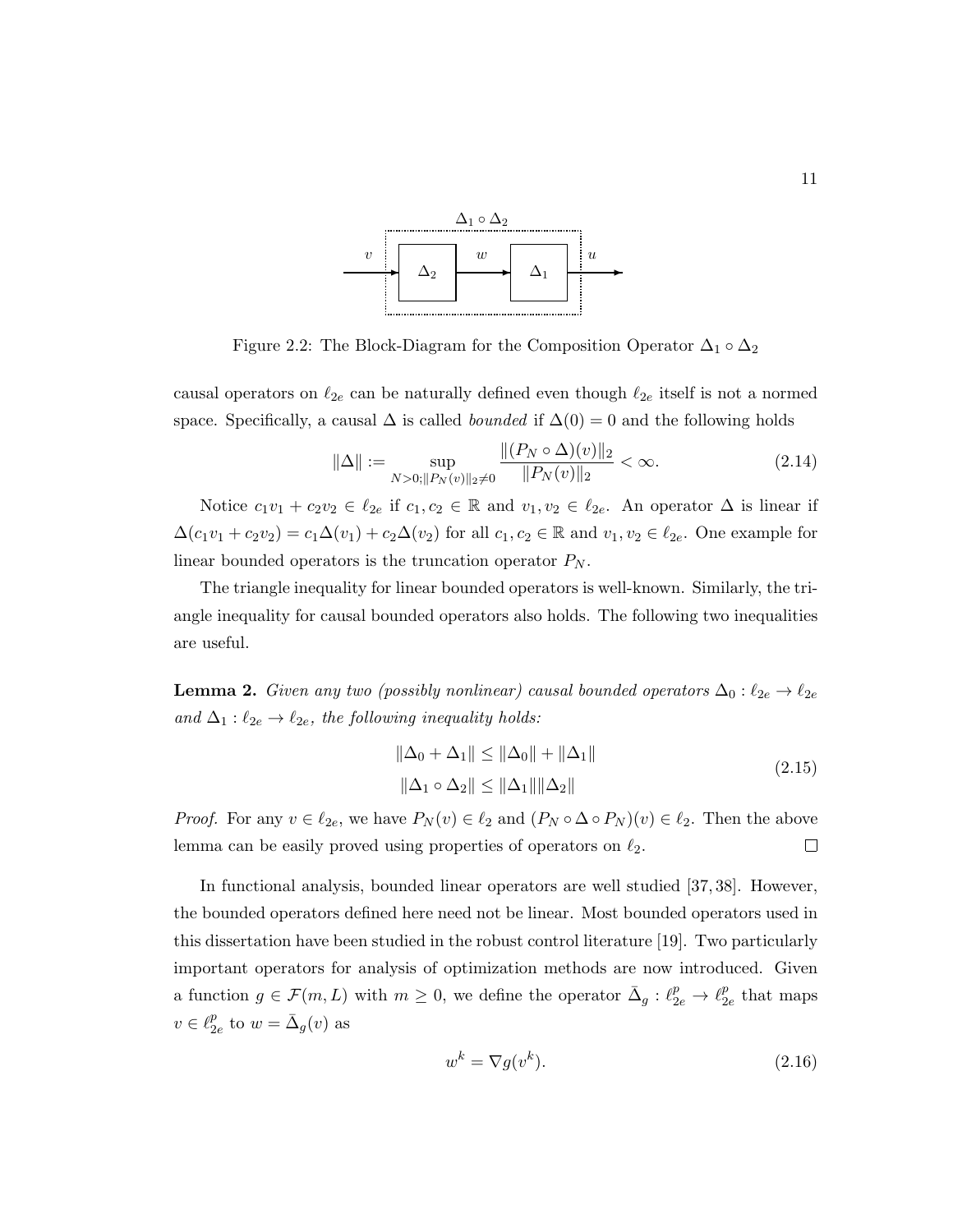Figure 2.2: The Block-Diagram for the Composition Operator $\Delta_1 \circ \Delta_2$

causal operators on $\ell_{2e}$ can be naturally defined even though $\ell_{2e}$ itself is not a normed space. Specifically, a causal $\Delta$ is called *bounded* if $\Delta(0) = 0$ and the following holds

$$\|\Delta\| := \sup_{N>0;\|P_N(v)\|_2 \neq 0} \frac{\|(P_N \circ \Delta)(v)\|_2}{\|P_N(v)\|_2} < \infty. \tag{2.14}$$

Notice $c_1 v_1 + c_2 v_2 \in \ell_{2e}$ if $c_1, c_2 \in \mathbb{R}$ and $v_1, v_2 \in \ell_{2e}$. An operator $\Delta$ is linear if $\Delta(c_1 v_1 + c_2 v_2) = c_1 \Delta(v_1) + c_2 \Delta(v_2)$ for all $c_1, c_2 \in \mathbb{R}$ and $v_1, v_2 \in \ell_{2e}$. One example for linear bounded operators is the truncation operator $P_N$.

The triangle inequality for linear bounded operators is well-known. Similarly, the triangle inequality for causal bounded operators also holds. The following two inequalities are useful.

**Lemma 2.** *Given any two (possibly nonlinear) causal bounded operators $\Delta_0 : \ell_{2e} \to \ell_{2e}$ and $\Delta_1 : \ell_{2e} \to \ell_{2e}$, the following inequality holds:*

$$\begin{aligned} \|\Delta_0 + \Delta_1\| &\leq \|\Delta_0\| + \|\Delta_1\| \\ \|\Delta_1 \circ \Delta_2\| &\leq \|\Delta_1\| \|\Delta_2\| \end{aligned} \tag{2.15}$$

*Proof.* For any $v \in \ell_{2e}$, we have $P_N(v) \in \ell_2$ and $(P_N \circ \Delta \circ P_N)(v) \in \ell_2$. Then the above lemma can be easily proved using properties of operators on $\ell_2$. □

In functional analysis, bounded linear operators are well studied [37, 38]. However, the bounded operators defined here need not be linear. Most bounded operators used in this dissertation have been studied in the robust control literature [19]. Two particularly important operators for analysis of optimization methods are now introduced. Given a function $g \in \mathcal{F}(m, L)$ with $m \geq 0$, we define the operator $\bar{\Delta}_g : \ell_{2e}^p \to \ell_{2e}^p$ that maps $v \in \ell_{2e}^p$ to $w = \bar{\Delta}_g(v)$ as

$$w^k = \nabla g(v^k). \tag{2.16}$$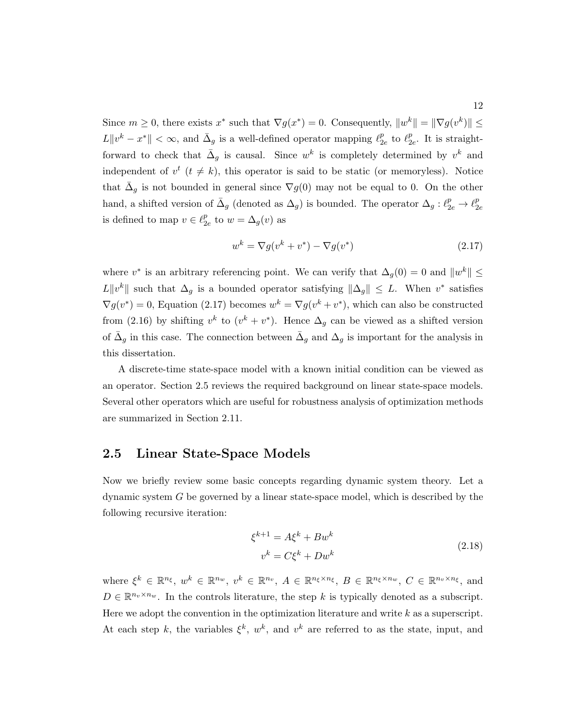Since $m \geq 0$, there exists $x^*$ such that $\nabla g(x^*) = 0$. Consequently, $\|w^k\| = \|\nabla g(v^k)\| \leq L\|v^k - x^*\| < \infty$, and $\bar{\Delta}_g$ is a well-defined operator mapping $\ell_{2e}^p$ to $\ell_{2e}^p$. It is straightforward to check that $\bar{\Delta}_g$ is causal. Since $w^k$ is completely determined by $v^k$ and independent of $v^t$ ($t \neq k$), this operator is said to be static (or memoryless). Notice that $\bar{\Delta}_g$ is not bounded in general since $\nabla g(0)$ may not be equal to 0. On the other hand, a shifted version of $\bar{\Delta}_g$ (denoted as $\Delta_g$) is bounded. The operator $\Delta_g : \ell_{2e}^p \to \ell_{2e}^p$ is defined to map $v \in \ell_{2e}^p$ to $w = \Delta_g(v)$ as

$$w^k = \nabla g(v^k + v^*) - \nabla g(v^*) \tag{2.17}$$

where $v^*$ is an arbitrary referencing point. We can verify that $\Delta_g(0) = 0$ and $\|w^k\| \leq L\|v^k\|$ such that $\Delta_g$ is a bounded operator satisfying $\|\Delta_g\| \leq L$. When $v^*$ satisfies $\nabla g(v^*) = 0$, Equation (2.17) becomes $w^k = \nabla g(v^k + v^*)$, which can also be constructed from (2.16) by shifting $v^k$ to $(v^k + v^*)$. Hence $\Delta_g$ can be viewed as a shifted version of $\bar{\Delta}_g$ in this case. The connection between $\bar{\Delta}_g$ and $\Delta_g$ is important for the analysis in this dissertation.

A discrete-time state-space model with a known initial condition can be viewed as an operator. Section 2.5 reviews the required background on linear state-space models. Several other operators which are useful for robustness analysis of optimization methods are summarized in Section 2.11.

## 2.5 Linear State-Space Models

Now we briefly review some basic concepts regarding dynamic system theory. Let a dynamic system $G$ be governed by a linear state-space model, which is described by the following recursive iteration:

$$\begin{aligned} \xi^{k+1} &= A\xi^k + Bw^k \\ v^k &= C\xi^k + Dw^k \end{aligned} \tag{2.18}$$

where $\xi^k \in \mathbb{R}^{n_\xi}$, $w^k \in \mathbb{R}^{n_w}$, $v^k \in \mathbb{R}^{n_v}$, $A \in \mathbb{R}^{n_\xi \times n_\xi}$, $B \in \mathbb{R}^{n_\xi \times n_w}$, $C \in \mathbb{R}^{n_v \times n_\xi}$, and $D \in \mathbb{R}^{n_v \times n_w}$. In the controls literature, the step $k$ is typically denoted as a subscript. Here we adopt the convention in the optimization literature and write $k$ as a superscript. At each step $k$, the variables $\xi^k$, $w^k$, and $v^k$ are referred to as the state, input, and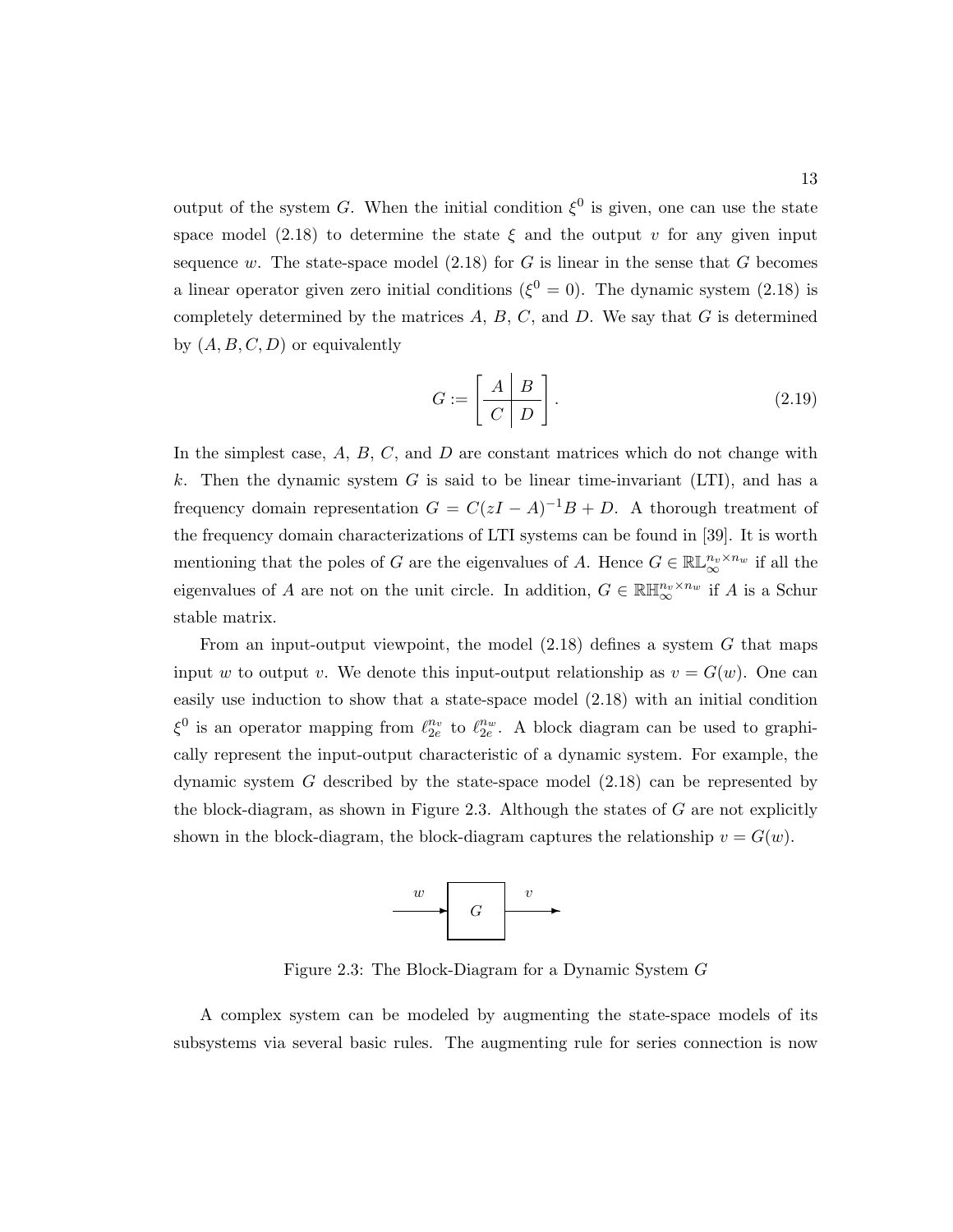output of the system $G$. When the initial condition $\xi^0$ is given, one can use the state space model (2.18) to determine the state $\xi$ and the output $v$ for any given input sequence $w$. The state-space model (2.18) for $G$ is linear in the sense that $G$ becomes a linear operator given zero initial conditions ($\xi^0 = 0$). The dynamic system (2.18) is completely determined by the matrices $A$, $B$, $C$, and $D$. We say that $G$ is determined by $(A, B, C, D)$ or equivalently

$$G := \left[\begin{array}{c|c} A & B \\ \hline C & D \end{array}\right]. \tag{2.19}$$

In the simplest case, $A$, $B$, $C$, and $D$ are constant matrices which do not change with $k$. Then the dynamic system $G$ is said to be linear time-invariant (LTI), and has a frequency domain representation $G = C(zI - A)^{-1}B + D$. A thorough treatment of the frequency domain characterizations of LTI systems can be found in [39]. It is worth mentioning that the poles of $G$ are the eigenvalues of $A$. Hence $G \in \mathbb{RL}_\infty^{n_v \times n_w}$ if all the eigenvalues of $A$ are not on the unit circle. In addition, $G \in \mathbb{RH}_\infty^{n_v \times n_w}$ if $A$ is a Schur stable matrix.

From an input-output viewpoint, the model (2.18) defines a system $G$ that maps input $w$ to output $v$. We denote this input-output relationship as $v = G(w)$. One can easily use induction to show that a state-space model (2.18) with an initial condition $\xi^0$ is an operator mapping from $\ell_{2e}^{n_v}$ to $\ell_{2e}^{n_w}$. A block diagram can be used to graphically represent the input-output characteristic of a dynamic system. For example, the dynamic system $G$ described by the state-space model (2.18) can be represented by the block-diagram, as shown in Figure 2.3. Although the states of $G$ are not explicitly shown in the block-diagram, the block-diagram captures the relationship $v = G(w)$.

Figure 2.3: The Block-Diagram for a Dynamic System $G$

A complex system can be modeled by augmenting the state-space models of its subsystems via several basic rules. The augmenting rule for series connection is now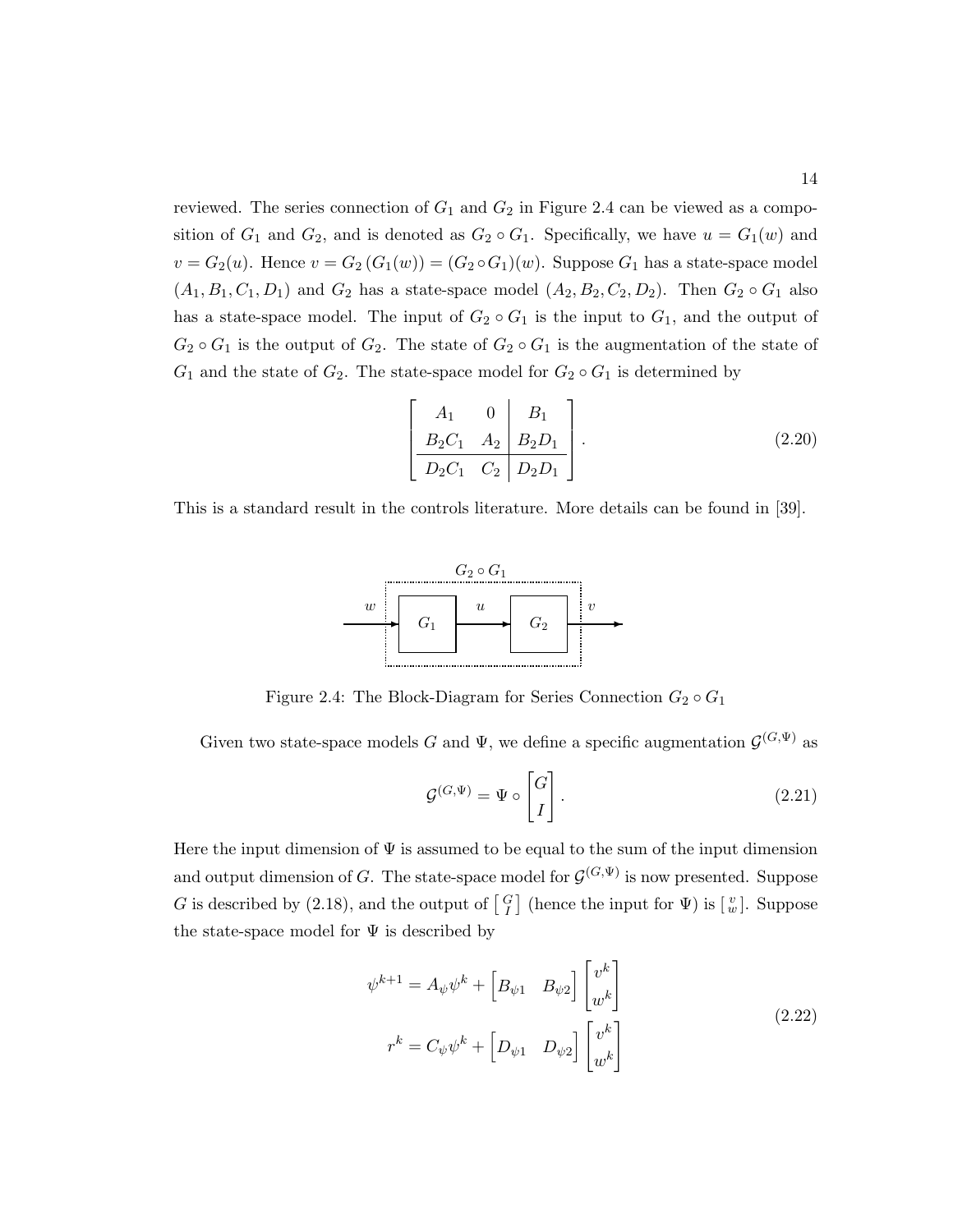reviewed. The series connection of $G_1$ and $G_2$ in Figure 2.4 can be viewed as a composition of $G_1$ and $G_2$, and is denoted as $G_2 \circ G_1$. Specifically, we have $u = G_1(w)$ and $v = G_2(u)$. Hence $v = G_2(G_1(w)) = (G_2 \circ G_1)(w)$. Suppose $G_1$ has a state-space model $(A_1, B_1, C_1, D_1)$ and $G_2$ has a state-space model $(A_2, B_2, C_2, D_2)$. Then $G_2 \circ G_1$ also has a state-space model. The input of $G_2 \circ G_1$ is the input to $G_1$, and the output of $G_2 \circ G_1$ is the output of $G_2$. The state of $G_2 \circ G_1$ is the augmentation of the state of $G_1$ and the state of $G_2$. The state-space model for $G_2 \circ G_1$ is determined by

$$\left[\begin{array}{cc|c} A_1 & 0 & B_1 \\ B_2 C_1 & A_2 & B_2 D_1 \\ \hline D_2 C_1 & C_2 & D_2 D_1 \end{array}\right]. \tag{2.20}$$

This is a standard result in the controls literature. More details can be found in [39].

Figure 2.4: The Block-Diagram for Series Connection $G_2 \circ G_1$

Given two state-space models $G$ and $\Psi$, we define a specific augmentation $\mathcal{G}^{(G,\Psi)}$ as

$$\mathcal{G}^{(G,\Psi)} = \Psi \circ \begin{bmatrix} G \\ I \end{bmatrix}. \tag{2.21}$$

Here the input dimension of $\Psi$ is assumed to be equal to the sum of the input dimension and output dimension of $G$. The state-space model for $\mathcal{G}^{(G,\Psi)}$ is now presented. Suppose $G$ is described by (2.18), and the output of $\left[\begin{smallmatrix} G \\ I \end{smallmatrix}\right]$ (hence the input for $\Psi$) is $\left[\begin{smallmatrix} v \\ w \end{smallmatrix}\right]$. Suppose the state-space model for $\Psi$ is described by

$$\begin{aligned} \psi^{k+1} &= A_\psi \psi^k + \begin{bmatrix} B_{\psi 1} & B_{\psi 2} \end{bmatrix} \begin{bmatrix} v^k \\ w^k \end{bmatrix} \\ r^k &= C_\psi \psi^k + \begin{bmatrix} D_{\psi 1} & D_{\psi 2} \end{bmatrix} \begin{bmatrix} v^k \\ w^k \end{bmatrix} \end{aligned} \tag{2.22}$$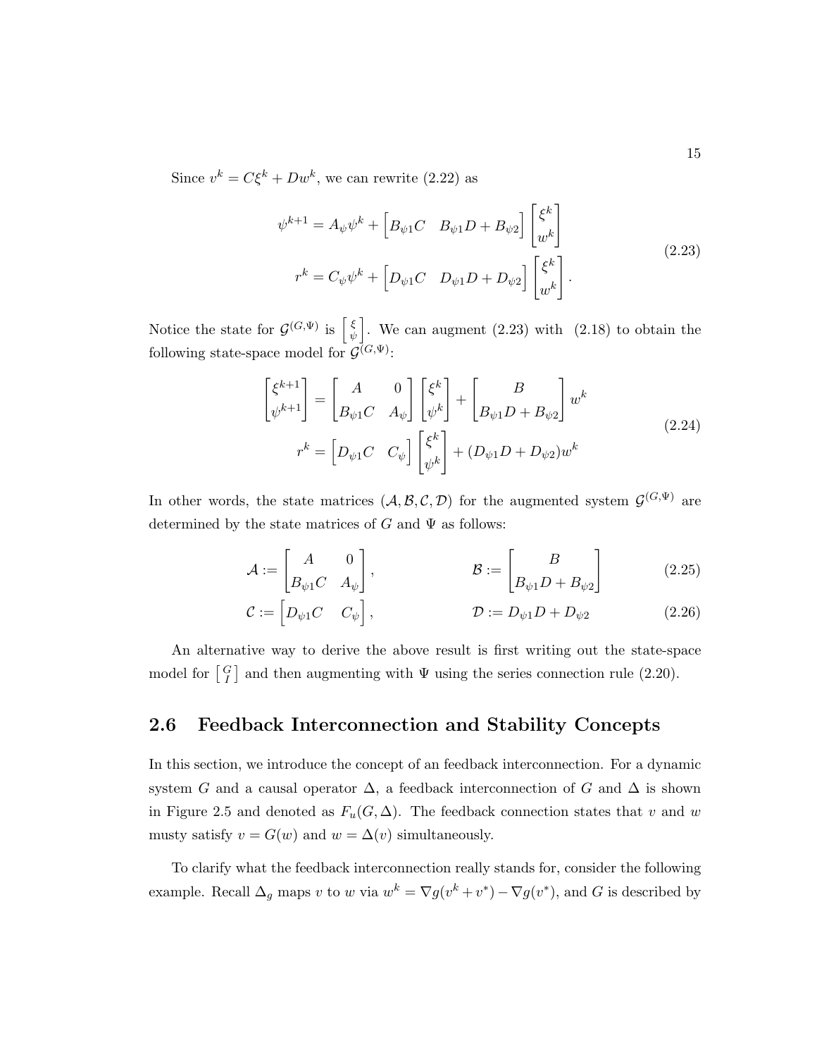Since $v^k = C\xi^k + Dw^k$, we can rewrite (2.22) as

$$
\begin{aligned}
\psi^{k+1} &= A_\psi \psi^k + \begin{bmatrix} B_{\psi 1} C & B_{\psi 1} D + B_{\psi 2} \end{bmatrix} \begin{bmatrix} \xi^k \\ w^k \end{bmatrix} \\
r^k &= C_\psi \psi^k + \begin{bmatrix} D_{\psi 1} C & D_{\psi 1} D + D_{\psi 2} \end{bmatrix} \begin{bmatrix} \xi^k \\ w^k \end{bmatrix}.
\end{aligned}
\tag{2.23}
$$

Notice the state for $\mathcal{G}^{(G,\Psi)}$ is $\left[\begin{smallmatrix} \xi \\ \psi \end{smallmatrix}\right]$. We can augment (2.23) with (2.18) to obtain the following state-space model for $\mathcal{G}^{(G,\Psi)}$:

$$
\begin{aligned}
\begin{bmatrix} \xi^{k+1} \\ \psi^{k+1} \end{bmatrix} &= \begin{bmatrix} A & 0 \\ B_{\psi 1} C & A_\psi \end{bmatrix} \begin{bmatrix} \xi^k \\ \psi^k \end{bmatrix} + \begin{bmatrix} B \\ B_{\psi 1} D + B_{\psi 2} \end{bmatrix} w^k \\
r^k &= \begin{bmatrix} D_{\psi 1} C & C_\psi \end{bmatrix} \begin{bmatrix} \xi^k \\ \psi^k \end{bmatrix} + (D_{\psi 1} D + D_{\psi 2}) w^k
\end{aligned}
\tag{2.24}
$$

In other words, the state matrices $(\mathcal{A}, \mathcal{B}, \mathcal{C}, \mathcal{D})$ for the augmented system $\mathcal{G}^{(G,\Psi)}$ are determined by the state matrices of $G$ and $\Psi$ as follows:

$$
\mathcal{A} := \begin{bmatrix} A & 0 \\ B_{\psi 1} C & A_\psi \end{bmatrix}, \qquad \mathcal{B} := \begin{bmatrix} B \\ B_{\psi 1} D + B_{\psi 2} \end{bmatrix} \tag{2.25}
$$

$$
\mathcal{C} := \begin{bmatrix} D_{\psi 1} C & C_\psi \end{bmatrix}, \qquad \mathcal{D} := D_{\psi 1} D + D_{\psi 2} \tag{2.26}
$$

An alternative way to derive the above result is first writing out the state-space model for $\left[\begin{smallmatrix} G \\ I \end{smallmatrix}\right]$ and then augmenting with $\Psi$ using the series connection rule (2.20).

## 2.6 Feedback Interconnection and Stability Concepts

In this section, we introduce the concept of an feedback interconnection. For a dynamic system $G$ and a causal operator $\Delta$, a feedback interconnection of $G$ and $\Delta$ is shown in Figure 2.5 and denoted as $F_u(G, \Delta)$. The feedback connection states that $v$ and $w$ musty satisfy $v = G(w)$ and $w = \Delta(v)$ simultaneously.

To clarify what the feedback interconnection really stands for, consider the following example. Recall $\Delta_g$ maps $v$ to $w$ via $w^k = \nabla g(v^k + v^*) - \nabla g(v^*)$, and $G$ is described by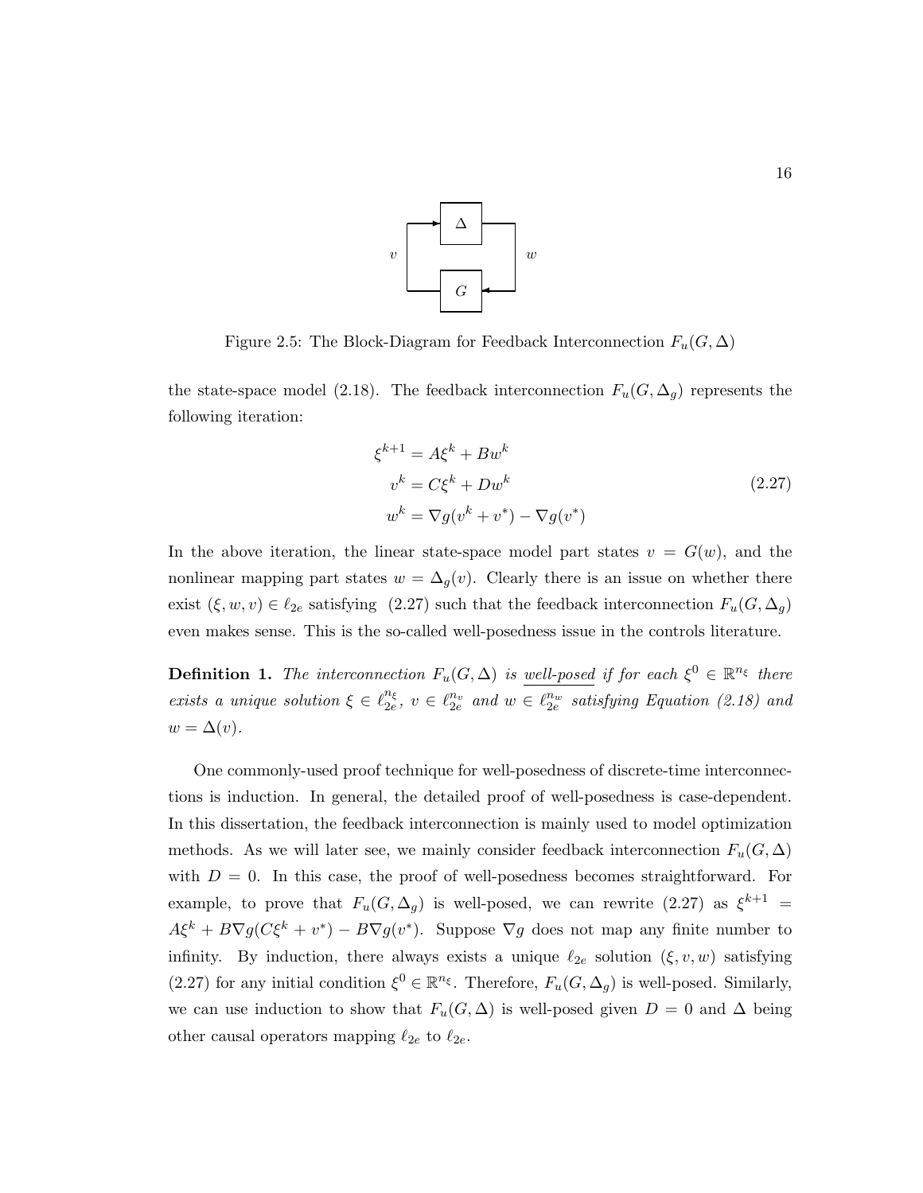Figure 2.5: The Block-Diagram for Feedback Interconnection $F_u(G, \Delta)$

the state-space model (2.18). The feedback interconnection $F_u(G, \Delta_g)$ represents the following iteration:

$$
\begin{aligned}
\xi^{k+1} &= A\xi^k + Bw^k \\
v^k &= C\xi^k + Dw^k \\
w^k &= \nabla g(v^k + v^*) - \nabla g(v^*)
\end{aligned}
\tag{2.27}
$$

In the above iteration, the linear state-space model part states $v = G(w)$, and the nonlinear mapping part states $w = \Delta_g(v)$. Clearly there is an issue on whether there exist $(\xi, w, v) \in \ell_{2e}$ satisfying (2.27) such that the feedback interconnection $F_u(G, \Delta_g)$ even makes sense. This is the so-called well-posedness issue in the controls literature.

**Definition 1.** *The interconnection $F_u(G, \Delta)$ is* <u>*well-posed*</u> *if for each $\xi^0 \in \mathbb{R}^{n_\xi}$ there exists a unique solution $\xi \in \ell_{2e}^{n_\xi}$, $v \in \ell_{2e}^{n_v}$ and $w \in \ell_{2e}^{n_w}$ satisfying Equation (2.18) and $w = \Delta(v)$.*

One commonly-used proof technique for well-posedness of discrete-time interconnections is induction. In general, the detailed proof of well-posedness is case-dependent. In this dissertation, the feedback interconnection is mainly used to model optimization methods. As we will later see, we mainly consider feedback interconnection $F_u(G, \Delta)$ with $D = 0$. In this case, the proof of well-posedness becomes straightforward. For example, to prove that $F_u(G, \Delta_g)$ is well-posed, we can rewrite (2.27) as $\xi^{k+1} = A\xi^k + B\nabla g(C\xi^k + v^*) - B\nabla g(v^*)$. Suppose $\nabla g$ does not map any finite number to infinity. By induction, there always exists a unique $\ell_{2e}$ solution $(\xi, v, w)$ satisfying (2.27) for any initial condition $\xi^0 \in \mathbb{R}^{n_\xi}$. Therefore, $F_u(G, \Delta_g)$ is well-posed. Similarly, we can use induction to show that $F_u(G, \Delta)$ is well-posed given $D = 0$ and $\Delta$ being other causal operators mapping $\ell_{2e}$ to $\ell_{2e}$.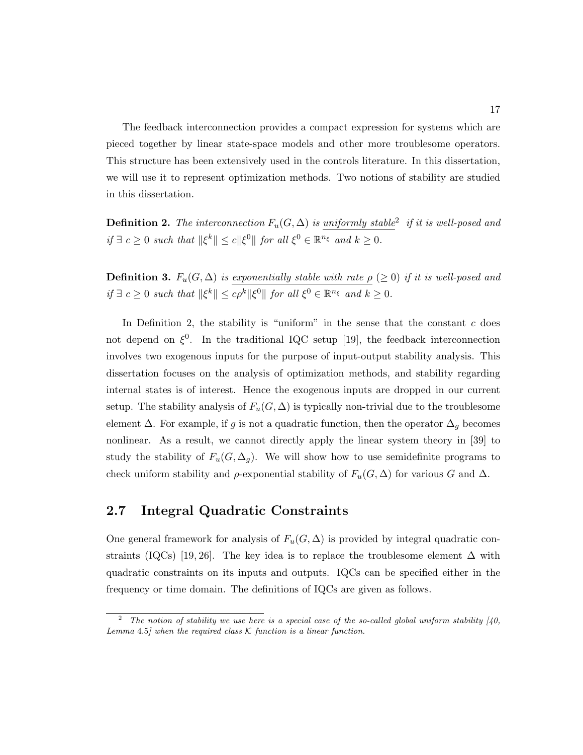The feedback interconnection provides a compact expression for systems which are pieced together by linear state-space models and other more troublesome operators. This structure has been extensively used in the controls literature. In this dissertation, we will use it to represent optimization methods. Two notions of stability are studied in this dissertation.

**Definition 2.** *The interconnection $F_u(G, \Delta)$ is uniformly stable[2] if it is well-posed and if $\exists\ c \geq 0$ such that $\|\xi^k\| \leq c\|\xi^0\|$ for all $\xi^0 \in \mathbb{R}^{n_\xi}$ and $k \geq 0$.*

**Definition 3.** *$F_u(G, \Delta)$ is exponentially stable with rate $\rho$ $(\geq 0)$ if it is well-posed and if $\exists\ c \geq 0$ such that $\|\xi^k\| \leq c\rho^k\|\xi^0\|$ for all $\xi^0 \in \mathbb{R}^{n_\xi}$ and $k \geq 0$.*

In Definition 2, the stability is "uniform" in the sense that the constant $c$ does not depend on $\xi^0$. In the traditional IQC setup [19], the feedback interconnection involves two exogenous inputs for the purpose of input-output stability analysis. This dissertation focuses on the analysis of optimization methods, and stability regarding internal states is of interest. Hence the exogenous inputs are dropped in our current setup. The stability analysis of $F_u(G, \Delta)$ is typically non-trivial due to the troublesome element $\Delta$. For example, if $g$ is not a quadratic function, then the operator $\Delta_g$ becomes nonlinear. As a result, we cannot directly apply the linear system theory in [39] to study the stability of $F_u(G, \Delta_g)$. We will show how to use semidefinite programs to check uniform stability and $\rho$-exponential stability of $F_u(G, \Delta)$ for various $G$ and $\Delta$.

## 2.7 Integral Quadratic Constraints

One general framework for analysis of $F_u(G, \Delta)$ is provided by integral quadratic constraints (IQCs) [19, 26]. The key idea is to replace the troublesome element $\Delta$ with quadratic constraints on its inputs and outputs. IQCs can be specified either in the frequency or time domain. The definitions of IQCs are given as follows.

---

[2] *The notion of stability we use here is a special case of the so-called global uniform stability [40, Lemma 4.5] when the required class $\mathcal{K}$ function is a linear function.*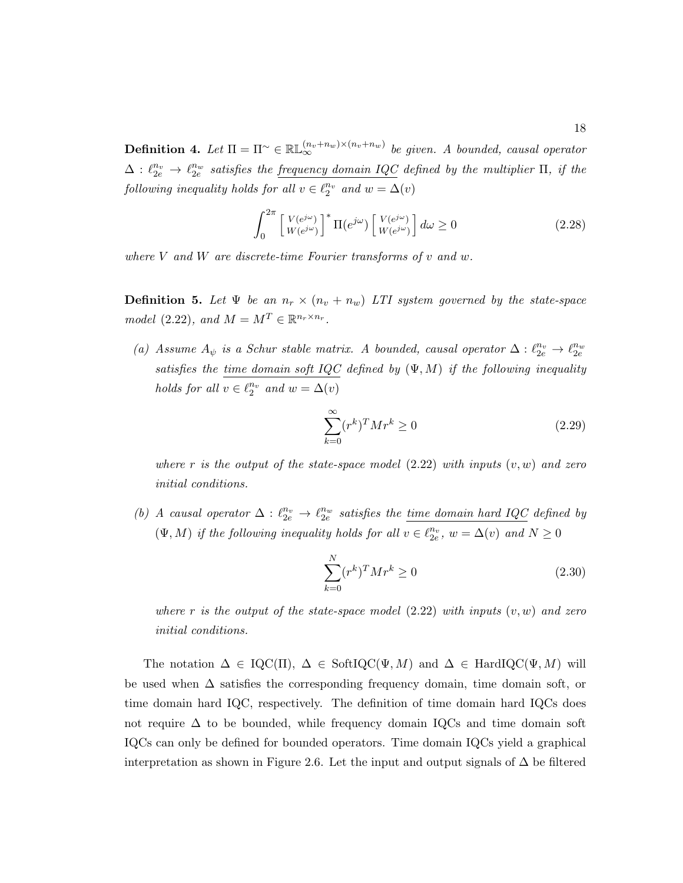**Definition 4.** *Let $\Pi = \Pi^{\sim} \in \mathbb{RL}_{\infty}^{(n_v+n_w)\times(n_v+n_w)}$ be given. A bounded, causal operator $\Delta : \ell_{2e}^{n_v} \to \ell_{2e}^{n_w}$ satisfies the* <u>*frequency domain IQC*</u> *defined by the multiplier $\Pi$, if the following inequality holds for all $v \in \ell_2^{n_v}$ and $w = \Delta(v)$*

$$\int_0^{2\pi} \begin{bmatrix} V(e^{j\omega}) \\ W(e^{j\omega}) \end{bmatrix}^* \Pi(e^{j\omega}) \begin{bmatrix} V(e^{j\omega}) \\ W(e^{j\omega}) \end{bmatrix} d\omega \geq 0 \tag{2.28}$$

*where $V$ and $W$ are discrete-time Fourier transforms of $v$ and $w$.*

**Definition 5.** *Let $\Psi$ be an $n_r \times (n_v + n_w)$ LTI system governed by the state-space model (2.22), and $M = M^T \in \mathbb{R}^{n_r \times n_r}$.*

*(a) Assume $A_\psi$ is a Schur stable matrix. A bounded, causal operator $\Delta : \ell_{2e}^{n_v} \to \ell_{2e}^{n_w}$ satisfies the* <u>*time domain soft IQC*</u> *defined by $(\Psi, M)$ if the following inequality holds for all $v \in \ell_2^{n_v}$ and $w = \Delta(v)$*

$$\sum_{k=0}^{\infty} (r^k)^T M r^k \geq 0 \tag{2.29}$$

*where $r$ is the output of the state-space model (2.22) with inputs $(v, w)$ and zero initial conditions.*

*(b) A causal operator $\Delta : \ell_{2e}^{n_v} \to \ell_{2e}^{n_w}$ satisfies the* <u>*time domain hard IQC*</u> *defined by $(\Psi, M)$ if the following inequality holds for all $v \in \ell_{2e}^{n_v}$, $w = \Delta(v)$ and $N \geq 0$*

$$\sum_{k=0}^{N} (r^k)^T M r^k \geq 0 \tag{2.30}$$

*where $r$ is the output of the state-space model (2.22) with inputs $(v, w)$ and zero initial conditions.*

The notation $\Delta \in \text{IQC}(\Pi)$, $\Delta \in \text{SoftIQC}(\Psi, M)$ and $\Delta \in \text{HardIQC}(\Psi, M)$ will be used when $\Delta$ satisfies the corresponding frequency domain, time domain soft, or time domain hard IQC, respectively. The definition of time domain hard IQCs does not require $\Delta$ to be bounded, while frequency domain IQCs and time domain soft IQCs can only be defined for bounded operators. Time domain IQCs yield a graphical interpretation as shown in Figure 2.6. Let the input and output signals of $\Delta$ be filtered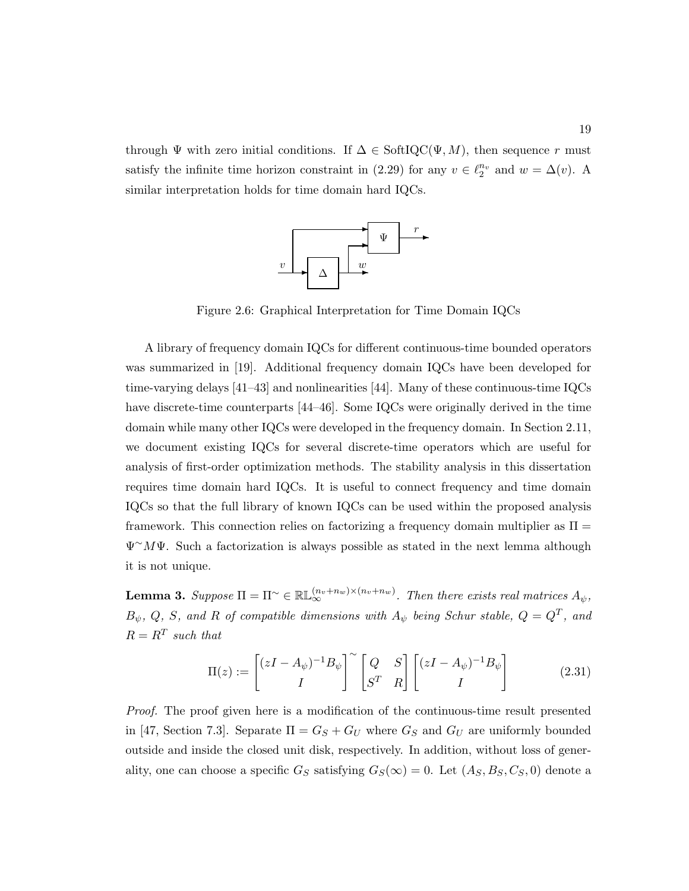through $\Psi$ with zero initial conditions. If $\Delta \in \text{SoftIQC}(\Psi, M)$, then sequence $r$ must satisfy the infinite time horizon constraint in (2.29) for any $v \in \ell_2^{n_v}$ and $w = \Delta(v)$. A similar interpretation holds for time domain hard IQCs.

Figure 2.6: Graphical Interpretation for Time Domain IQCs

A library of frequency domain IQCs for different continuous-time bounded operators was summarized in [19]. Additional frequency domain IQCs have been developed for time-varying delays [41–43] and nonlinearities [44]. Many of these continuous-time IQCs have discrete-time counterparts [44–46]. Some IQCs were originally derived in the time domain while many other IQCs were developed in the frequency domain. In Section 2.11, we document existing IQCs for several discrete-time operators which are useful for analysis of first-order optimization methods. The stability analysis in this dissertation requires time domain hard IQCs. It is useful to connect frequency and time domain IQCs so that the full library of known IQCs can be used within the proposed analysis framework. This connection relies on factorizing a frequency domain multiplier as $\Pi = \Psi^{\sim} M \Psi$. Such a factorization is always possible as stated in the next lemma although it is not unique.

**Lemma 3.** *Suppose* $\Pi = \Pi^{\sim} \in \mathbb{RL}_{\infty}^{(n_v+n_w)\times(n_v+n_w)}$. *Then there exists real matrices* $A_\psi$, $B_\psi$, $Q$, $S$, *and* $R$ *of compatible dimensions with* $A_\psi$ *being Schur stable,* $Q = Q^T$, *and* $R = R^T$ *such that*

$$\Pi(z) := \begin{bmatrix} (zI - A_\psi)^{-1} B_\psi \\ I \end{bmatrix}^{\sim} \begin{bmatrix} Q & S \\ S^T & R \end{bmatrix} \begin{bmatrix} (zI - A_\psi)^{-1} B_\psi \\ I \end{bmatrix} \tag{2.31}$$

*Proof.* The proof given here is a modification of the continuous-time result presented in [47, Section 7.3]. Separate $\Pi = G_S + G_U$ where $G_S$ and $G_U$ are uniformly bounded outside and inside the closed unit disk, respectively. In addition, without loss of generality, one can choose a specific $G_S$ satisfying $G_S(\infty) = 0$. Let $(A_S, B_S, C_S, 0)$ denote a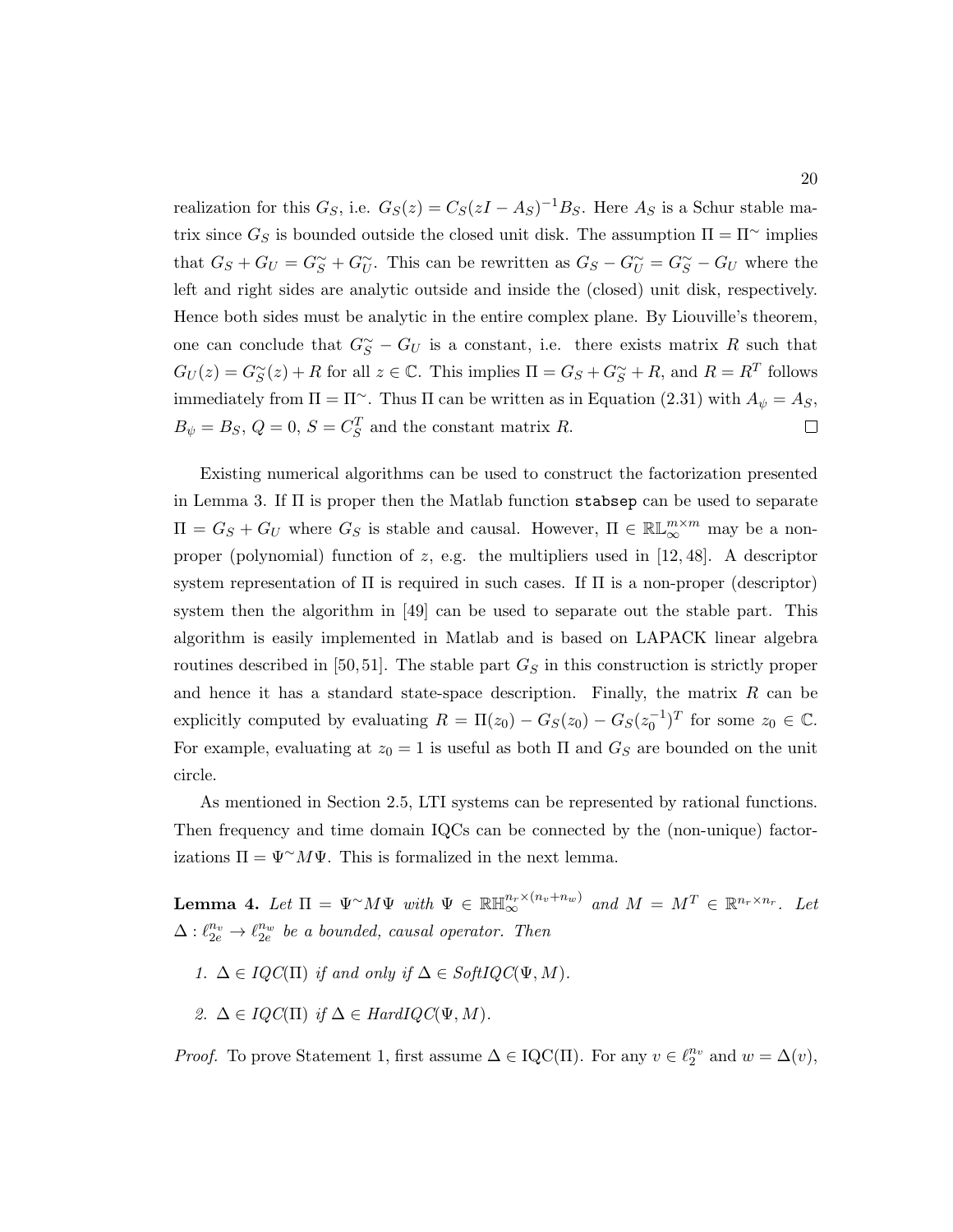realization for this $G_S$, i.e. $G_S(z) = C_S(zI - A_S)^{-1}B_S$. Here $A_S$ is a Schur stable matrix since $G_S$ is bounded outside the closed unit disk. The assumption $\Pi = \Pi^\sim$ implies that $G_S + G_U = G_S^\sim + G_U^\sim$. This can be rewritten as $G_S - G_U^\sim = G_S^\sim - G_U$ where the left and right sides are analytic outside and inside the (closed) unit disk, respectively. Hence both sides must be analytic in the entire complex plane. By Liouville's theorem, one can conclude that $G_S^\sim - G_U$ is a constant, i.e. there exists matrix $R$ such that $G_U(z) = G_S^\sim(z) + R$ for all $z \in \mathbb{C}$. This implies $\Pi = G_S + G_S^\sim + R$, and $R = R^T$ follows immediately from $\Pi = \Pi^\sim$. Thus $\Pi$ can be written as in Equation (2.31) with $A_\psi = A_S$, $B_\psi = B_S$, $Q = 0$, $S = C_S^T$ and the constant matrix $R$. □

Existing numerical algorithms can be used to construct the factorization presented in Lemma 3. If $\Pi$ is proper then the Matlab function `stabsep` can be used to separate $\Pi = G_S + G_U$ where $G_S$ is stable and causal. However, $\Pi \in \mathbb{RL}_\infty^{m\times m}$ may be a non-proper (polynomial) function of $z$, e.g. the multipliers used in [12, 48]. A descriptor system representation of $\Pi$ is required in such cases. If $\Pi$ is a non-proper (descriptor) system then the algorithm in [49] can be used to separate out the stable part. This algorithm is easily implemented in Matlab and is based on LAPACK linear algebra routines described in [50, 51]. The stable part $G_S$ in this construction is strictly proper and hence it has a standard state-space description. Finally, the matrix $R$ can be explicitly computed by evaluating $R = \Pi(z_0) - G_S(z_0) - G_S(z_0^{-1})^T$ for some $z_0 \in \mathbb{C}$. For example, evaluating at $z_0 = 1$ is useful as both $\Pi$ and $G_S$ are bounded on the unit circle.

As mentioned in Section 2.5, LTI systems can be represented by rational functions. Then frequency and time domain IQCs can be connected by the (non-unique) factorizations $\Pi = \Psi^\sim M \Psi$. This is formalized in the next lemma.

**Lemma 4.** *Let* $\Pi = \Psi^\sim M \Psi$ *with* $\Psi \in \mathbb{RH}_\infty^{n_r \times (n_v + n_w)}$ *and* $M = M^T \in \mathbb{R}^{n_r \times n_r}$. *Let* $\Delta : \ell_{2e}^{n_v} \to \ell_{2e}^{n_w}$ *be a bounded, causal operator. Then*

1. $\Delta \in IQC(\Pi)$ *if and only if* $\Delta \in SoftIQC(\Psi, M)$.
2. $\Delta \in IQC(\Pi)$ *if* $\Delta \in HardIQC(\Psi, M)$.

*Proof.* To prove Statement 1, first assume $\Delta \in \text{IQC}(\Pi)$. For any $v \in \ell_2^{n_v}$ and $w = \Delta(v)$,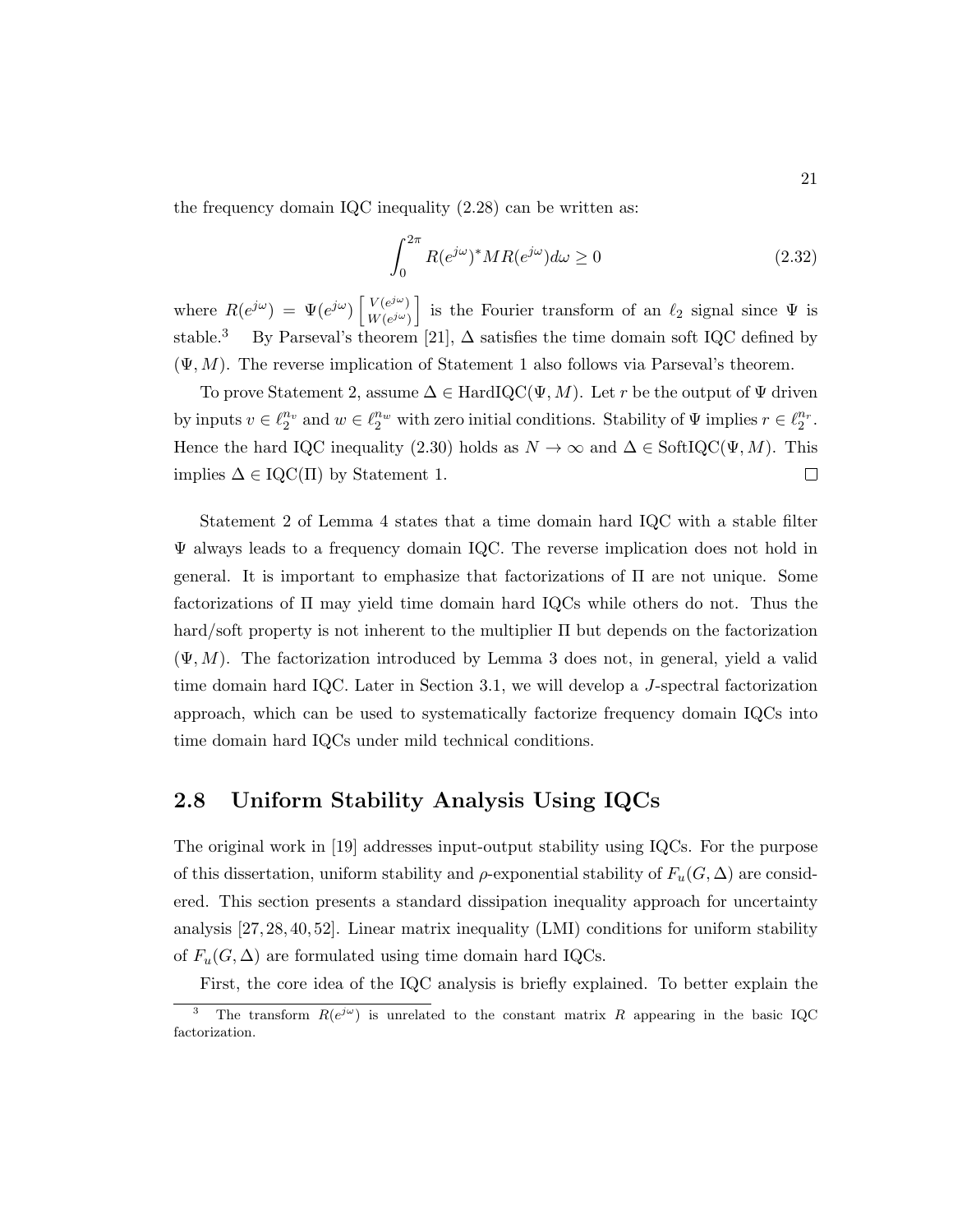the frequency domain IQC inequality (2.28) can be written as:

$$\int_0^{2\pi} R(e^{j\omega})^* M R(e^{j\omega}) d\omega \geq 0 \tag{2.32}$$

where $R(e^{j\omega}) = \Psi(e^{j\omega}) \begin{bmatrix} V(e^{j\omega}) \\ W(e^{j\omega}) \end{bmatrix}$ is the Fourier transform of an $\ell_2$ signal since $\Psi$ is stable.[3] By Parseval's theorem [21], $\Delta$ satisfies the time domain soft IQC defined by $(\Psi, M)$. The reverse implication of Statement 1 also follows via Parseval's theorem.

To prove Statement 2, assume $\Delta \in \text{HardIQC}(\Psi, M)$. Let $r$ be the output of $\Psi$ driven by inputs $v \in \ell_2^{n_v}$ and $w \in \ell_2^{n_w}$ with zero initial conditions. Stability of $\Psi$ implies $r \in \ell_2^{n_r}$. Hence the hard IQC inequality (2.30) holds as $N \to \infty$ and $\Delta \in \text{SoftIQC}(\Psi, M)$. This implies $\Delta \in \text{IQC}(\Pi)$ by Statement 1. $\square$

Statement 2 of Lemma 4 states that a time domain hard IQC with a stable filter $\Psi$ always leads to a frequency domain IQC. The reverse implication does not hold in general. It is important to emphasize that factorizations of $\Pi$ are not unique. Some factorizations of $\Pi$ may yield time domain hard IQCs while others do not. Thus the hard/soft property is not inherent to the multiplier $\Pi$ but depends on the factorization $(\Psi, M)$. The factorization introduced by Lemma 3 does not, in general, yield a valid time domain hard IQC. Later in Section 3.1, we will develop a $J$-spectral factorization approach, which can be used to systematically factorize frequency domain IQCs into time domain hard IQCs under mild technical conditions.

## 2.8 Uniform Stability Analysis Using IQCs

The original work in [19] addresses input-output stability using IQCs. For the purpose of this dissertation, uniform stability and $\rho$-exponential stability of $F_u(G, \Delta)$ are considered. This section presents a standard dissipation inequality approach for uncertainty analysis [27, 28, 40, 52]. Linear matrix inequality (LMI) conditions for uniform stability of $F_u(G, \Delta)$ are formulated using time domain hard IQCs.

First, the core idea of the IQC analysis is briefly explained. To better explain the

[3] The transform $R(e^{j\omega})$ is unrelated to the constant matrix $R$ appearing in the basic IQC factorization.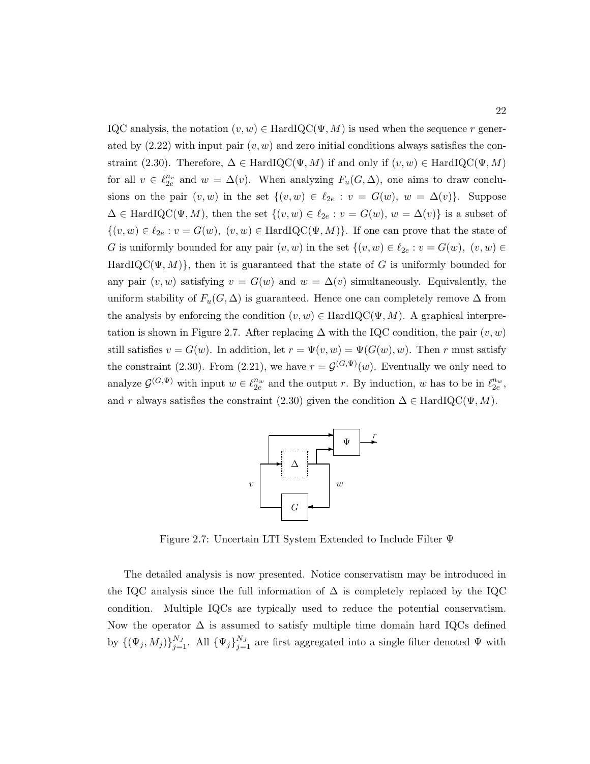IQC analysis, the notation $(v, w) \in \text{HardIQC}(\Psi, M)$ is used when the sequence $r$ generated by (2.22) with input pair $(v, w)$ and zero initial conditions always satisfies the constraint (2.30). Therefore, $\Delta \in \text{HardIQC}(\Psi, M)$ if and only if $(v, w) \in \text{HardIQC}(\Psi, M)$ for all $v \in \ell_{2e}^{n_v}$ and $w = \Delta(v)$. When analyzing $F_u(G, \Delta)$, one aims to draw conclusions on the pair $(v, w)$ in the set $\{(v, w) \in \ell_{2e} : v = G(w),\ w = \Delta(v)\}$. Suppose $\Delta \in \text{HardIQC}(\Psi, M)$, then the set $\{(v, w) \in \ell_{2e} : v = G(w),\ w = \Delta(v)\}$ is a subset of $\{(v, w) \in \ell_{2e} : v = G(w),\ (v, w) \in \text{HardIQC}(\Psi, M)\}$. If one can prove that the state of $G$ is uniformly bounded for any pair $(v, w)$ in the set $\{(v, w) \in \ell_{2e} : v = G(w),\ (v, w) \in \text{HardIQC}(\Psi, M)\}$, then it is guaranteed that the state of $G$ is uniformly bounded for any pair $(v, w)$ satisfying $v = G(w)$ and $w = \Delta(v)$ simultaneously. Equivalently, the uniform stability of $F_u(G, \Delta)$ is guaranteed. Hence one can completely remove $\Delta$ from the analysis by enforcing the condition $(v, w) \in \text{HardIQC}(\Psi, M)$. A graphical interpretation is shown in Figure 2.7. After replacing $\Delta$ with the IQC condition, the pair $(v, w)$ still satisfies $v = G(w)$. In addition, let $r = \Psi(v, w) = \Psi(G(w), w)$. Then $r$ must satisfy the constraint (2.30). From (2.21), we have $r = \mathcal{G}^{(G,\Psi)}(w)$. Eventually we only need to analyze $\mathcal{G}^{(G,\Psi)}$ with input $w \in \ell_{2e}^{n_w}$ and the output $r$. By induction, $w$ has to be in $\ell_{2e}^{n_w}$, and $r$ always satisfies the constraint (2.30) given the condition $\Delta \in \text{HardIQC}(\Psi, M)$.

Figure 2.7: Uncertain LTI System Extended to Include Filter $\Psi$

The detailed analysis is now presented. Notice conservatism may be introduced in the IQC analysis since the full information of $\Delta$ is completely replaced by the IQC condition. Multiple IQCs are typically used to reduce the potential conservatism. Now the operator $\Delta$ is assumed to satisfy multiple time domain hard IQCs defined by $\{(\Psi_j, M_j)\}_{j=1}^{N_J}$. All $\{\Psi_j\}_{j=1}^{N_J}$ are first aggregated into a single filter denoted $\Psi$ with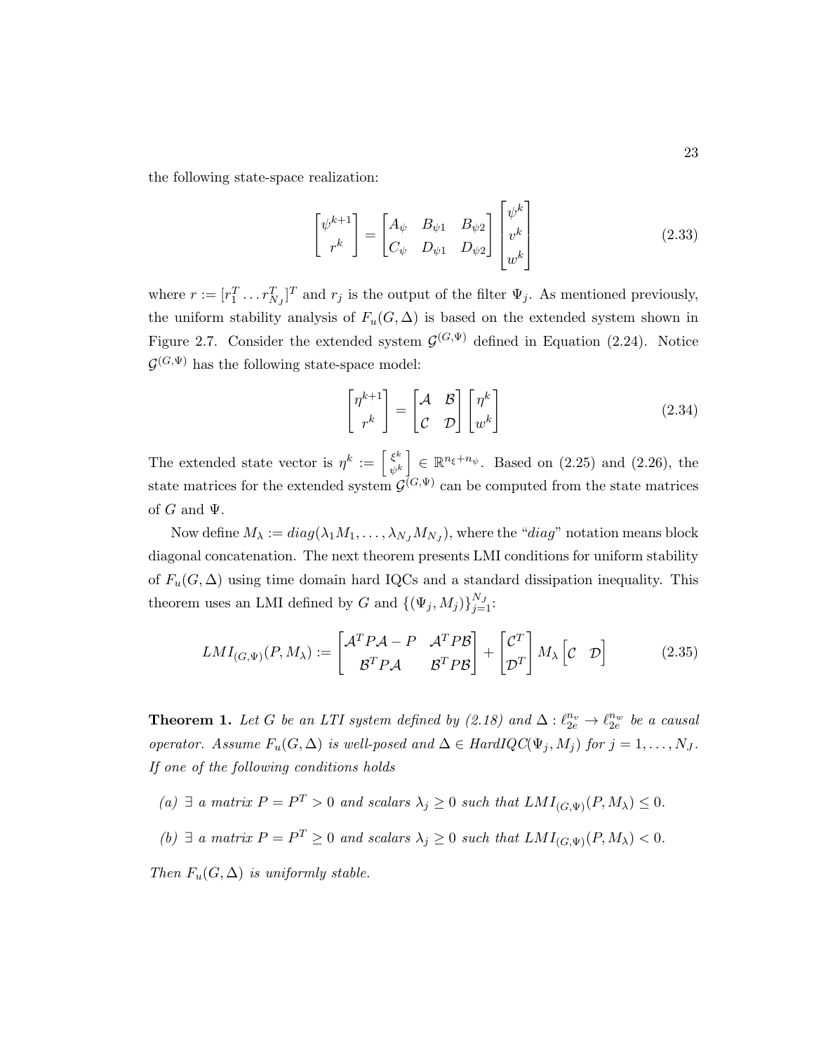the following state-space realization:

$$\begin{bmatrix} \psi^{k+1} \\ r^k \end{bmatrix} = \begin{bmatrix} A_\psi & B_{\psi 1} & B_{\psi 2} \\ C_\psi & D_{\psi 1} & D_{\psi 2} \end{bmatrix} \begin{bmatrix} \psi^k \\ v^k \\ w^k \end{bmatrix} \tag{2.33}$$

where $r := [r_1^T \dots r_{N_J}^T]^T$ and $r_j$ is the output of the filter $\Psi_j$. As mentioned previously, the uniform stability analysis of $F_u(G, \Delta)$ is based on the extended system shown in Figure 2.7. Consider the extended system $\mathcal{G}^{(G,\Psi)}$ defined in Equation (2.24). Notice $\mathcal{G}^{(G,\Psi)}$ has the following state-space model:

$$\begin{bmatrix} \eta^{k+1} \\ r^k \end{bmatrix} = \begin{bmatrix} \mathcal{A} & \mathcal{B} \\ \mathcal{C} & \mathcal{D} \end{bmatrix} \begin{bmatrix} \eta^k \\ w^k \end{bmatrix} \tag{2.34}$$

The extended state vector is $\eta^k := \left[\begin{smallmatrix} \xi^k \\ \psi^k \end{smallmatrix}\right] \in \mathbb{R}^{n_\xi + n_\psi}$. Based on (2.25) and (2.26), the state matrices for the extended system $\mathcal{G}^{(G,\Psi)}$ can be computed from the state matrices of $G$ and $\Psi$.

Now define $M_\lambda := diag(\lambda_1 M_1, \dots, \lambda_{N_J} M_{N_J})$, where the "*diag*" notation means block diagonal concatenation. The next theorem presents LMI conditions for uniform stability of $F_u(G, \Delta)$ using time domain hard IQCs and a standard dissipation inequality. This theorem uses an LMI defined by $G$ and $\{(\Psi_j, M_j)\}_{j=1}^{N_J}$:

$$LMI_{(G,\Psi)}(P, M_\lambda) := \begin{bmatrix} \mathcal{A}^T P \mathcal{A} - P & \mathcal{A}^T P \mathcal{B} \\ \mathcal{B}^T P \mathcal{A} & \mathcal{B}^T P \mathcal{B} \end{bmatrix} + \begin{bmatrix} \mathcal{C}^T \\ \mathcal{D}^T \end{bmatrix} M_\lambda \begin{bmatrix} \mathcal{C} & \mathcal{D} \end{bmatrix} \tag{2.35}$$

**Theorem 1.** *Let $G$ be an LTI system defined by (2.18) and $\Delta : \ell_{2e}^{n_v} \to \ell_{2e}^{n_w}$ be a causal operator. Assume $F_u(G, \Delta)$ is well-posed and $\Delta \in HardIQC(\Psi_j, M_j)$ for $j = 1, \dots, N_J$. If one of the following conditions holds*

*(a) $\exists$ a matrix $P = P^T > 0$ and scalars $\lambda_j \geq 0$ such that $LMI_{(G,\Psi)}(P, M_\lambda) \leq 0$.*

*(b) $\exists$ a matrix $P = P^T \geq 0$ and scalars $\lambda_j \geq 0$ such that $LMI_{(G,\Psi)}(P, M_\lambda) < 0$.*

*Then $F_u(G, \Delta)$ is uniformly stable.*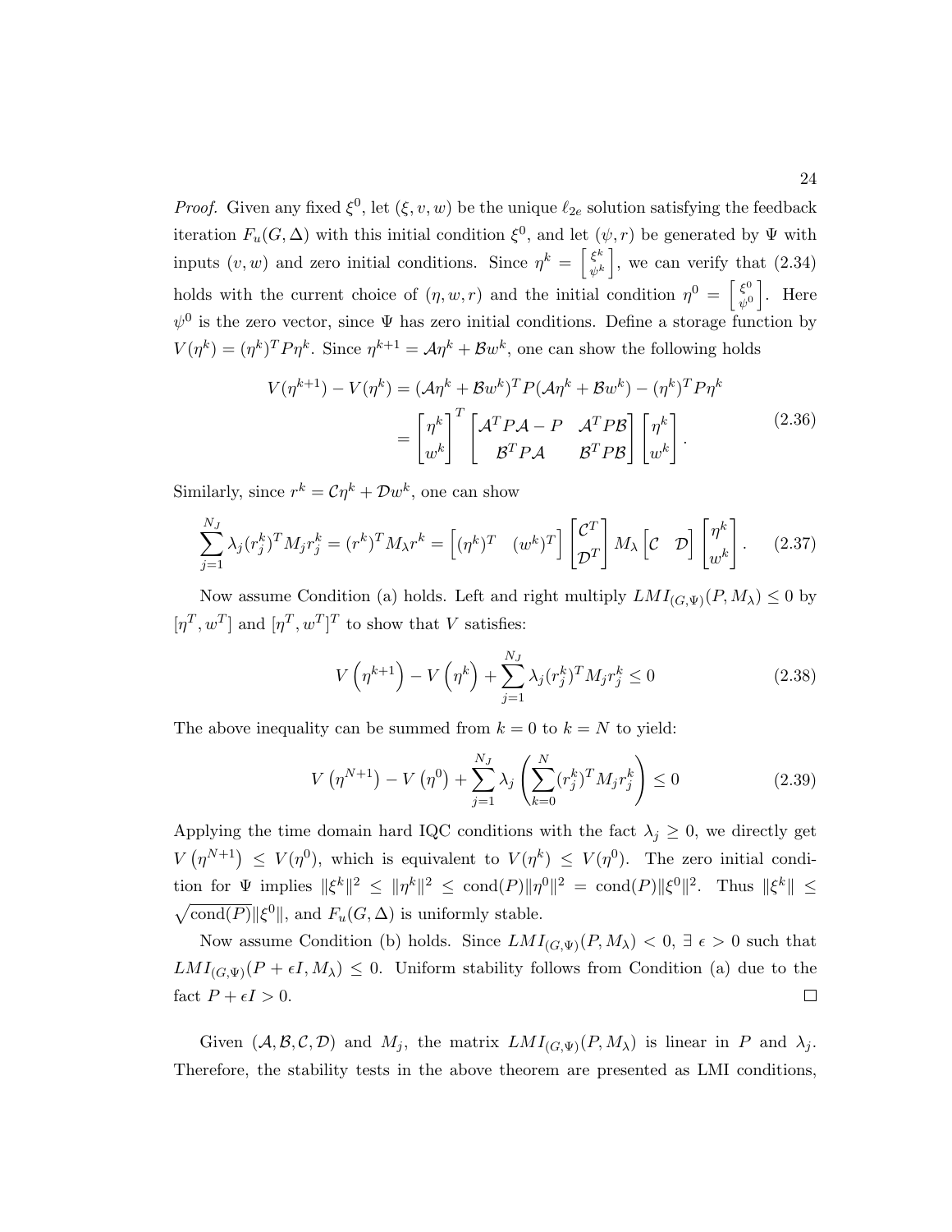*Proof.* Given any fixed $\xi^0$, let $(\xi, v, w)$ be the unique $\ell_{2e}$ solution satisfying the feedback iteration $F_u(G, \Delta)$ with this initial condition $\xi^0$, and let $(\psi, r)$ be generated by $\Psi$ with inputs $(v, w)$ and zero initial conditions. Since $\eta^k = \begin{bmatrix} \xi^k \\ \psi^k \end{bmatrix}$, we can verify that (2.34) holds with the current choice of $(\eta, w, r)$ and the initial condition $\eta^0 = \begin{bmatrix} \xi^0 \\ \psi^0 \end{bmatrix}$. Here $\psi^0$ is the zero vector, since $\Psi$ has zero initial conditions. Define a storage function by $V(\eta^k) = (\eta^k)^T P \eta^k$. Since $\eta^{k+1} = \mathcal{A}\eta^k + \mathcal{B}w^k$, one can show the following holds

$$
\begin{aligned}
V(\eta^{k+1}) - V(\eta^k) &= (\mathcal{A}\eta^k + \mathcal{B}w^k)^T P (\mathcal{A}\eta^k + \mathcal{B}w^k) - (\eta^k)^T P \eta^k \\
&= \begin{bmatrix} \eta^k \\ w^k \end{bmatrix}^T \begin{bmatrix} \mathcal{A}^T P \mathcal{A} - P & \mathcal{A}^T P \mathcal{B} \\ \mathcal{B}^T P \mathcal{A} & \mathcal{B}^T P \mathcal{B} \end{bmatrix} \begin{bmatrix} \eta^k \\ w^k \end{bmatrix}.
\end{aligned} \tag{2.36}
$$

Similarly, since $r^k = \mathcal{C}\eta^k + \mathcal{D}w^k$, one can show

$$
\sum_{j=1}^{N_J} \lambda_j (r_j^k)^T M_j r_j^k = (r^k)^T M_\lambda r^k = \begin{bmatrix} (\eta^k)^T & (w^k)^T \end{bmatrix} \begin{bmatrix} \mathcal{C}^T \\ \mathcal{D}^T \end{bmatrix} M_\lambda \begin{bmatrix} \mathcal{C} & \mathcal{D} \end{bmatrix} \begin{bmatrix} \eta^k \\ w^k \end{bmatrix}. \tag{2.37}
$$

Now assume Condition (a) holds. Left and right multiply $LMI_{(G,\Psi)}(P, M_\lambda) \le 0$ by $[\eta^T, w^T]$ and $[\eta^T, w^T]^T$ to show that $V$ satisfies:

$$
V\left(\eta^{k+1}\right) - V\left(\eta^k\right) + \sum_{j=1}^{N_J} \lambda_j (r_j^k)^T M_j r_j^k \le 0 \tag{2.38}
$$

The above inequality can be summed from $k = 0$ to $k = N$ to yield:

$$
V\left(\eta^{N+1}\right) - V\left(\eta^0\right) + \sum_{j=1}^{N_J} \lambda_j \left( \sum_{k=0}^{N} (r_j^k)^T M_j r_j^k \right) \le 0 \tag{2.39}
$$

Applying the time domain hard IQC conditions with the fact $\lambda_j \ge 0$, we directly get $V\left(\eta^{N+1}\right) \le V(\eta^0)$, which is equivalent to $V(\eta^k) \le V(\eta^0)$. The zero initial condition for $\Psi$ implies $\|\xi^k\|^2 \le \|\eta^k\|^2 \le \text{cond}(P)\|\eta^0\|^2 = \text{cond}(P)\|\xi^0\|^2$. Thus $\|\xi^k\| \le \sqrt{\text{cond}(P)}\|\xi^0\|$, and $F_u(G, \Delta)$ is uniformly stable.

Now assume Condition (b) holds. Since $LMI_{(G,\Psi)}(P, M_\lambda) < 0$, $\exists\ \epsilon > 0$ such that $LMI_{(G,\Psi)}(P + \epsilon I, M_\lambda) \le 0$. Uniform stability follows from Condition (a) due to the fact $P + \epsilon I > 0$. $\square$

Given $(\mathcal{A}, \mathcal{B}, \mathcal{C}, \mathcal{D})$ and $M_j$, the matrix $LMI_{(G,\Psi)}(P, M_\lambda)$ is linear in $P$ and $\lambda_j$. Therefore, the stability tests in the above theorem are presented as LMI conditions,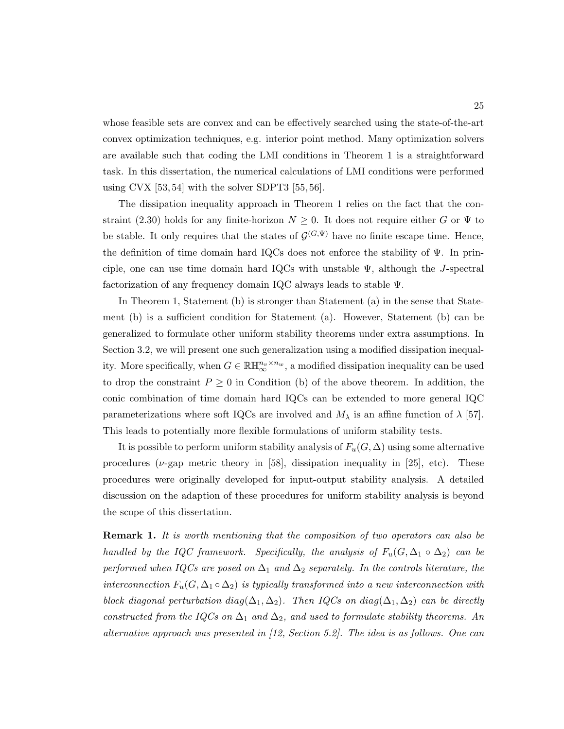whose feasible sets are convex and can be effectively searched using the state-of-the-art convex optimization techniques, e.g. interior point method. Many optimization solvers are available such that coding the LMI conditions in Theorem 1 is a straightforward task. In this dissertation, the numerical calculations of LMI conditions were performed using CVX [53, 54] with the solver SDPT3 [55, 56].

The dissipation inequality approach in Theorem 1 relies on the fact that the constraint (2.30) holds for any finite-horizon $N \geq 0$. It does not require either $G$ or $\Psi$ to be stable. It only requires that the states of $\mathcal{G}^{(G,\Psi)}$ have no finite escape time. Hence, the definition of time domain hard IQCs does not enforce the stability of $\Psi$. In principle, one can use time domain hard IQCs with unstable $\Psi$, although the $J$-spectral factorization of any frequency domain IQC always leads to stable $\Psi$.

In Theorem 1, Statement (b) is stronger than Statement (a) in the sense that Statement (b) is a sufficient condition for Statement (a). However, Statement (b) can be generalized to formulate other uniform stability theorems under extra assumptions. In Section 3.2, we will present one such generalization using a modified dissipation inequality. More specifically, when $G \in \mathbb{RH}_\infty^{n_v \times n_w}$, a modified dissipation inequality can be used to drop the constraint $P \geq 0$ in Condition (b) of the above theorem. In addition, the conic combination of time domain hard IQCs can be extended to more general IQC parameterizations where soft IQCs are involved and $M_\lambda$ is an affine function of $\lambda$ [57]. This leads to potentially more flexible formulations of uniform stability tests.

It is possible to perform uniform stability analysis of $F_u(G, \Delta)$ using some alternative procedures ($\nu$-gap metric theory in [58], dissipation inequality in [25], etc). These procedures were originally developed for input-output stability analysis. A detailed discussion on the adaption of these procedures for uniform stability analysis is beyond the scope of this dissertation.

**Remark 1.** *It is worth mentioning that the composition of two operators can also be handled by the IQC framework. Specifically, the analysis of $F_u(G, \Delta_1 \circ \Delta_2)$ can be performed when IQCs are posed on $\Delta_1$ and $\Delta_2$ separately. In the controls literature, the interconnection $F_u(G, \Delta_1 \circ \Delta_2)$ is typically transformed into a new interconnection with block diagonal perturbation $diag(\Delta_1, \Delta_2)$. Then IQCs on $diag(\Delta_1, \Delta_2)$ can be directly constructed from the IQCs on $\Delta_1$ and $\Delta_2$, and used to formulate stability theorems. An alternative approach was presented in [12, Section 5.2]. The idea is as follows. One can*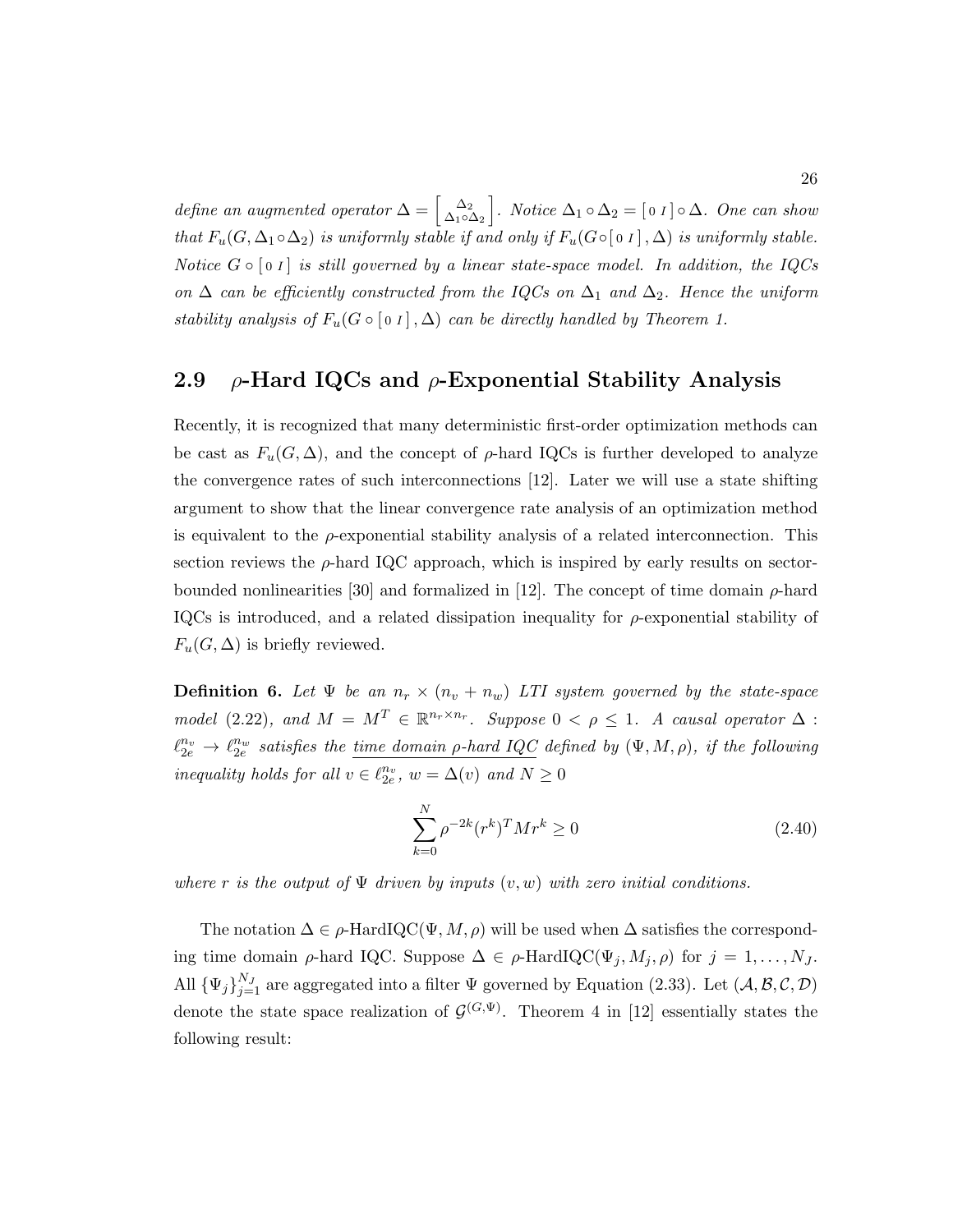*define an augmented operator $\Delta = \begin{bmatrix} \Delta_2 \\ \Delta_1 \circ \Delta_2 \end{bmatrix}$. Notice $\Delta_1 \circ \Delta_2 = [\,0\ I\,] \circ \Delta$. One can show that $F_u(G, \Delta_1 \circ \Delta_2)$ is uniformly stable if and only if $F_u(G \circ [\,0\ I\,], \Delta)$ is uniformly stable. Notice $G \circ [\,0\ I\,]$ is still governed by a linear state-space model. In addition, the IQCs on $\Delta$ can be efficiently constructed from the IQCs on $\Delta_1$ and $\Delta_2$. Hence the uniform stability analysis of $F_u(G \circ [\,0\ I\,], \Delta)$ can be directly handled by Theorem 1.*

## 2.9 $\rho$-Hard IQCs and $\rho$-Exponential Stability Analysis

Recently, it is recognized that many deterministic first-order optimization methods can be cast as $F_u(G, \Delta)$, and the concept of $\rho$-hard IQCs is further developed to analyze the convergence rates of such interconnections [12]. Later we will use a state shifting argument to show that the linear convergence rate analysis of an optimization method is equivalent to the $\rho$-exponential stability analysis of a related interconnection. This section reviews the $\rho$-hard IQC approach, which is inspired by early results on sector-bounded nonlinearities [30] and formalized in [12]. The concept of time domain $\rho$-hard IQCs is introduced, and a related dissipation inequality for $\rho$-exponential stability of $F_u(G, \Delta)$ is briefly reviewed.

**Definition 6.** *Let $\Psi$ be an $n_r \times (n_v + n_w)$ LTI system governed by the state-space model (2.22), and $M = M^T \in \mathbb{R}^{n_r \times n_r}$. Suppose $0 < \rho \leq 1$. A causal operator $\Delta : \ell_{2e}^{n_v} \to \ell_{2e}^{n_w}$ satisfies the time domain $\rho$-hard IQC defined by $(\Psi, M, \rho)$, if the following inequality holds for all $v \in \ell_{2e}^{n_v}$, $w = \Delta(v)$ and $N \geq 0$*

$$\sum_{k=0}^{N} \rho^{-2k} (r^k)^T M r^k \geq 0 \tag{2.40}$$

*where $r$ is the output of $\Psi$ driven by inputs $(v, w)$ with zero initial conditions.*

The notation $\Delta \in \rho\text{-HardIQC}(\Psi, M, \rho)$ will be used when $\Delta$ satisfies the corresponding time domain $\rho$-hard IQC. Suppose $\Delta \in \rho\text{-HardIQC}(\Psi_j, M_j, \rho)$ for $j = 1, \ldots, N_J$. All $\{\Psi_j\}_{j=1}^{N_J}$ are aggregated into a filter $\Psi$ governed by Equation (2.33). Let $(\mathcal{A}, \mathcal{B}, \mathcal{C}, \mathcal{D})$ denote the state space realization of $\mathcal{G}^{(G,\Psi)}$. Theorem 4 in [12] essentially states the following result: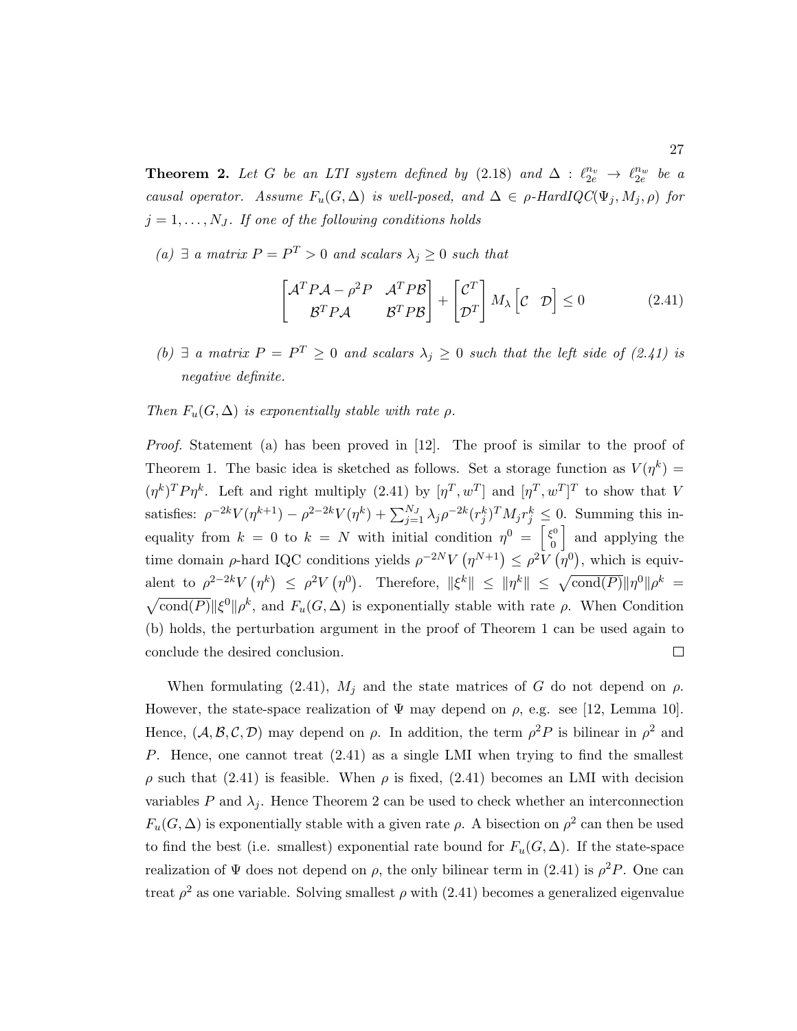**Theorem 2.** *Let $G$ be an LTI system defined by (2.18) and $\Delta : \ell_{2e}^{n_v} \to \ell_{2e}^{n_w}$ be a causal operator. Assume $F_u(G, \Delta)$ is well-posed, and $\Delta \in \rho$-HardIQC$(\Psi_j, M_j, \rho)$ for $j = 1, \ldots, N_J$. If one of the following conditions holds*

*(a) $\exists$ a matrix $P = P^T > 0$ and scalars $\lambda_j \geq 0$ such that*

$$\begin{bmatrix} \mathcal{A}^T P \mathcal{A} - \rho^2 P & \mathcal{A}^T P \mathcal{B} \\ \mathcal{B}^T P \mathcal{A} & \mathcal{B}^T P \mathcal{B} \end{bmatrix} + \begin{bmatrix} \mathcal{C}^T \\ \mathcal{D}^T \end{bmatrix} M_\lambda \begin{bmatrix} \mathcal{C} & \mathcal{D} \end{bmatrix} \leq 0 \tag{2.41}$$

*(b) $\exists$ a matrix $P = P^T \geq 0$ and scalars $\lambda_j \geq 0$ such that the left side of (2.41) is negative definite.*

*Then $F_u(G, \Delta)$ is exponentially stable with rate $\rho$.*

*Proof.* Statement (a) has been proved in [12]. The proof is similar to the proof of Theorem 1. The basic idea is sketched as follows. Set a storage function as $V(\eta^k) = (\eta^k)^T P \eta^k$. Left and right multiply (2.41) by $[\eta^T, w^T]$ and $[\eta^T, w^T]^T$ to show that $V$ satisfies: $\rho^{-2k} V(\eta^{k+1}) - \rho^{2-2k} V(\eta^k) + \sum_{j=1}^{N_J} \lambda_j \rho^{-2k} (r_j^k)^T M_j r_j^k \leq 0$. Summing this inequality from $k = 0$ to $k = N$ with initial condition $\eta^0 = \begin{bmatrix} \xi^0 \\ 0 \end{bmatrix}$ and applying the time domain $\rho$-hard IQC conditions yields $\rho^{-2N} V\left(\eta^{N+1}\right) \leq \rho^2 V\left(\eta^0\right)$, which is equivalent to $\rho^{2-2k} V\left(\eta^k\right) \leq \rho^2 V\left(\eta^0\right)$. Therefore, $\|\xi^k\| \leq \|\eta^k\| \leq \sqrt{\text{cond}(P)} \|\eta^0\| \rho^k = \sqrt{\text{cond}(P)} \|\xi^0\| \rho^k$, and $F_u(G, \Delta)$ is exponentially stable with rate $\rho$. When Condition (b) holds, the perturbation argument in the proof of Theorem 1 can be used again to conclude the desired conclusion. $\square$

When formulating (2.41), $M_j$ and the state matrices of $G$ do not depend on $\rho$. However, the state-space realization of $\Psi$ may depend on $\rho$, e.g. see [12, Lemma 10]. Hence, $(\mathcal{A}, \mathcal{B}, \mathcal{C}, \mathcal{D})$ may depend on $\rho$. In addition, the term $\rho^2 P$ is bilinear in $\rho^2$ and $P$. Hence, one cannot treat (2.41) as a single LMI when trying to find the smallest $\rho$ such that (2.41) is feasible. When $\rho$ is fixed, (2.41) becomes an LMI with decision variables $P$ and $\lambda_j$. Hence Theorem 2 can be used to check whether an interconnection $F_u(G, \Delta)$ is exponentially stable with a given rate $\rho$. A bisection on $\rho^2$ can then be used to find the best (i.e. smallest) exponential rate bound for $F_u(G, \Delta)$. If the state-space realization of $\Psi$ does not depend on $\rho$, the only bilinear term in (2.41) is $\rho^2 P$. One can treat $\rho^2$ as one variable. Solving smallest $\rho$ with (2.41) becomes a generalized eigenvalue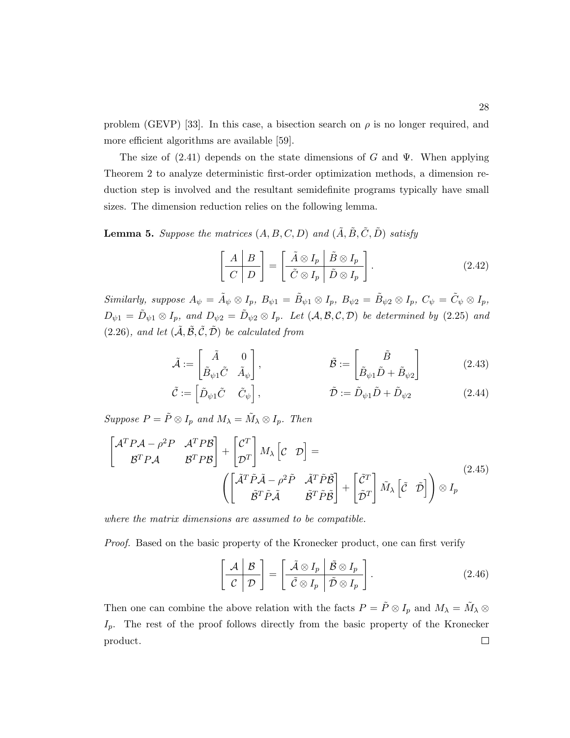problem (GEVP) [33]. In this case, a bisection search on $\rho$ is no longer required, and more efficient algorithms are available [59].

The size of (2.41) depends on the state dimensions of $G$ and $\Psi$. When applying Theorem 2 to analyze deterministic first-order optimization methods, a dimension reduction step is involved and the resultant semidefinite programs typically have small sizes. The dimension reduction relies on the following lemma.

**Lemma 5.** *Suppose the matrices $(A, B, C, D)$ and $(\tilde{A}, \tilde{B}, \tilde{C}, \tilde{D})$ satisfy*

$$\left[\begin{array}{c|c} A & B \\ \hline C & D \end{array}\right] = \left[\begin{array}{c|c} \tilde{A} \otimes I_p & \tilde{B} \otimes I_p \\ \hline \tilde{C} \otimes I_p & \tilde{D} \otimes I_p \end{array}\right]. \tag{2.42}$$

*Similarly, suppose $A_\psi = \tilde{A}_\psi \otimes I_p$, $B_{\psi 1} = \tilde{B}_{\psi 1} \otimes I_p$, $B_{\psi 2} = \tilde{B}_{\psi 2} \otimes I_p$, $C_\psi = \tilde{C}_\psi \otimes I_p$, $D_{\psi 1} = \tilde{D}_{\psi 1} \otimes I_p$, and $D_{\psi 2} = \tilde{D}_{\psi 2} \otimes I_p$. Let $(\mathcal{A}, \mathcal{B}, \mathcal{C}, \mathcal{D})$ be determined by (2.25) and (2.26), and let $(\tilde{\mathcal{A}}, \tilde{\mathcal{B}}, \tilde{\mathcal{C}}, \tilde{\mathcal{D}})$ be calculated from*

$$\tilde{\mathcal{A}} := \begin{bmatrix} \tilde{A} & 0 \\ \tilde{B}_{\psi 1}\tilde{C} & \tilde{A}_\psi \end{bmatrix}, \qquad \tilde{\mathcal{B}} := \begin{bmatrix} \tilde{B} \\ \tilde{B}_{\psi 1}\tilde{D} + \tilde{B}_{\psi 2} \end{bmatrix} \tag{2.43}$$

$$\tilde{\mathcal{C}} := \begin{bmatrix} \tilde{D}_{\psi 1}\tilde{C} & \tilde{C}_\psi \end{bmatrix}, \qquad \tilde{\mathcal{D}} := \tilde{D}_{\psi 1}\tilde{D} + \tilde{D}_{\psi 2} \tag{2.44}$$

*Suppose $P = \tilde{P} \otimes I_p$ and $M_\lambda = \tilde{M}_\lambda \otimes I_p$. Then*

$$\begin{aligned} &\begin{bmatrix} \mathcal{A}^T P \mathcal{A} - \rho^2 P & \mathcal{A}^T P \mathcal{B} \\ \mathcal{B}^T P \mathcal{A} & \mathcal{B}^T P \mathcal{B} \end{bmatrix} + \begin{bmatrix} \mathcal{C}^T \\ \mathcal{D}^T \end{bmatrix} M_\lambda \begin{bmatrix} \mathcal{C} & \mathcal{D} \end{bmatrix} = \\ &\qquad \left( \begin{bmatrix} \tilde{\mathcal{A}}^T \tilde{P} \tilde{\mathcal{A}} - \rho^2 \tilde{P} & \tilde{\mathcal{A}}^T \tilde{P} \tilde{\mathcal{B}} \\ \tilde{\mathcal{B}}^T \tilde{P} \tilde{\mathcal{A}} & \tilde{\mathcal{B}}^T \tilde{P} \tilde{\mathcal{B}} \end{bmatrix} + \begin{bmatrix} \tilde{\mathcal{C}}^T \\ \tilde{\mathcal{D}}^T \end{bmatrix} \tilde{M}_\lambda \begin{bmatrix} \tilde{\mathcal{C}} & \tilde{\mathcal{D}} \end{bmatrix} \right) \otimes I_p \end{aligned} \tag{2.45}$$

*where the matrix dimensions are assumed to be compatible.*

*Proof.* Based on the basic property of the Kronecker product, one can first verify

$$\left[\begin{array}{c|c} \mathcal{A} & \mathcal{B} \\ \hline \mathcal{C} & \mathcal{D} \end{array}\right] = \left[\begin{array}{c|c} \tilde{\mathcal{A}} \otimes I_p & \tilde{\mathcal{B}} \otimes I_p \\ \hline \tilde{\mathcal{C}} \otimes I_p & \tilde{\mathcal{D}} \otimes I_p \end{array}\right]. \tag{2.46}$$

Then one can combine the above relation with the facts $P = \tilde{P} \otimes I_p$ and $M_\lambda = \tilde{M}_\lambda \otimes I_p$. The rest of the proof follows directly from the basic property of the Kronecker product. □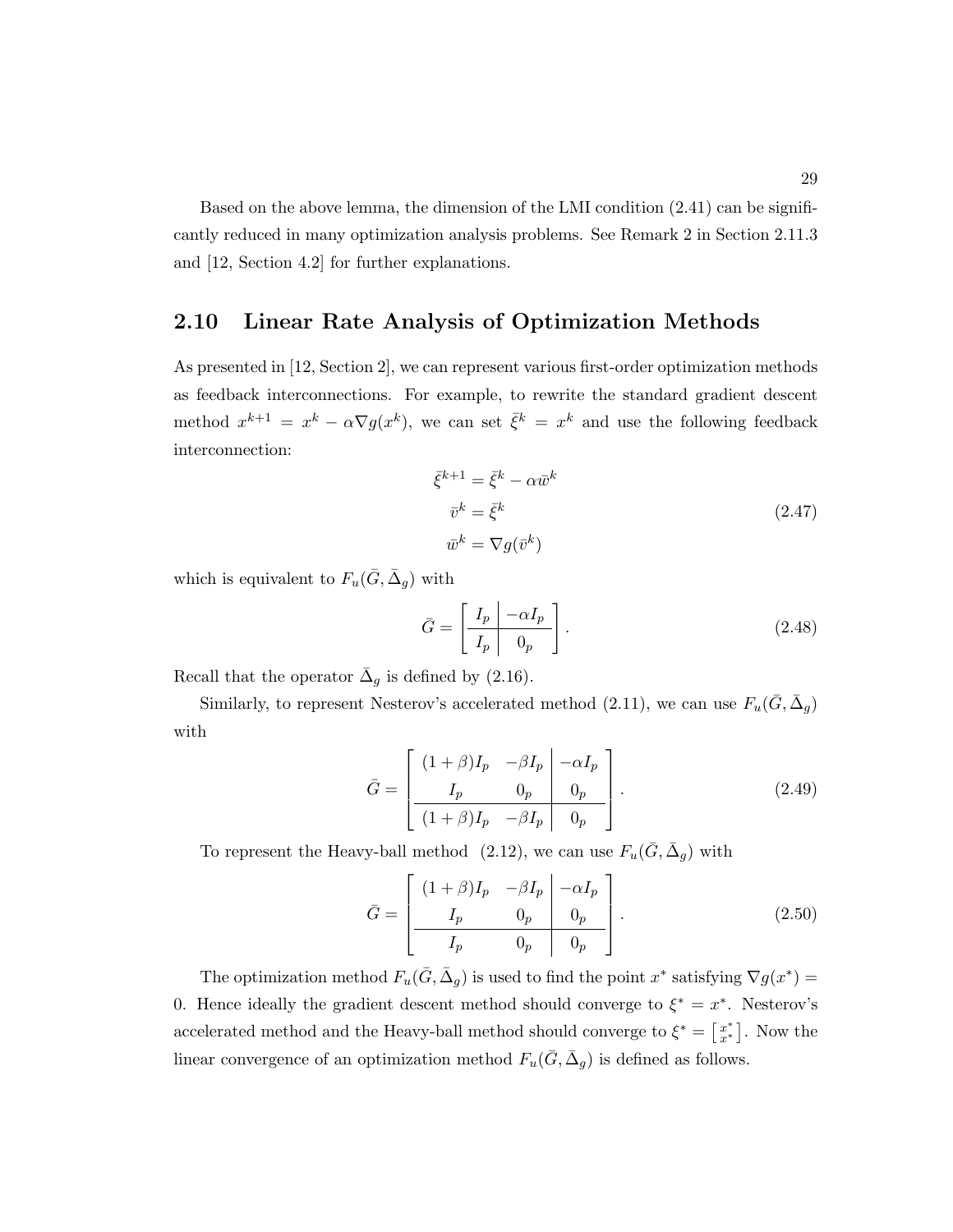Based on the above lemma, the dimension of the LMI condition (2.41) can be significantly reduced in many optimization analysis problems. See Remark 2 in Section 2.11.3 and [12, Section 4.2] for further explanations.

## 2.10 Linear Rate Analysis of Optimization Methods

As presented in [12, Section 2], we can represent various first-order optimization methods as feedback interconnections. For example, to rewrite the standard gradient descent method $x^{k+1} = x^k - \alpha \nabla g(x^k)$, we can set $\bar{\xi}^k = x^k$ and use the following feedback interconnection:

$$
\begin{aligned}
\bar{\xi}^{k+1} &= \bar{\xi}^k - \alpha \bar{w}^k \\
\bar{v}^k &= \bar{\xi}^k \\
\bar{w}^k &= \nabla g(\bar{v}^k)
\end{aligned}
\tag{2.47}
$$

which is equivalent to $F_u(\bar{G}, \bar{\Delta}_g)$ with

$$
\bar{G} = \left[\begin{array}{c|c} I_p & -\alpha I_p \\ \hline I_p & 0_p \end{array}\right]. \tag{2.48}
$$

Recall that the operator $\bar{\Delta}_g$ is defined by (2.16).

Similarly, to represent Nesterov's accelerated method (2.11), we can use $F_u(\bar{G}, \bar{\Delta}_g)$ with

$$
\bar{G} = \left[\begin{array}{cc|c} (1+\beta) I_p & -\beta I_p & -\alpha I_p \\ I_p & 0_p & 0_p \\ \hline (1+\beta) I_p & -\beta I_p & 0_p \end{array}\right]. \tag{2.49}
$$

To represent the Heavy-ball method (2.12), we can use $F_u(\bar{G}, \bar{\Delta}_g)$ with

$$
\bar{G} = \left[\begin{array}{cc|c} (1+\beta) I_p & -\beta I_p & -\alpha I_p \\ I_p & 0_p & 0_p \\ \hline I_p & 0_p & 0_p \end{array}\right]. \tag{2.50}
$$

The optimization method $F_u(\bar{G}, \bar{\Delta}_g)$ is used to find the point $x^*$ satisfying $\nabla g(x^*) = 0$. Hence ideally the gradient descent method should converge to $\xi^* = x^*$. Nesterov's accelerated method and the Heavy-ball method should converge to $\xi^* = \left[\begin{smallmatrix} x^* \\ x^* \end{smallmatrix}\right]$. Now the linear convergence of an optimization method $F_u(\bar{G}, \bar{\Delta}_g)$ is defined as follows.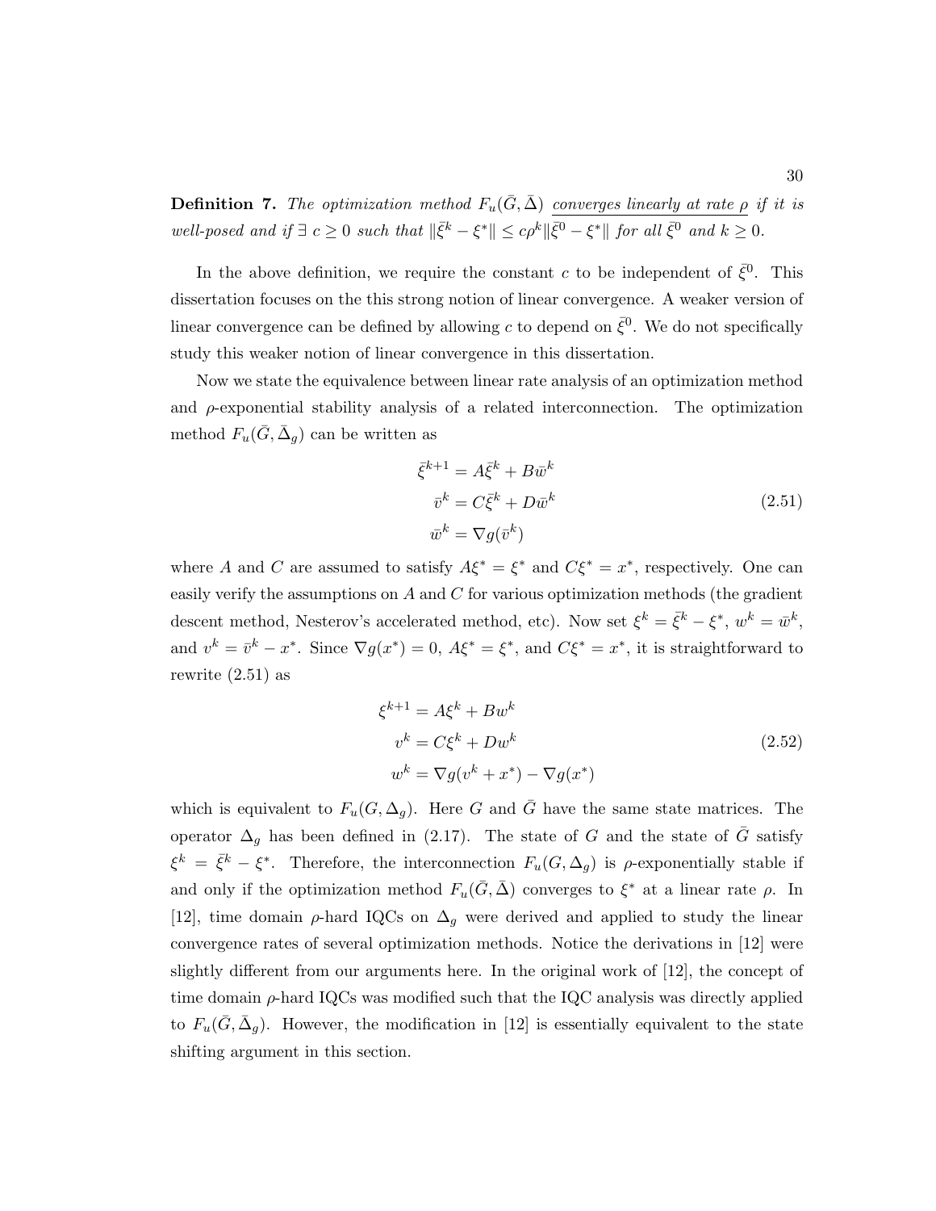**Definition 7.** *The optimization method $F_u(\bar{G}, \bar{\Delta})$ <u>converges linearly at rate $\rho$</u> if it is well-posed and if $\exists\ c \geq 0$ such that $\|\bar{\xi}^k - \xi^*\| \leq c\rho^k \|\bar{\xi}^0 - \xi^*\|$ for all $\bar{\xi}^0$ and $k \geq 0$.*

In the above definition, we require the constant $c$ to be independent of $\bar{\xi}^0$. This dissertation focuses on the this strong notion of linear convergence. A weaker version of linear convergence can be defined by allowing $c$ to depend on $\bar{\xi}^0$. We do not specifically study this weaker notion of linear convergence in this dissertation.

Now we state the equivalence between linear rate analysis of an optimization method and $\rho$-exponential stability analysis of a related interconnection. The optimization method $F_u(\bar{G}, \bar{\Delta}_g)$ can be written as

$$
\begin{aligned}
\bar{\xi}^{k+1} &= A\bar{\xi}^k + B\bar{w}^k \\
\bar{v}^k &= C\bar{\xi}^k + D\bar{w}^k \\
\bar{w}^k &= \nabla g(\bar{v}^k)
\end{aligned}
\tag{2.51}
$$

where $A$ and $C$ are assumed to satisfy $A\xi^* = \xi^*$ and $C\xi^* = x^*$, respectively. One can easily verify the assumptions on $A$ and $C$ for various optimization methods (the gradient descent method, Nesterov's accelerated method, etc). Now set $\xi^k = \bar{\xi}^k - \xi^*$, $w^k = \bar{w}^k$, and $v^k = \bar{v}^k - x^*$. Since $\nabla g(x^*) = 0$, $A\xi^* = \xi^*$, and $C\xi^* = x^*$, it is straightforward to rewrite (2.51) as

$$
\begin{aligned}
\xi^{k+1} &= A\xi^k + Bw^k \\
v^k &= C\xi^k + Dw^k \\
w^k &= \nabla g(v^k + x^*) - \nabla g(x^*)
\end{aligned}
\tag{2.52}
$$

which is equivalent to $F_u(G, \Delta_g)$. Here $G$ and $\bar{G}$ have the same state matrices. The operator $\Delta_g$ has been defined in (2.17). The state of $G$ and the state of $\bar{G}$ satisfy $\xi^k = \bar{\xi}^k - \xi^*$. Therefore, the interconnection $F_u(G, \Delta_g)$ is $\rho$-exponentially stable if and only if the optimization method $F_u(\bar{G}, \bar{\Delta})$ converges to $\xi^*$ at a linear rate $\rho$. In [12], time domain $\rho$-hard IQCs on $\Delta_g$ were derived and applied to study the linear convergence rates of several optimization methods. Notice the derivations in [12] were slightly different from our arguments here. In the original work of [12], the concept of time domain $\rho$-hard IQCs was modified such that the IQC analysis was directly applied to $F_u(\bar{G}, \bar{\Delta}_g)$. However, the modification in [12] is essentially equivalent to the state shifting argument in this section.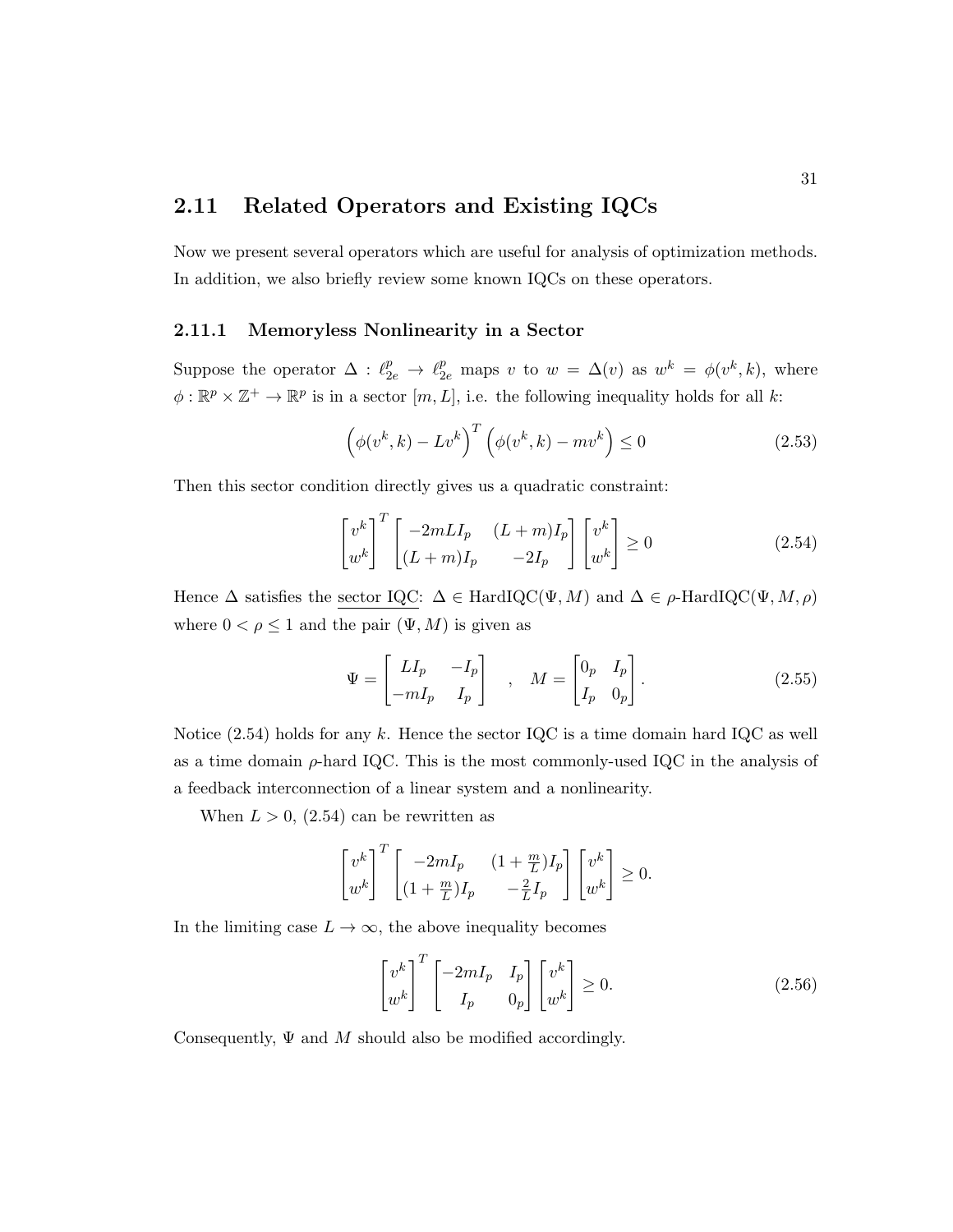## 2.11 Related Operators and Existing IQCs

Now we present several operators which are useful for analysis of optimization methods. In addition, we also briefly review some known IQCs on these operators.

### 2.11.1 Memoryless Nonlinearity in a Sector

Suppose the operator $\Delta : \ell_{2e}^p \to \ell_{2e}^p$ maps $v$ to $w = \Delta(v)$ as $w^k = \phi(v^k, k)$, where $\phi : \mathbb{R}^p \times \mathbb{Z}^+ \to \mathbb{R}^p$ is in a sector $[m, L]$, i.e. the following inequality holds for all $k$:

$$\left(\phi(v^k, k) - Lv^k\right)^T \left(\phi(v^k, k) - mv^k\right) \le 0 \tag{2.53}$$

Then this sector condition directly gives us a quadratic constraint:

$$\begin{bmatrix} v^k \\ w^k \end{bmatrix}^T \begin{bmatrix} -2mLI_p & (L+m)I_p \\ (L+m)I_p & -2I_p \end{bmatrix} \begin{bmatrix} v^k \\ w^k \end{bmatrix} \ge 0 \tag{2.54}$$

Hence $\Delta$ satisfies the <u>sector IQC</u>: $\Delta \in \text{HardIQC}(\Psi, M)$ and $\Delta \in \rho\text{-HardIQC}(\Psi, M, \rho)$ where $0 < \rho \le 1$ and the pair $(\Psi, M)$ is given as

$$\Psi = \begin{bmatrix} LI_p & -I_p \\ -mI_p & I_p \end{bmatrix} \quad , \quad M = \begin{bmatrix} 0_p & I_p \\ I_p & 0_p \end{bmatrix}. \tag{2.55}$$

Notice (2.54) holds for any $k$. Hence the sector IQC is a time domain hard IQC as well as a time domain $\rho$-hard IQC. This is the most commonly-used IQC in the analysis of a feedback interconnection of a linear system and a nonlinearity.

When $L > 0$, (2.54) can be rewritten as

$$\begin{bmatrix} v^k \\ w^k \end{bmatrix}^T \begin{bmatrix} -2mI_p & (1+\frac{m}{L})I_p \\ (1+\frac{m}{L})I_p & -\frac{2}{L}I_p \end{bmatrix} \begin{bmatrix} v^k \\ w^k \end{bmatrix} \ge 0.$$

In the limiting case $L \to \infty$, the above inequality becomes

$$\begin{bmatrix} v^k \\ w^k \end{bmatrix}^T \begin{bmatrix} -2mI_p & I_p \\ I_p & 0_p \end{bmatrix} \begin{bmatrix} v^k \\ w^k \end{bmatrix} \ge 0. \tag{2.56}$$

Consequently, $\Psi$ and $M$ should also be modified accordingly.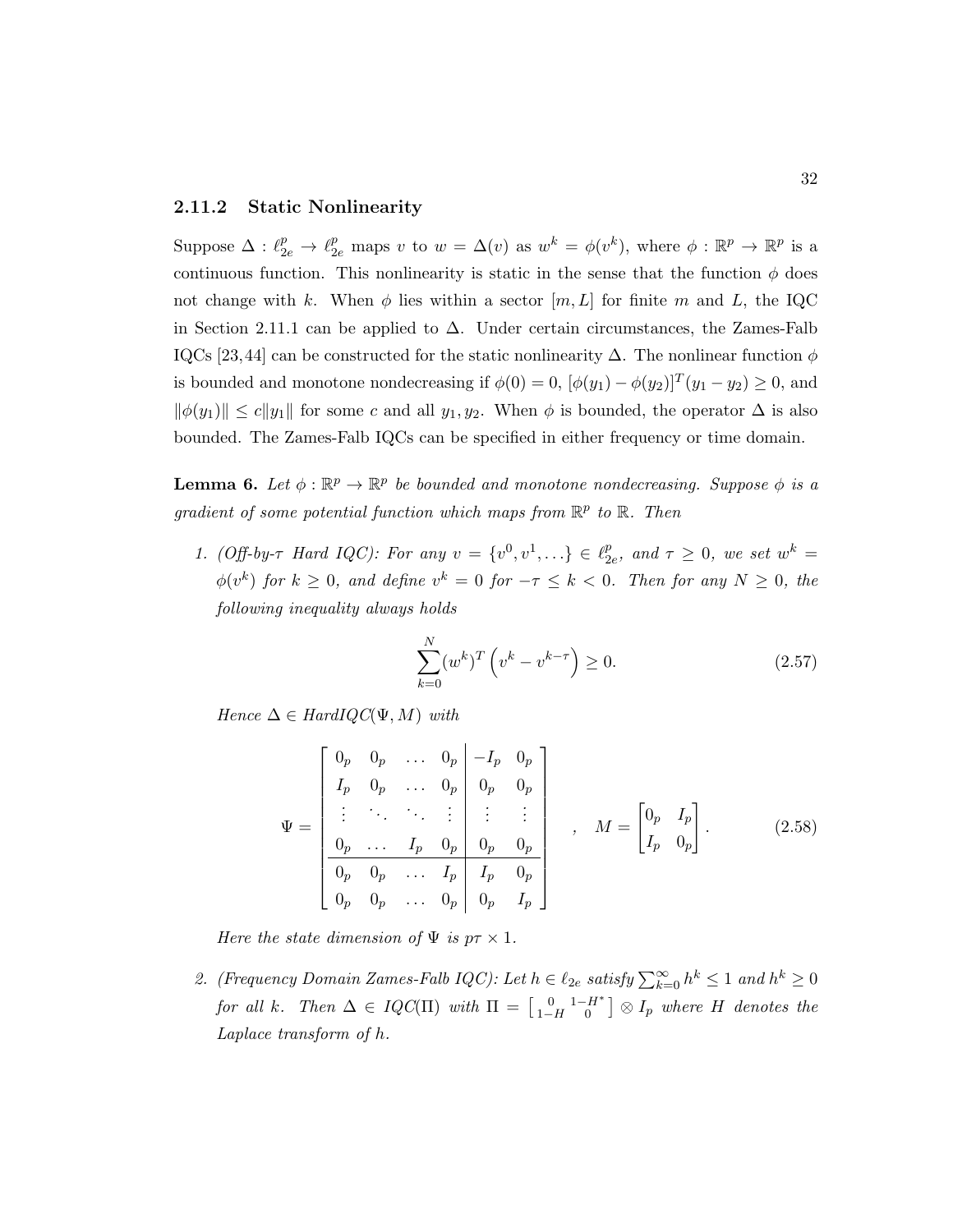### 2.11.2 Static Nonlinearity

Suppose $\Delta : \ell_{2e}^p \to \ell_{2e}^p$ maps $v$ to $w = \Delta(v)$ as $w^k = \phi(v^k)$, where $\phi : \mathbb{R}^p \to \mathbb{R}^p$ is a continuous function. This nonlinearity is static in the sense that the function $\phi$ does not change with $k$. When $\phi$ lies within a sector $[m, L]$ for finite $m$ and $L$, the IQC in Section 2.11.1 can be applied to $\Delta$. Under certain circumstances, the Zames-Falb IQCs [23,44] can be constructed for the static nonlinearity $\Delta$. The nonlinear function $\phi$ is bounded and monotone nondecreasing if $\phi(0) = 0$, $[\phi(y_1) - \phi(y_2)]^T(y_1 - y_2) \geq 0$, and $\|\phi(y_1)\| \leq c\|y_1\|$ for some $c$ and all $y_1, y_2$. When $\phi$ is bounded, the operator $\Delta$ is also bounded. The Zames-Falb IQCs can be specified in either frequency or time domain.

**Lemma 6.** *Let $\phi : \mathbb{R}^p \to \mathbb{R}^p$ be bounded and monotone nondecreasing. Suppose $\phi$ is a gradient of some potential function which maps from $\mathbb{R}^p$ to $\mathbb{R}$. Then*

1. *(Off-by-$\tau$ Hard IQC): For any $v = \{v^0, v^1, \ldots\} \in \ell_{2e}^p$, and $\tau \geq 0$, we set $w^k = \phi(v^k)$ for $k \geq 0$, and define $v^k = 0$ for $-\tau \leq k < 0$. Then for any $N \geq 0$, the following inequality always holds*

$$\sum_{k=0}^{N} (w^k)^T \left(v^k - v^{k-\tau}\right) \geq 0. \tag{2.57}$$

   *Hence $\Delta \in HardIQC(\Psi, M)$ with*

$$\Psi = \left[\begin{array}{cccc|cc} 0_p & 0_p & \ldots & 0_p & -I_p & 0_p \\ I_p & 0_p & \ldots & 0_p & 0_p & 0_p \\ \vdots & \ddots & \ddots & \vdots & \vdots & \vdots \\ 0_p & \ldots & I_p & 0_p & 0_p & 0_p \\ \hline 0_p & 0_p & \ldots & I_p & I_p & 0_p \\ 0_p & 0_p & \ldots & 0_p & 0_p & I_p \end{array}\right], \quad M = \begin{bmatrix} 0_p & I_p \\ I_p & 0_p \end{bmatrix}. \tag{2.58}$$

   *Here the state dimension of $\Psi$ is $p\tau \times 1$.*

2. *(Frequency Domain Zames-Falb IQC): Let $h \in \ell_{2e}$ satisfy $\sum_{k=0}^{\infty} h^k \leq 1$ and $h^k \geq 0$ for all $k$. Then $\Delta \in IQC(\Pi)$ with $\Pi = \left[\begin{smallmatrix} 0 & 1-H^* \\ 1-H & 0 \end{smallmatrix}\right] \otimes I_p$ where $H$ denotes the Laplace transform of $h$.*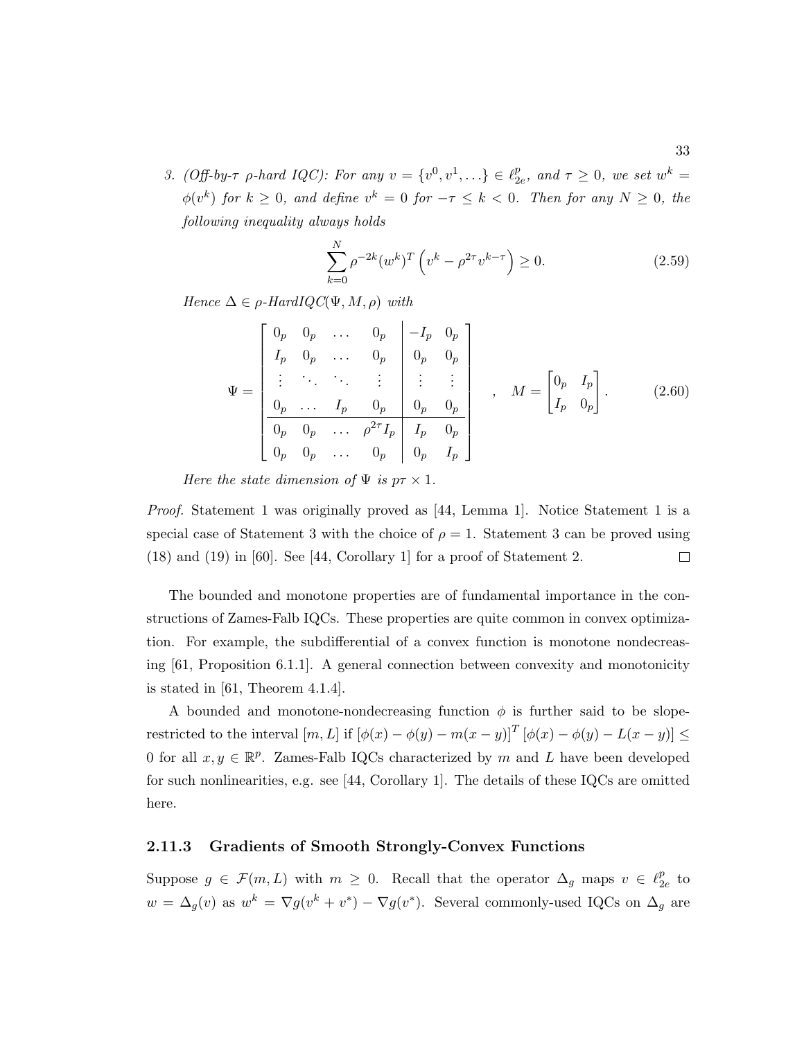3. *(Off-by-$\tau$ $\rho$-hard IQC): For any $v = \{v^0, v^1, \ldots\} \in \ell_{2e}^p$, and $\tau \geq 0$, we set $w^k = \phi(v^k)$ for $k \geq 0$, and define $v^k = 0$ for $-\tau \leq k < 0$. Then for any $N \geq 0$, the following inequality always holds*

$$\sum_{k=0}^{N} \rho^{-2k}(w^k)^T \left( v^k - \rho^{2\tau} v^{k-\tau} \right) \geq 0. \tag{2.59}$$

*Hence $\Delta \in \rho$-HardIQC$(\Psi, M, \rho)$ with*

$$\Psi = \left[ \begin{array}{cccc|cc} 0_p & 0_p & \ldots & 0_p & -I_p & 0_p \\ I_p & 0_p & \ldots & 0_p & 0_p & 0_p \\ \vdots & \ddots & \ddots & \vdots & \vdots & \vdots \\ 0_p & \ldots & I_p & 0_p & 0_p & 0_p \\ \hline 0_p & 0_p & \ldots & \rho^{2\tau} I_p & I_p & 0_p \\ 0_p & 0_p & \ldots & 0_p & 0_p & I_p \end{array} \right], \quad M = \begin{bmatrix} 0_p & I_p \\ I_p & 0_p \end{bmatrix}. \tag{2.60}$$

*Here the state dimension of $\Psi$ is $p\tau \times 1$.*

*Proof.* Statement 1 was originally proved as [44, Lemma 1]. Notice Statement 1 is a special case of Statement 3 with the choice of $\rho = 1$. Statement 3 can be proved using (18) and (19) in [60]. See [44, Corollary 1] for a proof of Statement 2. $\square$

The bounded and monotone properties are of fundamental importance in the constructions of Zames-Falb IQCs. These properties are quite common in convex optimization. For example, the subdifferential of a convex function is monotone nondecreasing [61, Proposition 6.1.1]. A general connection between convexity and monotonicity is stated in [61, Theorem 4.1.4].

A bounded and monotone-nondecreasing function $\phi$ is further said to be slope-restricted to the interval $[m, L]$ if $[\phi(x) - \phi(y) - m(x - y)]^T [\phi(x) - \phi(y) - L(x - y)] \leq 0$ for all $x, y \in \mathbb{R}^p$. Zames-Falb IQCs characterized by $m$ and $L$ have been developed for such nonlinearities, e.g. see [44, Corollary 1]. The details of these IQCs are omitted here.

### 2.11.3 Gradients of Smooth Strongly-Convex Functions

Suppose $g \in \mathcal{F}(m, L)$ with $m \geq 0$. Recall that the operator $\Delta_g$ maps $v \in \ell_{2e}^p$ to $w = \Delta_g(v)$ as $w^k = \nabla g(v^k + v^*) - \nabla g(v^*)$. Several commonly-used IQCs on $\Delta_g$ are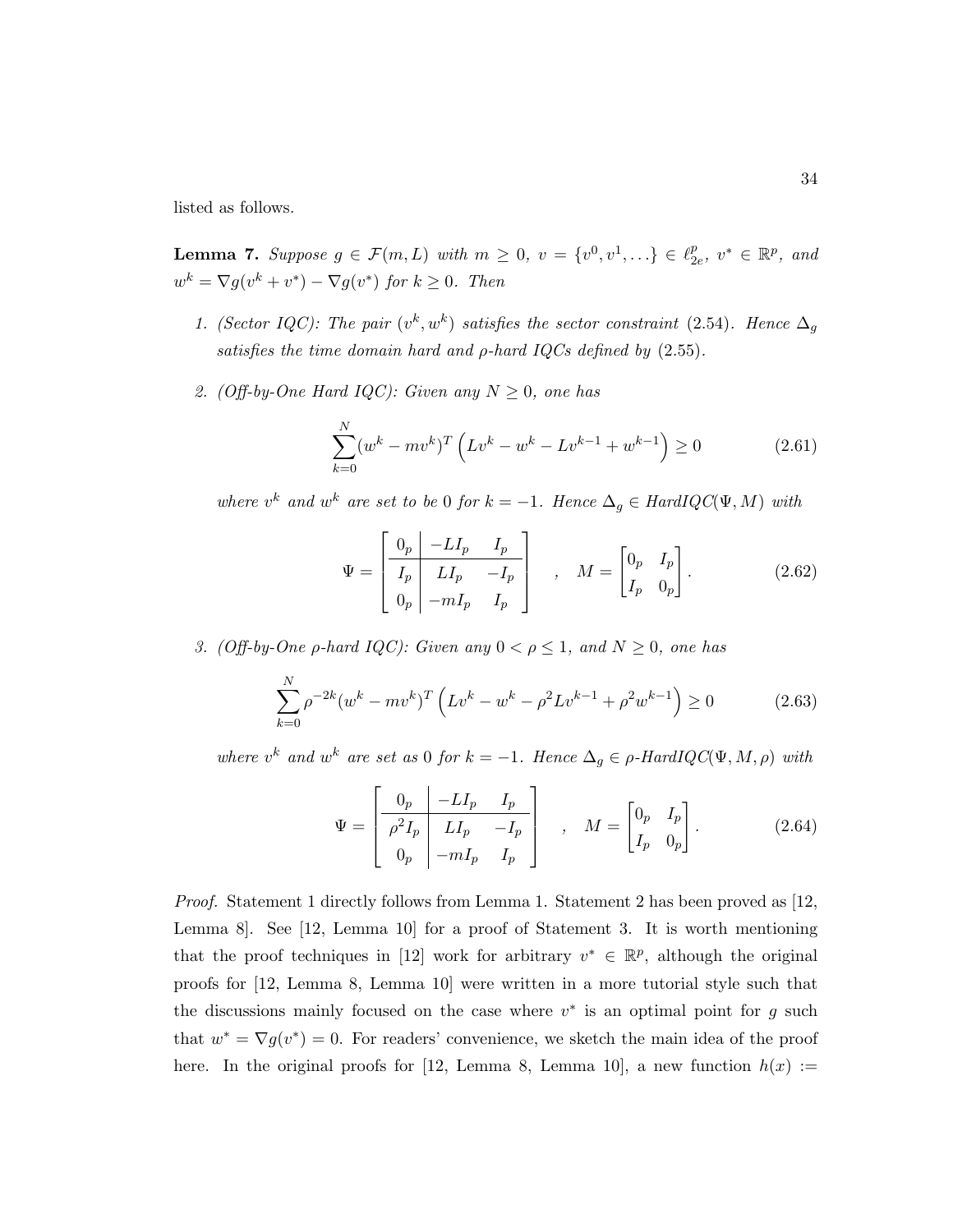listed as follows.

**Lemma 7.** *Suppose $g \in \mathcal{F}(m, L)$ with $m \geq 0$, $v = \{v^0, v^1, \ldots\} \in \ell_{2e}^p$, $v^* \in \mathbb{R}^p$, and $w^k = \nabla g(v^k + v^*) - \nabla g(v^*)$ for $k \geq 0$. Then*

1. *(Sector IQC): The pair $(v^k, w^k)$ satisfies the sector constraint (2.54). Hence $\Delta_g$ satisfies the time domain hard and $\rho$-hard IQCs defined by (2.55).*

2. *(Off-by-One Hard IQC): Given any $N \geq 0$, one has*

$$\sum_{k=0}^{N} (w^k - mv^k)^T \left( Lv^k - w^k - Lv^{k-1} + w^{k-1} \right) \geq 0 \tag{2.61}$$

*where $v^k$ and $w^k$ are set to be 0 for $k = -1$. Hence $\Delta_g \in HardIQC(\Psi, M)$ with*

$$\Psi = \left[\begin{array}{c|cc} 0_p & -LI_p & I_p \\ \hline I_p & LI_p & -I_p \\ 0_p & -mI_p & I_p \end{array}\right] \quad , \quad M = \begin{bmatrix} 0_p & I_p \\ I_p & 0_p \end{bmatrix}. \tag{2.62}$$

3. *(Off-by-One $\rho$-hard IQC): Given any $0 < \rho \leq 1$, and $N \geq 0$, one has*

$$\sum_{k=0}^{N} \rho^{-2k} (w^k - mv^k)^T \left( Lv^k - w^k - \rho^2 Lv^{k-1} + \rho^2 w^{k-1} \right) \geq 0 \tag{2.63}$$

*where $v^k$ and $w^k$ are set as 0 for $k = -1$. Hence $\Delta_g \in \rho$-$HardIQC(\Psi, M, \rho)$ with*

$$\Psi = \left[\begin{array}{c|cc} 0_p & -LI_p & I_p \\ \hline \rho^2 I_p & LI_p & -I_p \\ 0_p & -mI_p & I_p \end{array}\right] \quad , \quad M = \begin{bmatrix} 0_p & I_p \\ I_p & 0_p \end{bmatrix}. \tag{2.64}$$

*Proof.* Statement 1 directly follows from Lemma 1. Statement 2 has been proved as [12, Lemma 8]. See [12, Lemma 10] for a proof of Statement 3. It is worth mentioning that the proof techniques in [12] work for arbitrary $v^* \in \mathbb{R}^p$, although the original proofs for [12, Lemma 8, Lemma 10] were written in a more tutorial style such that the discussions mainly focused on the case where $v^*$ is an optimal point for $g$ such that $w^* = \nabla g(v^*) = 0$. For readers' convenience, we sketch the main idea of the proof here. In the original proofs for [12, Lemma 8, Lemma 10], a new function $h(x) :=$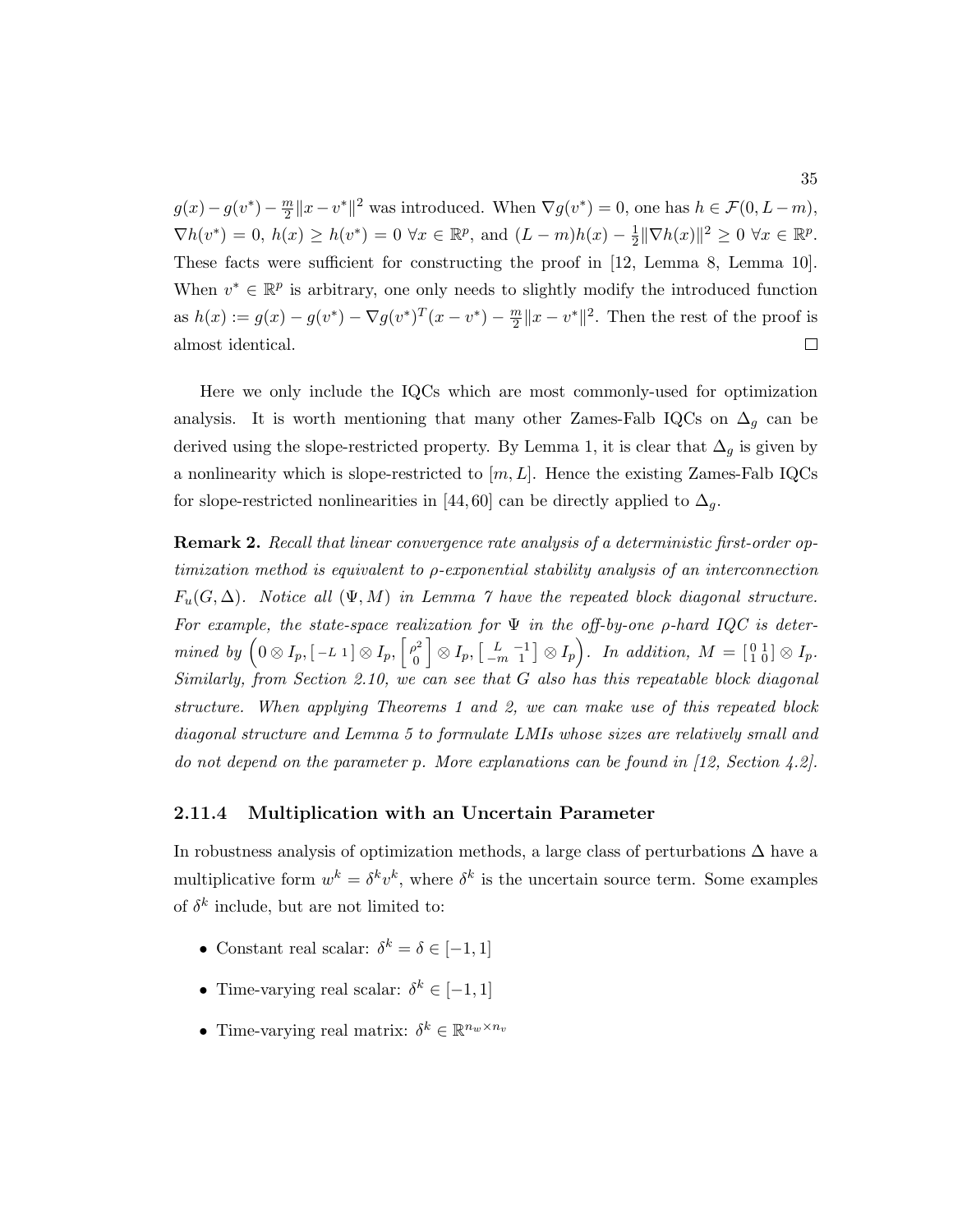$g(x) - g(v^*) - \frac{m}{2}\|x - v^*\|^2$ was introduced. When $\nabla g(v^*) = 0$, one has $h \in \mathcal{F}(0, L-m)$, $\nabla h(v^*) = 0$, $h(x) \geq h(v^*) = 0 \ \forall x \in \mathbb{R}^p$, and $(L-m)h(x) - \frac{1}{2}\|\nabla h(x)\|^2 \geq 0 \ \forall x \in \mathbb{R}^p$. These facts were sufficient for constructing the proof in [12, Lemma 8, Lemma 10]. When $v^* \in \mathbb{R}^p$ is arbitrary, one only needs to slightly modify the introduced function as $h(x) := g(x) - g(v^*) - \nabla g(v^*)^T(x - v^*) - \frac{m}{2}\|x - v^*\|^2$. Then the rest of the proof is almost identical. $\square$

Here we only include the IQCs which are most commonly-used for optimization analysis. It is worth mentioning that many other Zames-Falb IQCs on $\Delta_g$ can be derived using the slope-restricted property. By Lemma 1, it is clear that $\Delta_g$ is given by a nonlinearity which is slope-restricted to $[m, L]$. Hence the existing Zames-Falb IQCs for slope-restricted nonlinearities in [44, 60] can be directly applied to $\Delta_g$.

**Remark 2.** *Recall that linear convergence rate analysis of a deterministic first-order optimization method is equivalent to $\rho$-exponential stability analysis of an interconnection $F_u(G, \Delta)$. Notice all $(\Psi, M)$ in Lemma 7 have the repeated block diagonal structure. For example, the state-space realization for $\Psi$ in the off-by-one $\rho$-hard IQC is determined by $\left(0 \otimes I_p, \begin{bmatrix} -L & 1 \end{bmatrix} \otimes I_p, \begin{bmatrix} \rho^2 \\ 0 \end{bmatrix} \otimes I_p, \begin{bmatrix} L & -1 \\ -m & 1 \end{bmatrix} \otimes I_p\right)$. In addition, $M = \begin{bmatrix} 0 & 1 \\ 1 & 0 \end{bmatrix} \otimes I_p$. Similarly, from Section 2.10, we can see that $G$ also has this repeatable block diagonal structure. When applying Theorems 1 and 2, we can make use of this repeated block diagonal structure and Lemma 5 to formulate LMIs whose sizes are relatively small and do not depend on the parameter $p$. More explanations can be found in [12, Section 4.2].*

### 2.11.4 Multiplication with an Uncertain Parameter

In robustness analysis of optimization methods, a large class of perturbations $\Delta$ have a multiplicative form $w^k = \delta^k v^k$, where $\delta^k$ is the uncertain source term. Some examples of $\delta^k$ include, but are not limited to:

- Constant real scalar: $\delta^k = \delta \in [-1, 1]$
- Time-varying real scalar: $\delta^k \in [-1, 1]$
- Time-varying real matrix: $\delta^k \in \mathbb{R}^{n_w \times n_v}$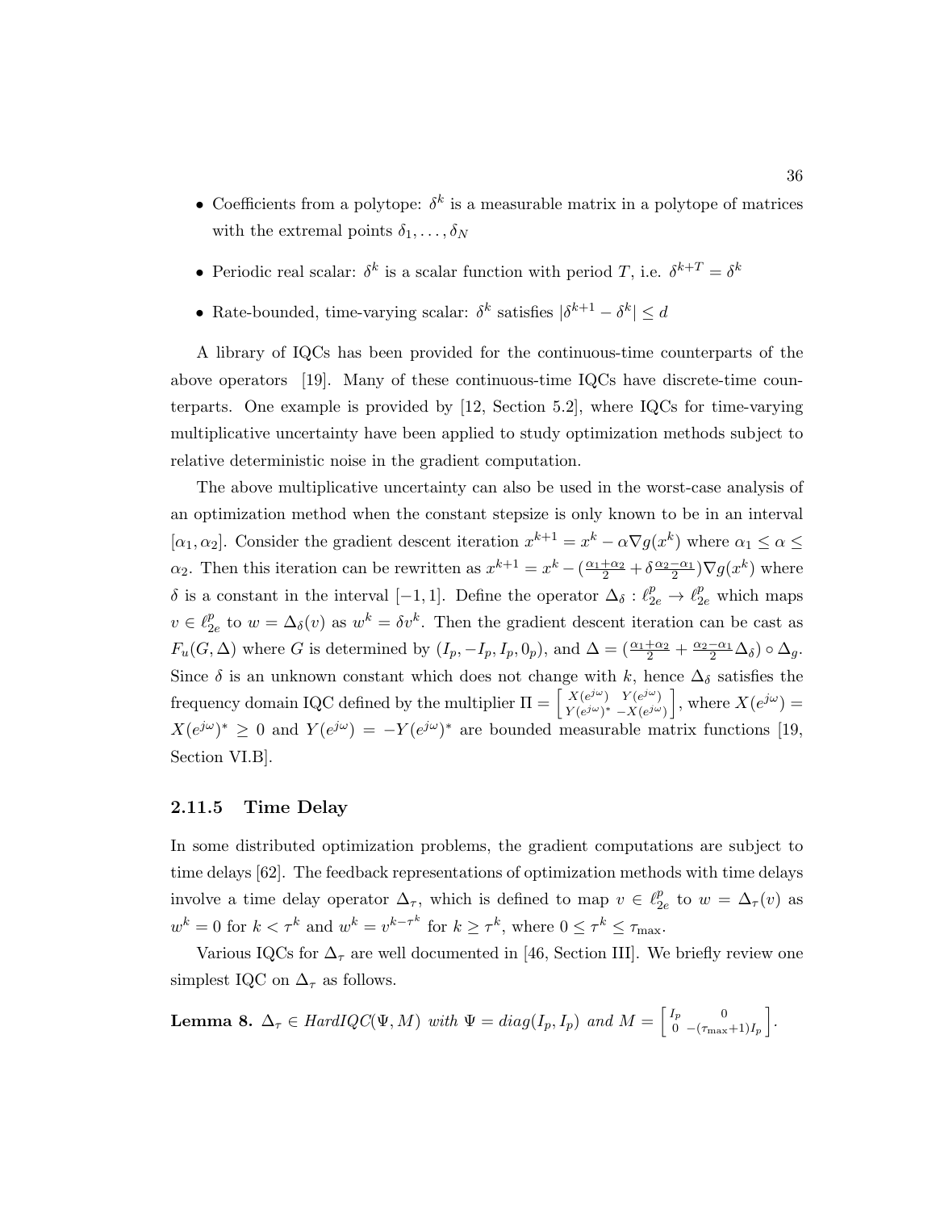- Coefficients from a polytope: $\delta^k$ is a measurable matrix in a polytope of matrices with the extremal points $\delta_1, \ldots, \delta_N$
- Periodic real scalar: $\delta^k$ is a scalar function with period $T$, i.e. $\delta^{k+T} = \delta^k$
- Rate-bounded, time-varying scalar: $\delta^k$ satisfies $|\delta^{k+1} - \delta^k| \leq d$

A library of IQCs has been provided for the continuous-time counterparts of the above operators [19]. Many of these continuous-time IQCs have discrete-time counterparts. One example is provided by [12, Section 5.2], where IQCs for time-varying multiplicative uncertainty have been applied to study optimization methods subject to relative deterministic noise in the gradient computation.

The above multiplicative uncertainty can also be used in the worst-case analysis of an optimization method when the constant stepsize is only known to be in an interval $[\alpha_1, \alpha_2]$. Consider the gradient descent iteration $x^{k+1} = x^k - \alpha \nabla g(x^k)$ where $\alpha_1 \leq \alpha \leq \alpha_2$. Then this iteration can be rewritten as $x^{k+1} = x^k - (\frac{\alpha_1+\alpha_2}{2} + \delta \frac{\alpha_2 - \alpha_1}{2}) \nabla g(x^k)$ where $\delta$ is a constant in the interval $[-1, 1]$. Define the operator $\Delta_\delta : \ell_{2e}^p \to \ell_{2e}^p$ which maps $v \in \ell_{2e}^p$ to $w = \Delta_\delta(v)$ as $w^k = \delta v^k$. Then the gradient descent iteration can be cast as $F_u(G, \Delta)$ where $G$ is determined by $(I_p, -I_p, I_p, 0_p)$, and $\Delta = (\frac{\alpha_1+\alpha_2}{2} + \frac{\alpha_2-\alpha_1}{2}\Delta_\delta) \circ \Delta_g$. Since $\delta$ is an unknown constant which does not change with $k$, hence $\Delta_\delta$ satisfies the frequency domain IQC defined by the multiplier $\Pi = \begin{bmatrix} X(e^{j\omega}) & Y(e^{j\omega}) \\ Y(e^{j\omega})^* & -X(e^{j\omega}) \end{bmatrix}$, where $X(e^{j\omega}) = X(e^{j\omega})^* \geq 0$ and $Y(e^{j\omega}) = -Y(e^{j\omega})^*$ are bounded measurable matrix functions [19, Section VI.B].

### 2.11.5 Time Delay

In some distributed optimization problems, the gradient computations are subject to time delays [62]. The feedback representations of optimization methods with time delays involve a time delay operator $\Delta_\tau$, which is defined to map $v \in \ell_{2e}^p$ to $w = \Delta_\tau(v)$ as $w^k = 0$ for $k < \tau^k$ and $w^k = v^{k-\tau^k}$ for $k \geq \tau^k$, where $0 \leq \tau^k \leq \tau_{\max}$.

Various IQCs for $\Delta_\tau$ are well documented in [46, Section III]. We briefly review one simplest IQC on $\Delta_\tau$ as follows.

**Lemma 8.** *$\Delta_\tau \in HardIQC(\Psi, M)$ with $\Psi = diag(I_p, I_p)$ and $M = \begin{bmatrix} I_p & 0 \\ 0 & -(\tau_{\max}+1)I_p \end{bmatrix}$.*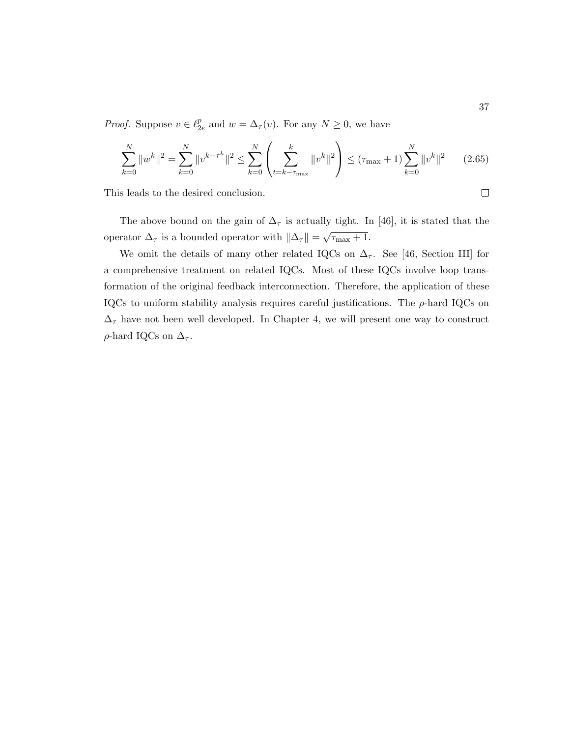*Proof.* Suppose $v \in \ell_{2e}^p$ and $w = \Delta_\tau(v)$. For any $N \geq 0$, we have

$$\sum_{k=0}^{N} \|w^k\|^2 = \sum_{k=0}^{N} \|v^{k-\tau^k}\|^2 \leq \sum_{k=0}^{N} \left( \sum_{t=k-\tau_{\max}}^{k} \|v^k\|^2 \right) \leq (\tau_{\max} + 1) \sum_{k=0}^{N} \|v^k\|^2 \tag{2.65}$$

This leads to the desired conclusion. $\square$

The above bound on the gain of $\Delta_\tau$ is actually tight. In [46], it is stated that the operator $\Delta_\tau$ is a bounded operator with $\|\Delta_\tau\| = \sqrt{\tau_{\max} + 1}$.

We omit the details of many other related IQCs on $\Delta_\tau$. See [46, Section III] for a comprehensive treatment on related IQCs. Most of these IQCs involve loop transformation of the original feedback interconnection. Therefore, the application of these IQCs to uniform stability analysis requires careful justifications. The $\rho$-hard IQCs on $\Delta_\tau$ have not been well developed. In Chapter 4, we will present one way to construct $\rho$-hard IQCs on $\Delta_\tau$.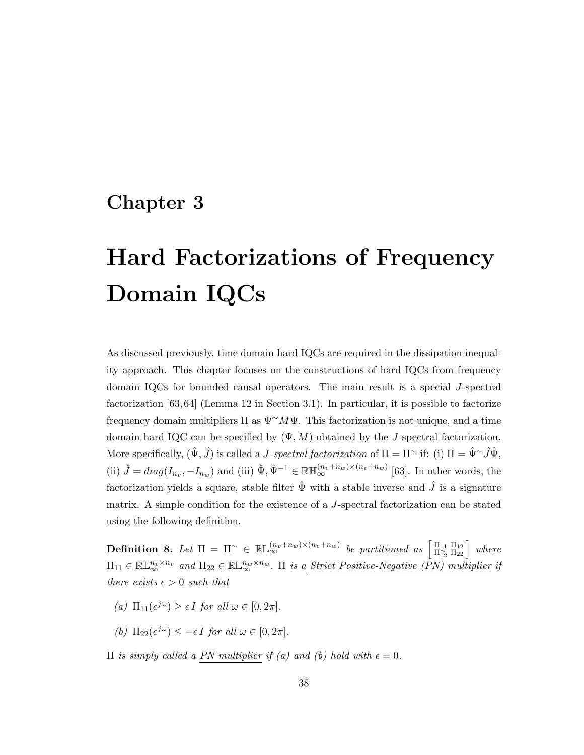# Chapter 3

# Hard Factorizations of Frequency Domain IQCs

As discussed previously, time domain hard IQCs are required in the dissipation inequality approach. This chapter focuses on the constructions of hard IQCs from frequency domain IQCs for bounded causal operators. The main result is a special $J$-spectral factorization [63,64] (Lemma 12 in Section 3.1). In particular, it is possible to factorize frequency domain multipliers $\Pi$ as $\Psi^{\sim} M \Psi$. This factorization is not unique, and a time domain hard IQC can be specified by $(\Psi, M)$ obtained by the $J$-spectral factorization. More specifically, $(\hat{\Psi}, \hat{J})$ is called a *$J$-spectral factorization* of $\Pi = \Pi^{\sim}$ if: (i) $\Pi = \hat{\Psi}^{\sim} \hat{J} \hat{\Psi}$, (ii) $\hat{J} = diag(I_{n_v}, -I_{n_w})$ and (iii) $\hat{\Psi}, \hat{\Psi}^{-1} \in \mathbb{RH}_{\infty}^{(n_v+n_w)\times(n_v+n_w)}$ [63]. In other words, the factorization yields a square, stable filter $\hat{\Psi}$ with a stable inverse and $\hat{J}$ is a signature matrix. A simple condition for the existence of a $J$-spectral factorization can be stated using the following definition.

**Definition 8.** *Let $\Pi = \Pi^{\sim} \in \mathbb{RL}_{\infty}^{(n_v+n_w)\times(n_v+n_w)}$ be partitioned as $\begin{bmatrix} \Pi_{11} & \Pi_{12} \\ \Pi_{12}^{\sim} & \Pi_{22} \end{bmatrix}$ where $\Pi_{11} \in \mathbb{RL}_{\infty}^{n_v \times n_v}$ and $\Pi_{22} \in \mathbb{RL}_{\infty}^{n_w \times n_w}$. $\Pi$ is a Strict Positive-Negative (PN) multiplier if there exists $\epsilon > 0$ such that*

*(a) $\Pi_{11}(e^{j\omega}) \geq \epsilon I$ for all $\omega \in [0, 2\pi]$.*

*(b) $\Pi_{22}(e^{j\omega}) \leq -\epsilon I$ for all $\omega \in [0, 2\pi]$.*

*$\Pi$ is simply called a PN multiplier if (a) and (b) hold with $\epsilon = 0$.*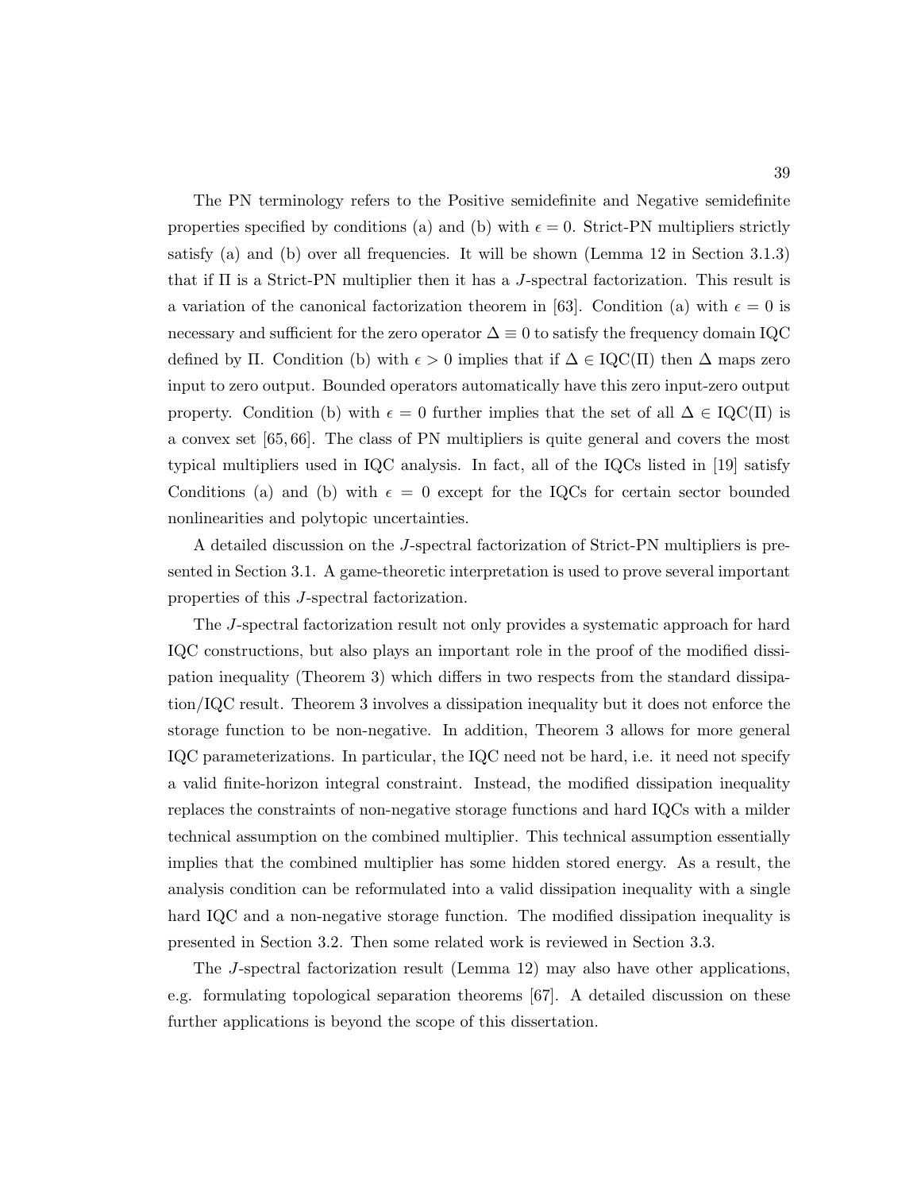The PN terminology refers to the Positive semidefinite and Negative semidefinite properties specified by conditions (a) and (b) with $\epsilon = 0$. Strict-PN multipliers strictly satisfy (a) and (b) over all frequencies. It will be shown (Lemma 12 in Section 3.1.3) that if $\Pi$ is a Strict-PN multiplier then it has a $J$-spectral factorization. This result is a variation of the canonical factorization theorem in [63]. Condition (a) with $\epsilon = 0$ is necessary and sufficient for the zero operator $\Delta \equiv 0$ to satisfy the frequency domain IQC defined by $\Pi$. Condition (b) with $\epsilon > 0$ implies that if $\Delta \in \text{IQC}(\Pi)$ then $\Delta$ maps zero input to zero output. Bounded operators automatically have this zero input-zero output property. Condition (b) with $\epsilon = 0$ further implies that the set of all $\Delta \in \text{IQC}(\Pi)$ is a convex set [65, 66]. The class of PN multipliers is quite general and covers the most typical multipliers used in IQC analysis. In fact, all of the IQCs listed in [19] satisfy Conditions (a) and (b) with $\epsilon = 0$ except for the IQCs for certain sector bounded nonlinearities and polytopic uncertainties.

A detailed discussion on the $J$-spectral factorization of Strict-PN multipliers is presented in Section 3.1. A game-theoretic interpretation is used to prove several important properties of this $J$-spectral factorization.

The $J$-spectral factorization result not only provides a systematic approach for hard IQC constructions, but also plays an important role in the proof of the modified dissipation inequality (Theorem 3) which differs in two respects from the standard dissipation/IQC result. Theorem 3 involves a dissipation inequality but it does not enforce the storage function to be non-negative. In addition, Theorem 3 allows for more general IQC parameterizations. In particular, the IQC need not be hard, i.e. it need not specify a valid finite-horizon integral constraint. Instead, the modified dissipation inequality replaces the constraints of non-negative storage functions and hard IQCs with a milder technical assumption on the combined multiplier. This technical assumption essentially implies that the combined multiplier has some hidden stored energy. As a result, the analysis condition can be reformulated into a valid dissipation inequality with a single hard IQC and a non-negative storage function. The modified dissipation inequality is presented in Section 3.2. Then some related work is reviewed in Section 3.3.

The $J$-spectral factorization result (Lemma 12) may also have other applications, e.g. formulating topological separation theorems [67]. A detailed discussion on these further applications is beyond the scope of this dissertation.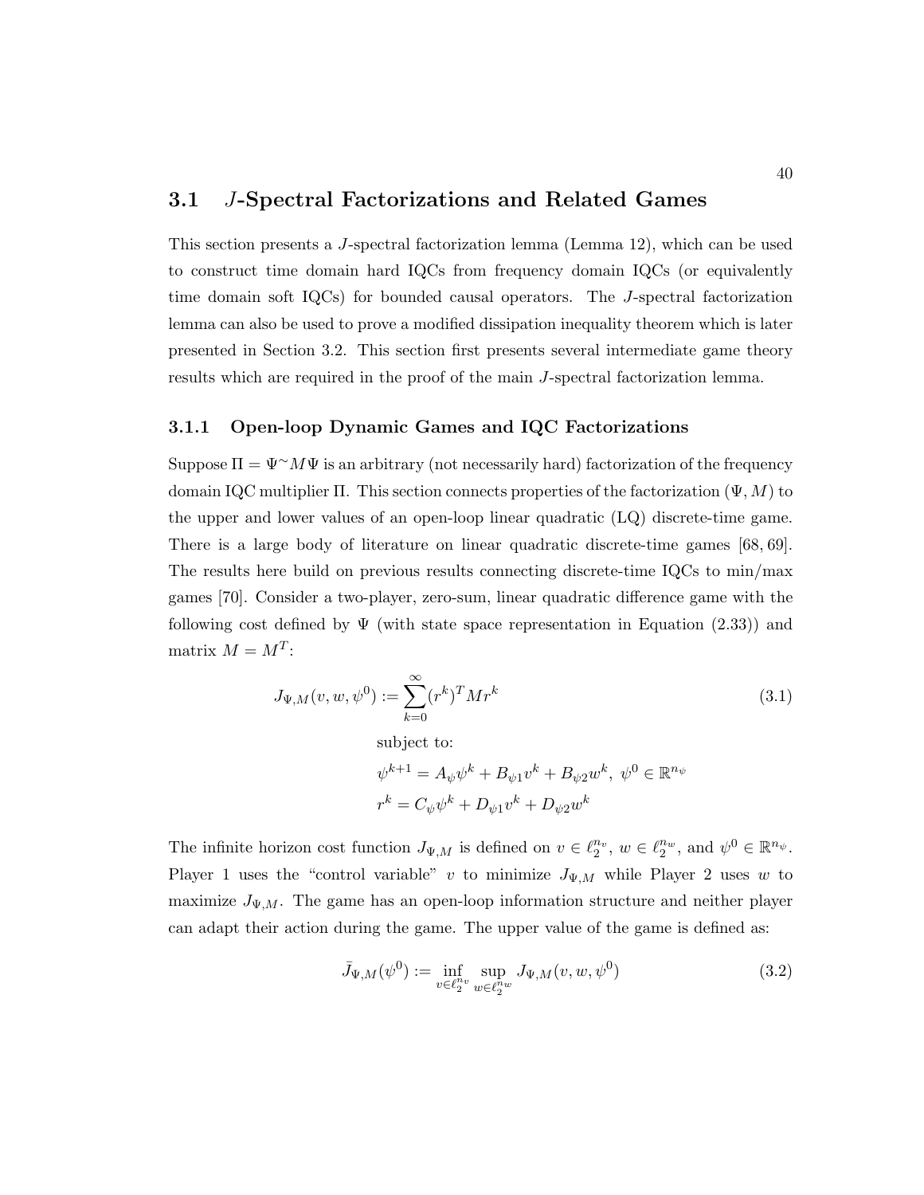## 3.1 $J$-Spectral Factorizations and Related Games

This section presents a $J$-spectral factorization lemma (Lemma 12), which can be used to construct time domain hard IQCs from frequency domain IQCs (or equivalently time domain soft IQCs) for bounded causal operators. The $J$-spectral factorization lemma can also be used to prove a modified dissipation inequality theorem which is later presented in Section 3.2. This section first presents several intermediate game theory results which are required in the proof of the main $J$-spectral factorization lemma.

### 3.1.1 Open-loop Dynamic Games and IQC Factorizations

Suppose $\Pi = \Psi^{\sim} M \Psi$ is an arbitrary (not necessarily hard) factorization of the frequency domain IQC multiplier $\Pi$. This section connects properties of the factorization $(\Psi, M)$ to the upper and lower values of an open-loop linear quadratic (LQ) discrete-time game. There is a large body of literature on linear quadratic discrete-time games [68, 69]. The results here build on previous results connecting discrete-time IQCs to min/max games [70]. Consider a two-player, zero-sum, linear quadratic difference game with the following cost defined by $\Psi$ (with state space representation in Equation (2.33)) and matrix $M = M^T$:

$$J_{\Psi,M}(v, w, \psi^0) := \sum_{k=0}^{\infty} (r^k)^T M r^k \tag{3.1}$$

$$\text{subject to:}$$

$$\psi^{k+1} = A_\psi \psi^k + B_{\psi 1} v^k + B_{\psi 2} w^k, \; \psi^0 \in \mathbb{R}^{n_\psi}$$

$$r^k = C_\psi \psi^k + D_{\psi 1} v^k + D_{\psi 2} w^k$$

The infinite horizon cost function $J_{\Psi,M}$ is defined on $v \in \ell_2^{n_v}$, $w \in \ell_2^{n_w}$, and $\psi^0 \in \mathbb{R}^{n_\psi}$. Player 1 uses the "control variable" $v$ to minimize $J_{\Psi,M}$ while Player 2 uses $w$ to maximize $J_{\Psi,M}$. The game has an open-loop information structure and neither player can adapt their action during the game. The upper value of the game is defined as:

$$\bar{J}_{\Psi,M}(\psi^0) := \inf_{v \in \ell_2^{n_v}} \sup_{w \in \ell_2^{n_w}} J_{\Psi,M}(v, w, \psi^0) \tag{3.2}$$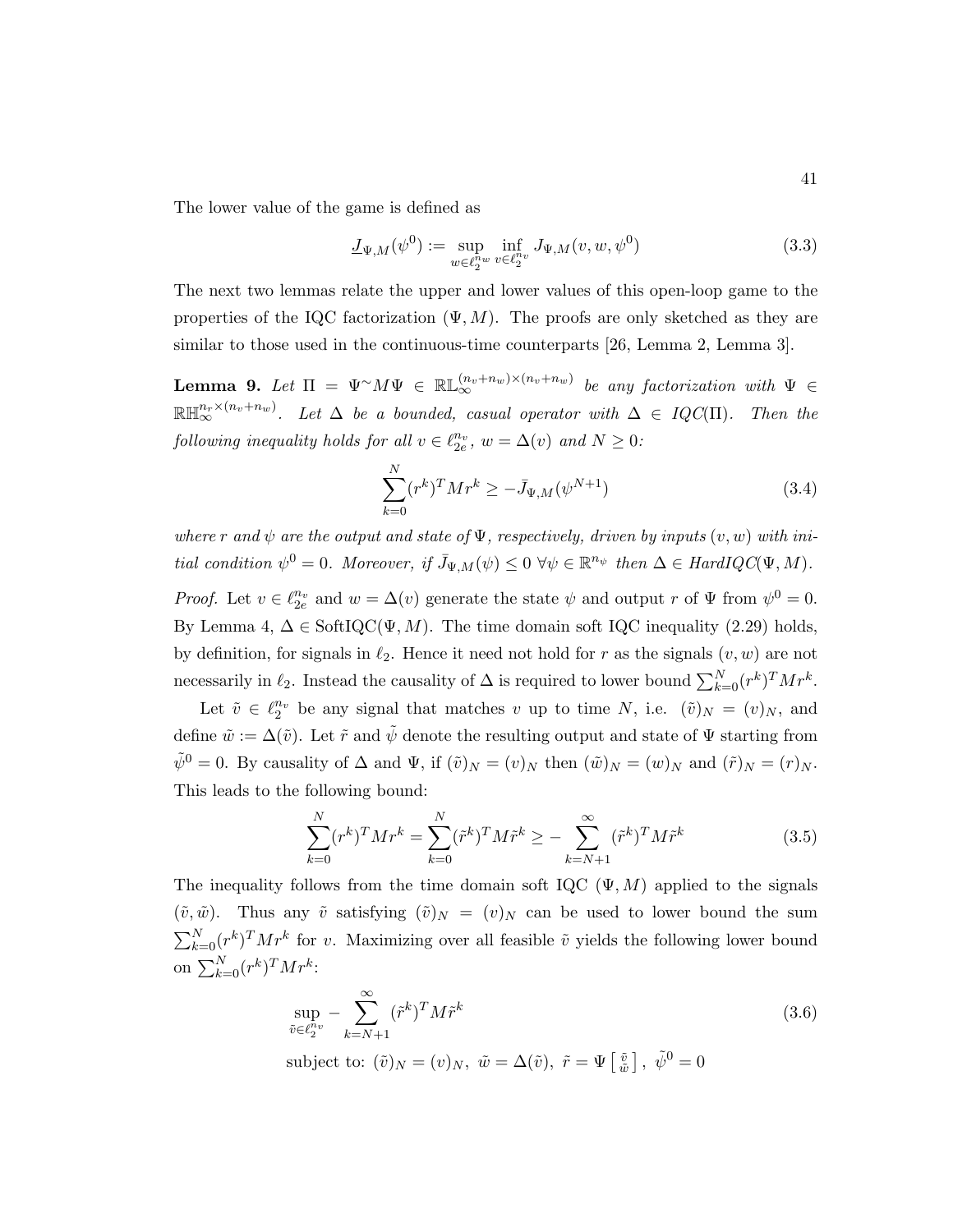The lower value of the game is defined as

$$\underline{J}_{\Psi,M}(\psi^0) := \sup_{w \in \ell_2^{n_w}} \inf_{v \in \ell_2^{n_v}} J_{\Psi,M}(v, w, \psi^0) \tag{3.3}$$

The next two lemmas relate the upper and lower values of this open-loop game to the properties of the IQC factorization $(\Psi, M)$. The proofs are only sketched as they are similar to those used in the continuous-time counterparts [26, Lemma 2, Lemma 3].

**Lemma 9.** *Let $\Pi = \Psi^{\sim} M \Psi \in \mathbb{RL}_{\infty}^{(n_v+n_w)\times(n_v+n_w)}$ be any factorization with $\Psi \in \mathbb{RH}_{\infty}^{n_r \times (n_v+n_w)}$. Let $\Delta$ be a bounded, casual operator with $\Delta \in IQC(\Pi)$. Then the following inequality holds for all $v \in \ell_{2e}^{n_v}$, $w = \Delta(v)$ and $N \geq 0$:*

$$\sum_{k=0}^{N} (r^k)^T M r^k \geq -\bar{J}_{\Psi,M}(\psi^{N+1}) \tag{3.4}$$

*where $r$ and $\psi$ are the output and state of $\Psi$, respectively, driven by inputs $(v, w)$ with initial condition $\psi^0 = 0$. Moreover, if $\bar{J}_{\Psi,M}(\psi) \leq 0 \ \forall \psi \in \mathbb{R}^{n_\psi}$ then $\Delta \in HardIQC(\Psi, M)$.*

*Proof.* Let $v \in \ell_{2e}^{n_v}$ and $w = \Delta(v)$ generate the state $\psi$ and output $r$ of $\Psi$ from $\psi^0 = 0$. By Lemma 4, $\Delta \in \text{SoftIQC}(\Psi, M)$. The time domain soft IQC inequality (2.29) holds, by definition, for signals in $\ell_2$. Hence it need not hold for $r$ as the signals $(v, w)$ are not necessarily in $\ell_2$. Instead the causality of $\Delta$ is required to lower bound $\sum_{k=0}^{N}(r^k)^T M r^k$.

Let $\tilde{v} \in \ell_2^{n_v}$ be any signal that matches $v$ up to time $N$, i.e. $(\tilde{v})_N = (v)_N$, and define $\tilde{w} := \Delta(\tilde{v})$. Let $\tilde{r}$ and $\tilde{\psi}$ denote the resulting output and state of $\Psi$ starting from $\tilde{\psi}^0 = 0$. By causality of $\Delta$ and $\Psi$, if $(\tilde{v})_N = (v)_N$ then $(\tilde{w})_N = (w)_N$ and $(\tilde{r})_N = (r)_N$. This leads to the following bound:

$$\sum_{k=0}^{N} (r^k)^T M r^k = \sum_{k=0}^{N} (\tilde{r}^k)^T M \tilde{r}^k \geq -\sum_{k=N+1}^{\infty} (\tilde{r}^k)^T M \tilde{r}^k \tag{3.5}$$

The inequality follows from the time domain soft IQC $(\Psi, M)$ applied to the signals $(\tilde{v}, \tilde{w})$. Thus any $\tilde{v}$ satisfying $(\tilde{v})_N = (v)_N$ can be used to lower bound the sum $\sum_{k=0}^{N}(r^k)^T M r^k$ for $v$. Maximizing over all feasible $\tilde{v}$ yields the following lower bound on $\sum_{k=0}^{N}(r^k)^T M r^k$:

$$\sup_{\tilde{v} \in \ell_2^{n_v}} -\sum_{k=N+1}^{\infty} (\tilde{r}^k)^T M \tilde{r}^k \tag{3.6}$$

$$\text{subject to: } (\tilde{v})_N = (v)_N, \ \tilde{w} = \Delta(\tilde{v}), \ \tilde{r} = \Psi \begin{bmatrix} \tilde{v} \\ \tilde{w} \end{bmatrix}, \ \tilde{\psi}^0 = 0$$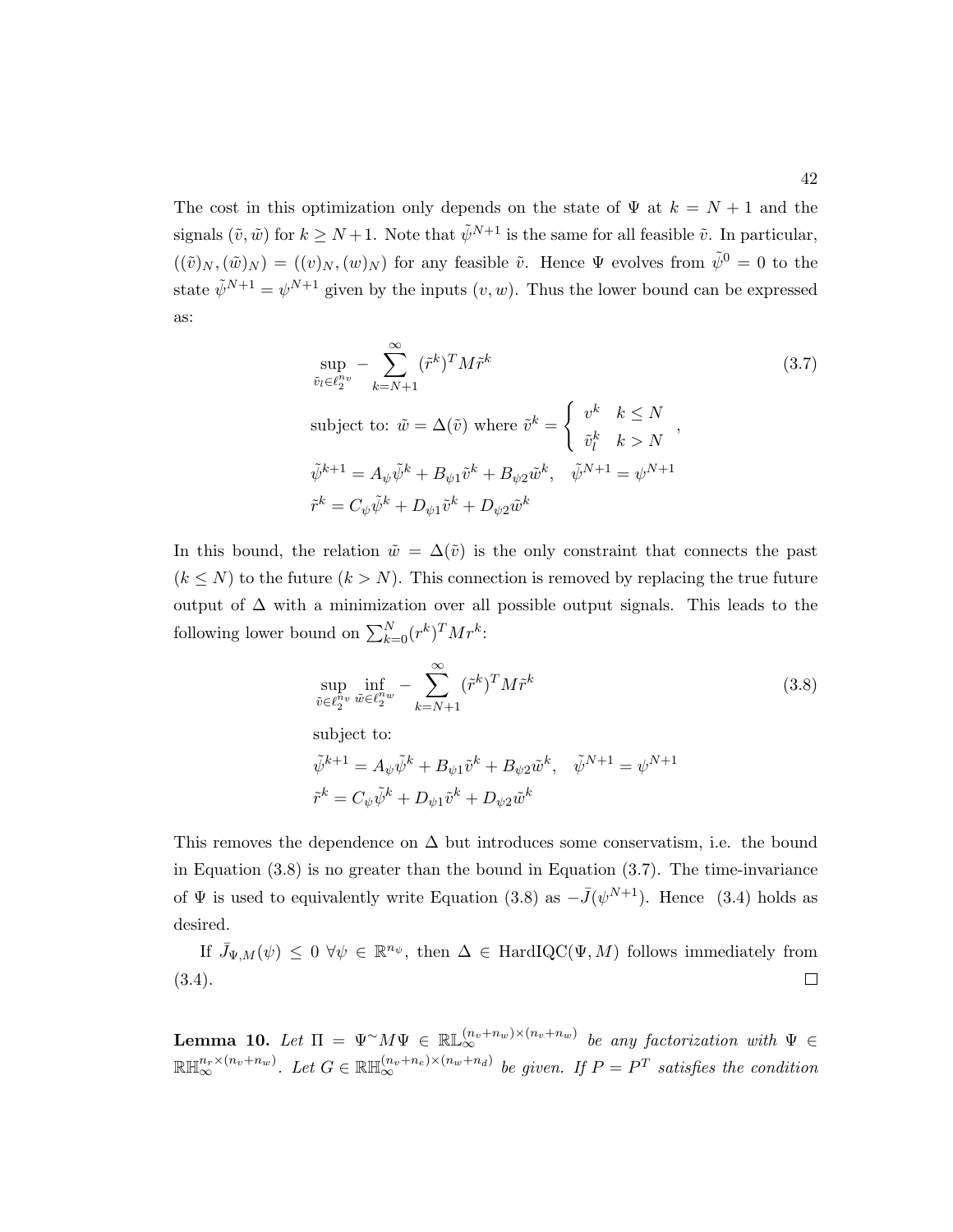The cost in this optimization only depends on the state of $\Psi$ at $k = N+1$ and the signals $(\tilde{v}, \tilde{w})$ for $k \geq N+1$. Note that $\tilde{\psi}^{N+1}$ is the same for all feasible $\tilde{v}$. In particular, $((\tilde{v})_N, (\tilde{w})_N) = ((v)_N, (w)_N)$ for any feasible $\tilde{v}$. Hence $\Psi$ evolves from $\tilde{\psi}^0 = 0$ to the state $\tilde{\psi}^{N+1} = \psi^{N+1}$ given by the inputs $(v, w)$. Thus the lower bound can be expressed as:

$$
\begin{aligned}
&\sup_{\tilde{v}_l \in \ell_2^{n_v}} - \sum_{k=N+1}^{\infty} (\tilde{r}^k)^T M \tilde{r}^k \qquad\qquad (3.7)\\
&\text{subject to: } \tilde{w} = \Delta(\tilde{v}) \text{ where } \tilde{v}^k = \begin{cases} v^k & k \leq N \\ \tilde{v}_l^k & k > N \end{cases}, \\
&\tilde{\psi}^{k+1} = A_\psi \tilde{\psi}^k + B_{\psi 1} \tilde{v}^k + B_{\psi 2} \tilde{w}^k, \quad \tilde{\psi}^{N+1} = \psi^{N+1} \\
&\tilde{r}^k = C_\psi \tilde{\psi}^k + D_{\psi 1} \tilde{v}^k + D_{\psi 2} \tilde{w}^k
\end{aligned}
$$

In this bound, the relation $\tilde{w} = \Delta(\tilde{v})$ is the only constraint that connects the past ($k \leq N$) to the future ($k > N$). This connection is removed by replacing the true future output of $\Delta$ with a minimization over all possible output signals. This leads to the following lower bound on $\sum_{k=0}^{N} (r^k)^T M r^k$:

$$
\begin{aligned}
&\sup_{\tilde{v} \in \ell_2^{n_v}} \inf_{\tilde{w} \in \ell_2^{n_w}} - \sum_{k=N+1}^{\infty} (\tilde{r}^k)^T M \tilde{r}^k \qquad\qquad (3.8)\\
&\text{subject to:} \\
&\tilde{\psi}^{k+1} = A_\psi \tilde{\psi}^k + B_{\psi 1} \tilde{v}^k + B_{\psi 2} \tilde{w}^k, \quad \tilde{\psi}^{N+1} = \psi^{N+1} \\
&\tilde{r}^k = C_\psi \tilde{\psi}^k + D_{\psi 1} \tilde{v}^k + D_{\psi 2} \tilde{w}^k
\end{aligned}
$$

This removes the dependence on $\Delta$ but introduces some conservatism, i.e. the bound in Equation (3.8) is no greater than the bound in Equation (3.7). The time-invariance of $\Psi$ is used to equivalently write Equation (3.8) as $-\bar{J}(\psi^{N+1})$. Hence (3.4) holds as desired.

If $\bar{J}_{\Psi,M}(\psi) \leq 0 \ \forall \psi \in \mathbb{R}^{n_\psi}$, then $\Delta \in \text{HardIQC}(\Psi, M)$ follows immediately from (3.4). $\square$

**Lemma 10.** *Let $\Pi = \Psi^\sim M \Psi \in \mathbb{RL}_\infty^{(n_v+n_w)\times(n_v+n_w)}$ be any factorization with $\Psi \in \mathbb{RH}_\infty^{n_r \times (n_v+n_w)}$. Let $G \in \mathbb{RH}_\infty^{(n_v+n_e)\times(n_w+n_d)}$ be given. If $P = P^T$ satisfies the condition*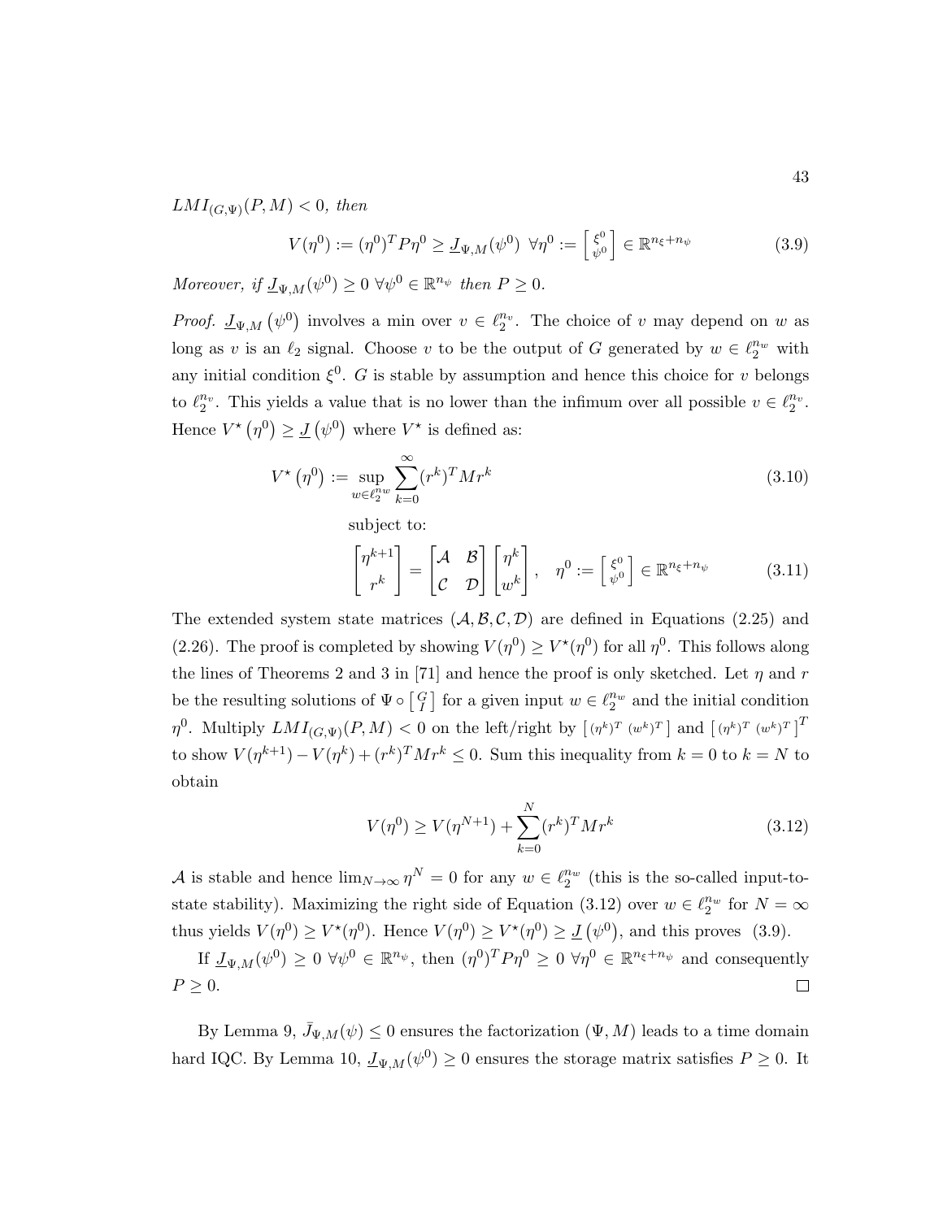$LMI_{(G,\Psi)}(P, M) < 0$*, then*

$$V(\eta^0) := (\eta^0)^T P \eta^0 \geq \underline{J}_{\Psi,M}(\psi^0) \ \ \forall \eta^0 := \begin{bmatrix} \xi^0 \\ \psi^0 \end{bmatrix} \in \mathbb{R}^{n_\xi + n_\psi} \tag{3.9}$$

*Moreover, if* $\underline{J}_{\Psi,M}(\psi^0) \geq 0 \ \forall \psi^0 \in \mathbb{R}^{n_\psi}$ *then* $P \geq 0$.

*Proof.* $\underline{J}_{\Psi,M}\left(\psi^0\right)$ involves a min over $v \in \ell_2^{n_v}$. The choice of $v$ may depend on $w$ as long as $v$ is an $\ell_2$ signal. Choose $v$ to be the output of $G$ generated by $w \in \ell_2^{n_w}$ with any initial condition $\xi^0$. $G$ is stable by assumption and hence this choice for $v$ belongs to $\ell_2^{n_v}$. This yields a value that is no lower than the infimum over all possible $v \in \ell_2^{n_v}$. Hence $V^\star\left(\eta^0\right) \geq \underline{J}\left(\psi^0\right)$ where $V^\star$ is defined as:

$$V^\star\left(\eta^0\right) := \sup_{w \in \ell_2^{n_w}} \sum_{k=0}^{\infty} (r^k)^T M r^k \tag{3.10}$$

subject to:

$$\begin{bmatrix} \eta^{k+1} \\ r^k \end{bmatrix} = \begin{bmatrix} \mathcal{A} & \mathcal{B} \\ \mathcal{C} & \mathcal{D} \end{bmatrix} \begin{bmatrix} \eta^k \\ w^k \end{bmatrix}, \quad \eta^0 := \begin{bmatrix} \xi^0 \\ \psi^0 \end{bmatrix} \in \mathbb{R}^{n_\xi + n_\psi} \tag{3.11}$$

The extended system state matrices $(\mathcal{A}, \mathcal{B}, \mathcal{C}, \mathcal{D})$ are defined in Equations (2.25) and (2.26). The proof is completed by showing $V(\eta^0) \geq V^\star(\eta^0)$ for all $\eta^0$. This follows along the lines of Theorems 2 and 3 in [71] and hence the proof is only sketched. Let $\eta$ and $r$ be the resulting solutions of $\Psi \circ \left[\begin{smallmatrix} G \\ I \end{smallmatrix}\right]$ for a given input $w \in \ell_2^{n_w}$ and the initial condition $\eta^0$. Multiply $LMI_{(G,\Psi)}(P, M) < 0$ on the left/right by $\left[\begin{smallmatrix} (\eta^k)^T & (w^k)^T \end{smallmatrix}\right]$ and $\left[\begin{smallmatrix} (\eta^k)^T & (w^k)^T \end{smallmatrix}\right]^T$ to show $V(\eta^{k+1}) - V(\eta^k) + (r^k)^T M r^k \leq 0$. Sum this inequality from $k = 0$ to $k = N$ to obtain

$$V(\eta^0) \geq V(\eta^{N+1}) + \sum_{k=0}^{N} (r^k)^T M r^k \tag{3.12}$$

$\mathcal{A}$ is stable and hence $\lim_{N \to \infty} \eta^N = 0$ for any $w \in \ell_2^{n_w}$ (this is the so-called input-to-state stability). Maximizing the right side of Equation (3.12) over $w \in \ell_2^{n_w}$ for $N = \infty$ thus yields $V(\eta^0) \geq V^\star(\eta^0)$. Hence $V(\eta^0) \geq V^\star(\eta^0) \geq \underline{J}\left(\psi^0\right)$, and this proves (3.9).

If $\underline{J}_{\Psi,M}(\psi^0) \geq 0 \ \forall \psi^0 \in \mathbb{R}^{n_\psi}$, then $(\eta^0)^T P \eta^0 \geq 0 \ \forall \eta^0 \in \mathbb{R}^{n_\xi + n_\psi}$ and consequently $P \geq 0$. ∎

By Lemma 9, $\bar{J}_{\Psi,M}(\psi) \leq 0$ ensures the factorization $(\Psi, M)$ leads to a time domain hard IQC. By Lemma 10, $\underline{J}_{\Psi,M}(\psi^0) \geq 0$ ensures the storage matrix satisfies $P \geq 0$. It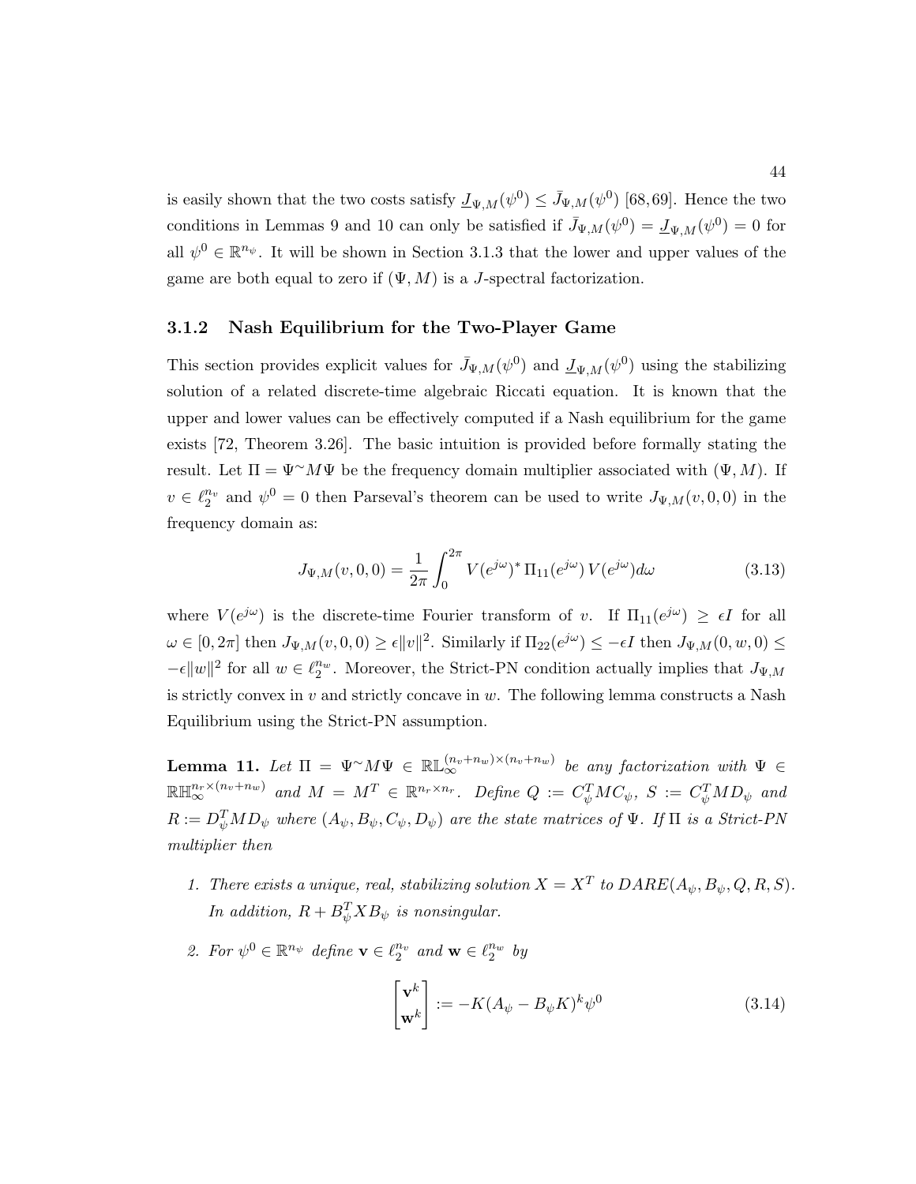is easily shown that the two costs satisfy $\underline{J}_{\Psi,M}(\psi^0) \leq \bar{J}_{\Psi,M}(\psi^0)$ [68,69]. Hence the two conditions in Lemmas 9 and 10 can only be satisfied if $\bar{J}_{\Psi,M}(\psi^0) = \underline{J}_{\Psi,M}(\psi^0) = 0$ for all $\psi^0 \in \mathbb{R}^{n_\psi}$. It will be shown in Section 3.1.3 that the lower and upper values of the game are both equal to zero if $(\Psi, M)$ is a $J$-spectral factorization.

### 3.1.2 Nash Equilibrium for the Two-Player Game

This section provides explicit values for $\bar{J}_{\Psi,M}(\psi^0)$ and $\underline{J}_{\Psi,M}(\psi^0)$ using the stabilizing solution of a related discrete-time algebraic Riccati equation. It is known that the upper and lower values can be effectively computed if a Nash equilibrium for the game exists [72, Theorem 3.26]. The basic intuition is provided before formally stating the result. Let $\Pi = \Psi^{\sim} M \Psi$ be the frequency domain multiplier associated with $(\Psi, M)$. If $v \in \ell_2^{n_v}$ and $\psi^0 = 0$ then Parseval's theorem can be used to write $J_{\Psi,M}(v, 0, 0)$ in the frequency domain as:

$$J_{\Psi,M}(v, 0, 0) = \frac{1}{2\pi} \int_0^{2\pi} V(e^{j\omega})^* \, \Pi_{11}(e^{j\omega}) \, V(e^{j\omega}) d\omega \tag{3.13}$$

where $V(e^{j\omega})$ is the discrete-time Fourier transform of $v$. If $\Pi_{11}(e^{j\omega}) \geq \epsilon I$ for all $\omega \in [0, 2\pi]$ then $J_{\Psi,M}(v, 0, 0) \geq \epsilon \|v\|^2$. Similarly if $\Pi_{22}(e^{j\omega}) \leq -\epsilon I$ then $J_{\Psi,M}(0, w, 0) \leq -\epsilon \|w\|^2$ for all $w \in \ell_2^{n_w}$. Moreover, the Strict-PN condition actually implies that $J_{\Psi,M}$ is strictly convex in $v$ and strictly concave in $w$. The following lemma constructs a Nash Equilibrium using the Strict-PN assumption.

**Lemma 11.** *Let $\Pi = \Psi^{\sim} M \Psi \in \mathbb{RL}_\infty^{(n_v+n_w)\times(n_v+n_w)}$ be any factorization with $\Psi \in \mathbb{RH}_\infty^{n_r \times (n_v+n_w)}$ and $M = M^T \in \mathbb{R}^{n_r \times n_r}$. Define $Q := C_\psi^T M C_\psi$, $S := C_\psi^T M D_\psi$ and $R := D_\psi^T M D_\psi$ where $(A_\psi, B_\psi, C_\psi, D_\psi)$ are the state matrices of $\Psi$. If $\Pi$ is a Strict-PN multiplier then*

1. *There exists a unique, real, stabilizing solution $X = X^T$ to $DARE(A_\psi, B_\psi, Q, R, S)$. In addition, $R + B_\psi^T X B_\psi$ is nonsingular.*

2. *For $\psi^0 \in \mathbb{R}^{n_\psi}$ define $\mathbf{v} \in \ell_2^{n_v}$ and $\mathbf{w} \in \ell_2^{n_w}$ by*

$$\begin{bmatrix} \mathbf{v}^k \\ \mathbf{w}^k \end{bmatrix} := -K(A_\psi - B_\psi K)^k \psi^0 \tag{3.14}$$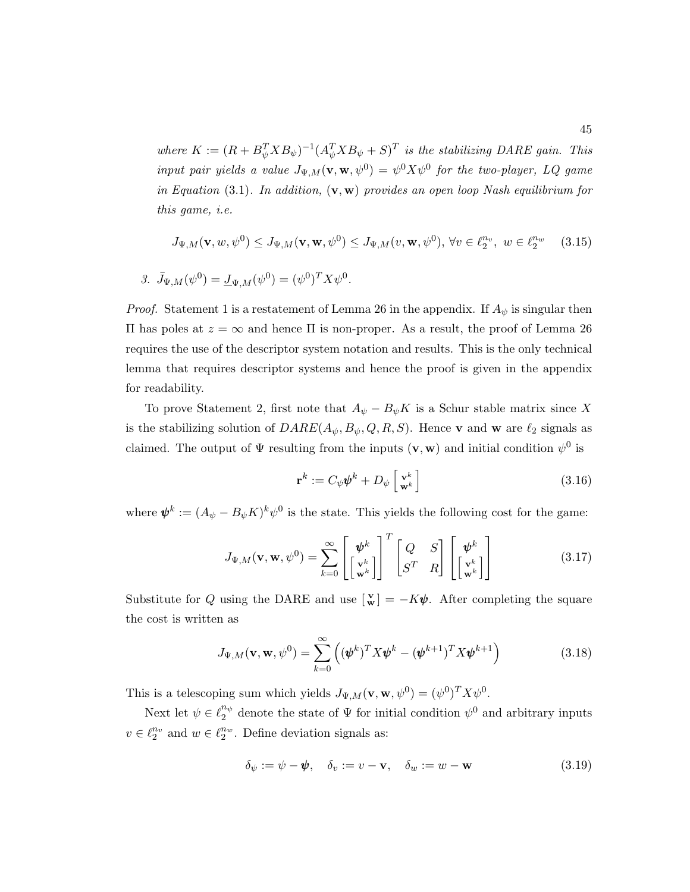*where $K := (R + B_\psi^T X B_\psi)^{-1}(A_\psi^T X B_\psi + S)^T$ is the stabilizing DARE gain. This input pair yields a value $J_{\Psi,M}(\mathbf{v}, \mathbf{w}, \psi^0) = \psi^0 X \psi^0$ for the two-player, LQ game in Equation* (3.1)*. In addition,* $(\mathbf{v}, \mathbf{w})$ *provides an open loop Nash equilibrium for this game, i.e.*

$$J_{\Psi,M}(\mathbf{v}, w, \psi^0) \leq J_{\Psi,M}(\mathbf{v}, \mathbf{w}, \psi^0) \leq J_{\Psi,M}(v, \mathbf{w}, \psi^0),\ \forall v \in \ell_2^{n_v},\ w \in \ell_2^{n_w} \tag{3.15}$$

3. $\bar{J}_{\Psi,M}(\psi^0) = \underline{J}_{\Psi,M}(\psi^0) = (\psi^0)^T X \psi^0$.

*Proof.* Statement 1 is a restatement of Lemma 26 in the appendix. If $A_\psi$ is singular then $\Pi$ has poles at $z = \infty$ and hence $\Pi$ is non-proper. As a result, the proof of Lemma 26 requires the use of the descriptor system notation and results. This is the only technical lemma that requires descriptor systems and hence the proof is given in the appendix for readability.

To prove Statement 2, first note that $A_\psi - B_\psi K$ is a Schur stable matrix since $X$ is the stabilizing solution of $DARE(A_\psi, B_\psi, Q, R, S)$. Hence $\mathbf{v}$ and $\mathbf{w}$ are $\ell_2$ signals as claimed. The output of $\Psi$ resulting from the inputs $(\mathbf{v}, \mathbf{w})$ and initial condition $\psi^0$ is

$$\mathbf{r}^k := C_\psi \boldsymbol{\psi}^k + D_\psi \begin{bmatrix} \mathbf{v}^k \\ \mathbf{w}^k \end{bmatrix} \tag{3.16}$$

where $\boldsymbol{\psi}^k := (A_\psi - B_\psi K)^k \psi^0$ is the state. This yields the following cost for the game:

$$J_{\Psi,M}(\mathbf{v}, \mathbf{w}, \psi^0) = \sum_{k=0}^{\infty} \begin{bmatrix} \boldsymbol{\psi}^k \\ \begin{bmatrix} \mathbf{v}^k \\ \mathbf{w}^k \end{bmatrix} \end{bmatrix}^T \begin{bmatrix} Q & S \\ S^T & R \end{bmatrix} \begin{bmatrix} \boldsymbol{\psi}^k \\ \begin{bmatrix} \mathbf{v}^k \\ \mathbf{w}^k \end{bmatrix} \end{bmatrix} \tag{3.17}$$

Substitute for $Q$ using the DARE and use $\left[\begin{smallmatrix} \mathbf{v} \\ \mathbf{w} \end{smallmatrix}\right] = -K\boldsymbol{\psi}$. After completing the square the cost is written as

$$J_{\Psi,M}(\mathbf{v}, \mathbf{w}, \psi^0) = \sum_{k=0}^{\infty} \left( (\boldsymbol{\psi}^k)^T X \boldsymbol{\psi}^k - (\boldsymbol{\psi}^{k+1})^T X \boldsymbol{\psi}^{k+1} \right) \tag{3.18}$$

This is a telescoping sum which yields $J_{\Psi,M}(\mathbf{v}, \mathbf{w}, \psi^0) = (\psi^0)^T X \psi^0$.

Next let $\psi \in \ell_2^{n_\psi}$ denote the state of $\Psi$ for initial condition $\psi^0$ and arbitrary inputs $v \in \ell_2^{n_v}$ and $w \in \ell_2^{n_w}$. Define deviation signals as:

$$\delta_\psi := \psi - \boldsymbol{\psi}, \quad \delta_v := v - \mathbf{v}, \quad \delta_w := w - \mathbf{w} \tag{3.19}$$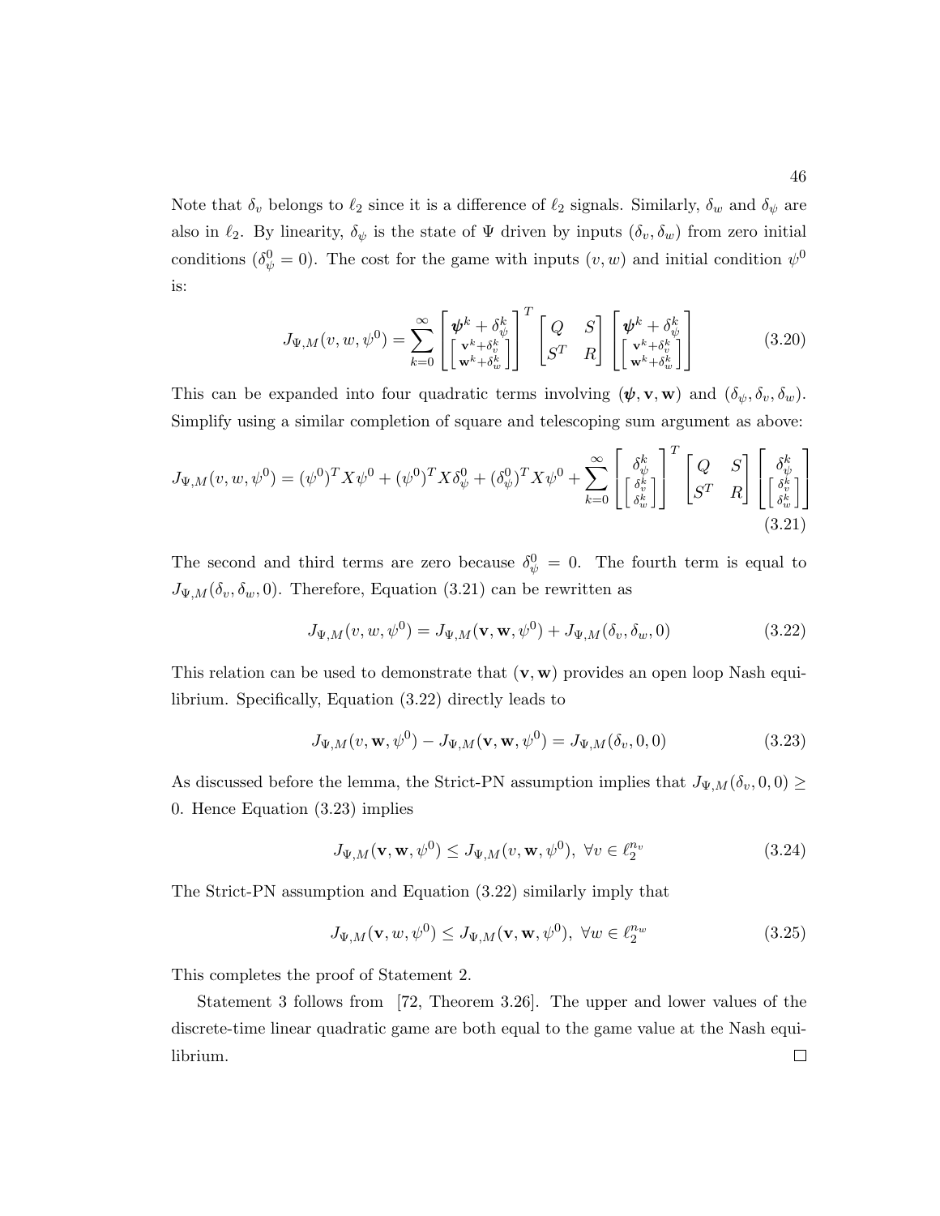Note that $\delta_v$ belongs to $\ell_2$ since it is a difference of $\ell_2$ signals. Similarly, $\delta_w$ and $\delta_\psi$ are also in $\ell_2$. By linearity, $\delta_\psi$ is the state of $\Psi$ driven by inputs $(\delta_v, \delta_w)$ from zero initial conditions ($\delta_\psi^0 = 0$). The cost for the game with inputs $(v, w)$ and initial condition $\psi^0$ is:

$$J_{\Psi,M}(v, w, \psi^0) = \sum_{k=0}^{\infty} \begin{bmatrix} \boldsymbol{\psi}^k + \delta_\psi^k \\ \begin{bmatrix} \mathbf{v}^k + \delta_v^k \\ \mathbf{w}^k + \delta_w^k \end{bmatrix} \end{bmatrix}^T \begin{bmatrix} Q & S \\ S^T & R \end{bmatrix} \begin{bmatrix} \boldsymbol{\psi}^k + \delta_\psi^k \\ \begin{bmatrix} \mathbf{v}^k + \delta_v^k \\ \mathbf{w}^k + \delta_w^k \end{bmatrix} \end{bmatrix} \tag{3.20}$$

This can be expanded into four quadratic terms involving $(\boldsymbol{\psi}, \mathbf{v}, \mathbf{w})$ and $(\delta_\psi, \delta_v, \delta_w)$. Simplify using a similar completion of square and telescoping sum argument as above:

$$J_{\Psi,M}(v, w, \psi^0) = (\psi^0)^T X \psi^0 + (\psi^0)^T X \delta_\psi^0 + (\delta_\psi^0)^T X \psi^0 + \sum_{k=0}^{\infty} \begin{bmatrix} \delta_\psi^k \\ \begin{bmatrix} \delta_v^k \\ \delta_w^k \end{bmatrix} \end{bmatrix}^T \begin{bmatrix} Q & S \\ S^T & R \end{bmatrix} \begin{bmatrix} \delta_\psi^k \\ \begin{bmatrix} \delta_v^k \\ \delta_w^k \end{bmatrix} \end{bmatrix} \tag{3.21}$$

The second and third terms are zero because $\delta_\psi^0 = 0$. The fourth term is equal to $J_{\Psi,M}(\delta_v, \delta_w, 0)$. Therefore, Equation (3.21) can be rewritten as

$$J_{\Psi,M}(v, w, \psi^0) = J_{\Psi,M}(\mathbf{v}, \mathbf{w}, \psi^0) + J_{\Psi,M}(\delta_v, \delta_w, 0) \tag{3.22}$$

This relation can be used to demonstrate that $(\mathbf{v}, \mathbf{w})$ provides an open loop Nash equilibrium. Specifically, Equation (3.22) directly leads to

$$J_{\Psi,M}(v, \mathbf{w}, \psi^0) - J_{\Psi,M}(\mathbf{v}, \mathbf{w}, \psi^0) = J_{\Psi,M}(\delta_v, 0, 0) \tag{3.23}$$

As discussed before the lemma, the Strict-PN assumption implies that $J_{\Psi,M}(\delta_v, 0, 0) \geq 0$. Hence Equation (3.23) implies

$$J_{\Psi,M}(\mathbf{v}, \mathbf{w}, \psi^0) \leq J_{\Psi,M}(v, \mathbf{w}, \psi^0), \ \forall v \in \ell_2^{n_v} \tag{3.24}$$

The Strict-PN assumption and Equation (3.22) similarly imply that

$$J_{\Psi,M}(\mathbf{v}, w, \psi^0) \leq J_{\Psi,M}(\mathbf{v}, \mathbf{w}, \psi^0), \ \forall w \in \ell_2^{n_w} \tag{3.25}$$

This completes the proof of Statement 2.

Statement 3 follows from [72, Theorem 3.26]. The upper and lower values of the discrete-time linear quadratic game are both equal to the game value at the Nash equilibrium. □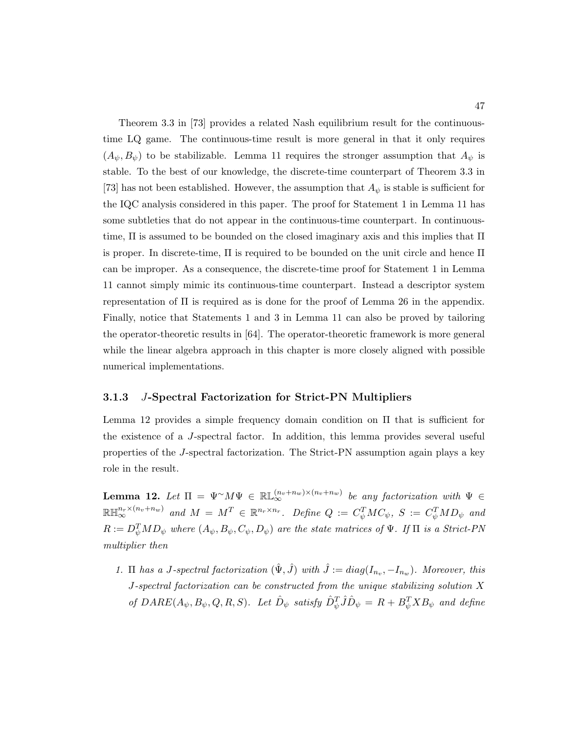Theorem 3.3 in [73] provides a related Nash equilibrium result for the continuous-time LQ game. The continuous-time result is more general in that it only requires $(A_\psi, B_\psi)$ to be stabilizable. Lemma 11 requires the stronger assumption that $A_\psi$ is stable. To the best of our knowledge, the discrete-time counterpart of Theorem 3.3 in [73] has not been established. However, the assumption that $A_\psi$ is stable is sufficient for the IQC analysis considered in this paper. The proof for Statement 1 in Lemma 11 has some subtleties that do not appear in the continuous-time counterpart. In continuous-time, $\Pi$ is assumed to be bounded on the closed imaginary axis and this implies that $\Pi$ is proper. In discrete-time, $\Pi$ is required to be bounded on the unit circle and hence $\Pi$ can be improper. As a consequence, the discrete-time proof for Statement 1 in Lemma 11 cannot simply mimic its continuous-time counterpart. Instead a descriptor system representation of $\Pi$ is required as is done for the proof of Lemma 26 in the appendix. Finally, notice that Statements 1 and 3 in Lemma 11 can also be proved by tailoring the operator-theoretic results in [64]. The operator-theoretic framework is more general while the linear algebra approach in this chapter is more closely aligned with possible numerical implementations.

### 3.1.3 $J$-Spectral Factorization for Strict-PN Multipliers

Lemma 12 provides a simple frequency domain condition on $\Pi$ that is sufficient for the existence of a $J$-spectral factor. In addition, this lemma provides several useful properties of the $J$-spectral factorization. The Strict-PN assumption again plays a key role in the result.

**Lemma 12.** *Let $\Pi = \Psi^{\sim} M \Psi \in \mathbb{RL}_\infty^{(n_v+n_w)\times(n_v+n_w)}$ be any factorization with $\Psi \in \mathbb{RH}_\infty^{n_r\times(n_v+n_w)}$ and $M = M^T \in \mathbb{R}^{n_r\times n_r}$. Define $Q := C_\psi^T M C_\psi$, $S := C_\psi^T M D_\psi$ and $R := D_\psi^T M D_\psi$ where $(A_\psi, B_\psi, C_\psi, D_\psi)$ are the state matrices of $\Psi$. If $\Pi$ is a Strict-PN multiplier then*

1. *$\Pi$ has a $J$-spectral factorization $(\hat{\Psi}, \hat{J})$ with $\hat{J} := diag(I_{n_v}, -I_{n_w})$. Moreover, this $J$-spectral factorization can be constructed from the unique stabilizing solution $X$ of $DARE(A_\psi, B_\psi, Q, R, S)$. Let $\hat{D}_\psi$ satisfy $\hat{D}_\psi^T \hat{J} \hat{D}_\psi = R + B_\psi^T X B_\psi$ and define*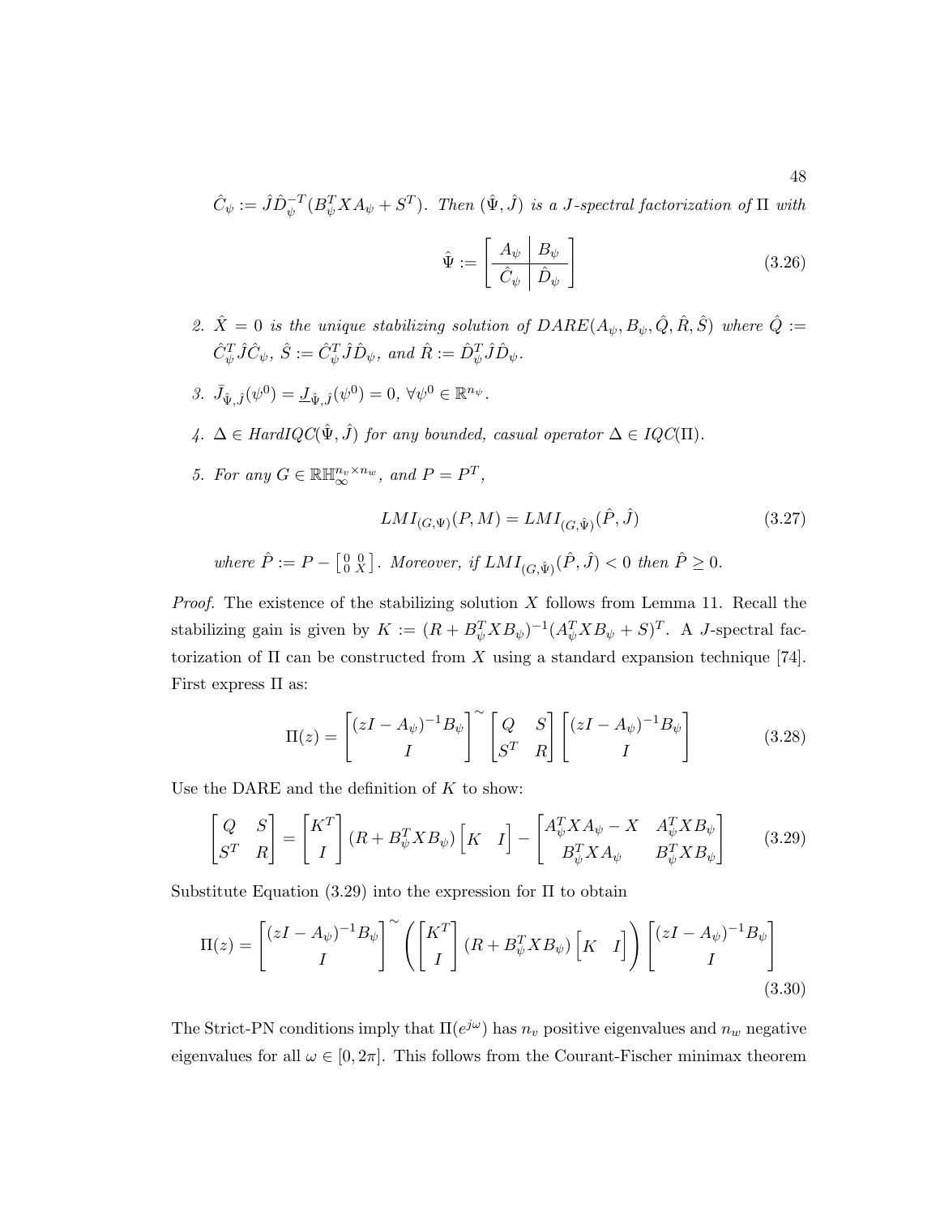$\hat{C}_\psi := \hat{J}\hat{D}_\psi^{-T}(B_\psi^T X A_\psi + S^T)$. *Then* $(\hat{\Psi}, \hat{J})$ *is a J-spectral factorization of* $\Pi$ *with*

$$\hat{\Psi} := \left[ \begin{array}{c|c} A_\psi & B_\psi \\ \hline \hat{C}_\psi & \hat{D}_\psi \end{array} \right] \tag{3.26}$$

2. $\hat{X} = 0$ *is the unique stabilizing solution of* $DARE(A_\psi, B_\psi, \hat{Q}, \hat{R}, \hat{S})$ *where* $\hat{Q} := \hat{C}_\psi^T \hat{J} \hat{C}_\psi$*,* $\hat{S} := \hat{C}_\psi^T \hat{J} \hat{D}_\psi$*, and* $\hat{R} := \hat{D}_\psi^T \hat{J} \hat{D}_\psi$*.*

3. $\bar{J}_{\hat{\Psi},\hat{J}}(\psi^0) = \underline{J}_{\hat{\Psi},\hat{J}}(\psi^0) = 0$*,* $\forall \psi^0 \in \mathbb{R}^{n_\psi}$*.*

4. $\Delta \in HardIQC(\hat{\Psi}, \hat{J})$ *for any bounded, casual operator* $\Delta \in IQC(\Pi)$*.*

5. *For any* $G \in \mathbb{RH}_\infty^{n_v \times n_w}$*, and* $P = P^T$*,*

$$LMI_{(G,\Psi)}(P, M) = LMI_{(G,\hat{\Psi})}(\hat{P}, \hat{J}) \tag{3.27}$$

*where* $\hat{P} := P - \left[\begin{smallmatrix} 0 & 0 \\ 0 & X \end{smallmatrix}\right]$*. Moreover, if* $LMI_{(G,\hat{\Psi})}(\hat{P}, \hat{J}) < 0$ *then* $\hat{P} \geq 0$*.*

*Proof.* The existence of the stabilizing solution $X$ follows from Lemma 11. Recall the stabilizing gain is given by $K := (R + B_\psi^T X B_\psi)^{-1}(A_\psi^T X B_\psi + S)^T$. A $J$-spectral factorization of $\Pi$ can be constructed from $X$ using a standard expansion technique [74]. First express $\Pi$ as:

$$\Pi(z) = \begin{bmatrix} (zI - A_\psi)^{-1} B_\psi \\ I \end{bmatrix}^\sim \begin{bmatrix} Q & S \\ S^T & R \end{bmatrix} \begin{bmatrix} (zI - A_\psi)^{-1} B_\psi \\ I \end{bmatrix} \tag{3.28}$$

Use the DARE and the definition of $K$ to show:

$$\begin{bmatrix} Q & S \\ S^T & R \end{bmatrix} = \begin{bmatrix} K^T \\ I \end{bmatrix} (R + B_\psi^T X B_\psi) \begin{bmatrix} K & I \end{bmatrix} - \begin{bmatrix} A_\psi^T X A_\psi - X & A_\psi^T X B_\psi \\ B_\psi^T X A_\psi & B_\psi^T X B_\psi \end{bmatrix} \tag{3.29}$$

Substitute Equation (3.29) into the expression for $\Pi$ to obtain

$$\Pi(z) = \begin{bmatrix} (zI - A_\psi)^{-1} B_\psi \\ I \end{bmatrix}^\sim \left( \begin{bmatrix} K^T \\ I \end{bmatrix} (R + B_\psi^T X B_\psi) \begin{bmatrix} K & I \end{bmatrix} \right) \begin{bmatrix} (zI - A_\psi)^{-1} B_\psi \\ I \end{bmatrix} \tag{3.30}$$

The Strict-PN conditions imply that $\Pi(e^{j\omega})$ has $n_v$ positive eigenvalues and $n_w$ negative eigenvalues for all $\omega \in [0, 2\pi]$. This follows from the Courant-Fischer minimax theorem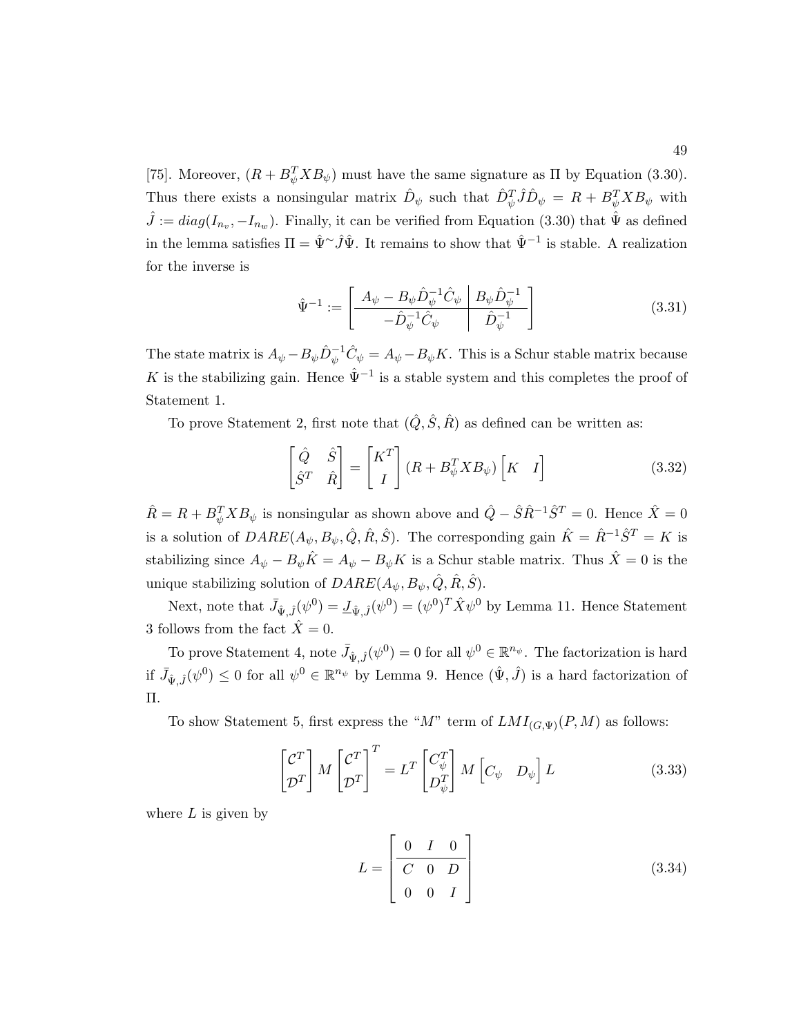[75]. Moreover, $(R + B_\psi^T X B_\psi)$ must have the same signature as $\Pi$ by Equation (3.30). Thus there exists a nonsingular matrix $\hat{D}_\psi$ such that $\hat{D}_\psi^T \hat{J} \hat{D}_\psi = R + B_\psi^T X B_\psi$ with $\hat{J} := diag(I_{n_v}, -I_{n_w})$. Finally, it can be verified from Equation (3.30) that $\hat{\Psi}$ as defined in the lemma satisfies $\Pi = \hat{\Psi}^\sim \hat{J} \hat{\Psi}$. It remains to show that $\hat{\Psi}^{-1}$ is stable. A realization for the inverse is

$$\hat{\Psi}^{-1} := \left[ \begin{array}{c|c} A_\psi - B_\psi \hat{D}_\psi^{-1} \hat{C}_\psi & B_\psi \hat{D}_\psi^{-1} \\ \hline -\hat{D}_\psi^{-1} \hat{C}_\psi & \hat{D}_\psi^{-1} \end{array} \right] \tag{3.31}$$

The state matrix is $A_\psi - B_\psi \hat{D}_\psi^{-1} \hat{C}_\psi = A_\psi - B_\psi K$. This is a Schur stable matrix because $K$ is the stabilizing gain. Hence $\hat{\Psi}^{-1}$ is a stable system and this completes the proof of Statement 1.

To prove Statement 2, first note that $(\hat{Q}, \hat{S}, \hat{R})$ as defined can be written as:

$$\begin{bmatrix} \hat{Q} & \hat{S} \\ \hat{S}^T & \hat{R} \end{bmatrix} = \begin{bmatrix} K^T \\ I \end{bmatrix} (R + B_\psi^T X B_\psi) \begin{bmatrix} K & I \end{bmatrix} \tag{3.32}$$

$\hat{R} = R + B_\psi^T X B_\psi$ is nonsingular as shown above and $\hat{Q} - \hat{S}\hat{R}^{-1}\hat{S}^T = 0$. Hence $\hat{X} = 0$ is a solution of $DARE(A_\psi, B_\psi, \hat{Q}, \hat{R}, \hat{S})$. The corresponding gain $\hat{K} = \hat{R}^{-1}\hat{S}^T = K$ is stabilizing since $A_\psi - B_\psi \hat{K} = A_\psi - B_\psi K$ is a Schur stable matrix. Thus $\hat{X} = 0$ is the unique stabilizing solution of $DARE(A_\psi, B_\psi, \hat{Q}, \hat{R}, \hat{S})$.

Next, note that $\bar{J}_{\hat{\Psi},\hat{J}}(\psi^0) = \underline{J}_{\hat{\Psi},\hat{J}}(\psi^0) = (\psi^0)^T \hat{X} \psi^0$ by Lemma 11. Hence Statement 3 follows from the fact $\hat{X} = 0$.

To prove Statement 4, note $\bar{J}_{\hat{\Psi},\hat{J}}(\psi^0) = 0$ for all $\psi^0 \in \mathbb{R}^{n_\psi}$. The factorization is hard if $\bar{J}_{\hat{\Psi},\hat{J}}(\psi^0) \leq 0$ for all $\psi^0 \in \mathbb{R}^{n_\psi}$ by Lemma 9. Hence $(\hat{\Psi}, \hat{J})$ is a hard factorization of $\Pi$.

To show Statement 5, first express the "$M$" term of $LMI_{(G,\Psi)}(P, M)$ as follows:

$$\begin{bmatrix} \mathcal{C}^T \\ \mathcal{D}^T \end{bmatrix} M \begin{bmatrix} \mathcal{C}^T \\ \mathcal{D}^T \end{bmatrix}^T = L^T \begin{bmatrix} C_\psi^T \\ D_\psi^T \end{bmatrix} M \begin{bmatrix} C_\psi & D_\psi \end{bmatrix} L \tag{3.33}$$

where $L$ is given by

$$L = \left[ \begin{array}{ccc} 0 & I & 0 \\ \hline C & 0 & D \\ 0 & 0 & I \end{array} \right] \tag{3.34}$$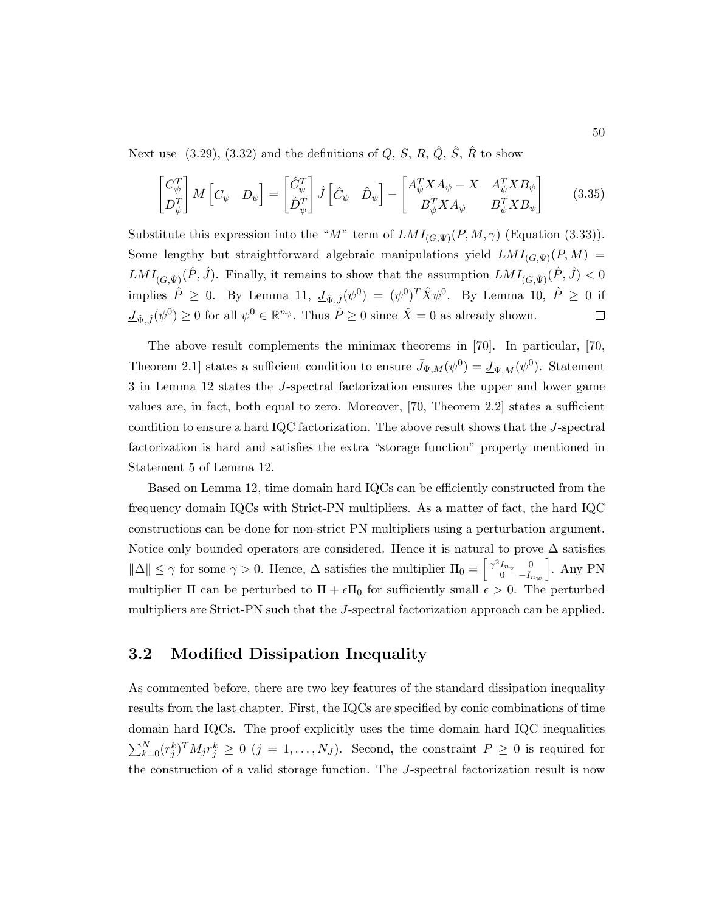Next use (3.29), (3.32) and the definitions of $Q$, $S$, $R$, $\hat{Q}$, $\hat{S}$, $\hat{R}$ to show

$$\begin{bmatrix} C_\psi^T \\ D_\psi^T \end{bmatrix} M \begin{bmatrix} C_\psi & D_\psi \end{bmatrix} = \begin{bmatrix} \hat{C}_\psi^T \\ \hat{D}_\psi^T \end{bmatrix} \hat{J} \begin{bmatrix} \hat{C}_\psi & \hat{D}_\psi \end{bmatrix} - \begin{bmatrix} A_\psi^T X A_\psi - X & A_\psi^T X B_\psi \\ B_\psi^T X A_\psi & B_\psi^T X B_\psi \end{bmatrix} \tag{3.35}$$

Substitute this expression into the "$M$" term of $LMI_{(G,\Psi)}(P, M, \gamma)$ (Equation (3.33)). Some lengthy but straightforward algebraic manipulations yield $LMI_{(G,\Psi)}(P, M) = LMI_{(G,\hat{\Psi})}(\hat{P}, \hat{J})$. Finally, it remains to show that the assumption $LMI_{(G,\hat{\Psi})}(\hat{P}, \hat{J}) < 0$ implies $\hat{P} \geq 0$. By Lemma 11, $\underline{J}_{\hat{\Psi},\hat{J}}(\psi^0) = (\psi^0)^T \hat{X} \psi^0$. By Lemma 10, $\hat{P} \geq 0$ if $\underline{J}_{\hat{\Psi},\hat{J}}(\psi^0) \geq 0$ for all $\psi^0 \in \mathbb{R}^{n_\psi}$. Thus $\hat{P} \geq 0$ since $\hat{X} = 0$ as already shown. $\square$

The above result complements the minimax theorems in [70]. In particular, [70, Theorem 2.1] states a sufficient condition to ensure $\bar{J}_{\Psi,M}(\psi^0) = \underline{J}_{\Psi,M}(\psi^0)$. Statement 3 in Lemma 12 states the $J$-spectral factorization ensures the upper and lower game values are, in fact, both equal to zero. Moreover, [70, Theorem 2.2] states a sufficient condition to ensure a hard IQC factorization. The above result shows that the $J$-spectral factorization is hard and satisfies the extra "storage function" property mentioned in Statement 5 of Lemma 12.

Based on Lemma 12, time domain hard IQCs can be efficiently constructed from the frequency domain IQCs with Strict-PN multipliers. As a matter of fact, the hard IQC constructions can be done for non-strict PN multipliers using a perturbation argument. Notice only bounded operators are considered. Hence it is natural to prove $\Delta$ satisfies $\|\Delta\| \leq \gamma$ for some $\gamma > 0$. Hence, $\Delta$ satisfies the multiplier $\Pi_0 = \begin{bmatrix} \gamma^2 I_{n_v} & 0 \\ 0 & -I_{n_w} \end{bmatrix}$. Any PN multiplier $\Pi$ can be perturbed to $\Pi + \epsilon \Pi_0$ for sufficiently small $\epsilon > 0$. The perturbed multipliers are Strict-PN such that the $J$-spectral factorization approach can be applied.

## 3.2 Modified Dissipation Inequality

As commented before, there are two key features of the standard dissipation inequality results from the last chapter. First, the IQCs are specified by conic combinations of time domain hard IQCs. The proof explicitly uses the time domain hard IQC inequalities $\sum_{k=0}^{N} (r_j^k)^T M_j r_j^k \geq 0$ ($j = 1, \ldots, N_J$). Second, the constraint $P \geq 0$ is required for the construction of a valid storage function. The $J$-spectral factorization result is now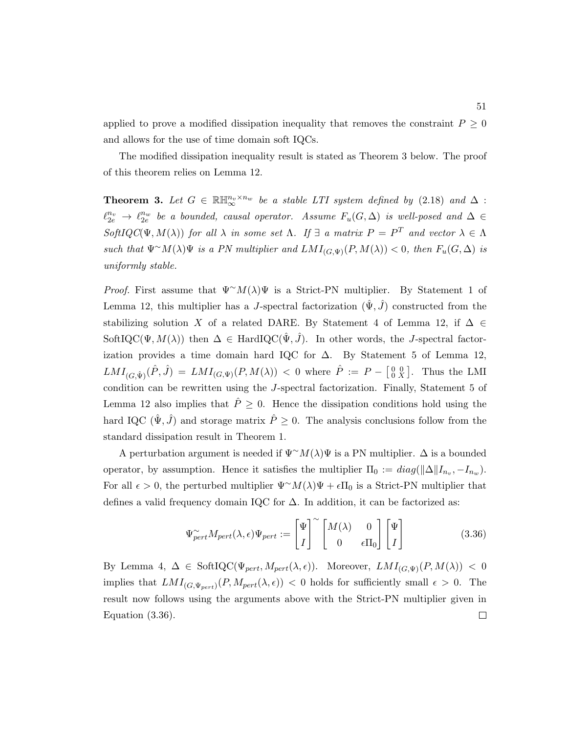applied to prove a modified dissipation inequality that removes the constraint $P \geq 0$ and allows for the use of time domain soft IQCs.

The modified dissipation inequality result is stated as Theorem 3 below. The proof of this theorem relies on Lemma 12.

**Theorem 3.** *Let $G \in \mathbb{RH}_\infty^{n_v \times n_w}$ be a stable LTI system defined by (2.18) and $\Delta : \ell_{2e}^{n_v} \rightarrow \ell_{2e}^{n_w}$ be a bounded, causal operator. Assume $F_u(G, \Delta)$ is well-posed and $\Delta \in$ SoftIQC$(\Psi, M(\lambda))$ for all $\lambda$ in some set $\Lambda$. If $\exists$ a matrix $P = P^T$ and vector $\lambda \in \Lambda$ such that $\Psi^\sim M(\lambda)\Psi$ is a PN multiplier and $LMI_{(G,\Psi)}(P, M(\lambda)) < 0$, then $F_u(G, \Delta)$ is uniformly stable.*

*Proof.* First assume that $\Psi^\sim M(\lambda)\Psi$ is a Strict-PN multiplier. By Statement 1 of Lemma 12, this multiplier has a $J$-spectral factorization $(\hat{\Psi}, \hat{J})$ constructed from the stabilizing solution $X$ of a related DARE. By Statement 4 of Lemma 12, if $\Delta \in$ SoftIQC$(\Psi, M(\lambda))$ then $\Delta \in$ HardIQC$(\hat{\Psi}, \hat{J})$. In other words, the $J$-spectral factorization provides a time domain hard IQC for $\Delta$. By Statement 5 of Lemma 12, $LMI_{(G,\hat{\Psi})}(\hat{P}, \hat{J}) = LMI_{(G,\Psi)}(P, M(\lambda)) < 0$ where $\hat{P} := P - \left[\begin{smallmatrix} 0 & 0 \\ 0 & X \end{smallmatrix}\right]$. Thus the LMI condition can be rewritten using the $J$-spectral factorization. Finally, Statement 5 of Lemma 12 also implies that $\hat{P} \geq 0$. Hence the dissipation conditions hold using the hard IQC $(\hat{\Psi}, \hat{J})$ and storage matrix $\hat{P} \geq 0$. The analysis conclusions follow from the standard dissipation result in Theorem 1.

A perturbation argument is needed if $\Psi^\sim M(\lambda)\Psi$ is a PN multiplier. $\Delta$ is a bounded operator, by assumption. Hence it satisfies the multiplier $\Pi_0 := diag(\|\Delta\| I_{n_v}, -I_{n_w})$. For all $\epsilon > 0$, the perturbed multiplier $\Psi^\sim M(\lambda)\Psi + \epsilon\Pi_0$ is a Strict-PN multiplier that defines a valid frequency domain IQC for $\Delta$. In addition, it can be factorized as:

$$\Psi_{pert}^\sim M_{pert}(\lambda, \epsilon)\Psi_{pert} := \begin{bmatrix} \Psi \\ I \end{bmatrix}^\sim \begin{bmatrix} M(\lambda) & 0 \\ 0 & \epsilon\Pi_0 \end{bmatrix} \begin{bmatrix} \Psi \\ I \end{bmatrix} \tag{3.36}$$

By Lemma 4, $\Delta \in$ SoftIQC$(\Psi_{pert}, M_{pert}(\lambda, \epsilon))$. Moreover, $LMI_{(G,\Psi)}(P, M(\lambda)) < 0$ implies that $LMI_{(G,\Psi_{pert})}(P, M_{pert}(\lambda, \epsilon)) < 0$ holds for sufficiently small $\epsilon > 0$. The result now follows using the arguments above with the Strict-PN multiplier given in Equation (3.36). □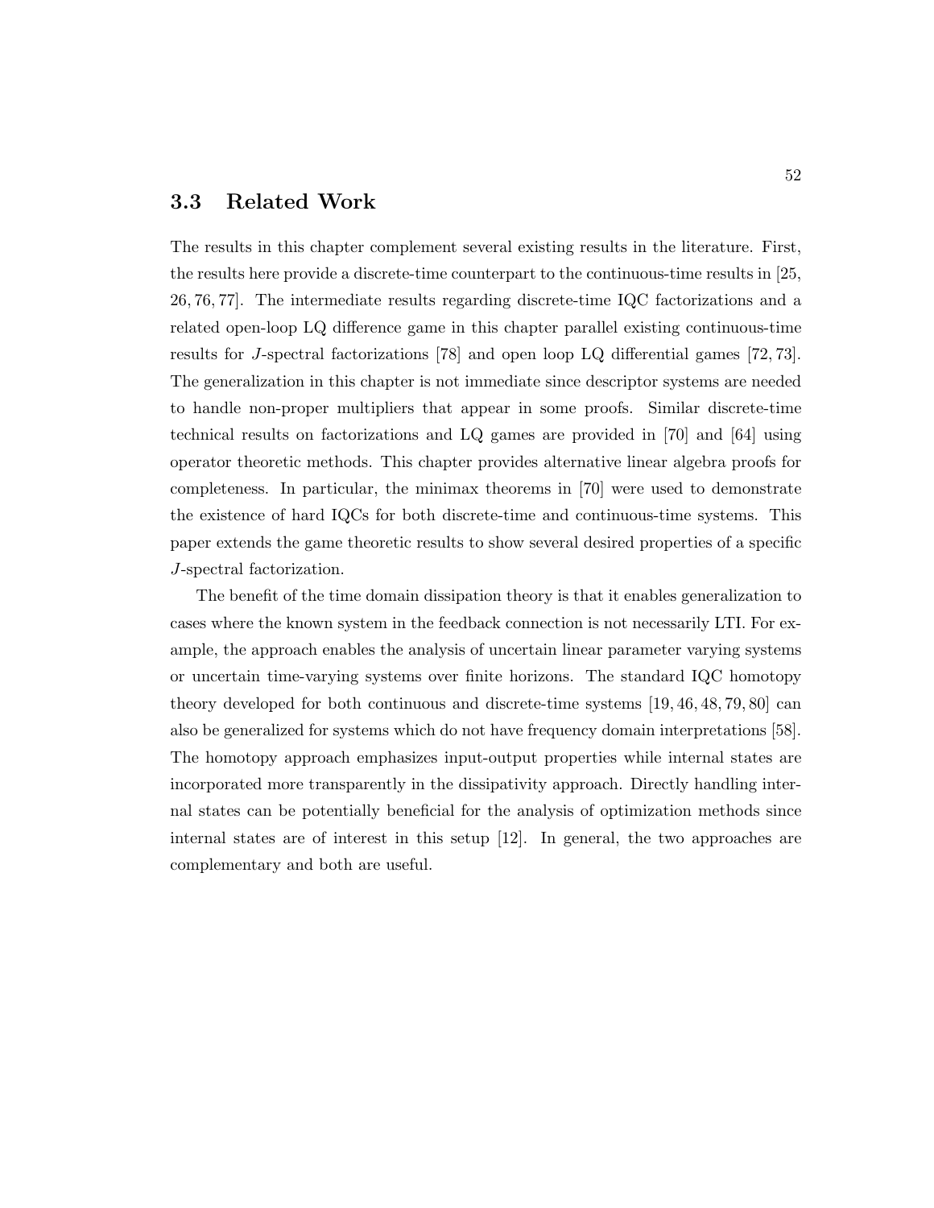## 3.3 Related Work

The results in this chapter complement several existing results in the literature. First, the results here provide a discrete-time counterpart to the continuous-time results in [25, 26, 76, 77]. The intermediate results regarding discrete-time IQC factorizations and a related open-loop LQ difference game in this chapter parallel existing continuous-time results for $J$-spectral factorizations [78] and open loop LQ differential games [72, 73]. The generalization in this chapter is not immediate since descriptor systems are needed to handle non-proper multipliers that appear in some proofs. Similar discrete-time technical results on factorizations and LQ games are provided in [70] and [64] using operator theoretic methods. This chapter provides alternative linear algebra proofs for completeness. In particular, the minimax theorems in [70] were used to demonstrate the existence of hard IQCs for both discrete-time and continuous-time systems. This paper extends the game theoretic results to show several desired properties of a specific $J$-spectral factorization.

The benefit of the time domain dissipation theory is that it enables generalization to cases where the known system in the feedback connection is not necessarily LTI. For example, the approach enables the analysis of uncertain linear parameter varying systems or uncertain time-varying systems over finite horizons. The standard IQC homotopy theory developed for both continuous and discrete-time systems [19, 46, 48, 79, 80] can also be generalized for systems which do not have frequency domain interpretations [58]. The homotopy approach emphasizes input-output properties while internal states are incorporated more transparently in the dissipativity approach. Directly handling internal states can be potentially beneficial for the analysis of optimization methods since internal states are of interest in this setup [12]. In general, the two approaches are complementary and both are useful.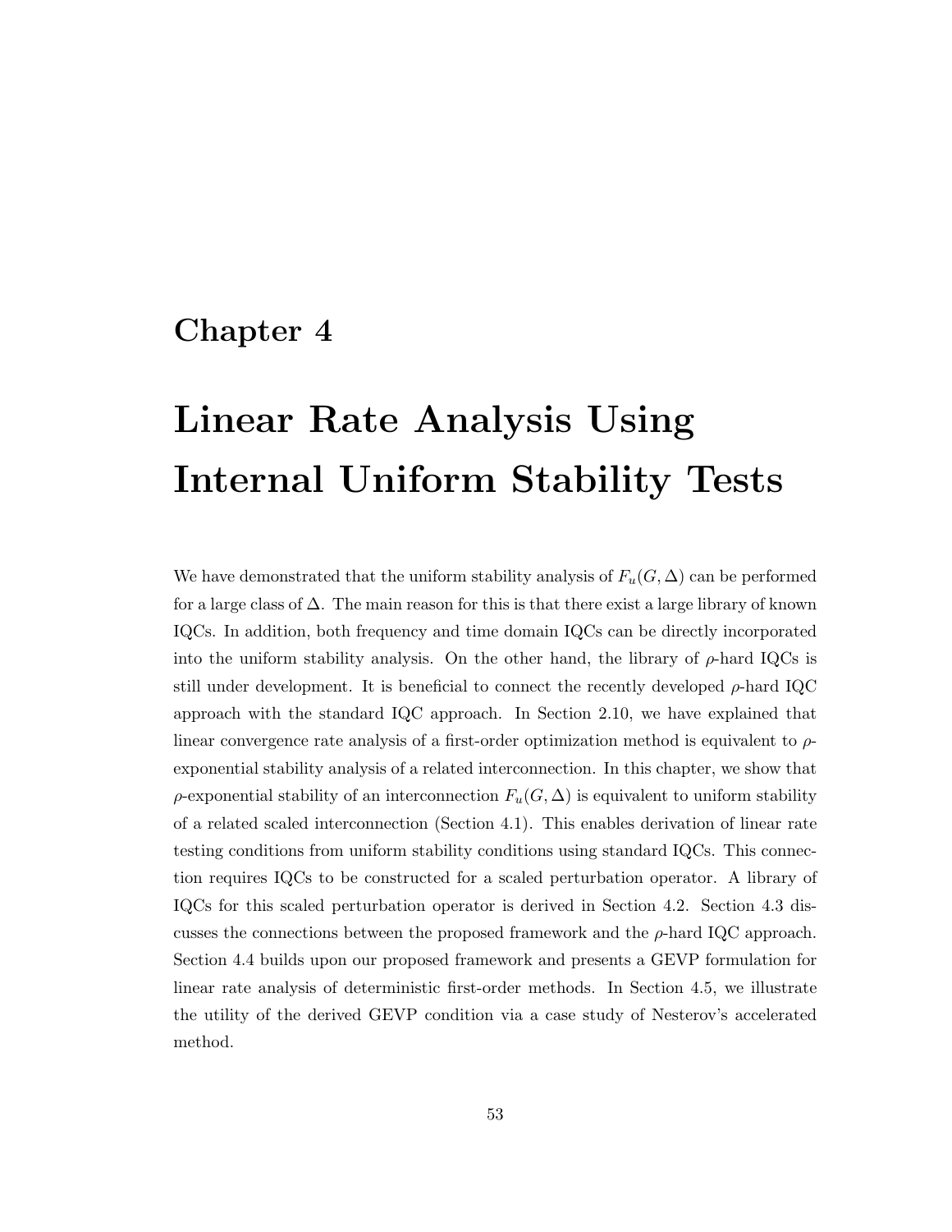# Chapter 4

# Linear Rate Analysis Using Internal Uniform Stability Tests

We have demonstrated that the uniform stability analysis of $F_u(G, \Delta)$ can be performed for a large class of $\Delta$. The main reason for this is that there exist a large library of known IQCs. In addition, both frequency and time domain IQCs can be directly incorporated into the uniform stability analysis. On the other hand, the library of $\rho$-hard IQCs is still under development. It is beneficial to connect the recently developed $\rho$-hard IQC approach with the standard IQC approach. In Section 2.10, we have explained that linear convergence rate analysis of a first-order optimization method is equivalent to $\rho$-exponential stability analysis of a related interconnection. In this chapter, we show that $\rho$-exponential stability of an interconnection $F_u(G, \Delta)$ is equivalent to uniform stability of a related scaled interconnection (Section 4.1). This enables derivation of linear rate testing conditions from uniform stability conditions using standard IQCs. This connection requires IQCs to be constructed for a scaled perturbation operator. A library of IQCs for this scaled perturbation operator is derived in Section 4.2. Section 4.3 discusses the connections between the proposed framework and the $\rho$-hard IQC approach. Section 4.4 builds upon our proposed framework and presents a GEVP formulation for linear rate analysis of deterministic first-order methods. In Section 4.5, we illustrate the utility of the derived GEVP condition via a case study of Nesterov's accelerated method.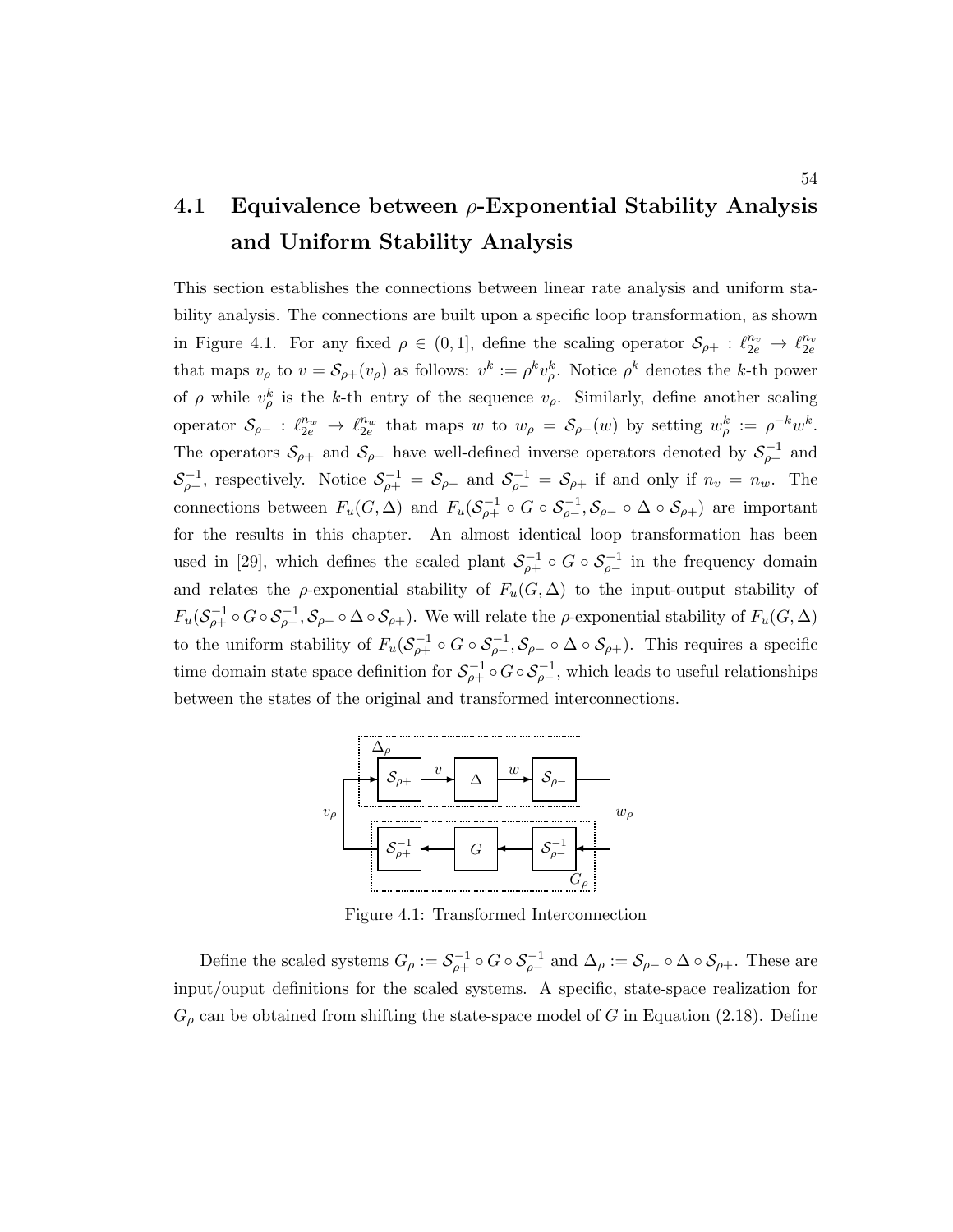## 4.1 Equivalence between $\rho$-Exponential Stability Analysis and Uniform Stability Analysis

This section establishes the connections between linear rate analysis and uniform stability analysis. The connections are built upon a specific loop transformation, as shown in Figure 4.1. For any fixed $\rho \in (0, 1]$, define the scaling operator $\mathcal{S}_{\rho+} : \ell_{2e}^{n_v} \to \ell_{2e}^{n_v}$ that maps $v_\rho$ to $v = \mathcal{S}_{\rho+}(v_\rho)$ as follows: $v^k := \rho^k v_\rho^k$. Notice $\rho^k$ denotes the $k$-th power of $\rho$ while $v_\rho^k$ is the $k$-th entry of the sequence $v_\rho$. Similarly, define another scaling operator $\mathcal{S}_{\rho-} : \ell_{2e}^{n_w} \to \ell_{2e}^{n_w}$ that maps $w$ to $w_\rho = \mathcal{S}_{\rho-}(w)$ by setting $w_\rho^k := \rho^{-k} w^k$. The operators $\mathcal{S}_{\rho+}$ and $\mathcal{S}_{\rho-}$ have well-defined inverse operators denoted by $\mathcal{S}_{\rho+}^{-1}$ and $\mathcal{S}_{\rho-}^{-1}$, respectively. Notice $\mathcal{S}_{\rho+}^{-1} = \mathcal{S}_{\rho-}$ and $\mathcal{S}_{\rho-}^{-1} = \mathcal{S}_{\rho+}$ if and only if $n_v = n_w$. The connections between $F_u(G, \Delta)$ and $F_u(\mathcal{S}_{\rho+}^{-1} \circ G \circ \mathcal{S}_{\rho-}^{-1}, \mathcal{S}_{\rho-} \circ \Delta \circ \mathcal{S}_{\rho+})$ are important for the results in this chapter. An almost identical loop transformation has been used in [29], which defines the scaled plant $\mathcal{S}_{\rho+}^{-1} \circ G \circ \mathcal{S}_{\rho-}^{-1}$ in the frequency domain and relates the $\rho$-exponential stability of $F_u(G, \Delta)$ to the input-output stability of $F_u(\mathcal{S}_{\rho+}^{-1} \circ G \circ \mathcal{S}_{\rho-}^{-1}, \mathcal{S}_{\rho-} \circ \Delta \circ \mathcal{S}_{\rho+})$. We will relate the $\rho$-exponential stability of $F_u(G, \Delta)$ to the uniform stability of $F_u(\mathcal{S}_{\rho+}^{-1} \circ G \circ \mathcal{S}_{\rho-}^{-1}, \mathcal{S}_{\rho-} \circ \Delta \circ \mathcal{S}_{\rho+})$. This requires a specific time domain state space definition for $\mathcal{S}_{\rho+}^{-1} \circ G \circ \mathcal{S}_{\rho-}^{-1}$, which leads to useful relationships between the states of the original and transformed interconnections.

Figure 4.1: Transformed Interconnection

Define the scaled systems $G_\rho := \mathcal{S}_{\rho+}^{-1} \circ G \circ \mathcal{S}_{\rho-}^{-1}$ and $\Delta_\rho := \mathcal{S}_{\rho-} \circ \Delta \circ \mathcal{S}_{\rho+}$. These are input/ouput definitions for the scaled systems. A specific, state-space realization for $G_\rho$ can be obtained from shifting the state-space model of $G$ in Equation (2.18). Define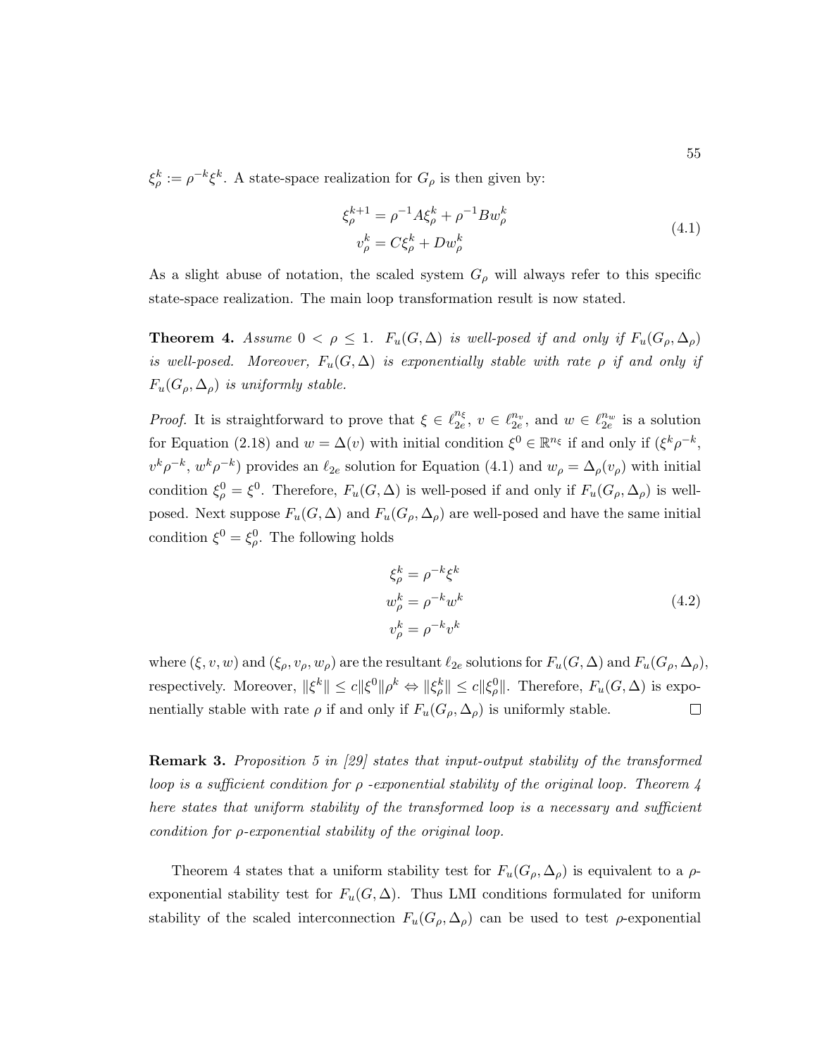$\xi_\rho^k := \rho^{-k}\xi^k$. A state-space realization for $G_\rho$ is then given by:

$$\begin{aligned} \xi_\rho^{k+1} &= \rho^{-1}A\xi_\rho^k + \rho^{-1}Bw_\rho^k \\ v_\rho^k &= C\xi_\rho^k + Dw_\rho^k \end{aligned} \tag{4.1}$$

As a slight abuse of notation, the scaled system $G_\rho$ will always refer to this specific state-space realization. The main loop transformation result is now stated.

**Theorem 4.** *Assume $0 < \rho \le 1$. $F_u(G, \Delta)$ is well-posed if and only if $F_u(G_\rho, \Delta_\rho)$ is well-posed. Moreover, $F_u(G, \Delta)$ is exponentially stable with rate $\rho$ if and only if $F_u(G_\rho, \Delta_\rho)$ is uniformly stable.*

*Proof.* It is straightforward to prove that $\xi \in \ell_{2e}^{n_\xi}$, $v \in \ell_{2e}^{n_v}$, and $w \in \ell_{2e}^{n_w}$ is a solution for Equation (2.18) and $w = \Delta(v)$ with initial condition $\xi^0 \in \mathbb{R}^{n_\xi}$ if and only if ($\xi^k\rho^{-k}$, $v^k\rho^{-k}$, $w^k\rho^{-k}$) provides an $\ell_{2e}$ solution for Equation (4.1) and $w_\rho = \Delta_\rho(v_\rho)$ with initial condition $\xi_\rho^0 = \xi^0$. Therefore, $F_u(G, \Delta)$ is well-posed if and only if $F_u(G_\rho, \Delta_\rho)$ is well-posed. Next suppose $F_u(G, \Delta)$ and $F_u(G_\rho, \Delta_\rho)$ are well-posed and have the same initial condition $\xi^0 = \xi_\rho^0$. The following holds

$$\begin{aligned} \xi_\rho^k &= \rho^{-k}\xi^k \\ w_\rho^k &= \rho^{-k}w^k \\ v_\rho^k &= \rho^{-k}v^k \end{aligned} \tag{4.2}$$

where $(\xi, v, w)$ and $(\xi_\rho, v_\rho, w_\rho)$ are the resultant $\ell_{2e}$ solutions for $F_u(G, \Delta)$ and $F_u(G_\rho, \Delta_\rho)$, respectively. Moreover, $\|\xi^k\| \le c\|\xi^0\|\rho^k \Leftrightarrow \|\xi_\rho^k\| \le c\|\xi_\rho^0\|$. Therefore, $F_u(G, \Delta)$ is exponentially stable with rate $\rho$ if and only if $F_u(G_\rho, \Delta_\rho)$ is uniformly stable. $\square$

**Remark 3.** *Proposition 5 in [29] states that input-output stability of the transformed loop is a sufficient condition for $\rho$ -exponential stability of the original loop. Theorem 4 here states that uniform stability of the transformed loop is a necessary and sufficient condition for $\rho$-exponential stability of the original loop.*

Theorem 4 states that a uniform stability test for $F_u(G_\rho, \Delta_\rho)$ is equivalent to a $\rho$-exponential stability test for $F_u(G, \Delta)$. Thus LMI conditions formulated for uniform stability of the scaled interconnection $F_u(G_\rho, \Delta_\rho)$ can be used to test $\rho$-exponential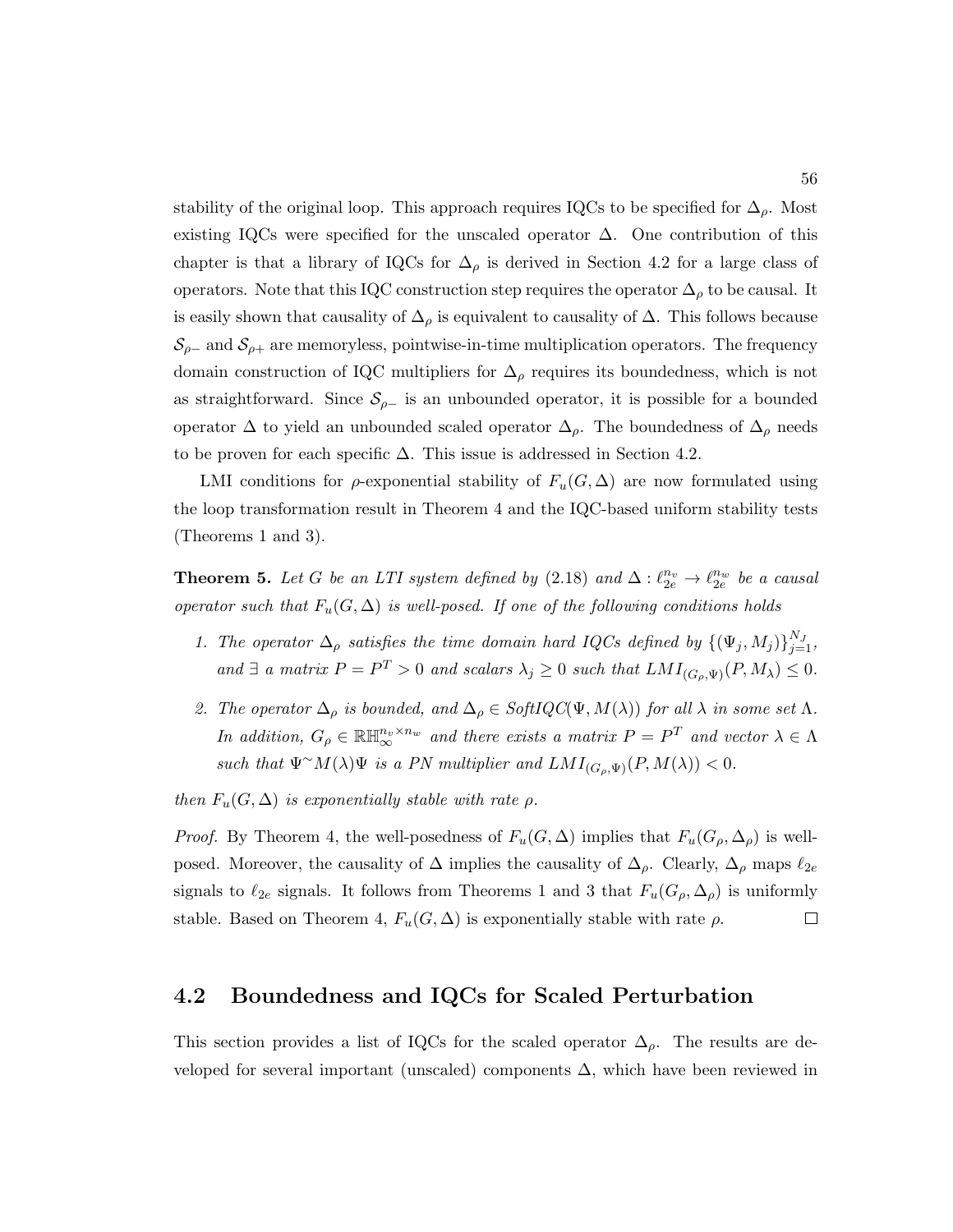stability of the original loop. This approach requires IQCs to be specified for $\Delta_\rho$. Most existing IQCs were specified for the unscaled operator $\Delta$. One contribution of this chapter is that a library of IQCs for $\Delta_\rho$ is derived in Section 4.2 for a large class of operators. Note that this IQC construction step requires the operator $\Delta_\rho$ to be causal. It is easily shown that causality of $\Delta_\rho$ is equivalent to causality of $\Delta$. This follows because $\mathcal{S}_{\rho-}$ and $\mathcal{S}_{\rho+}$ are memoryless, pointwise-in-time multiplication operators. The frequency domain construction of IQC multipliers for $\Delta_\rho$ requires its boundedness, which is not as straightforward. Since $\mathcal{S}_{\rho-}$ is an unbounded operator, it is possible for a bounded operator $\Delta$ to yield an unbounded scaled operator $\Delta_\rho$. The boundedness of $\Delta_\rho$ needs to be proven for each specific $\Delta$. This issue is addressed in Section 4.2.

LMI conditions for $\rho$-exponential stability of $F_u(G, \Delta)$ are now formulated using the loop transformation result in Theorem 4 and the IQC-based uniform stability tests (Theorems 1 and 3).

**Theorem 5.** *Let $G$ be an LTI system defined by (2.18) and $\Delta : \ell_{2e}^{n_v} \to \ell_{2e}^{n_w}$ be a causal operator such that $F_u(G, \Delta)$ is well-posed. If one of the following conditions holds*

1. *The operator $\Delta_\rho$ satisfies the time domain hard IQCs defined by $\{(\Psi_j, M_j)\}_{j=1}^{N_J}$, and $\exists$ a matrix $P = P^T > 0$ and scalars $\lambda_j \geq 0$ such that $LMI_{(G_\rho,\Psi)}(P, M_\lambda) \leq 0$.*
2. *The operator $\Delta_\rho$ is bounded, and $\Delta_\rho \in SoftIQC(\Psi, M(\lambda))$ for all $\lambda$ in some set $\Lambda$. In addition, $G_\rho \in \mathbb{RH}_\infty^{n_v \times n_w}$ and there exists a matrix $P = P^T$ and vector $\lambda \in \Lambda$ such that $\Psi^\sim M(\lambda)\Psi$ is a PN multiplier and $LMI_{(G_\rho,\Psi)}(P, M(\lambda)) < 0$.*

*then $F_u(G, \Delta)$ is exponentially stable with rate $\rho$.*

*Proof.* By Theorem 4, the well-posedness of $F_u(G, \Delta)$ implies that $F_u(G_\rho, \Delta_\rho)$ is well-posed. Moreover, the causality of $\Delta$ implies the causality of $\Delta_\rho$. Clearly, $\Delta_\rho$ maps $\ell_{2e}$ signals to $\ell_{2e}$ signals. It follows from Theorems 1 and 3 that $F_u(G_\rho, \Delta_\rho)$ is uniformly stable. Based on Theorem 4, $F_u(G, \Delta)$ is exponentially stable with rate $\rho$. $\square$

## 4.2 Boundedness and IQCs for Scaled Perturbation

This section provides a list of IQCs for the scaled operator $\Delta_\rho$. The results are developed for several important (unscaled) components $\Delta$, which have been reviewed in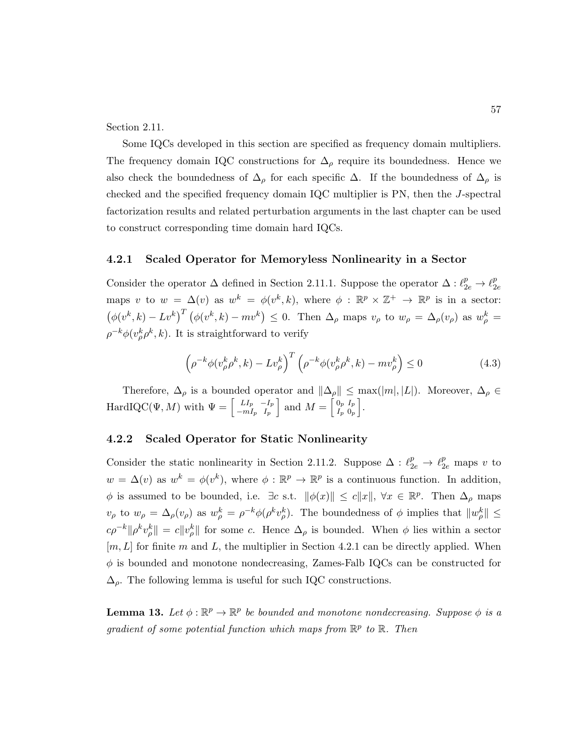Section 2.11.

Some IQCs developed in this section are specified as frequency domain multipliers. The frequency domain IQC constructions for $\Delta_\rho$ require its boundedness. Hence we also check the boundedness of $\Delta_\rho$ for each specific $\Delta$. If the boundedness of $\Delta_\rho$ is checked and the specified frequency domain IQC multiplier is PN, then the $J$-spectral factorization results and related perturbation arguments in the last chapter can be used to construct corresponding time domain hard IQCs.

### 4.2.1 Scaled Operator for Memoryless Nonlinearity in a Sector

Consider the operator $\Delta$ defined in Section 2.11.1. Suppose the operator $\Delta : \ell_{2e}^p \to \ell_{2e}^p$ maps $v$ to $w = \Delta(v)$ as $w^k = \phi(v^k, k)$, where $\phi : \mathbb{R}^p \times \mathbb{Z}^+ \to \mathbb{R}^p$ is in a sector: $\left(\phi(v^k, k) - Lv^k\right)^T \left(\phi(v^k, k) - mv^k\right) \leq 0$. Then $\Delta_\rho$ maps $v_\rho$ to $w_\rho = \Delta_\rho(v_\rho)$ as $w_\rho^k = \rho^{-k}\phi(v_\rho^k \rho^k, k)$. It is straightforward to verify

$$\left(\rho^{-k}\phi(v_\rho^k \rho^k, k) - Lv_\rho^k\right)^T \left(\rho^{-k}\phi(v_\rho^k \rho^k, k) - mv_\rho^k\right) \leq 0 \tag{4.3}$$

Therefore, $\Delta_\rho$ is a bounded operator and $\|\Delta_\rho\| \leq \max(|m|, |L|)$. Moreover, $\Delta_\rho \in \text{HardIQC}(\Psi, M)$ with $\Psi = \begin{bmatrix} LI_p & -I_p \\ -mI_p & I_p \end{bmatrix}$ and $M = \begin{bmatrix} 0_p & I_p \\ I_p & 0_p \end{bmatrix}$.

### 4.2.2 Scaled Operator for Static Nonlinearity

Consider the static nonlinearity in Section 2.11.2. Suppose $\Delta : \ell_{2e}^p \to \ell_{2e}^p$ maps $v$ to $w = \Delta(v)$ as $w^k = \phi(v^k)$, where $\phi : \mathbb{R}^p \to \mathbb{R}^p$ is a continuous function. In addition, $\phi$ is assumed to be bounded, i.e. $\exists c$ s.t. $\|\phi(x)\| \leq c\|x\|$, $\forall x \in \mathbb{R}^p$. Then $\Delta_\rho$ maps $v_\rho$ to $w_\rho = \Delta_\rho(v_\rho)$ as $w_\rho^k = \rho^{-k}\phi(\rho^k v_\rho^k)$. The boundedness of $\phi$ implies that $\|w_\rho^k\| \leq c\rho^{-k}\|\rho^k v_\rho^k\| = c\|v_\rho^k\|$ for some $c$. Hence $\Delta_\rho$ is bounded. When $\phi$ lies within a sector $[m, L]$ for finite $m$ and $L$, the multiplier in Section 4.2.1 can be directly applied. When $\phi$ is bounded and monotone nondecreasing, Zames-Falb IQCs can be constructed for $\Delta_\rho$. The following lemma is useful for such IQC constructions.

**Lemma 13.** *Let $\phi : \mathbb{R}^p \to \mathbb{R}^p$ be bounded and monotone nondecreasing. Suppose $\phi$ is a gradient of some potential function which maps from $\mathbb{R}^p$ to $\mathbb{R}$. Then*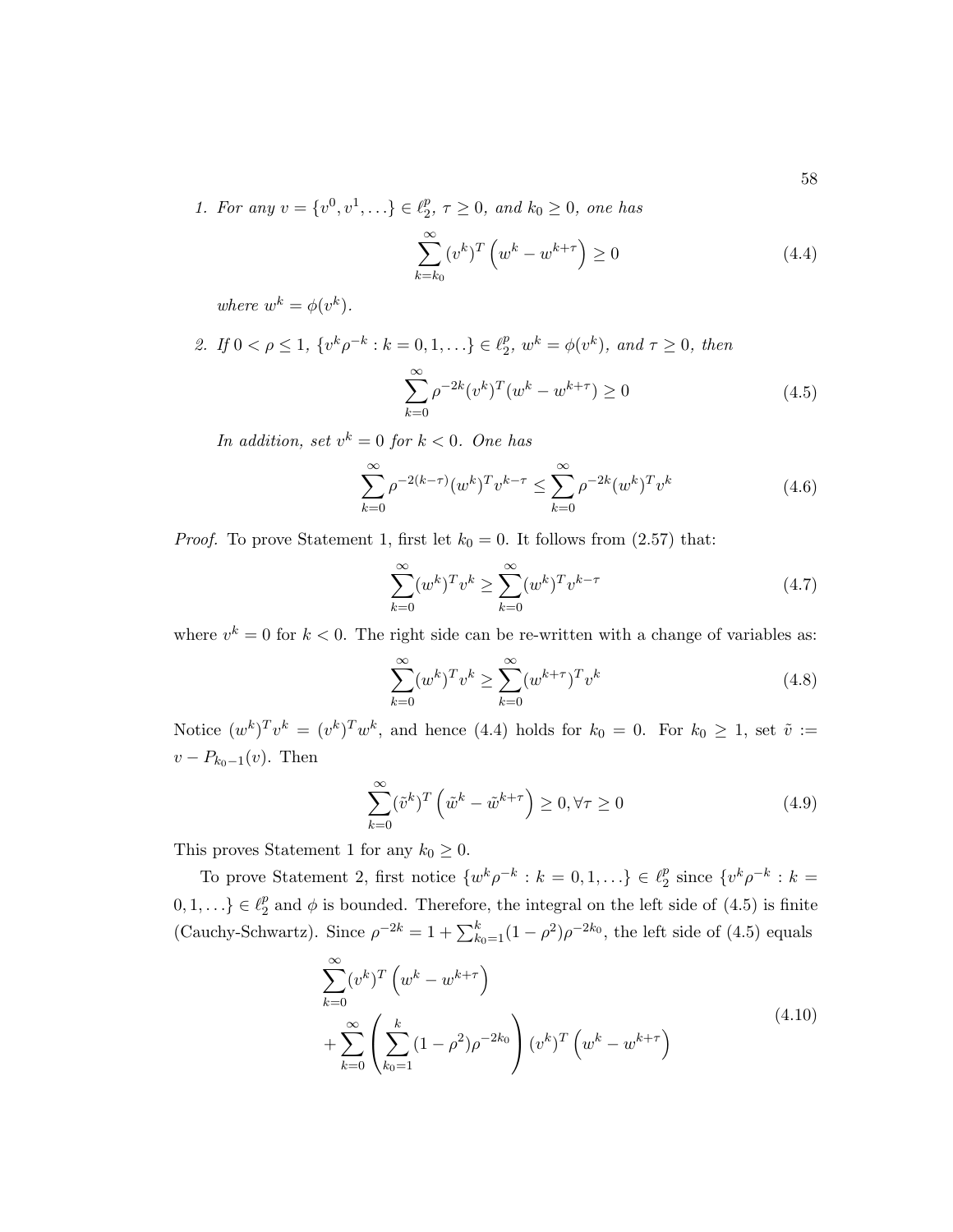1. *For any* $v = \{v^0, v^1, \ldots\} \in \ell_2^p$, $\tau \geq 0$, *and* $k_0 \geq 0$, *one has*

$$\sum_{k=k_0}^{\infty} (v^k)^T \left( w^k - w^{k+\tau} \right) \geq 0 \tag{4.4}$$

*where* $w^k = \phi(v^k)$.

2. *If* $0 < \rho \leq 1$, $\{v^k \rho^{-k} : k = 0, 1, \ldots\} \in \ell_2^p$, $w^k = \phi(v^k)$, *and* $\tau \geq 0$, *then*

$$\sum_{k=0}^{\infty} \rho^{-2k} (v^k)^T (w^k - w^{k+\tau}) \geq 0 \tag{4.5}$$

*In addition, set* $v^k = 0$ *for* $k < 0$. *One has*

$$\sum_{k=0}^{\infty} \rho^{-2(k-\tau)} (w^k)^T v^{k-\tau} \leq \sum_{k=0}^{\infty} \rho^{-2k} (w^k)^T v^k \tag{4.6}$$

*Proof.* To prove Statement 1, first let $k_0 = 0$. It follows from (2.57) that:

$$\sum_{k=0}^{\infty} (w^k)^T v^k \geq \sum_{k=0}^{\infty} (w^k)^T v^{k-\tau} \tag{4.7}$$

where $v^k = 0$ for $k < 0$. The right side can be re-written with a change of variables as:

$$\sum_{k=0}^{\infty} (w^k)^T v^k \geq \sum_{k=0}^{\infty} (w^{k+\tau})^T v^k \tag{4.8}$$

Notice $(w^k)^T v^k = (v^k)^T w^k$, and hence (4.4) holds for $k_0 = 0$. For $k_0 \geq 1$, set $\tilde{v} := v - P_{k_0 - 1}(v)$. Then

$$\sum_{k=0}^{\infty} (\tilde{v}^k)^T \left( \tilde{w}^k - \tilde{w}^{k+\tau} \right) \geq 0, \forall \tau \geq 0 \tag{4.9}$$

This proves Statement 1 for any $k_0 \geq 0$.

To prove Statement 2, first notice $\{w^k \rho^{-k} : k = 0, 1, \ldots\} \in \ell_2^p$ since $\{v^k \rho^{-k} : k = 0, 1, \ldots\} \in \ell_2^p$ and $\phi$ is bounded. Therefore, the integral on the left side of (4.5) is finite (Cauchy-Schwartz). Since $\rho^{-2k} = 1 + \sum_{k_0=1}^{k} (1 - \rho^2) \rho^{-2k_0}$, the left side of (4.5) equals

$$\begin{aligned} &\sum_{k=0}^{\infty} (v^k)^T \left( w^k - w^{k+\tau} \right) \\ &+ \sum_{k=0}^{\infty} \left( \sum_{k_0=1}^{k} (1 - \rho^2) \rho^{-2k_0} \right) (v^k)^T \left( w^k - w^{k+\tau} \right) \end{aligned} \tag{4.10}$$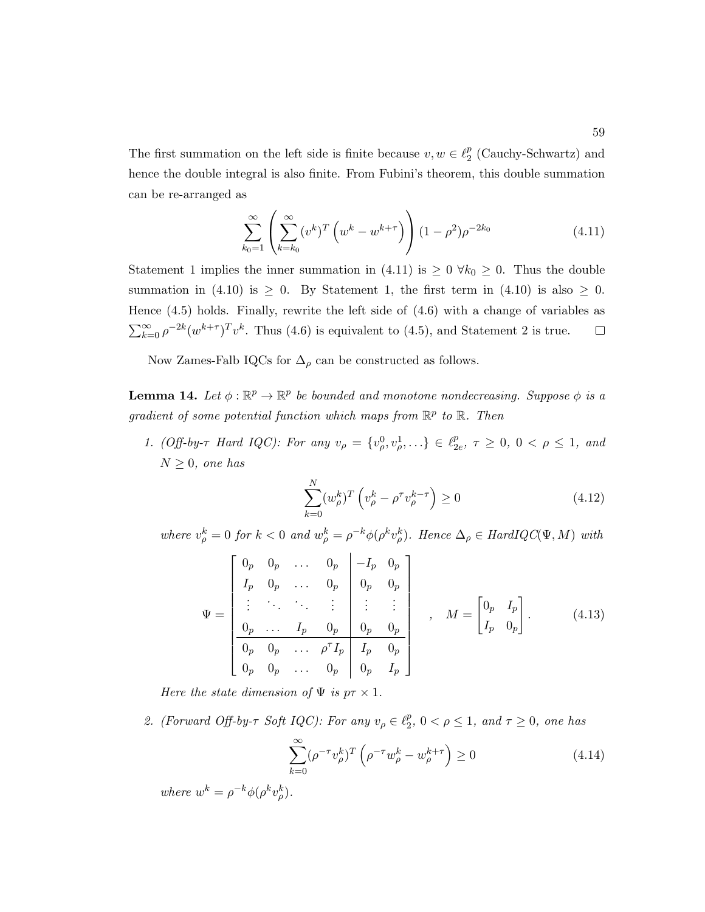The first summation on the left side is finite because $v, w \in \ell_2^p$ (Cauchy-Schwartz) and hence the double integral is also finite. From Fubini's theorem, this double summation can be re-arranged as

$$\sum_{k_0=1}^{\infty} \left( \sum_{k=k_0}^{\infty} (v^k)^T \left( w^k - w^{k+\tau} \right) \right) (1-\rho^2)\rho^{-2k_0} \tag{4.11}$$

Statement 1 implies the inner summation in (4.11) is $\geq 0$ $\forall k_0 \geq 0$. Thus the double summation in (4.10) is $\geq 0$. By Statement 1, the first term in (4.10) is also $\geq 0$. Hence (4.5) holds. Finally, rewrite the left side of (4.6) with a change of variables as $\sum_{k=0}^{\infty} \rho^{-2k}(w^{k+\tau})^T v^k$. Thus (4.6) is equivalent to (4.5), and Statement 2 is true. $\square$

Now Zames-Falb IQCs for $\Delta_\rho$ can be constructed as follows.

**Lemma 14.** *Let $\phi : \mathbb{R}^p \to \mathbb{R}^p$ be bounded and monotone nondecreasing. Suppose $\phi$ is a gradient of some potential function which maps from $\mathbb{R}^p$ to $\mathbb{R}$. Then*

1. *(Off-by-$\tau$ Hard IQC): For any $v_\rho = \{v_\rho^0, v_\rho^1, \ldots\} \in \ell_{2e}^p$, $\tau \geq 0$, $0 < \rho \leq 1$, and $N \geq 0$, one has*

$$\sum_{k=0}^{N} (w_\rho^k)^T \left( v_\rho^k - \rho^\tau v_\rho^{k-\tau} \right) \geq 0 \tag{4.12}$$

   *where $v_\rho^k = 0$ for $k < 0$ and $w_\rho^k = \rho^{-k}\phi(\rho^k v_\rho^k)$. Hence $\Delta_\rho \in HardIQC(\Psi, M)$ with*

$$\Psi = \left[\begin{array}{cccc|cc} 0_p & 0_p & \ldots & 0_p & -I_p & 0_p \\ I_p & 0_p & \ldots & 0_p & 0_p & 0_p \\ \vdots & \ddots & \ddots & \vdots & \vdots & \vdots \\ 0_p & \ldots & I_p & 0_p & 0_p & 0_p \\ \hline 0_p & 0_p & \ldots & \rho^\tau I_p & I_p & 0_p \\ 0_p & 0_p & \ldots & 0_p & 0_p & I_p \end{array}\right], \quad M = \begin{bmatrix} 0_p & I_p \\ I_p & 0_p \end{bmatrix}. \tag{4.13}$$

   *Here the state dimension of $\Psi$ is $p\tau \times 1$.*

2. *(Forward Off-by-$\tau$ Soft IQC): For any $v_\rho \in \ell_2^p$, $0 < \rho \leq 1$, and $\tau \geq 0$, one has*

$$\sum_{k=0}^{\infty} (\rho^{-\tau} v_\rho^k)^T \left( \rho^{-\tau} w_\rho^k - w_\rho^{k+\tau} \right) \geq 0 \tag{4.14}$$

   *where $w^k = \rho^{-k}\phi(\rho^k v_\rho^k)$.*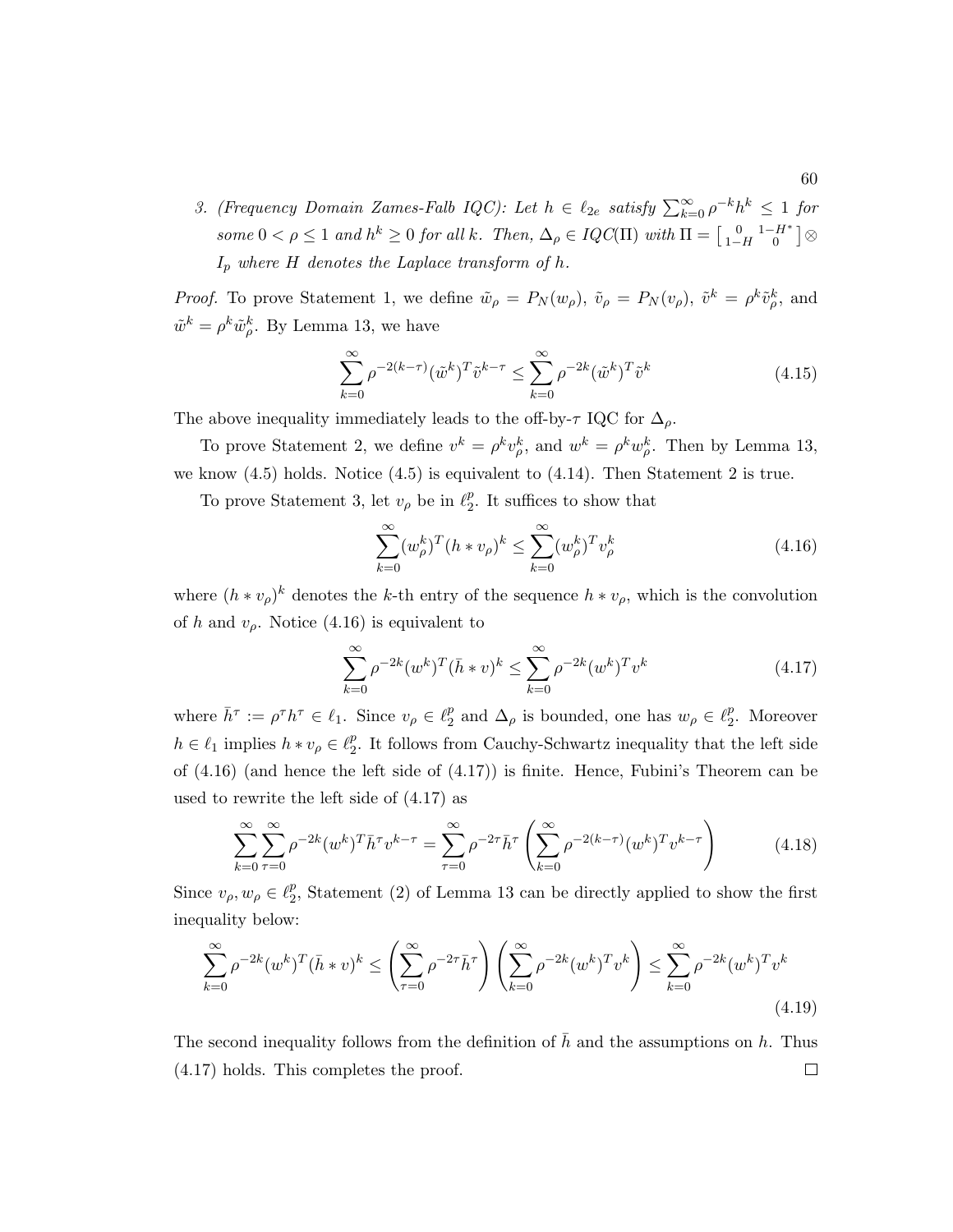3. *(Frequency Domain Zames-Falb IQC): Let $h \in \ell_{2e}$ satisfy $\sum_{k=0}^{\infty} \rho^{-k} h^k \leq 1$ for some $0 < \rho \leq 1$ and $h^k \geq 0$ for all $k$. Then, $\Delta_\rho \in IQC(\Pi)$ with $\Pi = \begin{bmatrix} 0 & 1-H^* \\ 1-H & 0 \end{bmatrix} \otimes I_p$ where $H$ denotes the Laplace transform of $h$.*

*Proof.* To prove Statement 1, we define $\tilde{w}_\rho = P_N(w_\rho)$, $\tilde{v}_\rho = P_N(v_\rho)$, $\tilde{v}^k = \rho^k \tilde{v}_\rho^k$, and $\tilde{w}^k = \rho^k \tilde{w}_\rho^k$. By Lemma 13, we have

$$\sum_{k=0}^{\infty} \rho^{-2(k-\tau)} (\tilde{w}^k)^T \tilde{v}^{k-\tau} \leq \sum_{k=0}^{\infty} \rho^{-2k} (\tilde{w}^k)^T \tilde{v}^k \tag{4.15}$$

The above inequality immediately leads to the off-by-$\tau$ IQC for $\Delta_\rho$.

To prove Statement 2, we define $v^k = \rho^k v_\rho^k$, and $w^k = \rho^k w_\rho^k$. Then by Lemma 13, we know (4.5) holds. Notice (4.5) is equivalent to (4.14). Then Statement 2 is true.

To prove Statement 3, let $v_\rho$ be in $\ell_2^p$. It suffices to show that

$$\sum_{k=0}^{\infty} (w_\rho^k)^T (h * v_\rho)^k \leq \sum_{k=0}^{\infty} (w_\rho^k)^T v_\rho^k \tag{4.16}$$

where $(h * v_\rho)^k$ denotes the $k$-th entry of the sequence $h * v_\rho$, which is the convolution of $h$ and $v_\rho$. Notice (4.16) is equivalent to

$$\sum_{k=0}^{\infty} \rho^{-2k} (w^k)^T (\bar{h} * v)^k \leq \sum_{k=0}^{\infty} \rho^{-2k} (w^k)^T v^k \tag{4.17}$$

where $\bar{h}^\tau := \rho^\tau h^\tau \in \ell_1$. Since $v_\rho \in \ell_2^p$ and $\Delta_\rho$ is bounded, one has $w_\rho \in \ell_2^p$. Moreover $h \in \ell_1$ implies $h * v_\rho \in \ell_2^p$. It follows from Cauchy-Schwartz inequality that the left side of (4.16) (and hence the left side of (4.17)) is finite. Hence, Fubini's Theorem can be used to rewrite the left side of (4.17) as

$$\sum_{k=0}^{\infty} \sum_{\tau=0}^{\infty} \rho^{-2k} (w^k)^T \bar{h}^\tau v^{k-\tau} = \sum_{\tau=0}^{\infty} \rho^{-2\tau} \bar{h}^\tau \left( \sum_{k=0}^{\infty} \rho^{-2(k-\tau)} (w^k)^T v^{k-\tau} \right) \tag{4.18}$$

Since $v_\rho, w_\rho \in \ell_2^p$, Statement (2) of Lemma 13 can be directly applied to show the first inequality below:

$$\sum_{k=0}^{\infty} \rho^{-2k} (w^k)^T (\bar{h} * v)^k \leq \left( \sum_{\tau=0}^{\infty} \rho^{-2\tau} \bar{h}^\tau \right) \left( \sum_{k=0}^{\infty} \rho^{-2k} (w^k)^T v^k \right) \leq \sum_{k=0}^{\infty} \rho^{-2k} (w^k)^T v^k \tag{4.19}$$

The second inequality follows from the definition of $\bar{h}$ and the assumptions on $h$. Thus (4.17) holds. This completes the proof. $\square$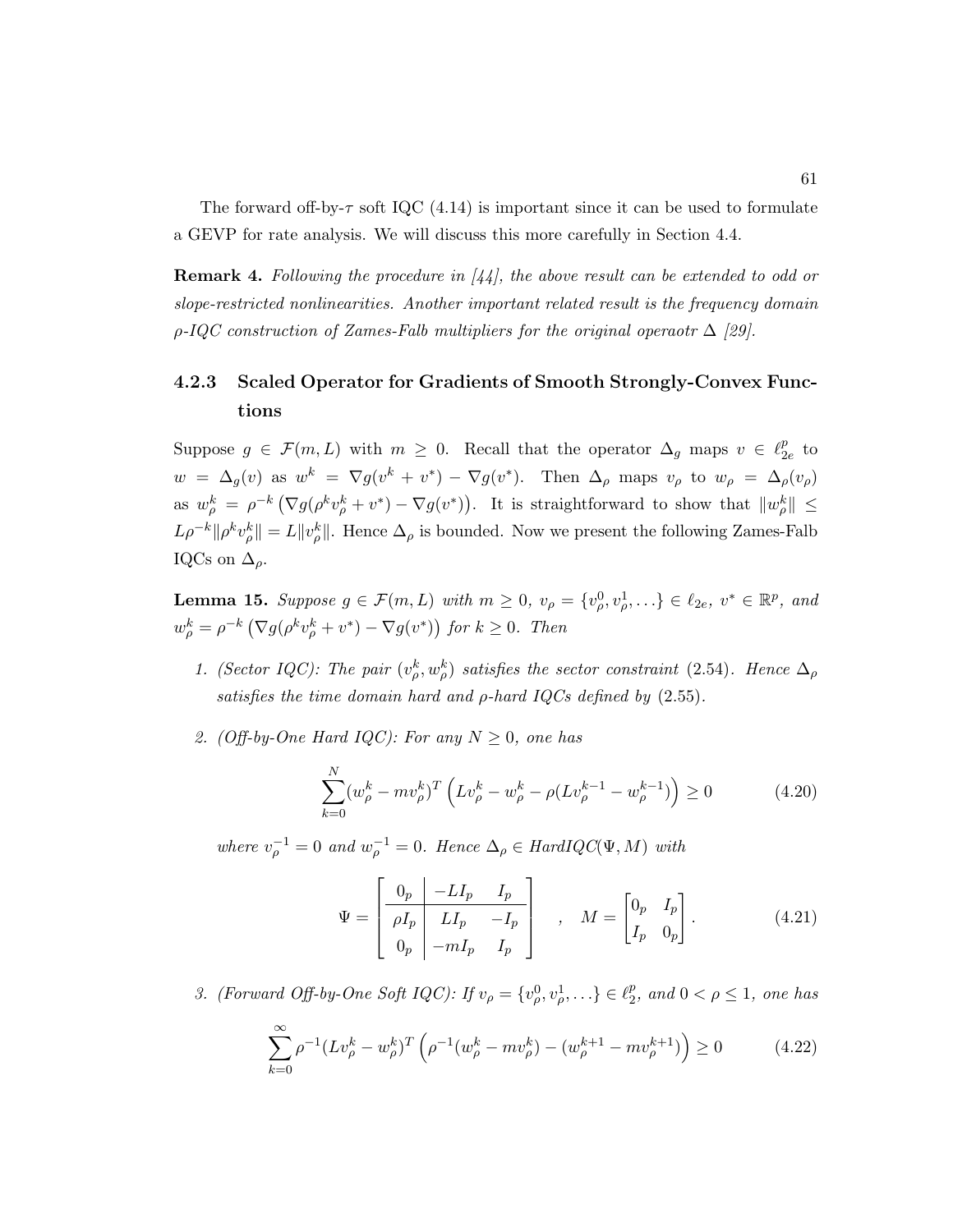The forward off-by-$\tau$ soft IQC (4.14) is important since it can be used to formulate a GEVP for rate analysis. We will discuss this more carefully in Section 4.4.

**Remark 4.** *Following the procedure in [44], the above result can be extended to odd or slope-restricted nonlinearities. Another important related result is the frequency domain $\rho$-IQC construction of Zames-Falb multipliers for the original operaotr $\Delta$ [29].*

### 4.2.3 Scaled Operator for Gradients of Smooth Strongly-Convex Functions

Suppose $g \in \mathcal{F}(m, L)$ with $m \geq 0$. Recall that the operator $\Delta_g$ maps $v \in \ell_{2e}^p$ to $w = \Delta_g(v)$ as $w^k = \nabla g(v^k + v^*) - \nabla g(v^*)$. Then $\Delta_\rho$ maps $v_\rho$ to $w_\rho = \Delta_\rho(v_\rho)$ as $w_\rho^k = \rho^{-k}\left(\nabla g(\rho^k v_\rho^k + v^*) - \nabla g(v^*)\right)$. It is straightforward to show that $\|w_\rho^k\| \leq L\rho^{-k}\|\rho^k v_\rho^k\| = L\|v_\rho^k\|$. Hence $\Delta_\rho$ is bounded. Now we present the following Zames-Falb IQCs on $\Delta_\rho$.

**Lemma 15.** *Suppose $g \in \mathcal{F}(m, L)$ with $m \geq 0$, $v_\rho = \{v_\rho^0, v_\rho^1, \ldots\} \in \ell_{2e}$, $v^* \in \mathbb{R}^p$, and $w_\rho^k = \rho^{-k}\left(\nabla g(\rho^k v_\rho^k + v^*) - \nabla g(v^*)\right)$ for $k \geq 0$. Then*

1. *(Sector IQC): The pair $(v_\rho^k, w_\rho^k)$ satisfies the sector constraint (2.54). Hence $\Delta_\rho$ satisfies the time domain hard and $\rho$-hard IQCs defined by (2.55).*

2. *(Off-by-One Hard IQC): For any $N \geq 0$, one has*

$$\sum_{k=0}^{N}(w_\rho^k - mv_\rho^k)^T\left(Lv_\rho^k - w_\rho^k - \rho(Lv_\rho^{k-1} - w_\rho^{k-1})\right) \geq 0 \tag{4.20}$$

*where $v_\rho^{-1} = 0$ and $w_\rho^{-1} = 0$. Hence $\Delta_\rho \in HardIQC(\Psi, M)$ with*

$$\Psi = \left[\begin{array}{c|cc} 0_p & -LI_p & I_p \\ \hline \rho I_p & LI_p & -I_p \\ 0_p & -mI_p & I_p \end{array}\right] \quad , \quad M = \begin{bmatrix} 0_p & I_p \\ I_p & 0_p \end{bmatrix}. \tag{4.21}$$

3. *(Forward Off-by-One Soft IQC): If $v_\rho = \{v_\rho^0, v_\rho^1, \ldots\} \in \ell_2^p$, and $0 < \rho \leq 1$, one has*

$$\sum_{k=0}^{\infty}\rho^{-1}(Lv_\rho^k - w_\rho^k)^T\left(\rho^{-1}(w_\rho^k - mv_\rho^k) - (w_\rho^{k+1} - mv_\rho^{k+1})\right) \geq 0 \tag{4.22}$$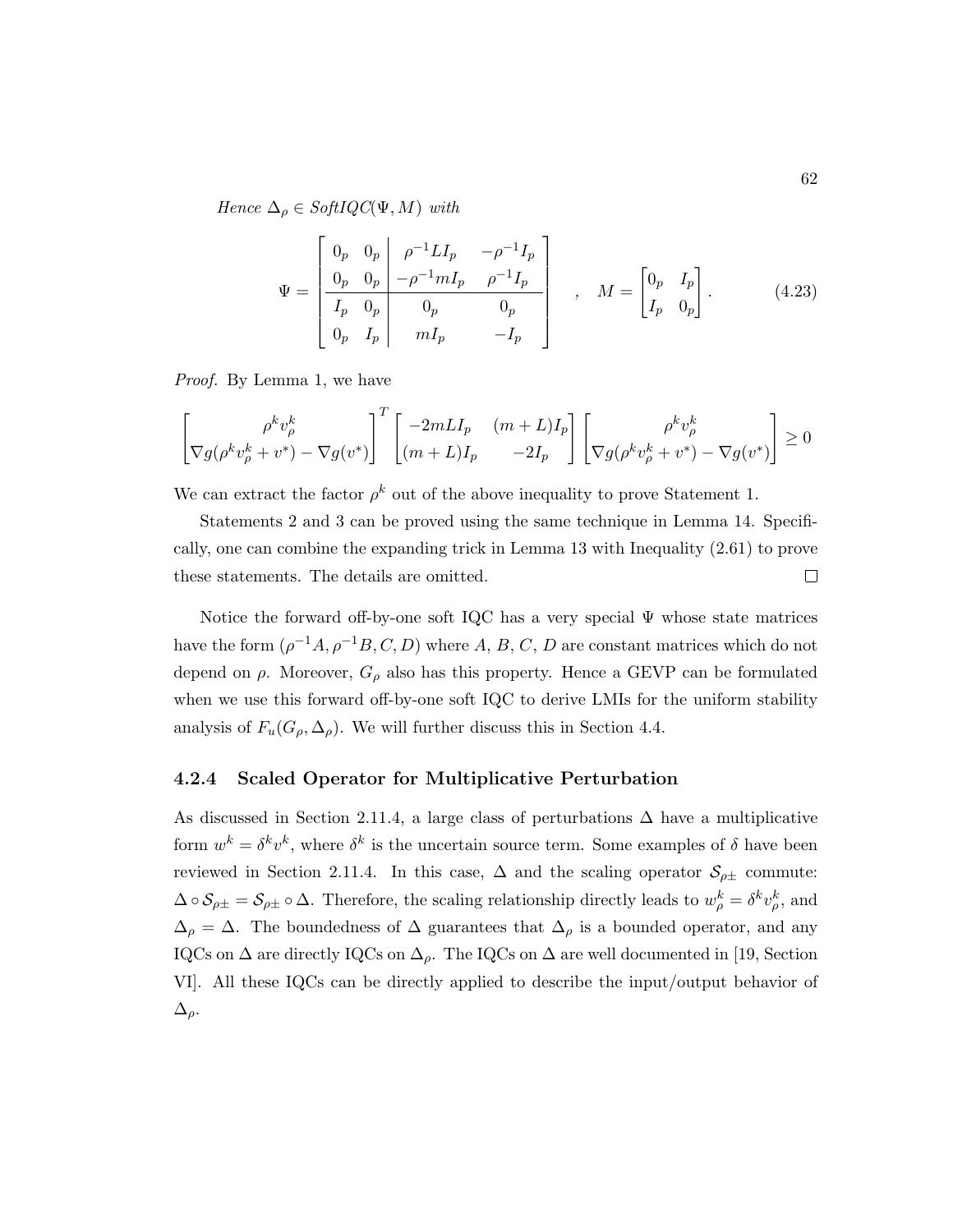*Hence* $\Delta_\rho \in$ *SoftIQC*$(\Psi, M)$ *with*

$$\Psi = \left[\begin{array}{cc|cc} 0_p & 0_p & \rho^{-1}LI_p & -\rho^{-1}I_p \\ 0_p & 0_p & -\rho^{-1}mI_p & \rho^{-1}I_p \\ \hline I_p & 0_p & 0_p & 0_p \\ 0_p & I_p & mI_p & -I_p \end{array}\right] \quad , \quad M = \begin{bmatrix} 0_p & I_p \\ I_p & 0_p \end{bmatrix}. \tag{4.23}$$

*Proof.* By Lemma 1, we have

$$\begin{bmatrix} \rho^k v_\rho^k \\ \nabla g(\rho^k v_\rho^k + v^*) - \nabla g(v^*) \end{bmatrix}^T \begin{bmatrix} -2mLI_p & (m+L)I_p \\ (m+L)I_p & -2I_p \end{bmatrix} \begin{bmatrix} \rho^k v_\rho^k \\ \nabla g(\rho^k v_\rho^k + v^*) - \nabla g(v^*) \end{bmatrix} \geq 0$$

We can extract the factor $\rho^k$ out of the above inequality to prove Statement 1.

Statements 2 and 3 can be proved using the same technique in Lemma 14. Specifically, one can combine the expanding trick in Lemma 13 with Inequality (2.61) to prove these statements. The details are omitted. □

Notice the forward off-by-one soft IQC has a very special $\Psi$ whose state matrices have the form $(\rho^{-1}A, \rho^{-1}B, C, D)$ where $A$, $B$, $C$, $D$ are constant matrices which do not depend on $\rho$. Moreover, $G_\rho$ also has this property. Hence a GEVP can be formulated when we use this forward off-by-one soft IQC to derive LMIs for the uniform stability analysis of $F_u(G_\rho, \Delta_\rho)$. We will further discuss this in Section 4.4.

### 4.2.4 Scaled Operator for Multiplicative Perturbation

As discussed in Section 2.11.4, a large class of perturbations $\Delta$ have a multiplicative form $w^k = \delta^k v^k$, where $\delta^k$ is the uncertain source term. Some examples of $\delta$ have been reviewed in Section 2.11.4. In this case, $\Delta$ and the scaling operator $\mathcal{S}_{\rho\pm}$ commute: $\Delta \circ \mathcal{S}_{\rho\pm} = \mathcal{S}_{\rho\pm} \circ \Delta$. Therefore, the scaling relationship directly leads to $w_\rho^k = \delta^k v_\rho^k$, and $\Delta_\rho = \Delta$. The boundedness of $\Delta$ guarantees that $\Delta_\rho$ is a bounded operator, and any IQCs on $\Delta$ are directly IQCs on $\Delta_\rho$. The IQCs on $\Delta$ are well documented in [19, Section VI]. All these IQCs can be directly applied to describe the input/output behavior of $\Delta_\rho$.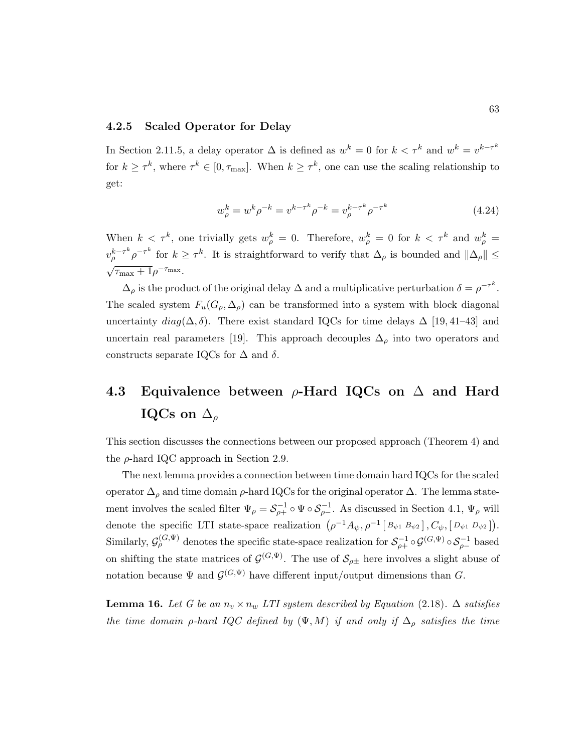### 4.2.5 Scaled Operator for Delay

In Section 2.11.5, a delay operator $\Delta$ is defined as $w^k = 0$ for $k < \tau^k$ and $w^k = v^{k-\tau^k}$ for $k \geq \tau^k$, where $\tau^k \in [0, \tau_{\max}]$. When $k \geq \tau^k$, one can use the scaling relationship to get:

$$w_\rho^k = w^k \rho^{-k} = v^{k-\tau^k} \rho^{-k} = v_\rho^{k-\tau^k} \rho^{-\tau^k} \tag{4.24}$$

When $k < \tau^k$, one trivially gets $w_\rho^k = 0$. Therefore, $w_\rho^k = 0$ for $k < \tau^k$ and $w_\rho^k = v_\rho^{k-\tau^k} \rho^{-\tau^k}$ for $k \geq \tau^k$. It is straightforward to verify that $\Delta_\rho$ is bounded and $\|\Delta_\rho\| \leq \sqrt{\tau_{\max}+1}\rho^{-\tau_{\max}}$.

$\Delta_\rho$ is the product of the original delay $\Delta$ and a multiplicative perturbation $\delta = \rho^{-\tau^k}$. The scaled system $F_u(G_\rho, \Delta_\rho)$ can be transformed into a system with block diagonal uncertainty $diag(\Delta, \delta)$. There exist standard IQCs for time delays $\Delta$ [19, 41–43] and uncertain real parameters [19]. This approach decouples $\Delta_\rho$ into two operators and constructs separate IQCs for $\Delta$ and $\delta$.

## 4.3 Equivalence between $\rho$-Hard IQCs on $\Delta$ and Hard IQCs on $\Delta_\rho$

This section discusses the connections between our proposed approach (Theorem 4) and the $\rho$-hard IQC approach in Section 2.9.

The next lemma provides a connection between time domain hard IQCs for the scaled operator $\Delta_\rho$ and time domain $\rho$-hard IQCs for the original operator $\Delta$. The lemma statement involves the scaled filter $\Psi_\rho = \mathcal{S}_{\rho+}^{-1} \circ \Psi \circ \mathcal{S}_{\rho-}^{-1}$. As discussed in Section 4.1, $\Psi_\rho$ will denote the specific LTI state-space realization $\left(\rho^{-1}A_\psi, \rho^{-1}\left[\, B_{\psi 1} \;\, B_{\psi 2} \,\right], C_\psi, \left[\, D_{\psi 1} \;\, D_{\psi 2} \,\right]\right)$. Similarly, $\mathcal{G}_\rho^{(G,\Psi)}$ denotes the specific state-space realization for $\mathcal{S}_{\rho+}^{-1} \circ \mathcal{G}^{(G,\Psi)} \circ \mathcal{S}_{\rho-}^{-1}$ based on shifting the state matrices of $\mathcal{G}^{(G,\Psi)}$. The use of $\mathcal{S}_{\rho\pm}$ here involves a slight abuse of notation because $\Psi$ and $\mathcal{G}^{(G,\Psi)}$ have different input/output dimensions than $G$.

**Lemma 16.** *Let $G$ be an $n_v \times n_w$ LTI system described by Equation (2.18). $\Delta$ satisfies the time domain $\rho$-hard IQC defined by $(\Psi, M)$ if and only if $\Delta_\rho$ satisfies the time*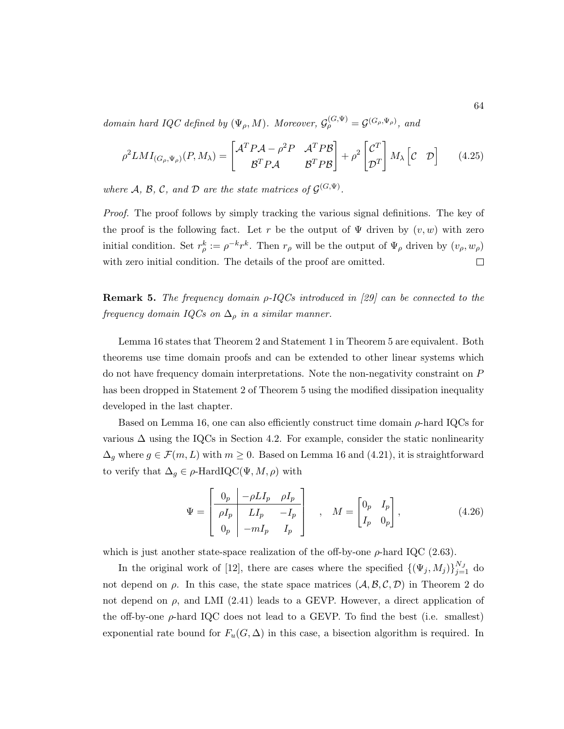*domain hard IQC defined by* $(\Psi_\rho, M)$. *Moreover,* $\mathcal{G}_\rho^{(G,\Psi)} = \mathcal{G}^{(G_\rho,\Psi_\rho)}$*, and*

$$\rho^2 LMI_{(G_\rho,\Psi_\rho)}(P, M_\lambda) = \begin{bmatrix} \mathcal{A}^T P \mathcal{A} - \rho^2 P & \mathcal{A}^T P \mathcal{B} \\ \mathcal{B}^T P \mathcal{A} & \mathcal{B}^T P \mathcal{B} \end{bmatrix} + \rho^2 \begin{bmatrix} \mathcal{C}^T \\ \mathcal{D}^T \end{bmatrix} M_\lambda \begin{bmatrix} \mathcal{C} & \mathcal{D} \end{bmatrix} \tag{4.25}$$

*where* $\mathcal{A}$*,* $\mathcal{B}$*,* $\mathcal{C}$*, and* $\mathcal{D}$ *are the state matrices of* $\mathcal{G}^{(G,\Psi)}$*.*

*Proof.* The proof follows by simply tracking the various signal definitions. The key of the proof is the following fact. Let $r$ be the output of $\Psi$ driven by $(v, w)$ with zero initial condition. Set $r_\rho^k := \rho^{-k} r^k$. Then $r_\rho$ will be the output of $\Psi_\rho$ driven by $(v_\rho, w_\rho)$ with zero initial condition. The details of the proof are omitted. □

**Remark 5.** *The frequency domain* $\rho$*-IQCs introduced in [29] can be connected to the frequency domain IQCs on* $\Delta_\rho$ *in a similar manner.*

Lemma 16 states that Theorem 2 and Statement 1 in Theorem 5 are equivalent. Both theorems use time domain proofs and can be extended to other linear systems which do not have frequency domain interpretations. Note the non-negativity constraint on $P$ has been dropped in Statement 2 of Theorem 5 using the modified dissipation inequality developed in the last chapter.

Based on Lemma 16, one can also efficiently construct time domain $\rho$-hard IQCs for various $\Delta$ using the IQCs in Section 4.2. For example, consider the static nonlinearity $\Delta_g$ where $g \in \mathcal{F}(m, L)$ with $m \geq 0$. Based on Lemma 16 and (4.21), it is straightforward to verify that $\Delta_g \in \rho\text{-HardIQC}(\Psi, M, \rho)$ with

$$\Psi = \left[\begin{array}{c|cc} 0_p & -\rho L I_p & \rho I_p \\ \hline \rho I_p & L I_p & -I_p \\ 0_p & -m I_p & I_p \end{array}\right] \quad , \quad M = \begin{bmatrix} 0_p & I_p \\ I_p & 0_p \end{bmatrix}, \tag{4.26}$$

which is just another state-space realization of the off-by-one $\rho$-hard IQC (2.63).

In the original work of [12], there are cases where the specified $\{(\Psi_j, M_j)\}_{j=1}^{N_J}$ do not depend on $\rho$. In this case, the state space matrices $(\mathcal{A}, \mathcal{B}, \mathcal{C}, \mathcal{D})$ in Theorem 2 do not depend on $\rho$, and LMI (2.41) leads to a GEVP. However, a direct application of the off-by-one $\rho$-hard IQC does not lead to a GEVP. To find the best (i.e. smallest) exponential rate bound for $F_u(G, \Delta)$ in this case, a bisection algorithm is required. In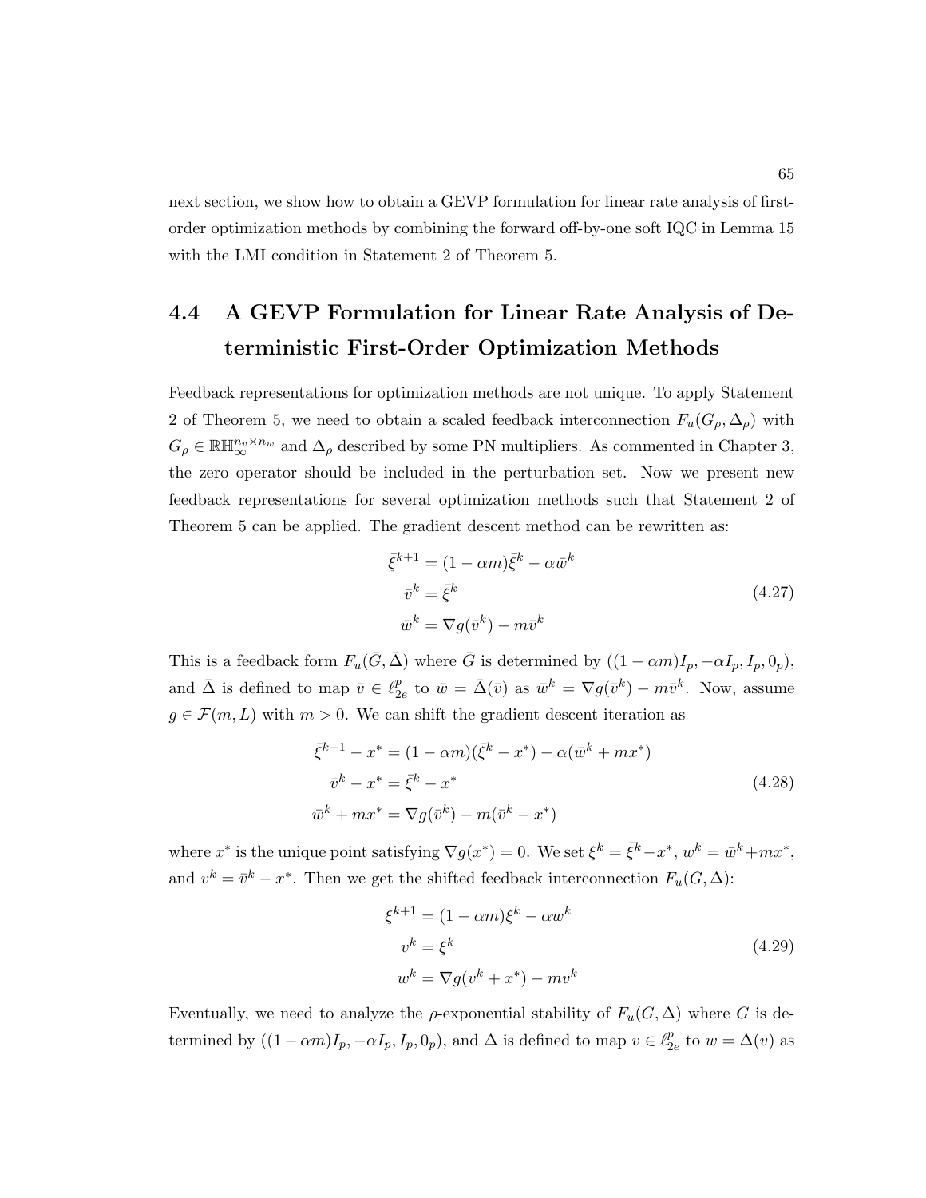next section, we show how to obtain a GEVP formulation for linear rate analysis of first-order optimization methods by combining the forward off-by-one soft IQC in Lemma 15 with the LMI condition in Statement 2 of Theorem 5.

## 4.4 A GEVP Formulation for Linear Rate Analysis of Deterministic First-Order Optimization Methods

Feedback representations for optimization methods are not unique. To apply Statement 2 of Theorem 5, we need to obtain a scaled feedback interconnection $F_u(G_\rho, \Delta_\rho)$ with $G_\rho \in \mathbb{RH}_\infty^{n_v \times n_w}$ and $\Delta_\rho$ described by some PN multipliers. As commented in Chapter 3, the zero operator should be included in the perturbation set. Now we present new feedback representations for several optimization methods such that Statement 2 of Theorem 5 can be applied. The gradient descent method can be rewritten as:

$$
\begin{aligned}
\bar{\xi}^{k+1} &= (1 - \alpha m)\bar{\xi}^k - \alpha \bar{w}^k \\
\bar{v}^k &= \bar{\xi}^k \\
\bar{w}^k &= \nabla g(\bar{v}^k) - m\bar{v}^k
\end{aligned}
\tag{4.27}
$$

This is a feedback form $F_u(\bar{G}, \bar{\Delta})$ where $\bar{G}$ is determined by $((1-\alpha m)I_p, -\alpha I_p, I_p, 0_p)$, and $\bar{\Delta}$ is defined to map $\bar{v} \in \ell_{2e}^p$ to $\bar{w} = \bar{\Delta}(\bar{v})$ as $\bar{w}^k = \nabla g(\bar{v}^k) - m\bar{v}^k$. Now, assume $g \in \mathcal{F}(m, L)$ with $m > 0$. We can shift the gradient descent iteration as

$$
\begin{aligned}
\bar{\xi}^{k+1} - x^* &= (1 - \alpha m)(\bar{\xi}^k - x^*) - \alpha(\bar{w}^k + m x^*) \\
\bar{v}^k - x^* &= \bar{\xi}^k - x^* \\
\bar{w}^k + m x^* &= \nabla g(\bar{v}^k) - m(\bar{v}^k - x^*)
\end{aligned}
\tag{4.28}
$$

where $x^*$ is the unique point satisfying $\nabla g(x^*) = 0$. We set $\xi^k = \bar{\xi}^k - x^*$, $w^k = \bar{w}^k + m x^*$, and $v^k = \bar{v}^k - x^*$. Then we get the shifted feedback interconnection $F_u(G, \Delta)$:

$$
\begin{aligned}
\xi^{k+1} &= (1 - \alpha m)\xi^k - \alpha w^k \\
v^k &= \xi^k \\
w^k &= \nabla g(v^k + x^*) - m v^k
\end{aligned}
\tag{4.29}
$$

Eventually, we need to analyze the $\rho$-exponential stability of $F_u(G, \Delta)$ where $G$ is determined by $((1-\alpha m)I_p, -\alpha I_p, I_p, 0_p)$, and $\Delta$ is defined to map $v \in \ell_{2e}^p$ to $w = \Delta(v)$ as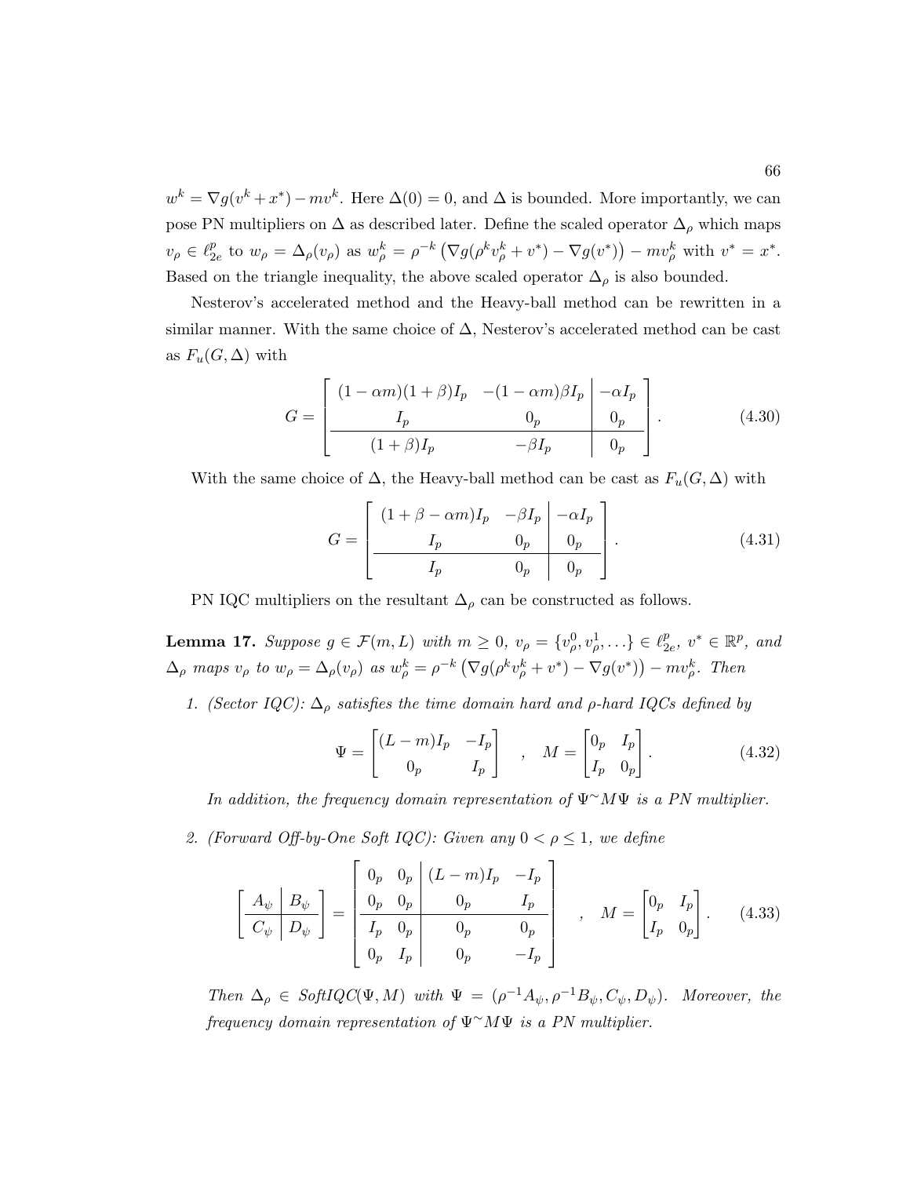$w^k = \nabla g(v^k + x^*) - mv^k$. Here $\Delta(0) = 0$, and $\Delta$ is bounded. More importantly, we can pose PN multipliers on $\Delta$ as described later. Define the scaled operator $\Delta_\rho$ which maps $v_\rho \in \ell_{2e}^p$ to $w_\rho = \Delta_\rho(v_\rho)$ as $w_\rho^k = \rho^{-k}\left(\nabla g(\rho^k v_\rho^k + v^*) - \nabla g(v^*)\right) - mv_\rho^k$ with $v^* = x^*$. Based on the triangle inequality, the above scaled operator $\Delta_\rho$ is also bounded.

Nesterov's accelerated method and the Heavy-ball method can be rewritten in a similar manner. With the same choice of $\Delta$, Nesterov's accelerated method can be cast as $F_u(G, \Delta)$ with

$$G = \left[\begin{array}{cc|c} (1-\alpha m)(1+\beta)I_p & -(1-\alpha m)\beta I_p & -\alpha I_p \\ I_p & 0_p & 0_p \\ \hline (1+\beta)I_p & -\beta I_p & 0_p \end{array}\right]. \tag{4.30}$$

With the same choice of $\Delta$, the Heavy-ball method can be cast as $F_u(G, \Delta)$ with

$$G = \left[\begin{array}{cc|c} (1+\beta-\alpha m)I_p & -\beta I_p & -\alpha I_p \\ I_p & 0_p & 0_p \\ \hline I_p & 0_p & 0_p \end{array}\right]. \tag{4.31}$$

PN IQC multipliers on the resultant $\Delta_\rho$ can be constructed as follows.

**Lemma 17.** *Suppose $g \in \mathcal{F}(m, L)$ with $m \geq 0$, $v_\rho = \{v_\rho^0, v_\rho^1, \ldots\} \in \ell_{2e}^p$, $v^* \in \mathbb{R}^p$, and $\Delta_\rho$ maps $v_\rho$ to $w_\rho = \Delta_\rho(v_\rho)$ as $w_\rho^k = \rho^{-k}\left(\nabla g(\rho^k v_\rho^k + v^*) - \nabla g(v^*)\right) - mv_\rho^k$. Then*

1. *(Sector IQC): $\Delta_\rho$ satisfies the time domain hard and $\rho$-hard IQCs defined by*

$$\Psi = \begin{bmatrix} (L-m)I_p & -I_p \\ 0_p & I_p \end{bmatrix} \quad , \quad M = \begin{bmatrix} 0_p & I_p \\ I_p & 0_p \end{bmatrix}. \tag{4.32}$$

*In addition, the frequency domain representation of $\Psi^\sim M \Psi$ is a PN multiplier.*

2. *(Forward Off-by-One Soft IQC): Given any $0 < \rho \leq 1$, we define*

$$\left[\begin{array}{c|c} A_\psi & B_\psi \\ \hline C_\psi & D_\psi \end{array}\right] = \left[\begin{array}{cc|cc} 0_p & 0_p & (L-m)I_p & -I_p \\ 0_p & 0_p & 0_p & I_p \\ \hline I_p & 0_p & 0_p & 0_p \\ 0_p & I_p & 0_p & -I_p \end{array}\right] \quad , \quad M = \begin{bmatrix} 0_p & I_p \\ I_p & 0_p \end{bmatrix}. \tag{4.33}$$

*Then $\Delta_\rho \in SoftIQC(\Psi, M)$ with $\Psi = (\rho^{-1}A_\psi, \rho^{-1}B_\psi, C_\psi, D_\psi)$. Moreover, the frequency domain representation of $\Psi^\sim M \Psi$ is a PN multiplier.*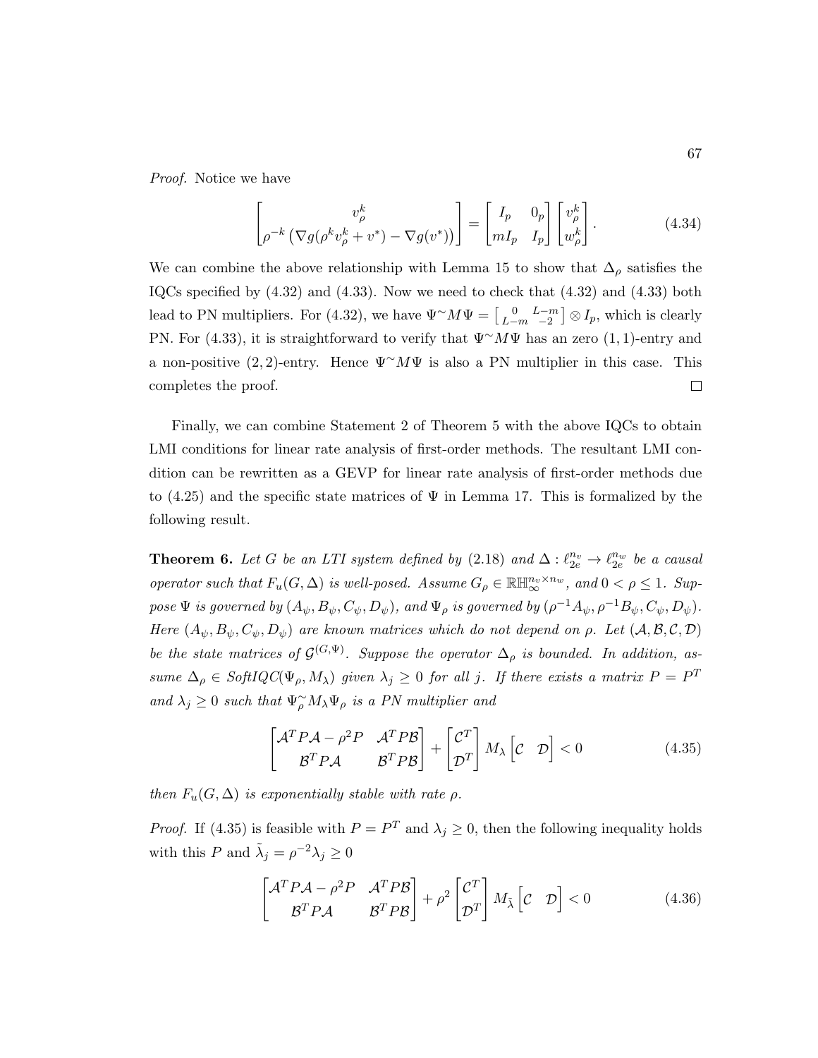*Proof.* Notice we have

$$\begin{bmatrix} v_\rho^k \\ \rho^{-k}\left(\nabla g(\rho^k v_\rho^k + v^*) - \nabla g(v^*)\right) \end{bmatrix} = \begin{bmatrix} I_p & 0_p \\ mI_p & I_p \end{bmatrix} \begin{bmatrix} v_\rho^k \\ w_\rho^k \end{bmatrix}. \tag{4.34}$$

We can combine the above relationship with Lemma 15 to show that $\Delta_\rho$ satisfies the IQCs specified by (4.32) and (4.33). Now we need to check that (4.32) and (4.33) both lead to PN multipliers. For (4.32), we have $\Psi^\sim M \Psi = \begin{bmatrix} 0 & L-m \\ L-m & -2 \end{bmatrix} \otimes I_p$, which is clearly PN. For (4.33), it is straightforward to verify that $\Psi^\sim M \Psi$ has an zero $(1,1)$-entry and a non-positive $(2,2)$-entry. Hence $\Psi^\sim M \Psi$ is also a PN multiplier in this case. This completes the proof. $\square$

Finally, we can combine Statement 2 of Theorem 5 with the above IQCs to obtain LMI conditions for linear rate analysis of first-order methods. The resultant LMI condition can be rewritten as a GEVP for linear rate analysis of first-order methods due to (4.25) and the specific state matrices of $\Psi$ in Lemma 17. This is formalized by the following result.

**Theorem 6.** *Let $G$ be an LTI system defined by (2.18) and $\Delta : \ell_{2e}^{n_v} \to \ell_{2e}^{n_w}$ be a causal operator such that $F_u(G, \Delta)$ is well-posed. Assume $G_\rho \in \mathbb{RH}_\infty^{n_v \times n_w}$, and $0 < \rho \le 1$. Suppose $\Psi$ is governed by $(A_\psi, B_\psi, C_\psi, D_\psi)$, and $\Psi_\rho$ is governed by $(\rho^{-1}A_\psi, \rho^{-1}B_\psi, C_\psi, D_\psi)$. Here $(A_\psi, B_\psi, C_\psi, D_\psi)$ are known matrices which do not depend on $\rho$. Let $(\mathcal{A}, \mathcal{B}, \mathcal{C}, \mathcal{D})$ be the state matrices of $\mathcal{G}^{(G,\Psi)}$. Suppose the operator $\Delta_\rho$ is bounded. In addition, assume $\Delta_\rho \in$ SoftIQC$(\Psi_\rho, M_\lambda)$ given $\lambda_j \ge 0$ for all $j$. If there exists a matrix $P = P^T$ and $\lambda_j \ge 0$ such that $\Psi_\rho^\sim M_\lambda \Psi_\rho$ is a PN multiplier and*

$$\begin{bmatrix} \mathcal{A}^T P \mathcal{A} - \rho^2 P & \mathcal{A}^T P \mathcal{B} \\ \mathcal{B}^T P \mathcal{A} & \mathcal{B}^T P \mathcal{B} \end{bmatrix} + \begin{bmatrix} \mathcal{C}^T \\ \mathcal{D}^T \end{bmatrix} M_\lambda \begin{bmatrix} \mathcal{C} & \mathcal{D} \end{bmatrix} < 0 \tag{4.35}$$

*then $F_u(G, \Delta)$ is exponentially stable with rate $\rho$.*

*Proof.* If (4.35) is feasible with $P = P^T$ and $\lambda_j \ge 0$, then the following inequality holds with this $P$ and $\tilde{\lambda}_j = \rho^{-2}\lambda_j \ge 0$

$$\begin{bmatrix} \mathcal{A}^T P \mathcal{A} - \rho^2 P & \mathcal{A}^T P \mathcal{B} \\ \mathcal{B}^T P \mathcal{A} & \mathcal{B}^T P \mathcal{B} \end{bmatrix} + \rho^2 \begin{bmatrix} \mathcal{C}^T \\ \mathcal{D}^T \end{bmatrix} M_{\tilde{\lambda}} \begin{bmatrix} \mathcal{C} & \mathcal{D} \end{bmatrix} < 0 \tag{4.36}$$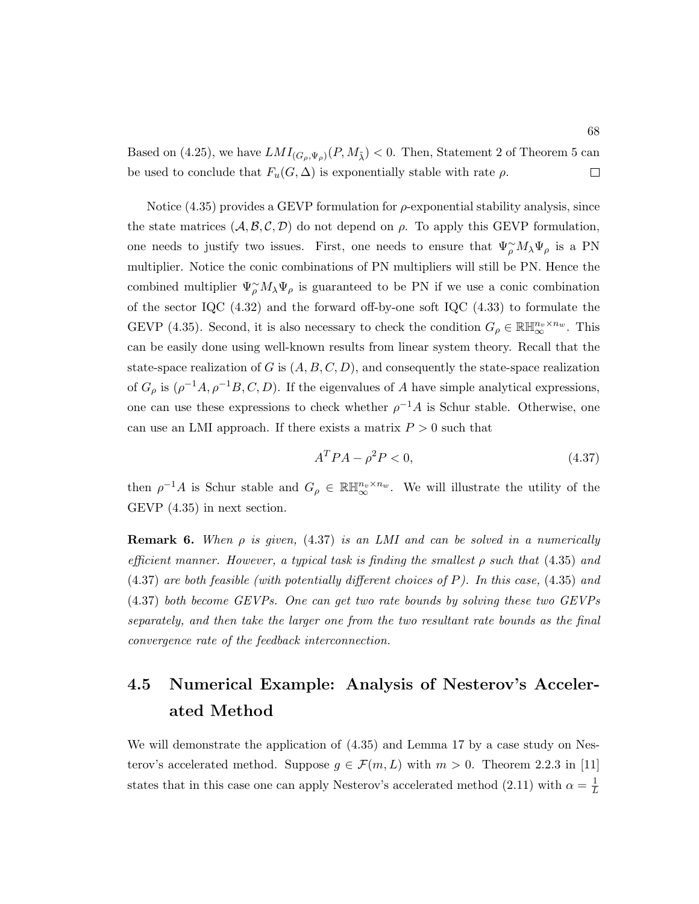Based on (4.25), we have $LMI_{(G_\rho,\Psi_\rho)}(P, M_{\tilde{\lambda}}) < 0$. Then, Statement 2 of Theorem 5 can be used to conclude that $F_u(G, \Delta)$ is exponentially stable with rate $\rho$. $\square$

Notice (4.35) provides a GEVP formulation for $\rho$-exponential stability analysis, since the state matrices $(\mathcal{A}, \mathcal{B}, \mathcal{C}, \mathcal{D})$ do not depend on $\rho$. To apply this GEVP formulation, one needs to justify two issues. First, one needs to ensure that $\Psi_\rho^\sim M_\lambda \Psi_\rho$ is a PN multiplier. Notice the conic combinations of PN multipliers will still be PN. Hence the combined multiplier $\Psi_\rho^\sim M_\lambda \Psi_\rho$ is guaranteed to be PN if we use a conic combination of the sector IQC (4.32) and the forward off-by-one soft IQC (4.33) to formulate the GEVP (4.35). Second, it is also necessary to check the condition $G_\rho \in \mathbb{RH}_\infty^{n_v \times n_w}$. This can be easily done using well-known results from linear system theory. Recall that the state-space realization of $G$ is $(A, B, C, D)$, and consequently the state-space realization of $G_\rho$ is $(\rho^{-1}A, \rho^{-1}B, C, D)$. If the eigenvalues of $A$ have simple analytical expressions, one can use these expressions to check whether $\rho^{-1}A$ is Schur stable. Otherwise, one can use an LMI approach. If there exists a matrix $P > 0$ such that

$$A^T P A - \rho^2 P < 0, \tag{4.37}$$

then $\rho^{-1}A$ is Schur stable and $G_\rho \in \mathbb{RH}_\infty^{n_v \times n_w}$. We will illustrate the utility of the GEVP (4.35) in next section.

**Remark 6.** *When $\rho$ is given,* (4.37) *is an LMI and can be solved in a numerically efficient manner. However, a typical task is finding the smallest $\rho$ such that* (4.35) *and* (4.37) *are both feasible (with potentially different choices of $P$). In this case,* (4.35) *and* (4.37) *both become GEVPs. One can get two rate bounds by solving these two GEVPs separately, and then take the larger one from the two resultant rate bounds as the final convergence rate of the feedback interconnection.*

## 4.5 Numerical Example: Analysis of Nesterov's Accelerated Method

We will demonstrate the application of (4.35) and Lemma 17 by a case study on Nesterov's accelerated method. Suppose $g \in \mathcal{F}(m, L)$ with $m > 0$. Theorem 2.2.3 in [11] states that in this case one can apply Nesterov's accelerated method (2.11) with $\alpha = \frac{1}{L}$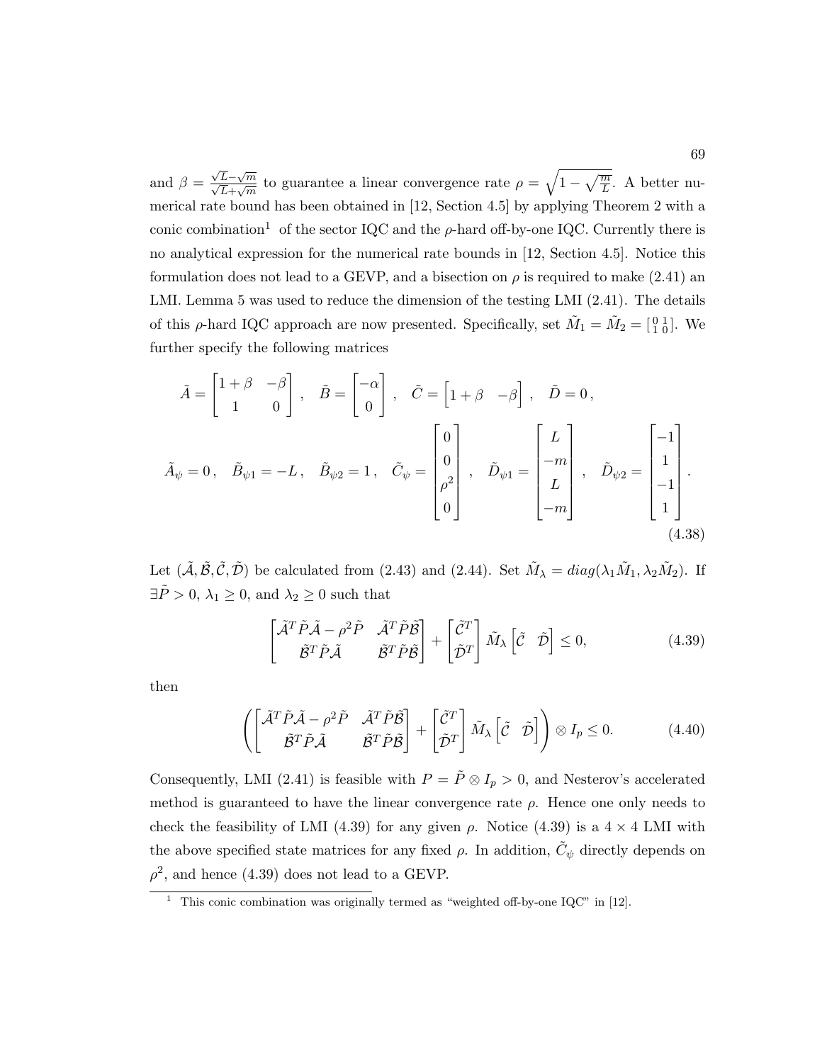and $\beta = \frac{\sqrt{L}-\sqrt{m}}{\sqrt{L}+\sqrt{m}}$ to guarantee a linear convergence rate $\rho = \sqrt{1 - \sqrt{\frac{m}{L}}}$. A better numerical rate bound has been obtained in [12, Section 4.5] by applying Theorem 2 with a conic combination[1] of the sector IQC and the $\rho$-hard off-by-one IQC. Currently there is no analytical expression for the numerical rate bounds in [12, Section 4.5]. Notice this formulation does not lead to a GEVP, and a bisection on $\rho$ is required to make (2.41) an LMI. Lemma 5 was used to reduce the dimension of the testing LMI (2.41). The details of this $\rho$-hard IQC approach are now presented. Specifically, set $\tilde{M}_1 = \tilde{M}_2 = \begin{bmatrix} 0 & 1 \\ 1 & 0 \end{bmatrix}$. We further specify the following matrices

$$
\tilde{A} = \begin{bmatrix} 1+\beta & -\beta \\ 1 & 0 \end{bmatrix}, \quad \tilde{B} = \begin{bmatrix} -\alpha \\ 0 \end{bmatrix}, \quad \tilde{C} = \begin{bmatrix} 1+\beta & -\beta \end{bmatrix}, \quad \tilde{D} = 0,
$$

$$
\tilde{A}_\psi = 0, \quad \tilde{B}_{\psi 1} = -L, \quad \tilde{B}_{\psi 2} = 1, \quad \tilde{C}_\psi = \begin{bmatrix} 0 \\ 0 \\ \rho^2 \\ 0 \end{bmatrix}, \quad \tilde{D}_{\psi 1} = \begin{bmatrix} L \\ -m \\ L \\ -m \end{bmatrix}, \quad \tilde{D}_{\psi 2} = \begin{bmatrix} -1 \\ 1 \\ -1 \\ 1 \end{bmatrix}. \tag{4.38}
$$

Let $(\tilde{\mathcal{A}}, \tilde{\mathcal{B}}, \tilde{\mathcal{C}}, \tilde{\mathcal{D}})$ be calculated from (2.43) and (2.44). Set $\tilde{M}_\lambda = diag(\lambda_1 \tilde{M}_1, \lambda_2 \tilde{M}_2)$. If $\exists \tilde{P} > 0$, $\lambda_1 \geq 0$, and $\lambda_2 \geq 0$ such that

$$
\begin{bmatrix} \tilde{\mathcal{A}}^T \tilde{P} \tilde{\mathcal{A}} - \rho^2 \tilde{P} & \tilde{\mathcal{A}}^T \tilde{P} \tilde{\mathcal{B}} \\ \tilde{\mathcal{B}}^T \tilde{P} \tilde{\mathcal{A}} & \tilde{\mathcal{B}}^T \tilde{P} \tilde{\mathcal{B}} \end{bmatrix} + \begin{bmatrix} \tilde{\mathcal{C}}^T \\ \tilde{\mathcal{D}}^T \end{bmatrix} \tilde{M}_\lambda \begin{bmatrix} \tilde{\mathcal{C}} & \tilde{\mathcal{D}} \end{bmatrix} \leq 0, \tag{4.39}
$$

then

$$
\left( \begin{bmatrix} \tilde{\mathcal{A}}^T \tilde{P} \tilde{\mathcal{A}} - \rho^2 \tilde{P} & \tilde{\mathcal{A}}^T \tilde{P} \tilde{\mathcal{B}} \\ \tilde{\mathcal{B}}^T \tilde{P} \tilde{\mathcal{A}} & \tilde{\mathcal{B}}^T \tilde{P} \tilde{\mathcal{B}} \end{bmatrix} + \begin{bmatrix} \tilde{\mathcal{C}}^T \\ \tilde{\mathcal{D}}^T \end{bmatrix} \tilde{M}_\lambda \begin{bmatrix} \tilde{\mathcal{C}} & \tilde{\mathcal{D}} \end{bmatrix} \right) \otimes I_p \leq 0. \tag{4.40}
$$

Consequently, LMI (2.41) is feasible with $P = \tilde{P} \otimes I_p > 0$, and Nesterov's accelerated method is guaranteed to have the linear convergence rate $\rho$. Hence one only needs to check the feasibility of LMI (4.39) for any given $\rho$. Notice (4.39) is a $4 \times 4$ LMI with the above specified state matrices for any fixed $\rho$. In addition, $\tilde{C}_\psi$ directly depends on $\rho^2$, and hence (4.39) does not lead to a GEVP.

[1] This conic combination was originally termed as "weighted off-by-one IQC" in [12].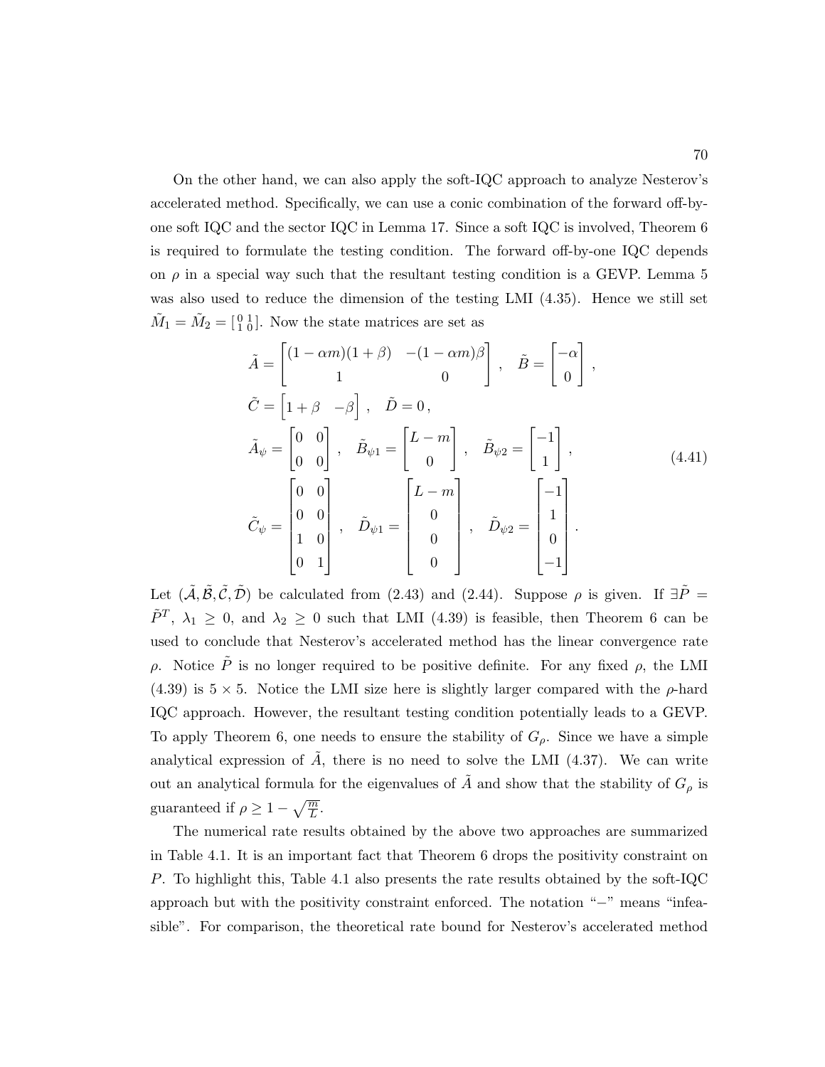On the other hand, we can also apply the soft-IQC approach to analyze Nesterov's accelerated method. Specifically, we can use a conic combination of the forward off-by-one soft IQC and the sector IQC in Lemma 17. Since a soft IQC is involved, Theorem 6 is required to formulate the testing condition. The forward off-by-one IQC depends on $\rho$ in a special way such that the resultant testing condition is a GEVP. Lemma 5 was also used to reduce the dimension of the testing LMI (4.35). Hence we still set $\tilde{M}_1 = \tilde{M}_2 = \left[\begin{smallmatrix} 0 & 1 \\ 1 & 0 \end{smallmatrix}\right]$. Now the state matrices are set as

$$
\begin{aligned}
\tilde{A} &= \begin{bmatrix} (1-\alpha m)(1+\beta) & -(1-\alpha m)\beta \\ 1 & 0 \end{bmatrix}, \quad \tilde{B} = \begin{bmatrix} -\alpha \\ 0 \end{bmatrix}, \\
\tilde{C} &= \begin{bmatrix} 1+\beta & -\beta \end{bmatrix}, \quad \tilde{D} = 0, \\
\tilde{A}_\psi &= \begin{bmatrix} 0 & 0 \\ 0 & 0 \end{bmatrix}, \quad \tilde{B}_{\psi 1} = \begin{bmatrix} L-m \\ 0 \end{bmatrix}, \quad \tilde{B}_{\psi 2} = \begin{bmatrix} -1 \\ 1 \end{bmatrix}, \\
\tilde{C}_\psi &= \begin{bmatrix} 0 & 0 \\ 0 & 0 \\ 1 & 0 \\ 0 & 1 \end{bmatrix}, \quad \tilde{D}_{\psi 1} = \begin{bmatrix} L-m \\ 0 \\ 0 \\ 0 \end{bmatrix}, \quad \tilde{D}_{\psi 2} = \begin{bmatrix} -1 \\ 1 \\ 0 \\ -1 \end{bmatrix}.
\end{aligned}
\tag{4.41}
$$

Let $(\tilde{\mathcal{A}}, \tilde{\mathcal{B}}, \tilde{\mathcal{C}}, \tilde{\mathcal{D}})$ be calculated from (2.43) and (2.44). Suppose $\rho$ is given. If $\exists \tilde{P} = \tilde{P}^T$, $\lambda_1 \geq 0$, and $\lambda_2 \geq 0$ such that LMI (4.39) is feasible, then Theorem 6 can be used to conclude that Nesterov's accelerated method has the linear convergence rate $\rho$. Notice $\tilde{P}$ is no longer required to be positive definite. For any fixed $\rho$, the LMI (4.39) is $5 \times 5$. Notice the LMI size here is slightly larger compared with the $\rho$-hard IQC approach. However, the resultant testing condition potentially leads to a GEVP. To apply Theorem 6, one needs to ensure the stability of $G_\rho$. Since we have a simple analytical expression of $\tilde{A}$, there is no need to solve the LMI (4.37). We can write out an analytical formula for the eigenvalues of $\tilde{A}$ and show that the stability of $G_\rho$ is guaranteed if $\rho \geq 1 - \sqrt{\frac{m}{L}}$.

The numerical rate results obtained by the above two approaches are summarized in Table 4.1. It is an important fact that Theorem 6 drops the positivity constraint on $P$. To highlight this, Table 4.1 also presents the rate results obtained by the soft-IQC approach but with the positivity constraint enforced. The notation "$-$" means "infeasible". For comparison, the theoretical rate bound for Nesterov's accelerated method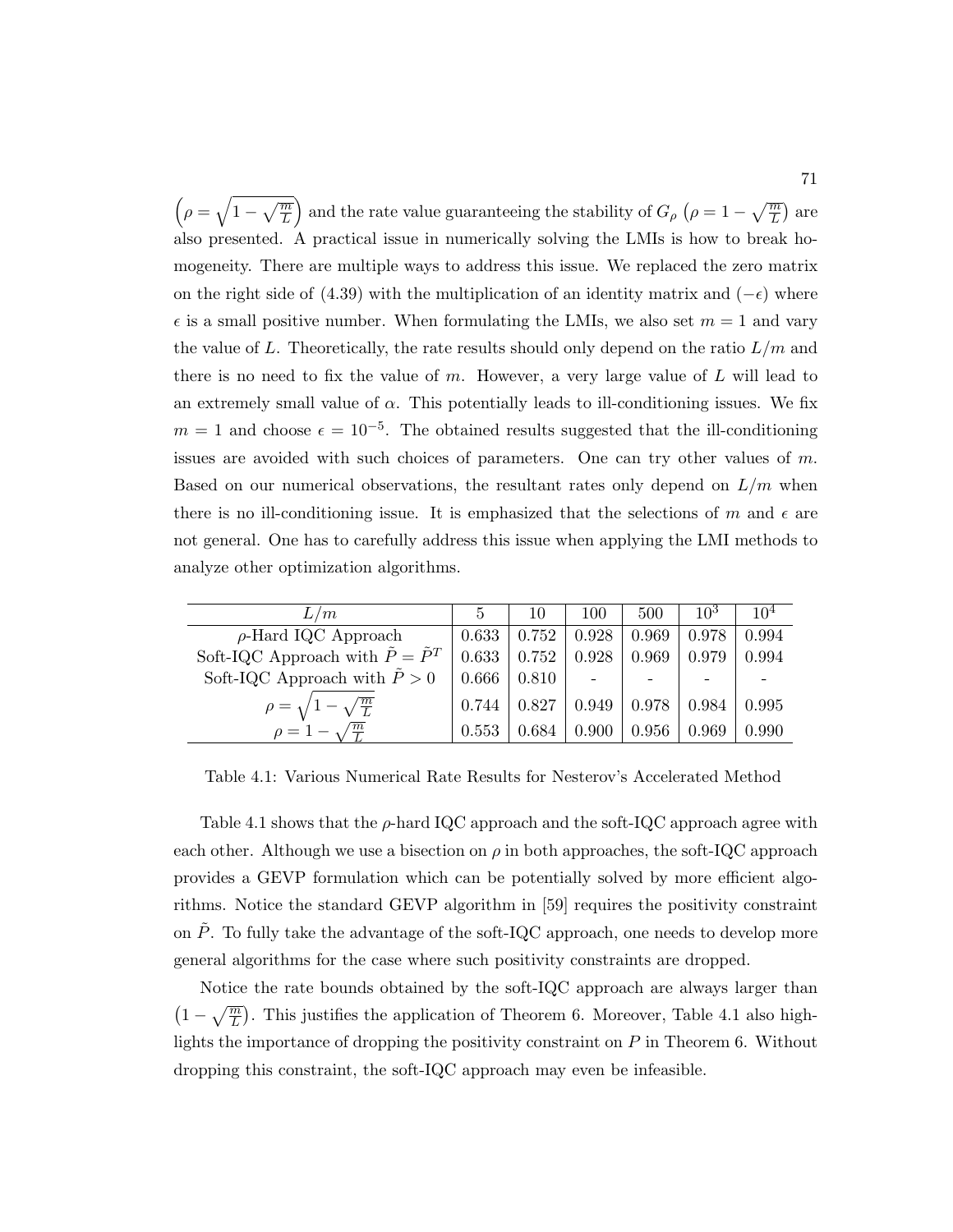$\left(\rho = \sqrt{1-\sqrt{\frac{m}{L}}}\right)$ and the rate value guaranteeing the stability of $G_\rho$ $\left(\rho = 1 - \sqrt{\frac{m}{L}}\right)$ are also presented. A practical issue in numerically solving the LMIs is how to break homogeneity. There are multiple ways to address this issue. We replaced the zero matrix on the right side of (4.39) with the multiplication of an identity matrix and $(-\epsilon)$ where $\epsilon$ is a small positive number. When formulating the LMIs, we also set $m = 1$ and vary the value of $L$. Theoretically, the rate results should only depend on the ratio $L/m$ and there is no need to fix the value of $m$. However, a very large value of $L$ will lead to an extremely small value of $\alpha$. This potentially leads to ill-conditioning issues. We fix $m = 1$ and choose $\epsilon = 10^{-5}$. The obtained results suggested that the ill-conditioning issues are avoided with such choices of parameters. One can try other values of $m$. Based on our numerical observations, the resultant rates only depend on $L/m$ when there is no ill-conditioning issue. It is emphasized that the selections of $m$ and $\epsilon$ are not general. One has to carefully address this issue when applying the LMI methods to analyze other optimization algorithms.

| $L/m$ | 5 | 10 | 100 | 500 | $10^3$ | $10^4$ |
|---|---|---|---|---|---|---|
| $\rho$-Hard IQC Approach | 0.633 | 0.752 | 0.928 | 0.969 | 0.978 | 0.994 |
| Soft-IQC Approach with $\tilde{P} = \tilde{P}^T$ | 0.633 | 0.752 | 0.928 | 0.969 | 0.979 | 0.994 |
| Soft-IQC Approach with $\tilde{P} > 0$ | 0.666 | 0.810 | - | - | - | - |
| $\rho = \sqrt{1-\sqrt{\frac{m}{L}}}$ | 0.744 | 0.827 | 0.949 | 0.978 | 0.984 | 0.995 |
| $\rho = 1 - \sqrt{\frac{m}{L}}$ | 0.553 | 0.684 | 0.900 | 0.956 | 0.969 | 0.990 |

Table 4.1: Various Numerical Rate Results for Nesterov's Accelerated Method

Table 4.1 shows that the $\rho$-hard IQC approach and the soft-IQC approach agree with each other. Although we use a bisection on $\rho$ in both approaches, the soft-IQC approach provides a GEVP formulation which can be potentially solved by more efficient algorithms. Notice the standard GEVP algorithm in [59] requires the positivity constraint on $\tilde{P}$. To fully take the advantage of the soft-IQC approach, one needs to develop more general algorithms for the case where such positivity constraints are dropped.

Notice the rate bounds obtained by the soft-IQC approach are always larger than $\left(1 - \sqrt{\frac{m}{L}}\right)$. This justifies the application of Theorem 6. Moreover, Table 4.1 also highlights the importance of dropping the positivity constraint on $P$ in Theorem 6. Without dropping this constraint, the soft-IQC approach may even be infeasible.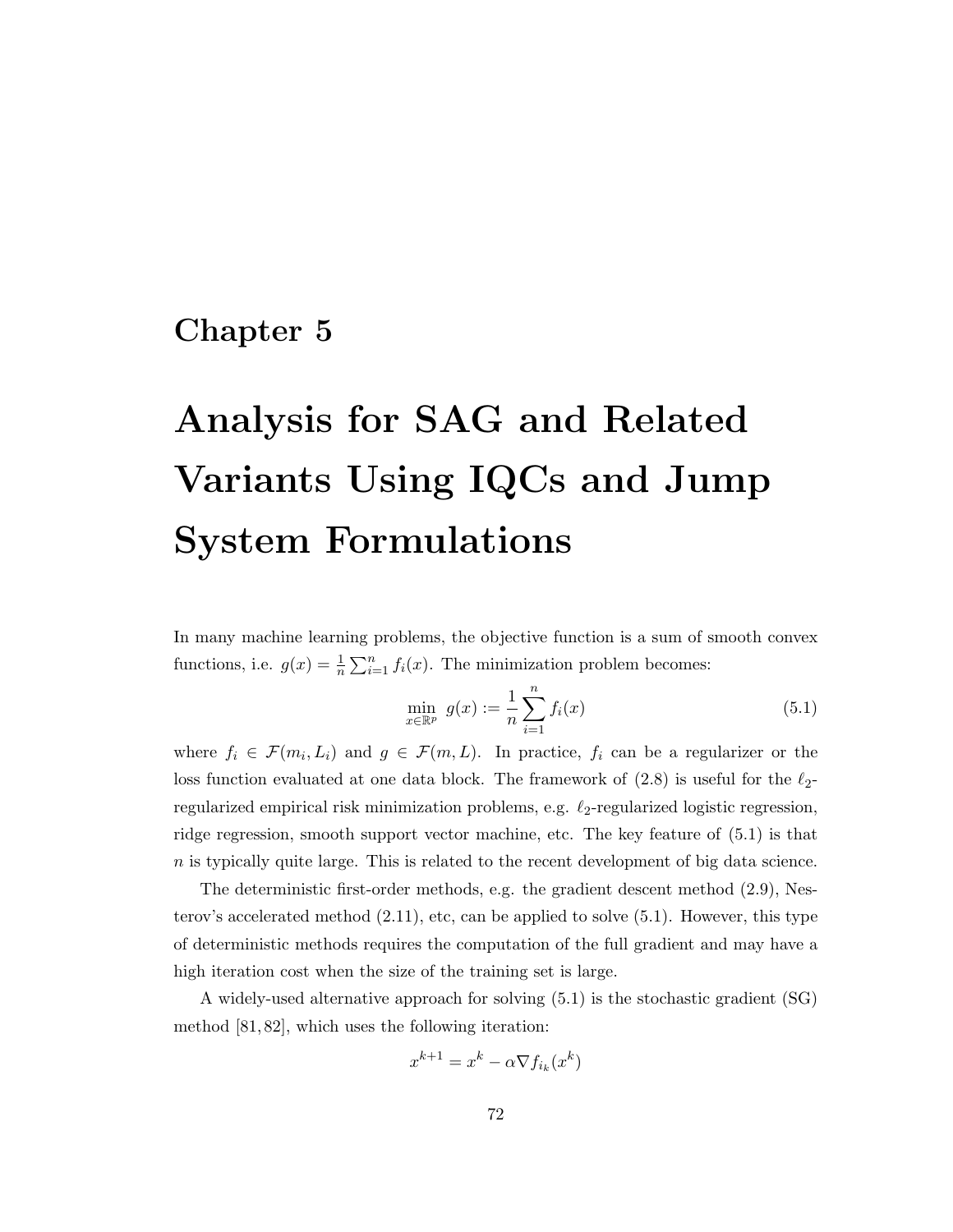# Chapter 5

# Analysis for SAG and Related Variants Using IQCs and Jump System Formulations

In many machine learning problems, the objective function is a sum of smooth convex functions, i.e. $g(x) = \frac{1}{n}\sum_{i=1}^{n} f_i(x)$. The minimization problem becomes:

$$\min_{x \in \mathbb{R}^p} \; g(x) := \frac{1}{n}\sum_{i=1}^{n} f_i(x) \tag{5.1}$$

where $f_i \in \mathcal{F}(m_i, L_i)$ and $g \in \mathcal{F}(m, L)$. In practice, $f_i$ can be a regularizer or the loss function evaluated at one data block. The framework of (2.8) is useful for the $\ell_2$-regularized empirical risk minimization problems, e.g. $\ell_2$-regularized logistic regression, ridge regression, smooth support vector machine, etc. The key feature of (5.1) is that $n$ is typically quite large. This is related to the recent development of big data science.

The deterministic first-order methods, e.g. the gradient descent method (2.9), Nesterov's accelerated method (2.11), etc, can be applied to solve (5.1). However, this type of deterministic methods requires the computation of the full gradient and may have a high iteration cost when the size of the training set is large.

A widely-used alternative approach for solving (5.1) is the stochastic gradient (SG) method [81, 82], which uses the following iteration:

$$x^{k+1} = x^k - \alpha \nabla f_{i_k}(x^k)$$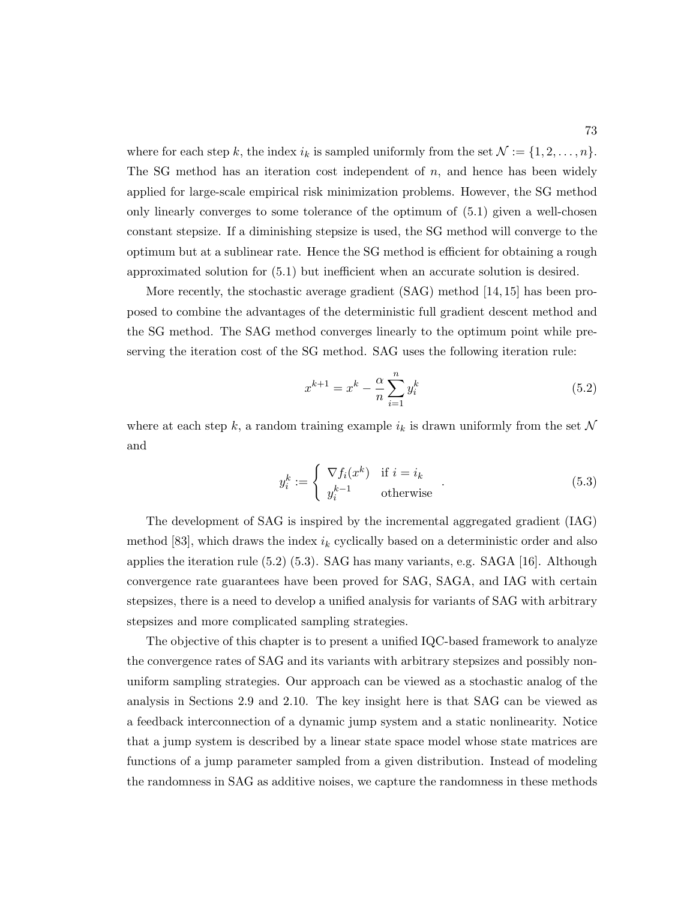where for each step $k$, the index $i_k$ is sampled uniformly from the set $\mathcal{N} := \{1, 2, \dots, n\}$. The SG method has an iteration cost independent of $n$, and hence has been widely applied for large-scale empirical risk minimization problems. However, the SG method only linearly converges to some tolerance of the optimum of (5.1) given a well-chosen constant stepsize. If a diminishing stepsize is used, the SG method will converge to the optimum but at a sublinear rate. Hence the SG method is efficient for obtaining a rough approximated solution for (5.1) but inefficient when an accurate solution is desired.

More recently, the stochastic average gradient (SAG) method [14, 15] has been proposed to combine the advantages of the deterministic full gradient descent method and the SG method. The SAG method converges linearly to the optimum point while preserving the iteration cost of the SG method. SAG uses the following iteration rule:

$$x^{k+1} = x^k - \frac{\alpha}{n} \sum_{i=1}^{n} y_i^k \tag{5.2}$$

where at each step $k$, a random training example $i_k$ is drawn uniformly from the set $\mathcal{N}$ and

$$y_i^k := \begin{cases} \nabla f_i(x^k) & \text{if } i = i_k \\ y_i^{k-1} & \text{otherwise} \end{cases} . \tag{5.3}$$

The development of SAG is inspired by the incremental aggregated gradient (IAG) method [83], which draws the index $i_k$ cyclically based on a deterministic order and also applies the iteration rule (5.2) (5.3). SAG has many variants, e.g. SAGA [16]. Although convergence rate guarantees have been proved for SAG, SAGA, and IAG with certain stepsizes, there is a need to develop a unified analysis for variants of SAG with arbitrary stepsizes and more complicated sampling strategies.

The objective of this chapter is to present a unified IQC-based framework to analyze the convergence rates of SAG and its variants with arbitrary stepsizes and possibly non-uniform sampling strategies. Our approach can be viewed as a stochastic analog of the analysis in Sections 2.9 and 2.10. The key insight here is that SAG can be viewed as a feedback interconnection of a dynamic jump system and a static nonlinearity. Notice that a jump system is described by a linear state space model whose state matrices are functions of a jump parameter sampled from a given distribution. Instead of modeling the randomness in SAG as additive noises, we capture the randomness in these methods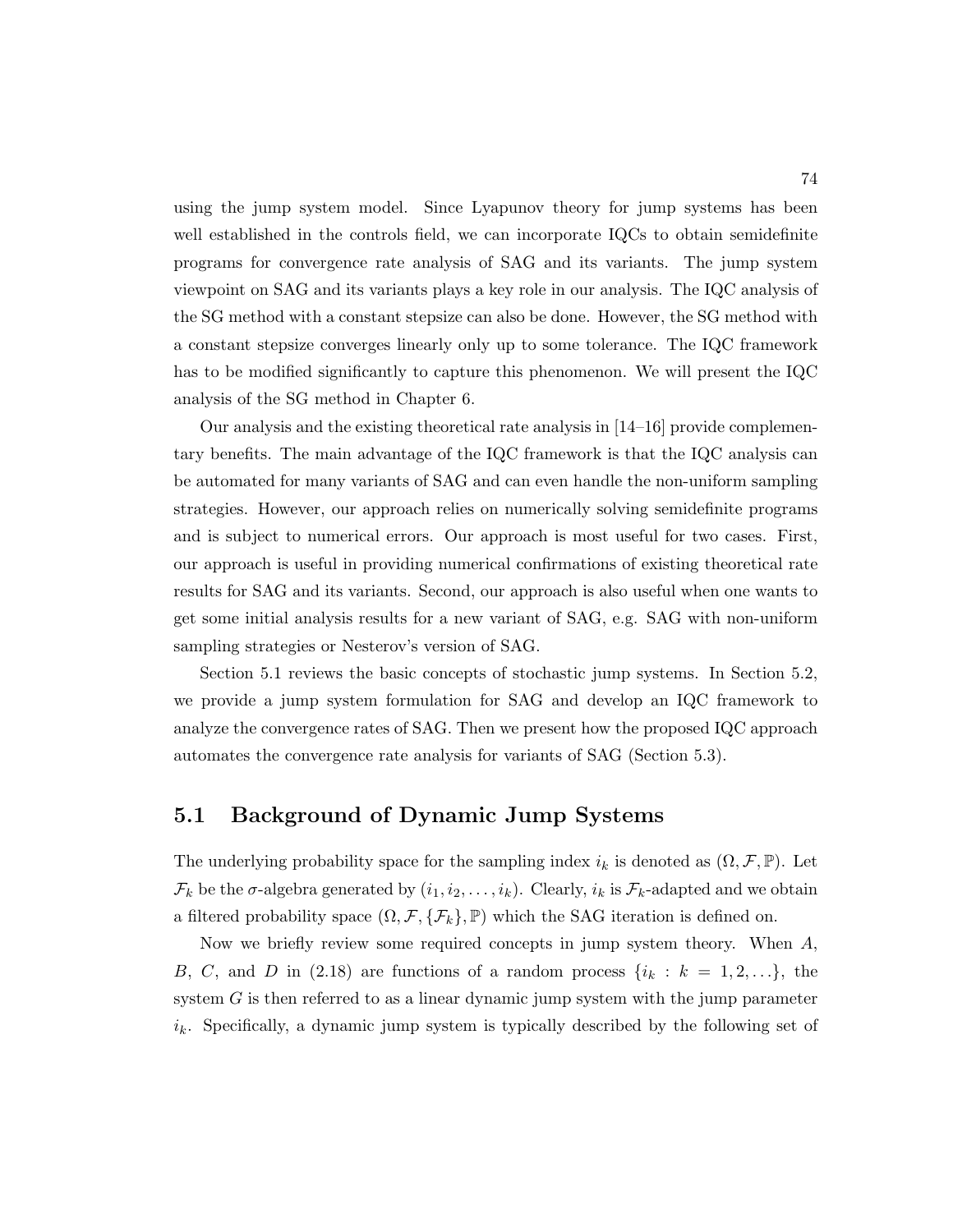using the jump system model. Since Lyapunov theory for jump systems has been well established in the controls field, we can incorporate IQCs to obtain semidefinite programs for convergence rate analysis of SAG and its variants. The jump system viewpoint on SAG and its variants plays a key role in our analysis. The IQC analysis of the SG method with a constant stepsize can also be done. However, the SG method with a constant stepsize converges linearly only up to some tolerance. The IQC framework has to be modified significantly to capture this phenomenon. We will present the IQC analysis of the SG method in Chapter 6.

Our analysis and the existing theoretical rate analysis in [14–16] provide complementary benefits. The main advantage of the IQC framework is that the IQC analysis can be automated for many variants of SAG and can even handle the non-uniform sampling strategies. However, our approach relies on numerically solving semidefinite programs and is subject to numerical errors. Our approach is most useful for two cases. First, our approach is useful in providing numerical confirmations of existing theoretical rate results for SAG and its variants. Second, our approach is also useful when one wants to get some initial analysis results for a new variant of SAG, e.g. SAG with non-uniform sampling strategies or Nesterov's version of SAG.

Section 5.1 reviews the basic concepts of stochastic jump systems. In Section 5.2, we provide a jump system formulation for SAG and develop an IQC framework to analyze the convergence rates of SAG. Then we present how the proposed IQC approach automates the convergence rate analysis for variants of SAG (Section 5.3).

## 5.1 Background of Dynamic Jump Systems

The underlying probability space for the sampling index $i_k$ is denoted as $(\Omega, \mathcal{F}, \mathbb{P})$. Let $\mathcal{F}_k$ be the $\sigma$-algebra generated by $(i_1, i_2, \ldots, i_k)$. Clearly, $i_k$ is $\mathcal{F}_k$-adapted and we obtain a filtered probability space $(\Omega, \mathcal{F}, \{\mathcal{F}_k\}, \mathbb{P})$ which the SAG iteration is defined on.

Now we briefly review some required concepts in jump system theory. When $A$, $B$, $C$, and $D$ in (2.18) are functions of a random process $\{i_k : k = 1, 2, \ldots\}$, the system $G$ is then referred to as a linear dynamic jump system with the jump parameter $i_k$. Specifically, a dynamic jump system is typically described by the following set of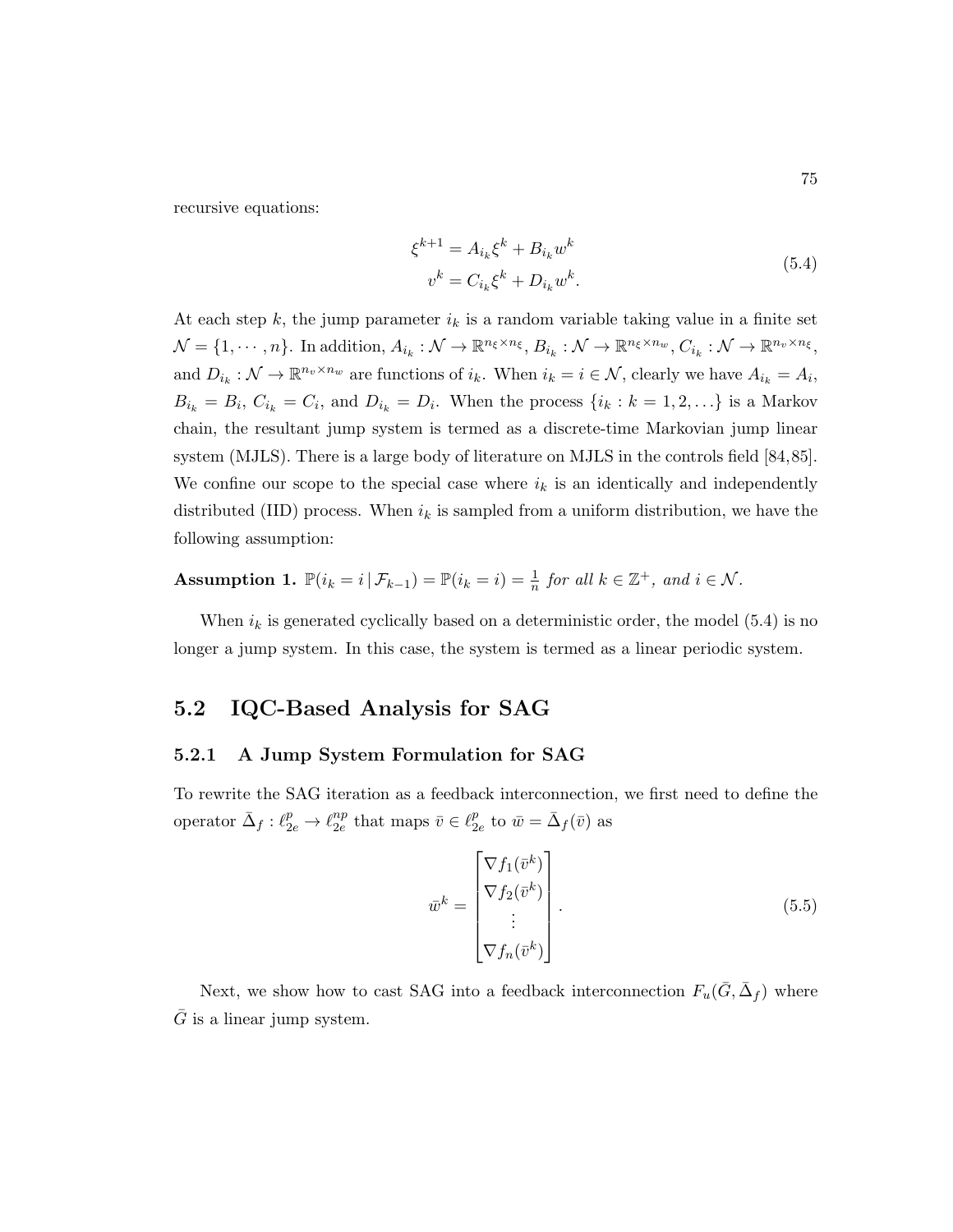recursive equations:

$$
\begin{aligned}
\xi^{k+1} &= A_{i_k}\xi^k + B_{i_k}w^k \\
v^k &= C_{i_k}\xi^k + D_{i_k}w^k.
\end{aligned}
\tag{5.4}
$$

At each step $k$, the jump parameter $i_k$ is a random variable taking value in a finite set $\mathcal{N} = \{1, \cdots, n\}$. In addition, $A_{i_k} : \mathcal{N} \to \mathbb{R}^{n_\xi \times n_\xi}$, $B_{i_k} : \mathcal{N} \to \mathbb{R}^{n_\xi \times n_w}$, $C_{i_k} : \mathcal{N} \to \mathbb{R}^{n_v \times n_\xi}$, and $D_{i_k} : \mathcal{N} \to \mathbb{R}^{n_v \times n_w}$ are functions of $i_k$. When $i_k = i \in \mathcal{N}$, clearly we have $A_{i_k} = A_i$, $B_{i_k} = B_i$, $C_{i_k} = C_i$, and $D_{i_k} = D_i$. When the process $\{i_k : k = 1, 2, \ldots\}$ is a Markov chain, the resultant jump system is termed as a discrete-time Markovian jump linear system (MJLS). There is a large body of literature on MJLS in the controls field [84,85]. We confine our scope to the special case where $i_k$ is an identically and independently distributed (IID) process. When $i_k$ is sampled from a uniform distribution, we have the following assumption:

**Assumption 1.** *$\mathbb{P}(i_k = i \,|\, \mathcal{F}_{k-1}) = \mathbb{P}(i_k = i) = \frac{1}{n}$ for all $k \in \mathbb{Z}^+$, and $i \in \mathcal{N}$.*

When $i_k$ is generated cyclically based on a deterministic order, the model (5.4) is no longer a jump system. In this case, the system is termed as a linear periodic system.

## 5.2 IQC-Based Analysis for SAG

### 5.2.1 A Jump System Formulation for SAG

To rewrite the SAG iteration as a feedback interconnection, we first need to define the operator $\bar{\Delta}_f : \ell_{2e}^p \to \ell_{2e}^{np}$ that maps $\bar{v} \in \ell_{2e}^p$ to $\bar{w} = \bar{\Delta}_f(\bar{v})$ as

$$
\bar{w}^k = \begin{bmatrix} \nabla f_1(\bar{v}^k) \\ \nabla f_2(\bar{v}^k) \\ \vdots \\ \nabla f_n(\bar{v}^k) \end{bmatrix}.
\tag{5.5}
$$

Next, we show how to cast SAG into a feedback interconnection $F_u(\bar{G}, \bar{\Delta}_f)$ where $\bar{G}$ is a linear jump system.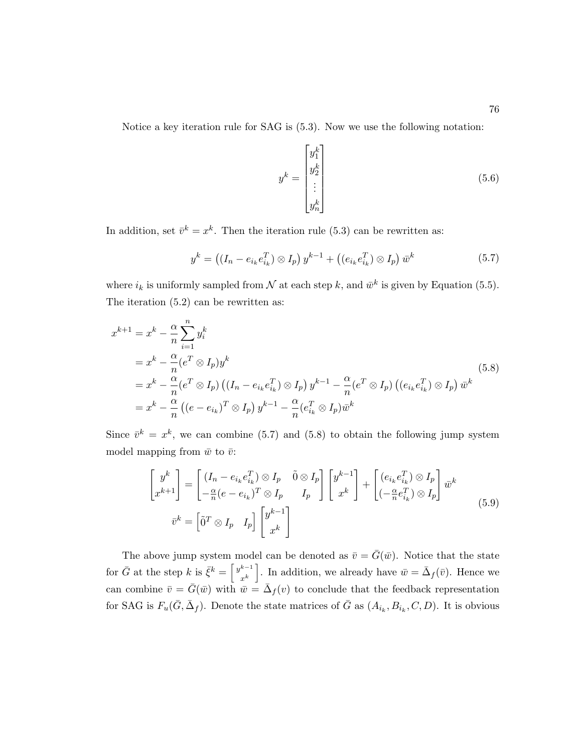Notice a key iteration rule for SAG is (5.3). Now we use the following notation:

$$y^k = \begin{bmatrix} y_1^k \\ y_2^k \\ \vdots \\ y_n^k \end{bmatrix} \tag{5.6}$$

In addition, set $\bar{v}^k = x^k$. Then the iteration rule (5.3) can be rewritten as:

$$y^k = \left((I_n - e_{i_k}e_{i_k}^T) \otimes I_p\right) y^{k-1} + \left((e_{i_k}e_{i_k}^T) \otimes I_p\right) \bar{w}^k \tag{5.7}$$

where $i_k$ is uniformly sampled from $\mathcal{N}$ at each step $k$, and $\bar{w}^k$ is given by Equation (5.5). The iteration (5.2) can be rewritten as:

$$\begin{aligned}
x^{k+1} &= x^k - \frac{\alpha}{n}\sum_{i=1}^{n} y_i^k \\
&= x^k - \frac{\alpha}{n}(e^T \otimes I_p)y^k \\
&= x^k - \frac{\alpha}{n}(e^T \otimes I_p)\left((I_n - e_{i_k}e_{i_k}^T) \otimes I_p\right) y^{k-1} - \frac{\alpha}{n}(e^T \otimes I_p)\left((e_{i_k}e_{i_k}^T) \otimes I_p\right) \bar{w}^k \\
&= x^k - \frac{\alpha}{n}\left((e - e_{i_k})^T \otimes I_p\right) y^{k-1} - \frac{\alpha}{n}(e_{i_k}^T \otimes I_p)\bar{w}^k
\end{aligned} \tag{5.8}$$

Since $\bar{v}^k = x^k$, we can combine (5.7) and (5.8) to obtain the following jump system model mapping from $\bar{w}$ to $\bar{v}$:

$$\begin{aligned}
\begin{bmatrix} y^k \\ x^{k+1} \end{bmatrix} &= \begin{bmatrix} (I_n - e_{i_k}e_{i_k}^T) \otimes I_p & \tilde{0} \otimes I_p \\ -\frac{\alpha}{n}(e - e_{i_k})^T \otimes I_p & I_p \end{bmatrix} \begin{bmatrix} y^{k-1} \\ x^k \end{bmatrix} + \begin{bmatrix} (e_{i_k}e_{i_k}^T) \otimes I_p \\ (-\frac{\alpha}{n}e_{i_k}^T) \otimes I_p \end{bmatrix} \bar{w}^k \\
\bar{v}^k &= \begin{bmatrix} \tilde{0}^T \otimes I_p & I_p \end{bmatrix} \begin{bmatrix} y^{k-1} \\ x^k \end{bmatrix}
\end{aligned} \tag{5.9}$$

The above jump system model can be denoted as $\bar{v} = \bar{G}(\bar{w})$. Notice that the state for $\bar{G}$ at the step $k$ is $\bar{\xi}^k = \begin{bmatrix} y^{k-1} \\ x^k \end{bmatrix}$. In addition, we already have $\bar{w} = \bar{\Delta}_f(\bar{v})$. Hence we can combine $\bar{v} = \bar{G}(\bar{w})$ with $\bar{w} = \bar{\Delta}_f(v)$ to conclude that the feedback representation for SAG is $F_u(\bar{G}, \bar{\Delta}_f)$. Denote the state matrices of $\bar{G}$ as $(A_{i_k}, B_{i_k}, C, D)$. It is obvious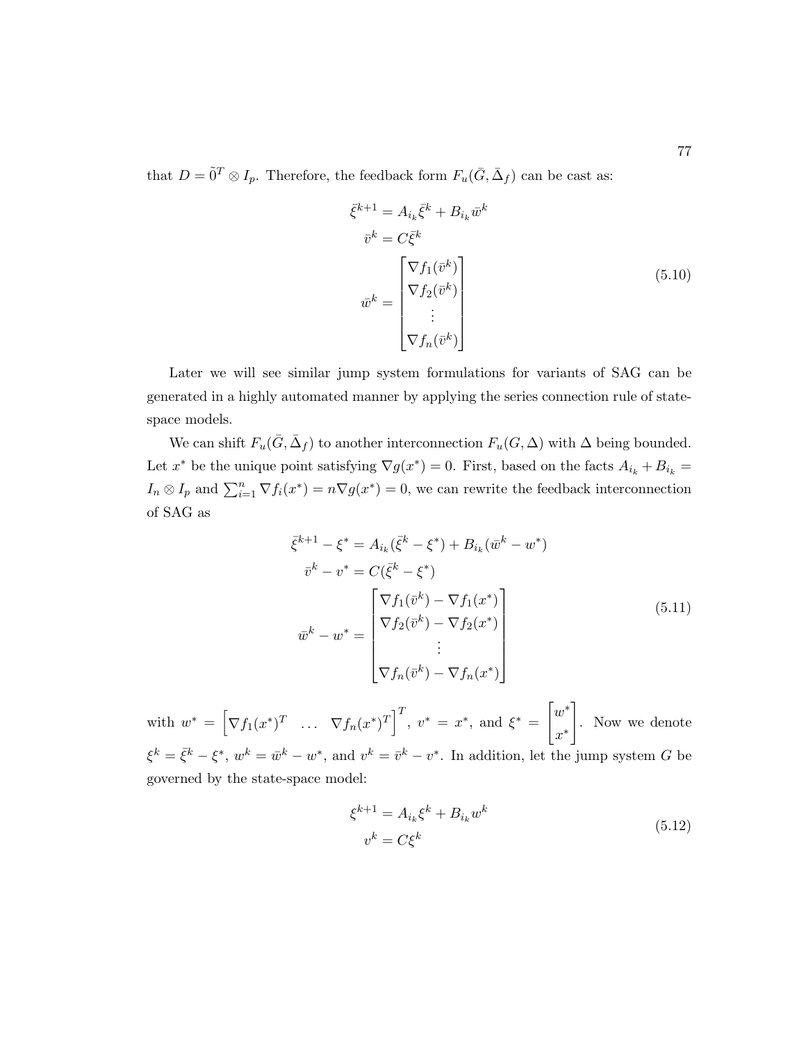that $D = \tilde{0}^T \otimes I_p$. Therefore, the feedback form $F_u(\bar{G}, \bar{\Delta}_f)$ can be cast as:

$$
\begin{aligned}
\bar{\xi}^{k+1} &= A_{i_k} \bar{\xi}^k + B_{i_k} \bar{w}^k \\
\bar{v}^k &= C \bar{\xi}^k \\
\bar{w}^k &= \begin{bmatrix} \nabla f_1(\bar{v}^k) \\ \nabla f_2(\bar{v}^k) \\ \vdots \\ \nabla f_n(\bar{v}^k) \end{bmatrix}
\end{aligned}
\tag{5.10}
$$

Later we will see similar jump system formulations for variants of SAG can be generated in a highly automated manner by applying the series connection rule of state-space models.

We can shift $F_u(\bar{G}, \bar{\Delta}_f)$ to another interconnection $F_u(G, \Delta)$ with $\Delta$ being bounded. Let $x^*$ be the unique point satisfying $\nabla g(x^*) = 0$. First, based on the facts $A_{i_k} + B_{i_k} = I_n \otimes I_p$ and $\sum_{i=1}^n \nabla f_i(x^*) = n \nabla g(x^*) = 0$, we can rewrite the feedback interconnection of SAG as

$$
\begin{aligned}
\bar{\xi}^{k+1} - \xi^* &= A_{i_k} (\bar{\xi}^k - \xi^*) + B_{i_k} (\bar{w}^k - w^*) \\
\bar{v}^k - v^* &= C (\bar{\xi}^k - \xi^*) \\
\bar{w}^k - w^* &= \begin{bmatrix} \nabla f_1(\bar{v}^k) - \nabla f_1(x^*) \\ \nabla f_2(\bar{v}^k) - \nabla f_2(x^*) \\ \vdots \\ \nabla f_n(\bar{v}^k) - \nabla f_n(x^*) \end{bmatrix}
\end{aligned}
\tag{5.11}
$$

with $w^* = \begin{bmatrix} \nabla f_1(x^*)^T & \dots & \nabla f_n(x^*)^T \end{bmatrix}^T$, $v^* = x^*$, and $\xi^* = \begin{bmatrix} w^* \\ x^* \end{bmatrix}$. Now we denote $\xi^k = \bar{\xi}^k - \xi^*$, $w^k = \bar{w}^k - w^*$, and $v^k = \bar{v}^k - v^*$. In addition, let the jump system $G$ be governed by the state-space model:

$$
\begin{aligned}
\xi^{k+1} &= A_{i_k} \xi^k + B_{i_k} w^k \\
v^k &= C \xi^k
\end{aligned}
\tag{5.12}
$$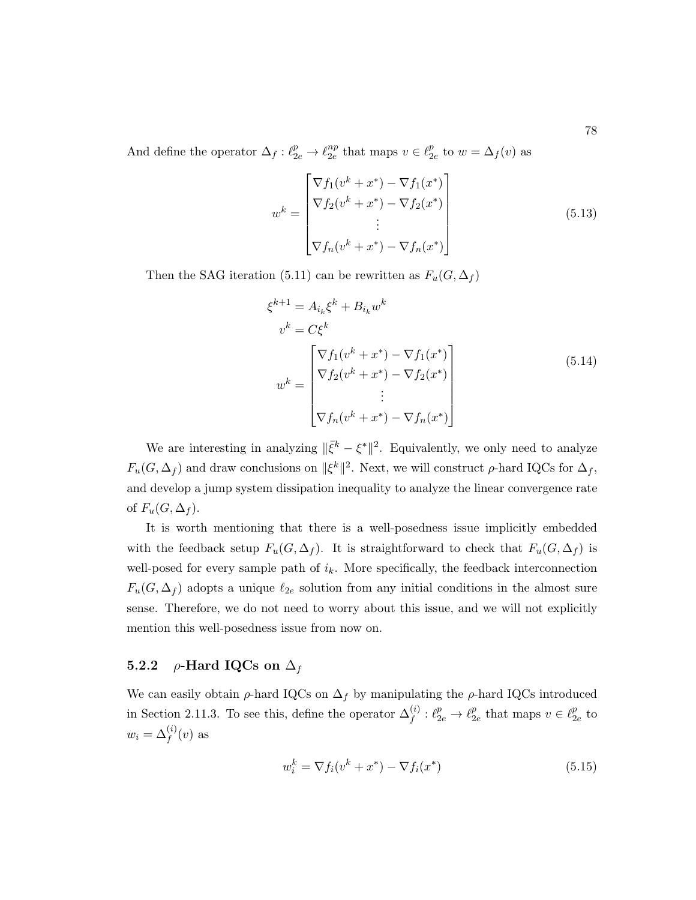And define the operator $\Delta_f : \ell_{2e}^p \to \ell_{2e}^{np}$ that maps $v \in \ell_{2e}^p$ to $w = \Delta_f(v)$ as

$$
w^k = \begin{bmatrix} \nabla f_1(v^k + x^*) - \nabla f_1(x^*) \\ \nabla f_2(v^k + x^*) - \nabla f_2(x^*) \\ \vdots \\ \nabla f_n(v^k + x^*) - \nabla f_n(x^*) \end{bmatrix} \tag{5.13}
$$

Then the SAG iteration (5.11) can be rewritten as $F_u(G, \Delta_f)$

$$
\begin{aligned}
\xi^{k+1} &= A_{i_k} \xi^k + B_{i_k} w^k \\
v^k &= C \xi^k \\
w^k &= \begin{bmatrix} \nabla f_1(v^k + x^*) - \nabla f_1(x^*) \\ \nabla f_2(v^k + x^*) - \nabla f_2(x^*) \\ \vdots \\ \nabla f_n(v^k + x^*) - \nabla f_n(x^*) \end{bmatrix}
\end{aligned} \tag{5.14}
$$

We are interesting in analyzing $\|\bar{\xi}^k - \xi^*\|^2$. Equivalently, we only need to analyze $F_u(G, \Delta_f)$ and draw conclusions on $\|\xi^k\|^2$. Next, we will construct $\rho$-hard IQCs for $\Delta_f$, and develop a jump system dissipation inequality to analyze the linear convergence rate of $F_u(G, \Delta_f)$.

It is worth mentioning that there is a well-posedness issue implicitly embedded with the feedback setup $F_u(G, \Delta_f)$. It is straightforward to check that $F_u(G, \Delta_f)$ is well-posed for every sample path of $i_k$. More specifically, the feedback interconnection $F_u(G, \Delta_f)$ adopts a unique $\ell_{2e}$ solution from any initial conditions in the almost sure sense. Therefore, we do not need to worry about this issue, and we will not explicitly mention this well-posedness issue from now on.

### 5.2.2 $\rho$-Hard IQCs on $\Delta_f$

We can easily obtain $\rho$-hard IQCs on $\Delta_f$ by manipulating the $\rho$-hard IQCs introduced in Section 2.11.3. To see this, define the operator $\Delta_f^{(i)} : \ell_{2e}^p \to \ell_{2e}^p$ that maps $v \in \ell_{2e}^p$ to $w_i = \Delta_f^{(i)}(v)$ as

$$
w_i^k = \nabla f_i(v^k + x^*) - \nabla f_i(x^*) \tag{5.15}
$$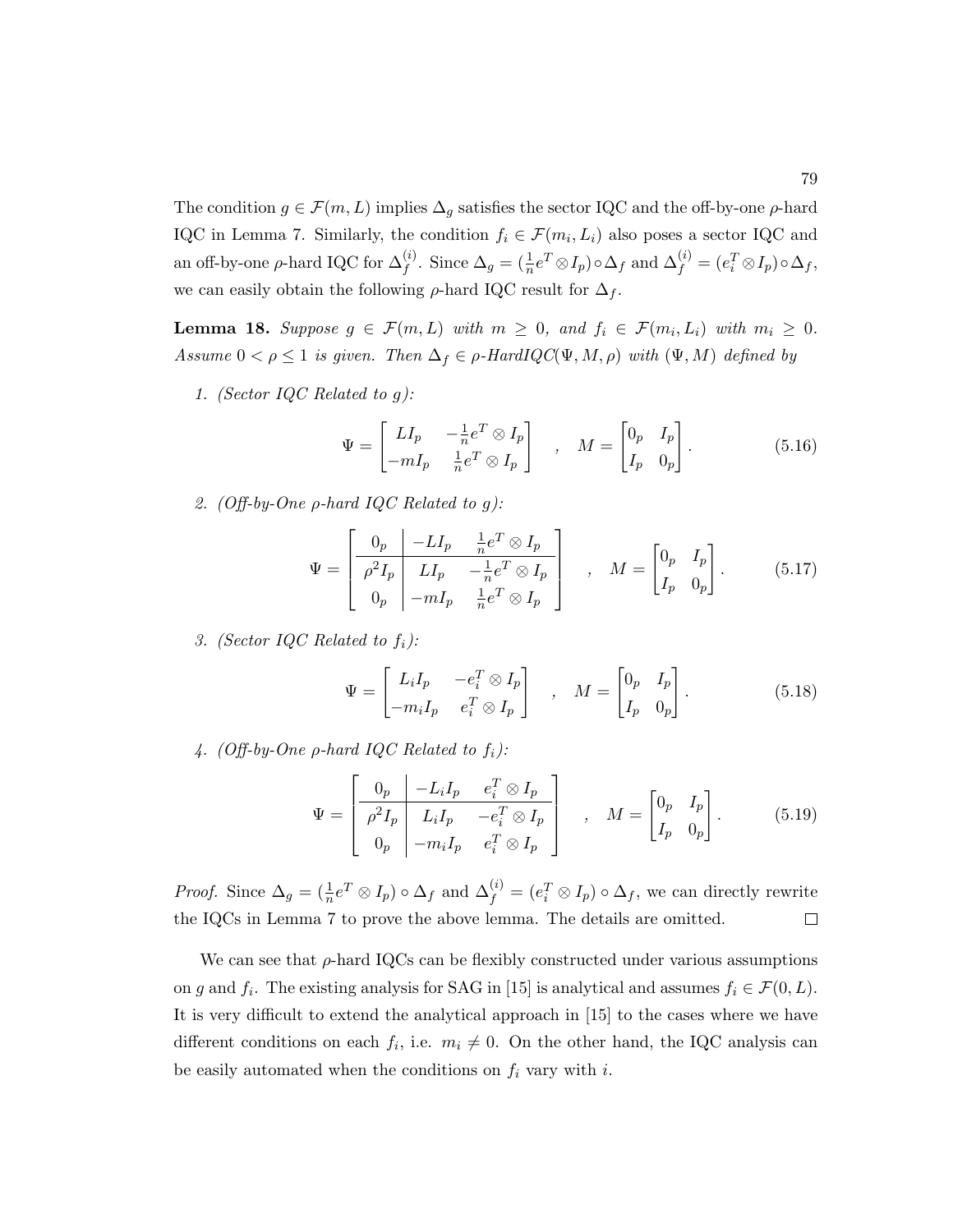The condition $g \in \mathcal{F}(m, L)$ implies $\Delta_g$ satisfies the sector IQC and the off-by-one $\rho$-hard IQC in Lemma 7. Similarly, the condition $f_i \in \mathcal{F}(m_i, L_i)$ also poses a sector IQC and an off-by-one $\rho$-hard IQC for $\Delta_f^{(i)}$. Since $\Delta_g = (\frac{1}{n}e^T \otimes I_p) \circ \Delta_f$ and $\Delta_f^{(i)} = (e_i^T \otimes I_p) \circ \Delta_f$, we can easily obtain the following $\rho$-hard IQC result for $\Delta_f$.

**Lemma 18.** *Suppose $g \in \mathcal{F}(m, L)$ with $m \geq 0$, and $f_i \in \mathcal{F}(m_i, L_i)$ with $m_i \geq 0$. Assume $0 < \rho \leq 1$ is given. Then $\Delta_f \in \rho$-HardIQC$(\Psi, M, \rho)$ with $(\Psi, M)$ defined by*

1. *(Sector IQC Related to g):*

$$\Psi = \begin{bmatrix} LI_p & -\frac{1}{n}e^T \otimes I_p \\ -mI_p & \frac{1}{n}e^T \otimes I_p \end{bmatrix} \quad , \quad M = \begin{bmatrix} 0_p & I_p \\ I_p & 0_p \end{bmatrix}. \tag{5.16}$$

2. *(Off-by-One $\rho$-hard IQC Related to g):*

$$\Psi = \left[\begin{array}{c|cc} 0_p & -LI_p & \frac{1}{n}e^T \otimes I_p \\ \hline \rho^2 I_p & LI_p & -\frac{1}{n}e^T \otimes I_p \\ 0_p & -mI_p & \frac{1}{n}e^T \otimes I_p \end{array}\right] \quad , \quad M = \begin{bmatrix} 0_p & I_p \\ I_p & 0_p \end{bmatrix}. \tag{5.17}$$

3. *(Sector IQC Related to $f_i$):*

$$\Psi = \begin{bmatrix} L_i I_p & -e_i^T \otimes I_p \\ -m_i I_p & e_i^T \otimes I_p \end{bmatrix} \quad , \quad M = \begin{bmatrix} 0_p & I_p \\ I_p & 0_p \end{bmatrix}. \tag{5.18}$$

4. *(Off-by-One $\rho$-hard IQC Related to $f_i$):*

$$\Psi = \left[\begin{array}{c|cc} 0_p & -L_i I_p & e_i^T \otimes I_p \\ \hline \rho^2 I_p & L_i I_p & -e_i^T \otimes I_p \\ 0_p & -m_i I_p & e_i^T \otimes I_p \end{array}\right] \quad , \quad M = \begin{bmatrix} 0_p & I_p \\ I_p & 0_p \end{bmatrix}. \tag{5.19}$$

*Proof.* Since $\Delta_g = (\frac{1}{n}e^T \otimes I_p) \circ \Delta_f$ and $\Delta_f^{(i)} = (e_i^T \otimes I_p) \circ \Delta_f$, we can directly rewrite the IQCs in Lemma 7 to prove the above lemma. The details are omitted. $\square$

We can see that $\rho$-hard IQCs can be flexibly constructed under various assumptions on $g$ and $f_i$. The existing analysis for SAG in [15] is analytical and assumes $f_i \in \mathcal{F}(0, L)$. It is very difficult to extend the analytical approach in [15] to the cases where we have different conditions on each $f_i$, i.e. $m_i \neq 0$. On the other hand, the IQC analysis can be easily automated when the conditions on $f_i$ vary with $i$.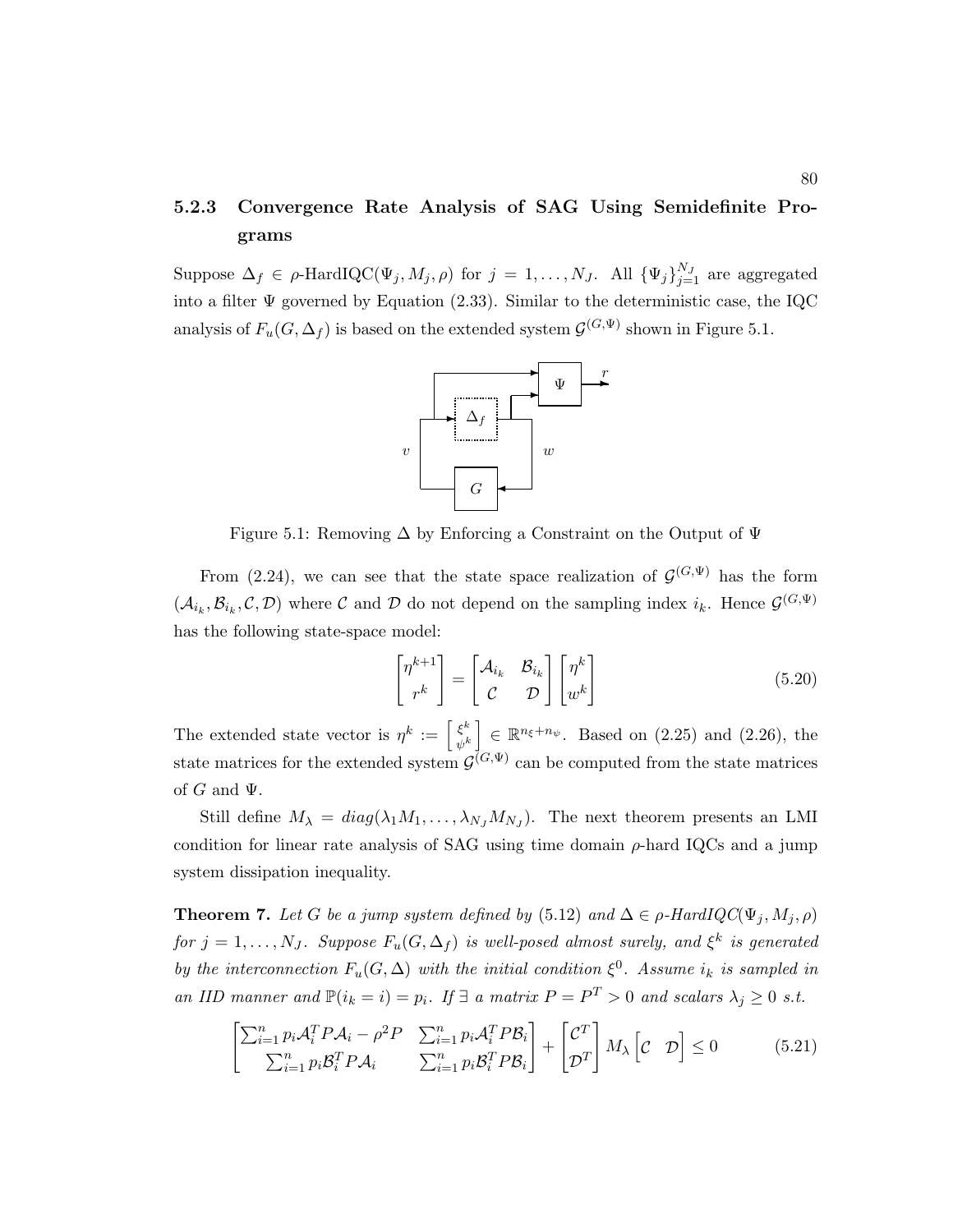### 5.2.3 Convergence Rate Analysis of SAG Using Semidefinite Programs

Suppose $\Delta_f \in \rho$-HardIQC$(\Psi_j, M_j, \rho)$ for $j = 1, \ldots, N_J$. All $\{\Psi_j\}_{j=1}^{N_J}$ are aggregated into a filter $\Psi$ governed by Equation (2.33). Similar to the deterministic case, the IQC analysis of $F_u(G, \Delta_f)$ is based on the extended system $\mathcal{G}^{(G,\Psi)}$ shown in Figure 5.1.

Figure 5.1: Removing $\Delta$ by Enforcing a Constraint on the Output of $\Psi$

From (2.24), we can see that the state space realization of $\mathcal{G}^{(G,\Psi)}$ has the form $(\mathcal{A}_{i_k}, \mathcal{B}_{i_k}, \mathcal{C}, \mathcal{D})$ where $\mathcal{C}$ and $\mathcal{D}$ do not depend on the sampling index $i_k$. Hence $\mathcal{G}^{(G,\Psi)}$ has the following state-space model:

$$\begin{bmatrix} \eta^{k+1} \\ r^k \end{bmatrix} = \begin{bmatrix} \mathcal{A}_{i_k} & \mathcal{B}_{i_k} \\ \mathcal{C} & \mathcal{D} \end{bmatrix} \begin{bmatrix} \eta^k \\ w^k \end{bmatrix} \tag{5.20}$$

The extended state vector is $\eta^k := \begin{bmatrix} \xi^k \\ \psi^k \end{bmatrix} \in \mathbb{R}^{n_\xi + n_\psi}$. Based on (2.25) and (2.26), the state matrices for the extended system $\mathcal{G}^{(G,\Psi)}$ can be computed from the state matrices of $G$ and $\Psi$.

Still define $M_\lambda = diag(\lambda_1 M_1, \ldots, \lambda_{N_J} M_{N_J})$. The next theorem presents an LMI condition for linear rate analysis of SAG using time domain $\rho$-hard IQCs and a jump system dissipation inequality.

**Theorem 7.** *Let $G$ be a jump system defined by* (5.12) *and $\Delta \in \rho$-HardIQC$(\Psi_j, M_j, \rho)$ for $j = 1, \ldots, N_J$. Suppose $F_u(G, \Delta_f)$ is well-posed almost surely, and $\xi^k$ is generated by the interconnection $F_u(G, \Delta)$ with the initial condition $\xi^0$. Assume $i_k$ is sampled in an IID manner and $\mathbb{P}(i_k = i) = p_i$. If $\exists$ a matrix $P = P^T > 0$ and scalars $\lambda_j \geq 0$ s.t.*

$$\begin{bmatrix} \sum_{i=1}^n p_i \mathcal{A}_i^T P \mathcal{A}_i - \rho^2 P & \sum_{i=1}^n p_i \mathcal{A}_i^T P \mathcal{B}_i \\ \sum_{i=1}^n p_i \mathcal{B}_i^T P \mathcal{A}_i & \sum_{i=1}^n p_i \mathcal{B}_i^T P \mathcal{B}_i \end{bmatrix} + \begin{bmatrix} \mathcal{C}^T \\ \mathcal{D}^T \end{bmatrix} M_\lambda \begin{bmatrix} \mathcal{C} & \mathcal{D} \end{bmatrix} \leq 0 \tag{5.21}$$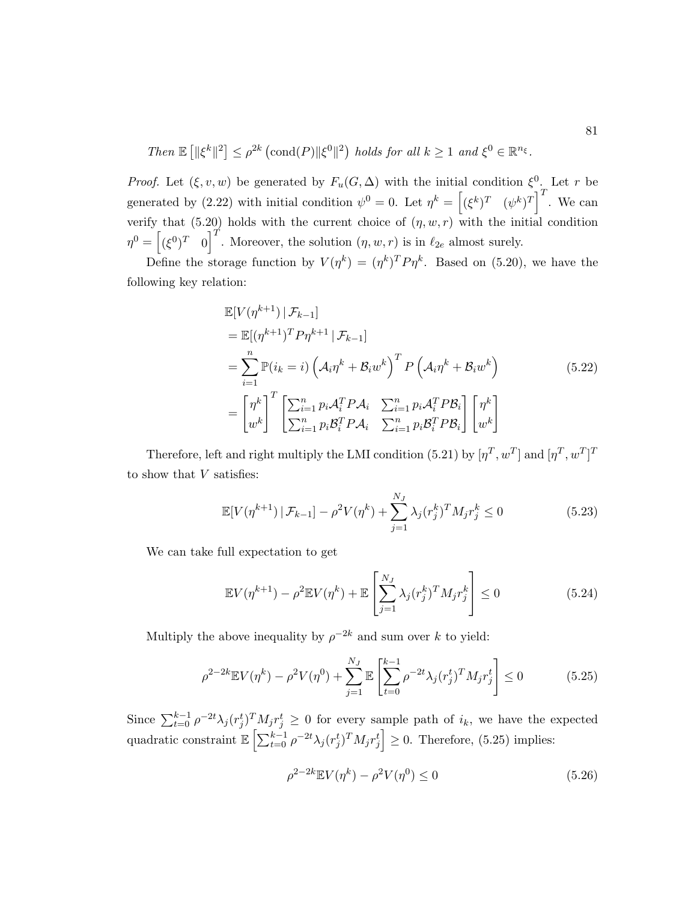*Then* $\mathbb{E}\left[\|\xi^k\|^2\right] \leq \rho^{2k}\left(\text{cond}(P)\|\xi^0\|^2\right)$ *holds for all* $k \geq 1$ *and* $\xi^0 \in \mathbb{R}^{n_\xi}$*.*

*Proof.* Let $(\xi, v, w)$ be generated by $F_u(G, \Delta)$ with the initial condition $\xi^0$. Let $r$ be generated by (2.22) with initial condition $\psi^0 = 0$. Let $\eta^k = \begin{bmatrix}(\xi^k)^T & (\psi^k)^T\end{bmatrix}^T$. We can verify that (5.20) holds with the current choice of $(\eta, w, r)$ with the initial condition $\eta^0 = \begin{bmatrix}(\xi^0)^T & 0\end{bmatrix}^T$. Moreover, the solution $(\eta, w, r)$ is in $\ell_{2e}$ almost surely.

Define the storage function by $V(\eta^k) = (\eta^k)^T P \eta^k$. Based on (5.20), we have the following key relation:

$$
\begin{aligned}
&\mathbb{E}[V(\eta^{k+1}) \,|\, \mathcal{F}_{k-1}] \\
&= \mathbb{E}[(\eta^{k+1})^T P \eta^{k+1} \,|\, \mathcal{F}_{k-1}] \\
&= \sum_{i=1}^{n} \mathbb{P}(i_k = i)\left(\mathcal{A}_i \eta^k + \mathcal{B}_i w^k\right)^T P \left(\mathcal{A}_i \eta^k + \mathcal{B}_i w^k\right) \\
&= \begin{bmatrix}\eta^k \\ w^k\end{bmatrix}^T \begin{bmatrix}\sum_{i=1}^n p_i \mathcal{A}_i^T P \mathcal{A}_i & \sum_{i=1}^n p_i \mathcal{A}_i^T P \mathcal{B}_i \\ \sum_{i=1}^n p_i \mathcal{B}_i^T P \mathcal{A}_i & \sum_{i=1}^n p_i \mathcal{B}_i^T P \mathcal{B}_i\end{bmatrix} \begin{bmatrix}\eta^k \\ w^k\end{bmatrix}
\end{aligned}
\tag{5.22}
$$

Therefore, left and right multiply the LMI condition (5.21) by $[\eta^T, w^T]$ and $[\eta^T, w^T]^T$ to show that $V$ satisfies:

$$
\mathbb{E}[V(\eta^{k+1}) \,|\, \mathcal{F}_{k-1}] - \rho^2 V(\eta^k) + \sum_{j=1}^{N_J} \lambda_j (r_j^k)^T M_j r_j^k \leq 0 \tag{5.23}
$$

We can take full expectation to get

$$
\mathbb{E}V(\eta^{k+1}) - \rho^2 \mathbb{E}V(\eta^k) + \mathbb{E}\left[\sum_{j=1}^{N_J} \lambda_j (r_j^k)^T M_j r_j^k\right] \leq 0 \tag{5.24}
$$

Multiply the above inequality by $\rho^{-2k}$ and sum over $k$ to yield:

$$
\rho^{2-2k}\mathbb{E}V(\eta^k) - \rho^2 V(\eta^0) + \sum_{j=1}^{N_J} \mathbb{E}\left[\sum_{t=0}^{k-1} \rho^{-2t} \lambda_j (r_j^t)^T M_j r_j^t\right] \leq 0 \tag{5.25}
$$

Since $\sum_{t=0}^{k-1} \rho^{-2t} \lambda_j (r_j^t)^T M_j r_j^t \geq 0$ for every sample path of $i_k$, we have the expected quadratic constraint $\mathbb{E}\left[\sum_{t=0}^{k-1} \rho^{-2t} \lambda_j (r_j^t)^T M_j r_j^t\right] \geq 0$. Therefore, (5.25) implies:

$$
\rho^{2-2k}\mathbb{E}V(\eta^k) - \rho^2 V(\eta^0) \leq 0 \tag{5.26}
$$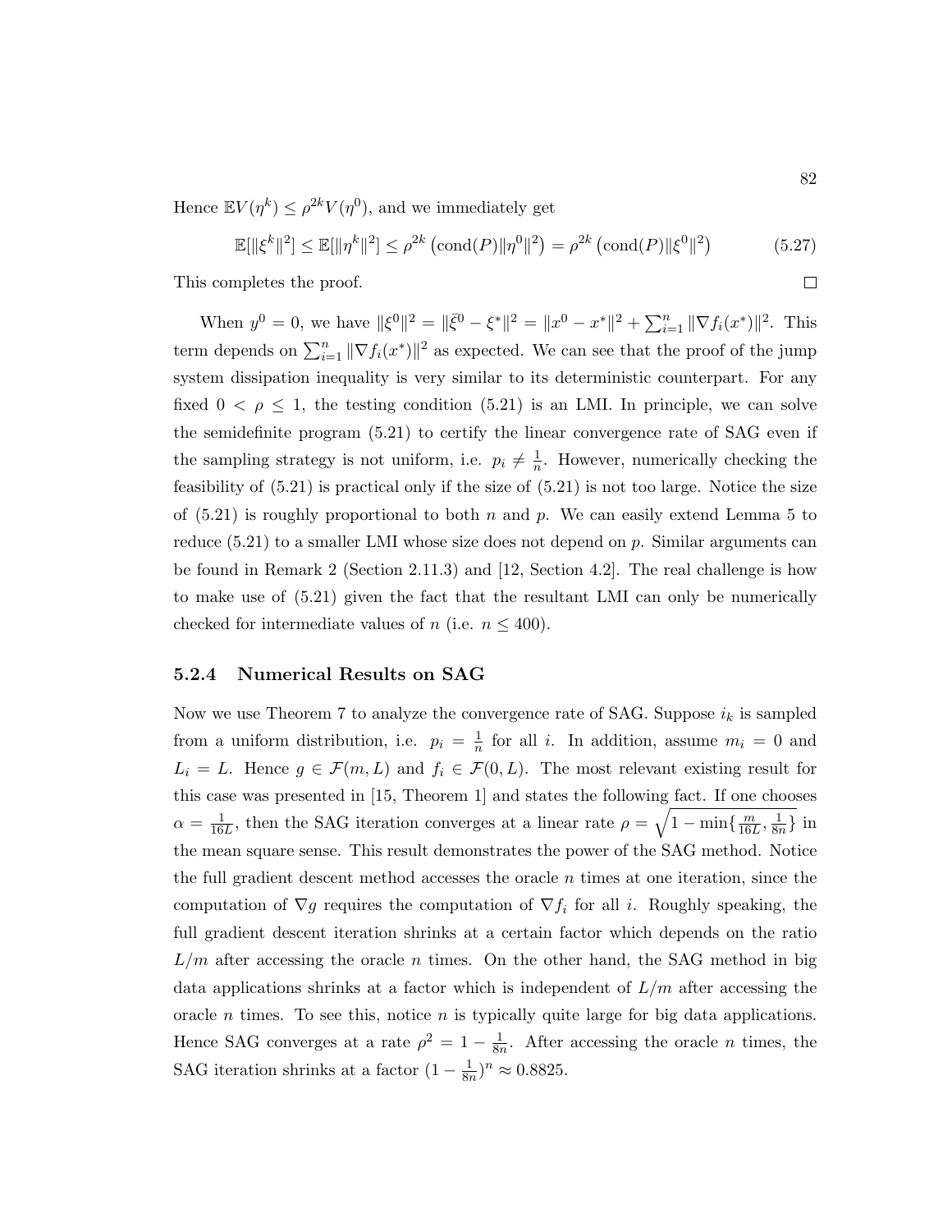Hence $\mathbb{E}V(\eta^k) \leq \rho^{2k} V(\eta^0)$, and we immediately get

$$\mathbb{E}[\|\xi^k\|^2] \leq \mathbb{E}[\|\eta^k\|^2] \leq \rho^{2k} \left(\text{cond}(P)\|\eta^0\|^2\right) = \rho^{2k} \left(\text{cond}(P)\|\xi^0\|^2\right) \tag{5.27}$$

This completes the proof. □

When $y^0 = 0$, we have $\|\xi^0\|^2 = \|\bar{\xi}^0 - \xi^*\|^2 = \|x^0 - x^*\|^2 + \sum_{i=1}^n \|\nabla f_i(x^*)\|^2$. This term depends on $\sum_{i=1}^n \|\nabla f_i(x^*)\|^2$ as expected. We can see that the proof of the jump system dissipation inequality is very similar to its deterministic counterpart. For any fixed $0 < \rho \leq 1$, the testing condition (5.21) is an LMI. In principle, we can solve the semidefinite program (5.21) to certify the linear convergence rate of SAG even if the sampling strategy is not uniform, i.e. $p_i \neq \frac{1}{n}$. However, numerically checking the feasibility of (5.21) is practical only if the size of (5.21) is not too large. Notice the size of (5.21) is roughly proportional to both $n$ and $p$. We can easily extend Lemma 5 to reduce (5.21) to a smaller LMI whose size does not depend on $p$. Similar arguments can be found in Remark 2 (Section 2.11.3) and [12, Section 4.2]. The real challenge is how to make use of (5.21) given the fact that the resultant LMI can only be numerically checked for intermediate values of $n$ (i.e. $n \leq 400$).

### 5.2.4 Numerical Results on SAG

Now we use Theorem 7 to analyze the convergence rate of SAG. Suppose $i_k$ is sampled from a uniform distribution, i.e. $p_i = \frac{1}{n}$ for all $i$. In addition, assume $m_i = 0$ and $L_i = L$. Hence $g \in \mathcal{F}(m, L)$ and $f_i \in \mathcal{F}(0, L)$. The most relevant existing result for this case was presented in [15, Theorem 1] and states the following fact. If one chooses $\alpha = \frac{1}{16L}$, then the SAG iteration converges at a linear rate $\rho = \sqrt{1 - \min\{\frac{m}{16L}, \frac{1}{8n}\}}$ in the mean square sense. This result demonstrates the power of the SAG method. Notice the full gradient descent method accesses the oracle $n$ times at one iteration, since the computation of $\nabla g$ requires the computation of $\nabla f_i$ for all $i$. Roughly speaking, the full gradient descent iteration shrinks at a certain factor which depends on the ratio $L/m$ after accessing the oracle $n$ times. On the other hand, the SAG method in big data applications shrinks at a factor which is independent of $L/m$ after accessing the oracle $n$ times. To see this, notice $n$ is typically quite large for big data applications. Hence SAG converges at a rate $\rho^2 = 1 - \frac{1}{8n}$. After accessing the oracle $n$ times, the SAG iteration shrinks at a factor $(1 - \frac{1}{8n})^n \approx 0.8825$.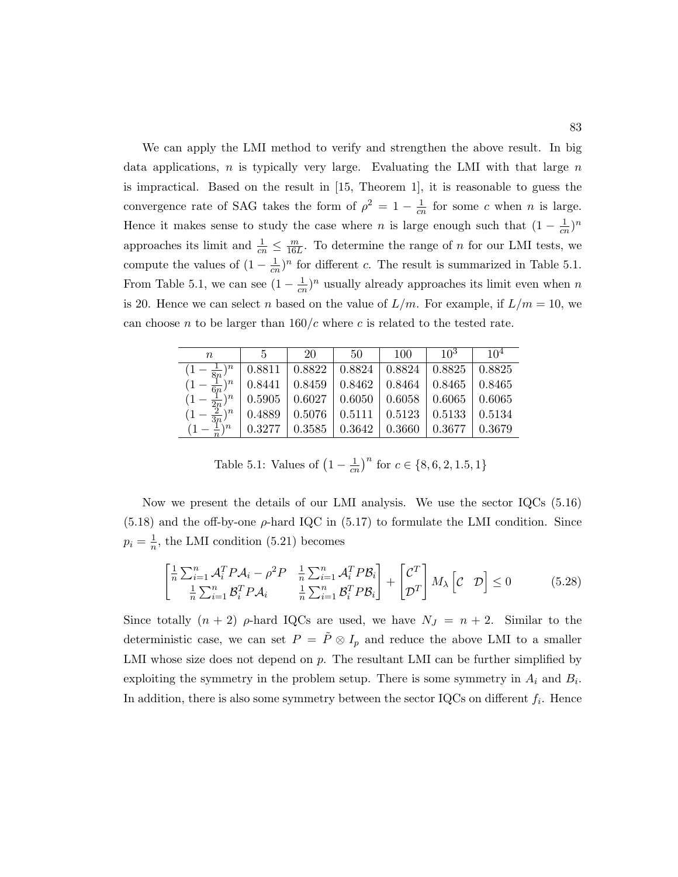We can apply the LMI method to verify and strengthen the above result. In big data applications, $n$ is typically very large. Evaluating the LMI with that large $n$ is impractical. Based on the result in [15, Theorem 1], it is reasonable to guess the convergence rate of SAG takes the form of $\rho^2 = 1 - \frac{1}{cn}$ for some $c$ when $n$ is large. Hence it makes sense to study the case where $n$ is large enough such that $(1 - \frac{1}{cn})^n$ approaches its limit and $\frac{1}{cn} \leq \frac{m}{16L}$. To determine the range of $n$ for our LMI tests, we compute the values of $(1 - \frac{1}{cn})^n$ for different $c$. The result is summarized in Table 5.1. From Table 5.1, we can see $(1 - \frac{1}{cn})^n$ usually already approaches its limit even when $n$ is 20. Hence we can select $n$ based on the value of $L/m$. For example, if $L/m = 10$, we can choose $n$ to be larger than $160/c$ where $c$ is related to the tested rate.

| $n$ | 5 | 20 | 50 | 100 | $10^3$ | $10^4$ |
|---|---|---|---|---|---|---|
| $(1 - \frac{1}{8n})^n$ | 0.8811 | 0.8822 | 0.8824 | 0.8824 | 0.8825 | 0.8825 |
| $(1 - \frac{1}{6n})^n$ | 0.8441 | 0.8459 | 0.8462 | 0.8464 | 0.8465 | 0.8465 |
| $(1 - \frac{1}{2n})^n$ | 0.5905 | 0.6027 | 0.6050 | 0.6058 | 0.6065 | 0.6065 |
| $(1 - \frac{2}{3n})^n$ | 0.4889 | 0.5076 | 0.5111 | 0.5123 | 0.5133 | 0.5134 |
| $(1 - \frac{1}{n})^n$ | 0.3277 | 0.3585 | 0.3642 | 0.3660 | 0.3677 | 0.3679 |

Table 5.1: Values of $\left(1 - \frac{1}{cn}\right)^n$ for $c \in \{8, 6, 2, 1.5, 1\}$

Now we present the details of our LMI analysis. We use the sector IQCs (5.16) (5.18) and the off-by-one $\rho$-hard IQC in (5.17) to formulate the LMI condition. Since $p_i = \frac{1}{n}$, the LMI condition (5.21) becomes

$$\begin{bmatrix} \frac{1}{n}\sum_{i=1}^n \mathcal{A}_i^T P \mathcal{A}_i - \rho^2 P & \frac{1}{n}\sum_{i=1}^n \mathcal{A}_i^T P \mathcal{B}_i \\ \frac{1}{n}\sum_{i=1}^n \mathcal{B}_i^T P \mathcal{A}_i & \frac{1}{n}\sum_{i=1}^n \mathcal{B}_i^T P \mathcal{B}_i \end{bmatrix} + \begin{bmatrix} \mathcal{C}^T \\ \mathcal{D}^T \end{bmatrix} M_\lambda \begin{bmatrix} \mathcal{C} & \mathcal{D} \end{bmatrix} \leq 0 \tag{5.28}$$

Since totally $(n + 2)$ $\rho$-hard IQCs are used, we have $N_J = n + 2$. Similar to the deterministic case, we can set $P = \tilde{P} \otimes I_p$ and reduce the above LMI to a smaller LMI whose size does not depend on $p$. The resultant LMI can be further simplified by exploiting the symmetry in the problem setup. There is some symmetry in $A_i$ and $B_i$. In addition, there is also some symmetry between the sector IQCs on different $f_i$. Hence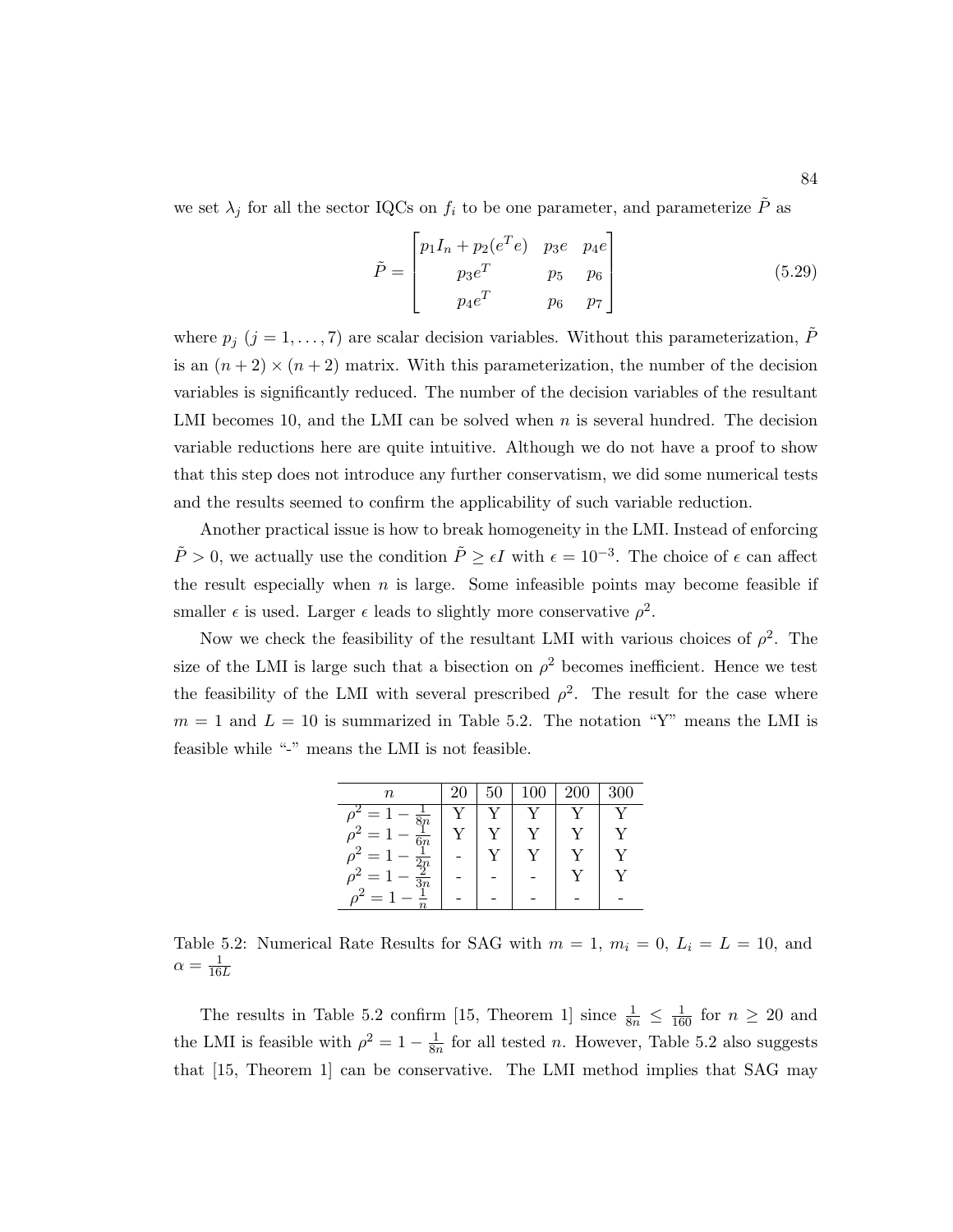we set $\lambda_j$ for all the sector IQCs on $f_i$ to be one parameter, and parameterize $\tilde{P}$ as

$$\tilde{P} = \begin{bmatrix} p_1 I_n + p_2(e^T e) & p_3 e & p_4 e \\ p_3 e^T & p_5 & p_6 \\ p_4 e^T & p_6 & p_7 \end{bmatrix} \tag{5.29}$$

where $p_j$ ($j = 1, \ldots, 7$) are scalar decision variables. Without this parameterization, $\tilde{P}$ is an $(n+2) \times (n+2)$ matrix. With this parameterization, the number of the decision variables is significantly reduced. The number of the decision variables of the resultant LMI becomes 10, and the LMI can be solved when $n$ is several hundred. The decision variable reductions here are quite intuitive. Although we do not have a proof to show that this step does not introduce any further conservatism, we did some numerical tests and the results seemed to confirm the applicability of such variable reduction.

Another practical issue is how to break homogeneity in the LMI. Instead of enforcing $\tilde{P} > 0$, we actually use the condition $\tilde{P} \geq \epsilon I$ with $\epsilon = 10^{-3}$. The choice of $\epsilon$ can affect the result especially when $n$ is large. Some infeasible points may become feasible if smaller $\epsilon$ is used. Larger $\epsilon$ leads to slightly more conservative $\rho^2$.

Now we check the feasibility of the resultant LMI with various choices of $\rho^2$. The size of the LMI is large such that a bisection on $\rho^2$ becomes inefficient. Hence we test the feasibility of the LMI with several prescribed $\rho^2$. The result for the case where $m = 1$ and $L = 10$ is summarized in Table 5.2. The notation "Y" means the LMI is feasible while "-" means the LMI is not feasible.

| $n$ | 20 | 50 | 100 | 200 | 300 |
|---|---|---|---|---|---|
| $\rho^2 = 1 - \frac{1}{8n}$ | Y | Y | Y | Y | Y |
| $\rho^2 = 1 - \frac{1}{6n}$ | Y | Y | Y | Y | Y |
| $\rho^2 = 1 - \frac{1}{2n}$ | - | Y | Y | Y | Y |
| $\rho^2 = 1 - \frac{2}{3n}$ | - | - | - | Y | Y |
| $\rho^2 = 1 - \frac{1}{n}$ | - | - | - | - | - |

Table 5.2: Numerical Rate Results for SAG with $m = 1$, $m_i = 0$, $L_i = L = 10$, and $\alpha = \frac{1}{16L}$

The results in Table 5.2 confirm [15, Theorem 1] since $\frac{1}{8n} \leq \frac{1}{160}$ for $n \geq 20$ and the LMI is feasible with $\rho^2 = 1 - \frac{1}{8n}$ for all tested $n$. However, Table 5.2 also suggests that [15, Theorem 1] can be conservative. The LMI method implies that SAG may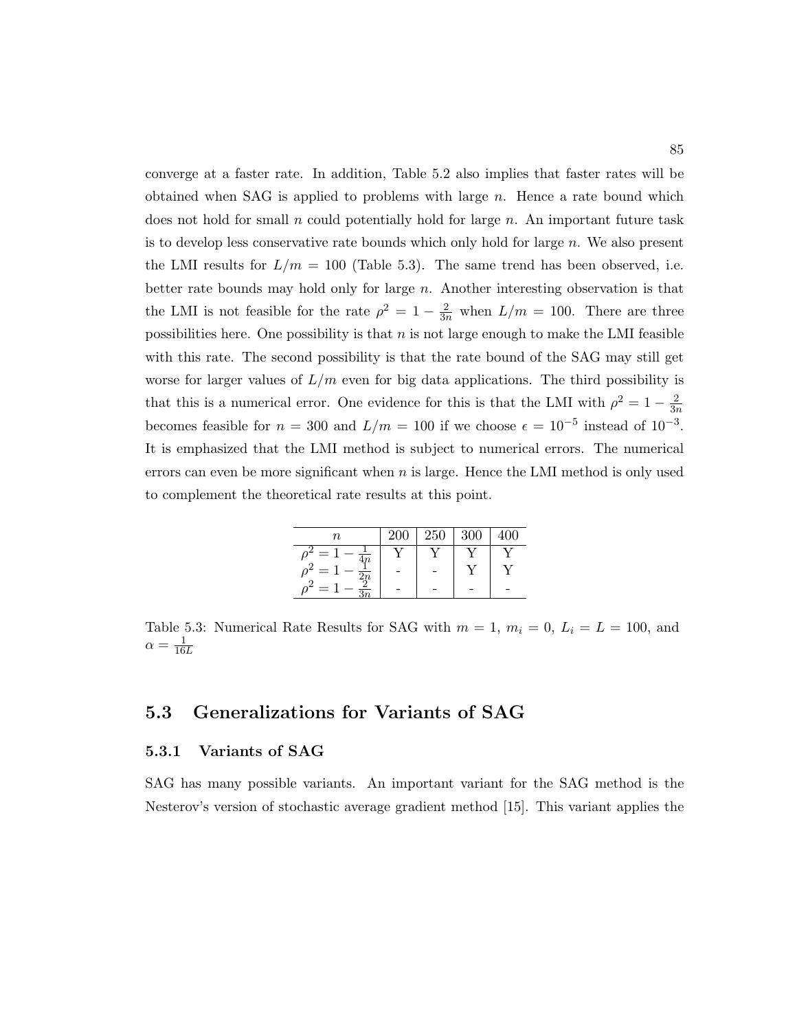converge at a faster rate. In addition, Table 5.2 also implies that faster rates will be obtained when SAG is applied to problems with large $n$. Hence a rate bound which does not hold for small $n$ could potentially hold for large $n$. An important future task is to develop less conservative rate bounds which only hold for large $n$. We also present the LMI results for $L/m = 100$ (Table 5.3). The same trend has been observed, i.e. better rate bounds may hold only for large $n$. Another interesting observation is that the LMI is not feasible for the rate $\rho^2 = 1 - \frac{2}{3n}$ when $L/m = 100$. There are three possibilities here. One possibility is that $n$ is not large enough to make the LMI feasible with this rate. The second possibility is that the rate bound of the SAG may still get worse for larger values of $L/m$ even for big data applications. The third possibility is that this is a numerical error. One evidence for this is that the LMI with $\rho^2 = 1 - \frac{2}{3n}$ becomes feasible for $n = 300$ and $L/m = 100$ if we choose $\epsilon = 10^{-5}$ instead of $10^{-3}$. It is emphasized that the LMI method is subject to numerical errors. The numerical errors can even be more significant when $n$ is large. Hence the LMI method is only used to complement the theoretical rate results at this point.

| $n$ | 200 | 250 | 300 | 400 |
|---|---|---|---|---|
| $\rho^2 = 1 - \frac{1}{4n}$ | Y | Y | Y | Y |
| $\rho^2 = 1 - \frac{1}{2n}$ | - | - | Y | Y |
| $\rho^2 = 1 - \frac{2}{3n}$ | - | - | - | - |

Table 5.3: Numerical Rate Results for SAG with $m = 1$, $m_i = 0$, $L_i = L = 100$, and $\alpha = \frac{1}{16L}$

## 5.3 Generalizations for Variants of SAG

### 5.3.1 Variants of SAG

SAG has many possible variants. An important variant for the SAG method is the Nesterov's version of stochastic average gradient method [15]. This variant applies the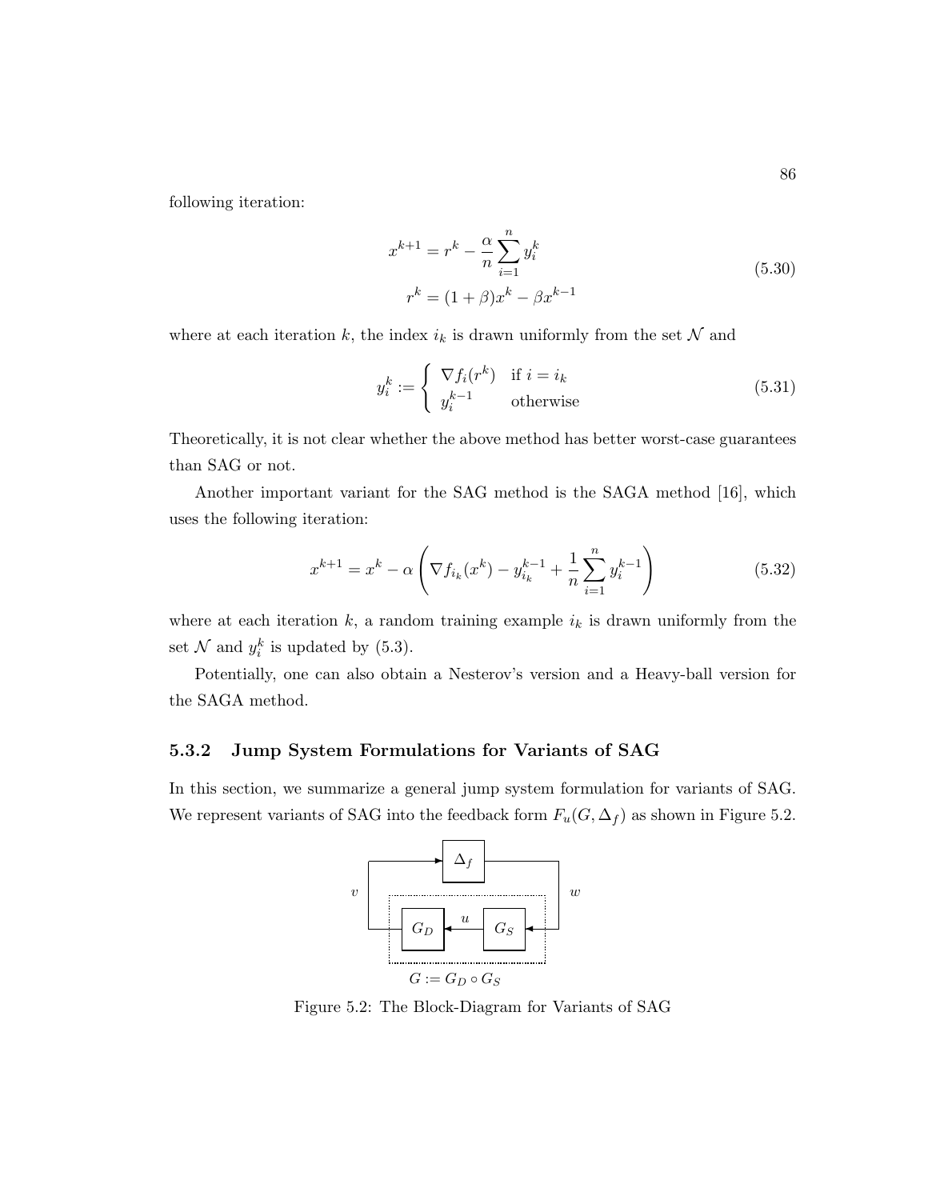following iteration:

$$
\begin{aligned}
x^{k+1} &= r^k - \frac{\alpha}{n}\sum_{i=1}^{n} y_i^k \\
r^k &= (1+\beta)x^k - \beta x^{k-1}
\end{aligned}
\tag{5.30}
$$

where at each iteration $k$, the index $i_k$ is drawn uniformly from the set $\mathcal{N}$ and

$$
y_i^k := \begin{cases} \nabla f_i(r^k) & \text{if } i = i_k \\ y_i^{k-1} & \text{otherwise} \end{cases}
\tag{5.31}
$$

Theoretically, it is not clear whether the above method has better worst-case guarantees than SAG or not.

Another important variant for the SAG method is the SAGA method [16], which uses the following iteration:

$$
x^{k+1} = x^k - \alpha\left(\nabla f_{i_k}(x^k) - y_{i_k}^{k-1} + \frac{1}{n}\sum_{i=1}^{n} y_i^{k-1}\right)
\tag{5.32}
$$

where at each iteration $k$, a random training example $i_k$ is drawn uniformly from the set $\mathcal{N}$ and $y_i^k$ is updated by (5.3).

Potentially, one can also obtain a Nesterov's version and a Heavy-ball version for the SAGA method.

### 5.3.2 Jump System Formulations for Variants of SAG

In this section, we summarize a general jump system formulation for variants of SAG. We represent variants of SAG into the feedback form $F_u(G, \Delta_f)$ as shown in Figure 5.2.

Figure 5.2: The Block-Diagram for Variants of SAG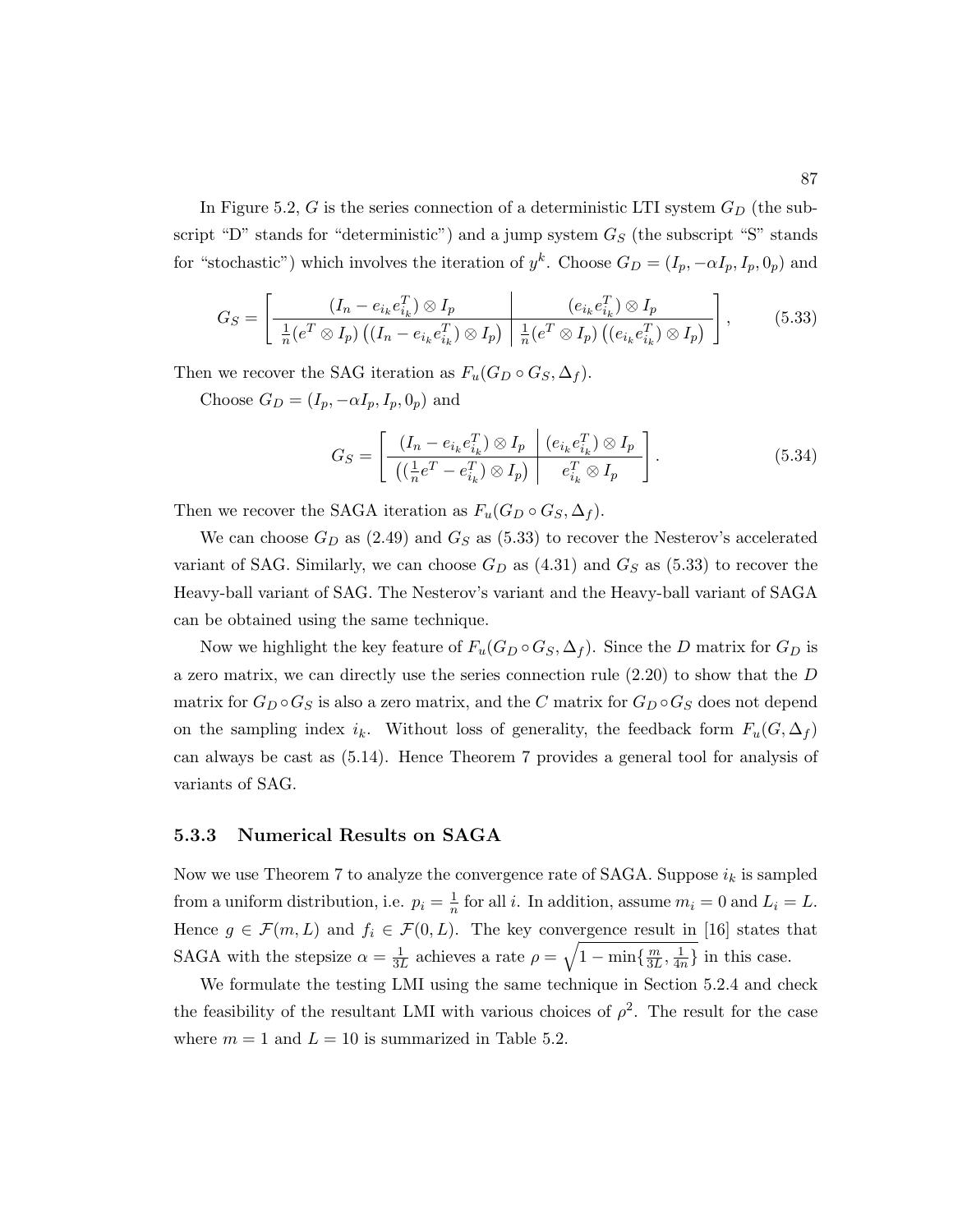In Figure 5.2, $G$ is the series connection of a deterministic LTI system $G_D$ (the subscript "D" stands for "deterministic") and a jump system $G_S$ (the subscript "S" stands for "stochastic") which involves the iteration of $y^k$. Choose $G_D = (I_p, -\alpha I_p, I_p, 0_p)$ and

$$G_S = \left[\begin{array}{c|c} (I_n - e_{i_k} e_{i_k}^T) \otimes I_p & (e_{i_k} e_{i_k}^T) \otimes I_p \\ \hline \frac{1}{n}(e^T \otimes I_p)\left((I_n - e_{i_k} e_{i_k}^T) \otimes I_p\right) & \frac{1}{n}(e^T \otimes I_p)\left((e_{i_k} e_{i_k}^T) \otimes I_p\right) \end{array}\right], \tag{5.33}$$

Then we recover the SAG iteration as $F_u(G_D \circ G_S, \Delta_f)$.

Choose $G_D = (I_p, -\alpha I_p, I_p, 0_p)$ and

$$G_S = \left[\begin{array}{c|c} (I_n - e_{i_k} e_{i_k}^T) \otimes I_p & (e_{i_k} e_{i_k}^T) \otimes I_p \\ \hline \left((\frac{1}{n}e^T - e_{i_k}^T) \otimes I_p\right) & e_{i_k}^T \otimes I_p \end{array}\right]. \tag{5.34}$$

Then we recover the SAGA iteration as $F_u(G_D \circ G_S, \Delta_f)$.

We can choose $G_D$ as (2.49) and $G_S$ as (5.33) to recover the Nesterov's accelerated variant of SAG. Similarly, we can choose $G_D$ as (4.31) and $G_S$ as (5.33) to recover the Heavy-ball variant of SAG. The Nesterov's variant and the Heavy-ball variant of SAGA can be obtained using the same technique.

Now we highlight the key feature of $F_u(G_D \circ G_S, \Delta_f)$. Since the $D$ matrix for $G_D$ is a zero matrix, we can directly use the series connection rule (2.20) to show that the $D$ matrix for $G_D \circ G_S$ is also a zero matrix, and the $C$ matrix for $G_D \circ G_S$ does not depend on the sampling index $i_k$. Without loss of generality, the feedback form $F_u(G, \Delta_f)$ can always be cast as (5.14). Hence Theorem 7 provides a general tool for analysis of variants of SAG.

### 5.3.3 Numerical Results on SAGA

Now we use Theorem 7 to analyze the convergence rate of SAGA. Suppose $i_k$ is sampled from a uniform distribution, i.e. $p_i = \frac{1}{n}$ for all $i$. In addition, assume $m_i = 0$ and $L_i = L$. Hence $g \in \mathcal{F}(m, L)$ and $f_i \in \mathcal{F}(0, L)$. The key convergence result in [16] states that SAGA with the stepsize $\alpha = \frac{1}{3L}$ achieves a rate $\rho = \sqrt{1 - \min\{\frac{m}{3L}, \frac{1}{4n}\}}$ in this case.

We formulate the testing LMI using the same technique in Section 5.2.4 and check the feasibility of the resultant LMI with various choices of $\rho^2$. The result for the case where $m = 1$ and $L = 10$ is summarized in Table 5.2.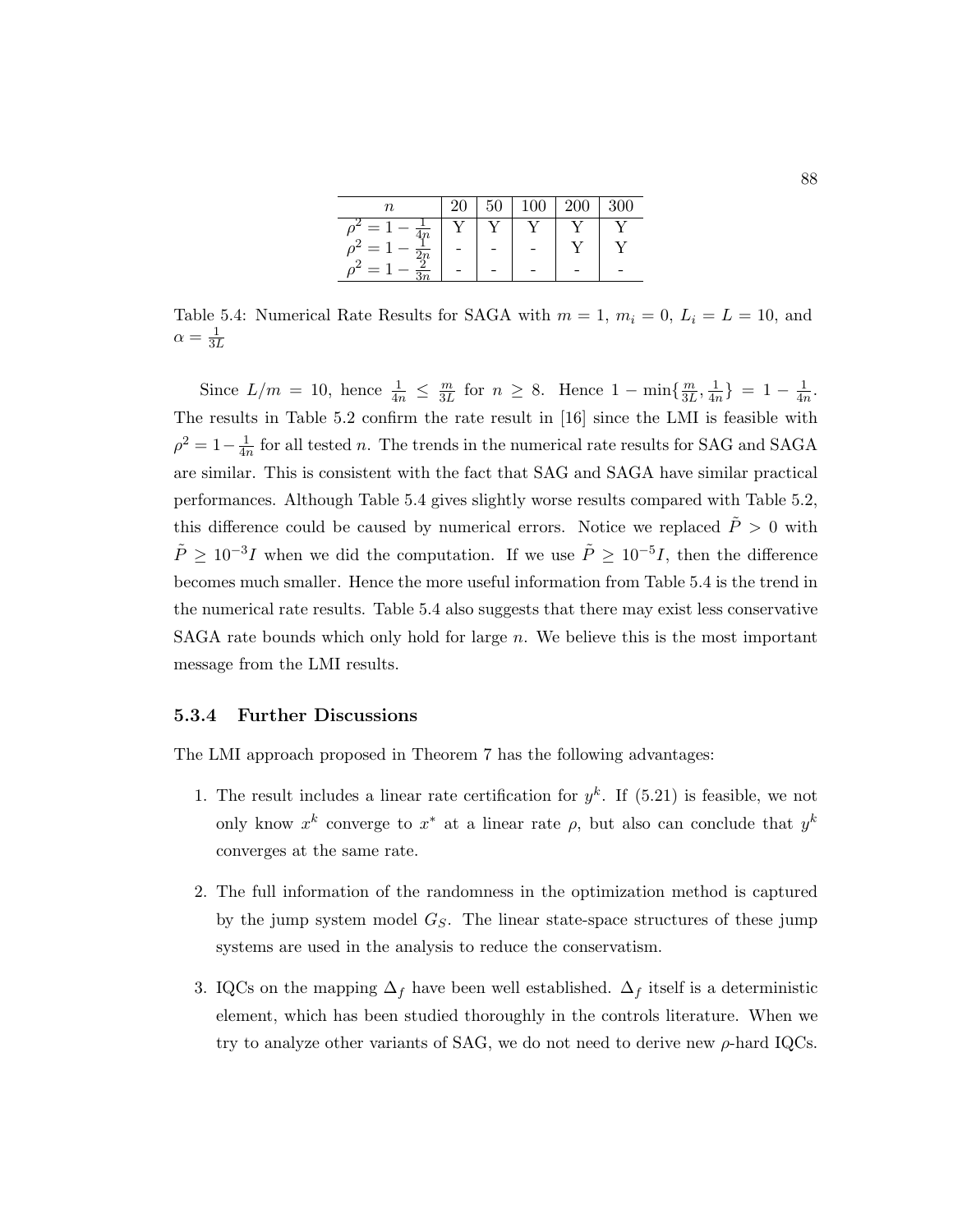| $n$ | 20 | 50 | 100 | 200 | 300 |
|---|---|---|---|---|---|
| $\rho^2 = 1 - \frac{1}{4n}$ | Y | Y | Y | Y | Y |
| $\rho^2 = 1 - \frac{1}{2n}$ | - | - | - | Y | Y |
| $\rho^2 = 1 - \frac{2}{3n}$ | - | - | - | - | - |

Table 5.4: Numerical Rate Results for SAGA with $m = 1$, $m_i = 0$, $L_i = L = 10$, and $\alpha = \frac{1}{3L}$

Since $L/m = 10$, hence $\frac{1}{4n} \leq \frac{m}{3L}$ for $n \geq 8$. Hence $1 - \min\{\frac{m}{3L}, \frac{1}{4n}\} = 1 - \frac{1}{4n}$. The results in Table 5.2 confirm the rate result in [16] since the LMI is feasible with $\rho^2 = 1 - \frac{1}{4n}$ for all tested $n$. The trends in the numerical rate results for SAG and SAGA are similar. This is consistent with the fact that SAG and SAGA have similar practical performances. Although Table 5.4 gives slightly worse results compared with Table 5.2, this difference could be caused by numerical errors. Notice we replaced $\tilde{P} > 0$ with $\tilde{P} \geq 10^{-3}I$ when we did the computation. If we use $\tilde{P} \geq 10^{-5}I$, then the difference becomes much smaller. Hence the more useful information from Table 5.4 is the trend in the numerical rate results. Table 5.4 also suggests that there may exist less conservative SAGA rate bounds which only hold for large $n$. We believe this is the most important message from the LMI results.

### 5.3.4 Further Discussions

The LMI approach proposed in Theorem 7 has the following advantages:

1. The result includes a linear rate certification for $y^k$. If (5.21) is feasible, we not only know $x^k$ converge to $x^*$ at a linear rate $\rho$, but also can conclude that $y^k$ converges at the same rate.
2. The full information of the randomness in the optimization method is captured by the jump system model $G_S$. The linear state-space structures of these jump systems are used in the analysis to reduce the conservatism.
3. IQCs on the mapping $\Delta_f$ have been well established. $\Delta_f$ itself is a deterministic element, which has been studied thoroughly in the controls literature. When we try to analyze other variants of SAG, we do not need to derive new $\rho$-hard IQCs.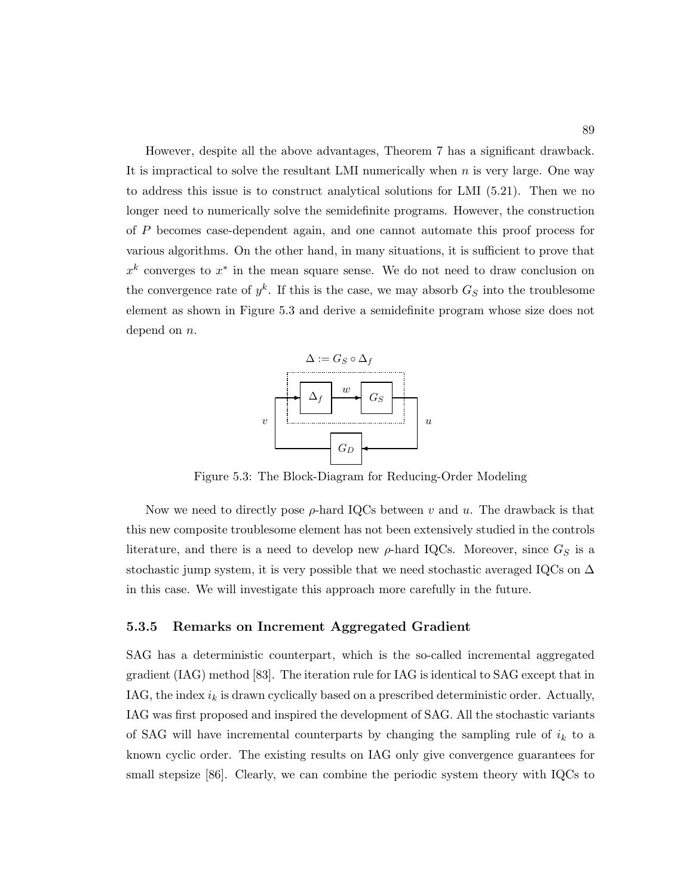However, despite all the above advantages, Theorem 7 has a significant drawback. It is impractical to solve the resultant LMI numerically when $n$ is very large. One way to address this issue is to construct analytical solutions for LMI (5.21). Then we no longer need to numerically solve the semidefinite programs. However, the construction of $P$ becomes case-dependent again, and one cannot automate this proof process for various algorithms. On the other hand, in many situations, it is sufficient to prove that $x^k$ converges to $x^*$ in the mean square sense. We do not need to draw conclusion on the convergence rate of $y^k$. If this is the case, we may absorb $G_S$ into the troublesome element as shown in Figure 5.3 and derive a semidefinite program whose size does not depend on $n$.

Figure 5.3: The Block-Diagram for Reducing-Order Modeling

Now we need to directly pose $\rho$-hard IQCs between $v$ and $u$. The drawback is that this new composite troublesome element has not been extensively studied in the controls literature, and there is a need to develop new $\rho$-hard IQCs. Moreover, since $G_S$ is a stochastic jump system, it is very possible that we need stochastic averaged IQCs on $\Delta$ in this case. We will investigate this approach more carefully in the future.

### 5.3.5 Remarks on Increment Aggregated Gradient

SAG has a deterministic counterpart, which is the so-called incremental aggregated gradient (IAG) method [83]. The iteration rule for IAG is identical to SAG except that in IAG, the index $i_k$ is drawn cyclically based on a prescribed deterministic order. Actually, IAG was first proposed and inspired the development of SAG. All the stochastic variants of SAG will have incremental counterparts by changing the sampling rule of $i_k$ to a known cyclic order. The existing results on IAG only give convergence guarantees for small stepsize [86]. Clearly, we can combine the periodic system theory with IQCs to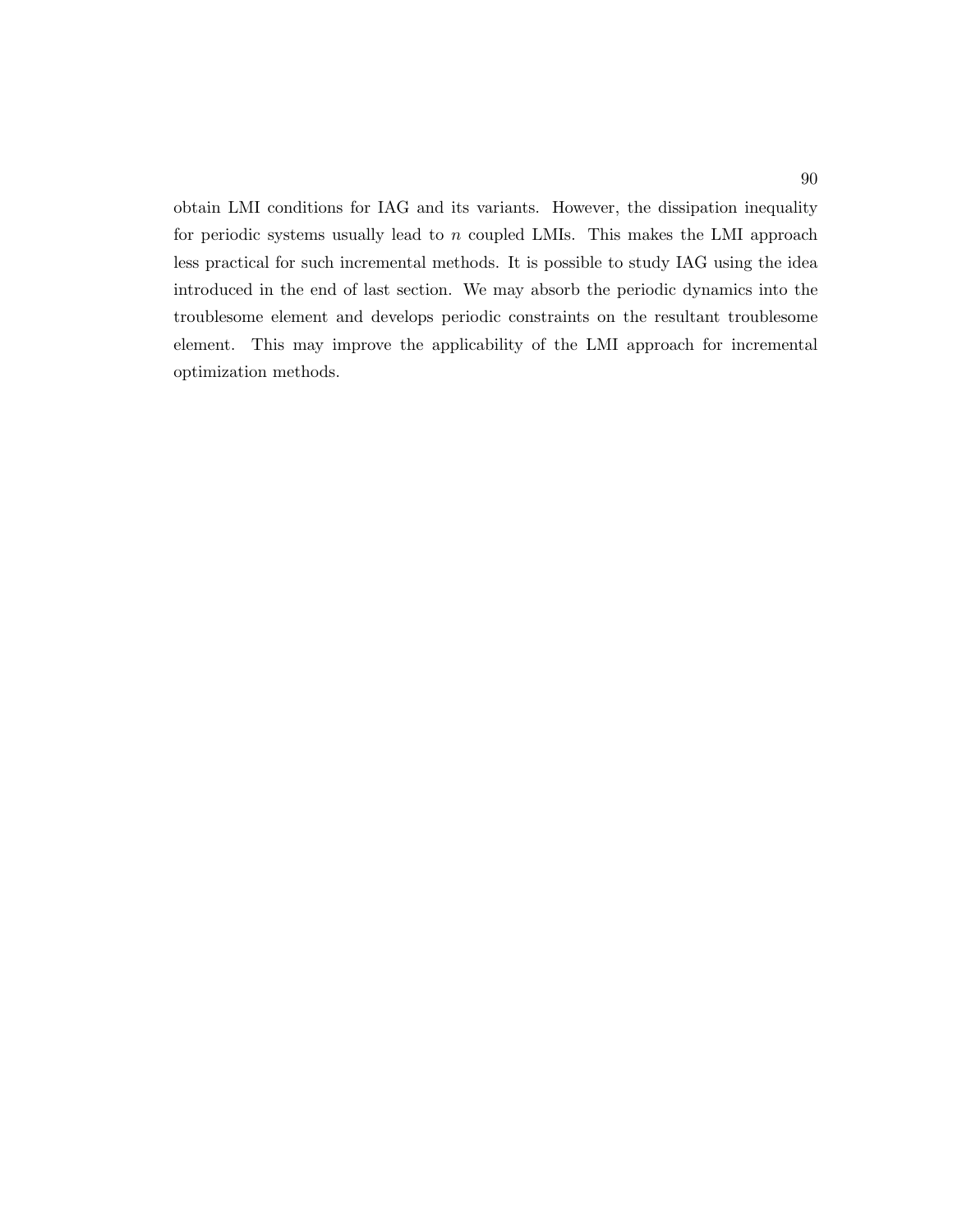obtain LMI conditions for IAG and its variants. However, the dissipation inequality for periodic systems usually lead to $n$ coupled LMIs. This makes the LMI approach less practical for such incremental methods. It is possible to study IAG using the idea introduced in the end of last section. We may absorb the periodic dynamics into the troublesome element and develops periodic constraints on the resultant troublesome element. This may improve the applicability of the LMI approach for incremental optimization methods.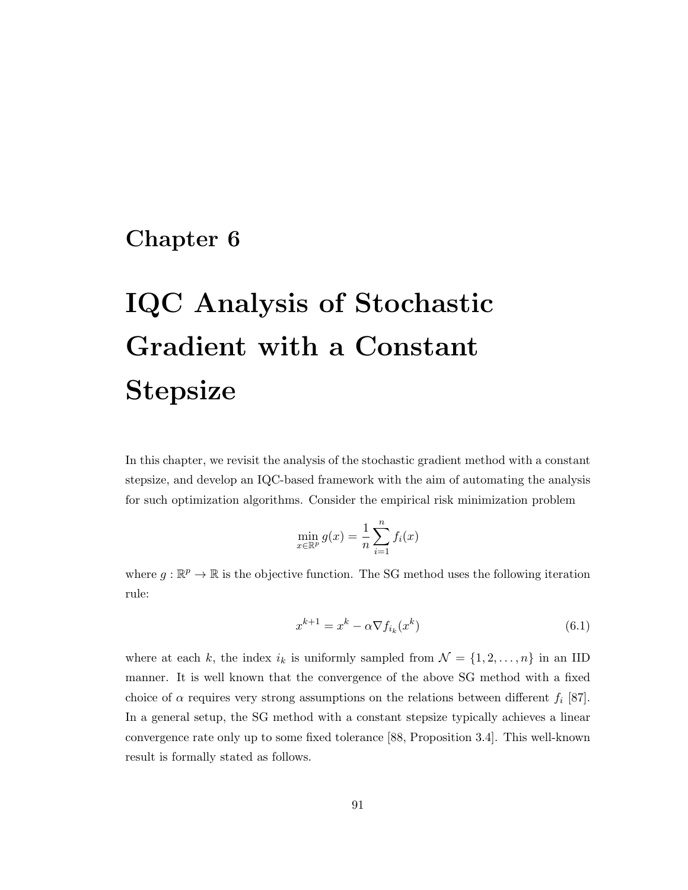# Chapter 6

# IQC Analysis of Stochastic Gradient with a Constant Stepsize

In this chapter, we revisit the analysis of the stochastic gradient method with a constant stepsize, and develop an IQC-based framework with the aim of automating the analysis for such optimization algorithms. Consider the empirical risk minimization problem

$$\min_{x \in \mathbb{R}^p} g(x) = \frac{1}{n} \sum_{i=1}^{n} f_i(x)$$

where $g : \mathbb{R}^p \to \mathbb{R}$ is the objective function. The SG method uses the following iteration rule:

$$x^{k+1} = x^k - \alpha \nabla f_{i_k}(x^k) \tag{6.1}$$

where at each $k$, the index $i_k$ is uniformly sampled from $\mathcal{N} = \{1, 2, \ldots, n\}$ in an IID manner. It is well known that the convergence of the above SG method with a fixed choice of $\alpha$ requires very strong assumptions on the relations between different $f_i$ [87]. In a general setup, the SG method with a constant stepsize typically achieves a linear convergence rate only up to some fixed tolerance [88, Proposition 3.4]. This well-known result is formally stated as follows.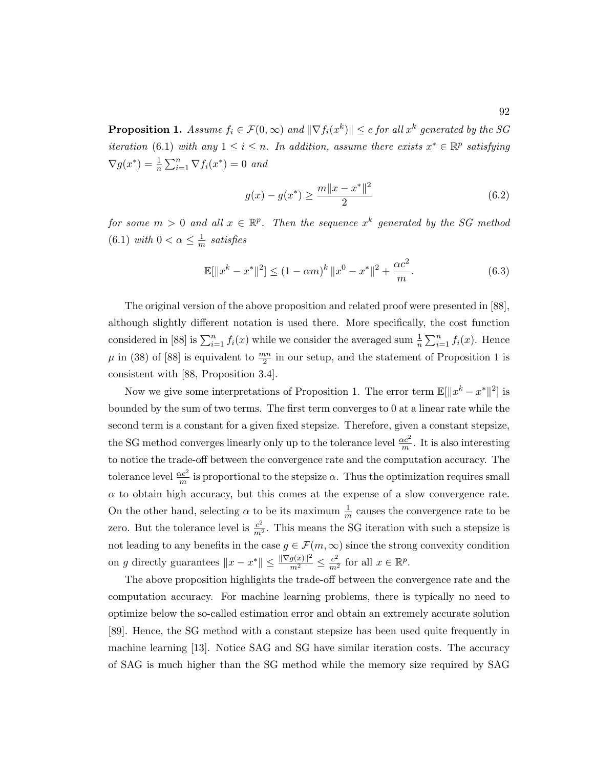**Proposition 1.** *Assume $f_i \in \mathcal{F}(0, \infty)$ and $\|\nabla f_i(x^k)\| \leq c$ for all $x^k$ generated by the SG iteration (6.1) with any $1 \leq i \leq n$. In addition, assume there exists $x^* \in \mathbb{R}^p$ satisfying $\nabla g(x^*) = \frac{1}{n}\sum_{i=1}^n \nabla f_i(x^*) = 0$ and*

$$g(x) - g(x^*) \geq \frac{m\|x - x^*\|^2}{2} \tag{6.2}$$

*for some $m > 0$ and all $x \in \mathbb{R}^p$. Then the sequence $x^k$ generated by the SG method (6.1) with $0 < \alpha \leq \frac{1}{m}$ satisfies*

$$\mathbb{E}[\|x^k - x^*\|^2] \leq (1 - \alpha m)^k \|x^0 - x^*\|^2 + \frac{\alpha c^2}{m}. \tag{6.3}$$

The original version of the above proposition and related proof were presented in [88], although slightly different notation is used there. More specifically, the cost function considered in [88] is $\sum_{i=1}^n f_i(x)$ while we consider the averaged sum $\frac{1}{n}\sum_{i=1}^n f_i(x)$. Hence $\mu$ in (38) of [88] is equivalent to $\frac{mn}{2}$ in our setup, and the statement of Proposition 1 is consistent with [88, Proposition 3.4].

Now we give some interpretations of Proposition 1. The error term $\mathbb{E}[\|x^k - x^*\|^2]$ is bounded by the sum of two terms. The first term converges to 0 at a linear rate while the second term is a constant for a given fixed stepsize. Therefore, given a constant stepsize, the SG method converges linearly only up to the tolerance level $\frac{\alpha c^2}{m}$. It is also interesting to notice the trade-off between the convergence rate and the computation accuracy. The tolerance level $\frac{\alpha c^2}{m}$ is proportional to the stepsize $\alpha$. Thus the optimization requires small $\alpha$ to obtain high accuracy, but this comes at the expense of a slow convergence rate. On the other hand, selecting $\alpha$ to be its maximum $\frac{1}{m}$ causes the convergence rate to be zero. But the tolerance level is $\frac{c^2}{m^2}$. This means the SG iteration with such a stepsize is not leading to any benefits in the case $g \in \mathcal{F}(m, \infty)$ since the strong convexity condition on $g$ directly guarantees $\|x - x^*\| \leq \frac{\|\nabla g(x)\|^2}{m^2} \leq \frac{c^2}{m^2}$ for all $x \in \mathbb{R}^p$.

The above proposition highlights the trade-off between the convergence rate and the computation accuracy. For machine learning problems, there is typically no need to optimize below the so-called estimation error and obtain an extremely accurate solution [89]. Hence, the SG method with a constant stepsize has been used quite frequently in machine learning [13]. Notice SAG and SG have similar iteration costs. The accuracy of SAG is much higher than the SG method while the memory size required by SAG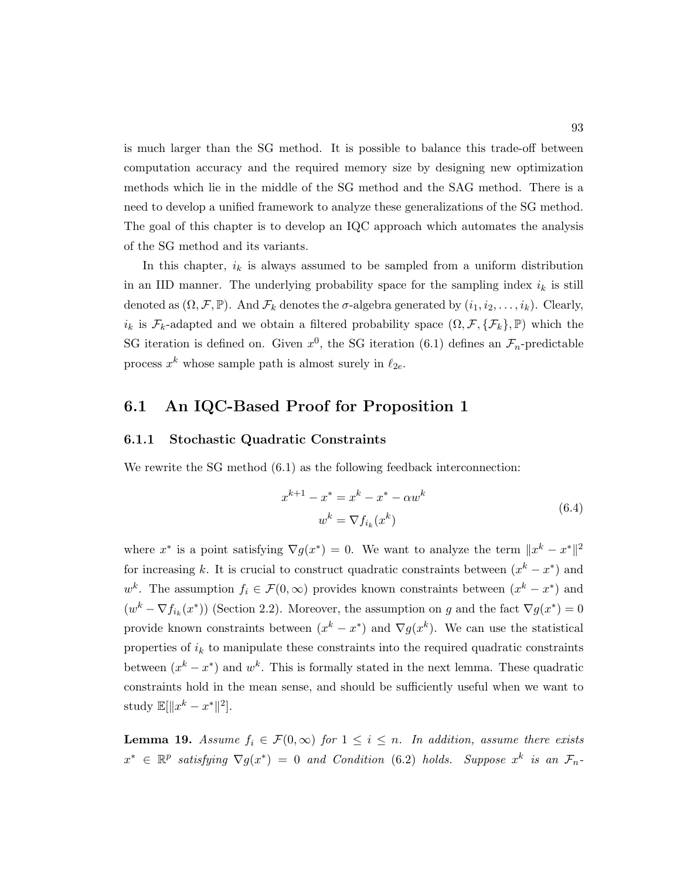is much larger than the SG method. It is possible to balance this trade-off between computation accuracy and the required memory size by designing new optimization methods which lie in the middle of the SG method and the SAG method. There is a need to develop a unified framework to analyze these generalizations of the SG method. The goal of this chapter is to develop an IQC approach which automates the analysis of the SG method and its variants.

In this chapter, $i_k$ is always assumed to be sampled from a uniform distribution in an IID manner. The underlying probability space for the sampling index $i_k$ is still denoted as $(\Omega, \mathcal{F}, \mathbb{P})$. And $\mathcal{F}_k$ denotes the $\sigma$-algebra generated by $(i_1, i_2, \ldots, i_k)$. Clearly, $i_k$ is $\mathcal{F}_k$-adapted and we obtain a filtered probability space $(\Omega, \mathcal{F}, \{\mathcal{F}_k\}, \mathbb{P})$ which the SG iteration is defined on. Given $x^0$, the SG iteration (6.1) defines an $\mathcal{F}_n$-predictable process $x^k$ whose sample path is almost surely in $\ell_{2e}$.

## 6.1 An IQC-Based Proof for Proposition 1

### 6.1.1 Stochastic Quadratic Constraints

We rewrite the SG method (6.1) as the following feedback interconnection:

$$
\begin{aligned}
x^{k+1} - x^* &= x^k - x^* - \alpha w^k \\
w^k &= \nabla f_{i_k}(x^k)
\end{aligned}
\tag{6.4}
$$

where $x^*$ is a point satisfying $\nabla g(x^*) = 0$. We want to analyze the term $\|x^k - x^*\|^2$ for increasing $k$. It is crucial to construct quadratic constraints between $(x^k - x^*)$ and $w^k$. The assumption $f_i \in \mathcal{F}(0, \infty)$ provides known constraints between $(x^k - x^*)$ and $(w^k - \nabla f_{i_k}(x^*))$ (Section 2.2). Moreover, the assumption on $g$ and the fact $\nabla g(x^*) = 0$ provide known constraints between $(x^k - x^*)$ and $\nabla g(x^k)$. We can use the statistical properties of $i_k$ to manipulate these constraints into the required quadratic constraints between $(x^k - x^*)$ and $w^k$. This is formally stated in the next lemma. These quadratic constraints hold in the mean sense, and should be sufficiently useful when we want to study $\mathbb{E}[\|x^k - x^*\|^2]$.

**Lemma 19.** *Assume $f_i \in \mathcal{F}(0, \infty)$ for $1 \leq i \leq n$. In addition, assume there exists $x^* \in \mathbb{R}^p$ satisfying $\nabla g(x^*) = 0$ and Condition (6.2) holds. Suppose $x^k$ is an $\mathcal{F}_n$-*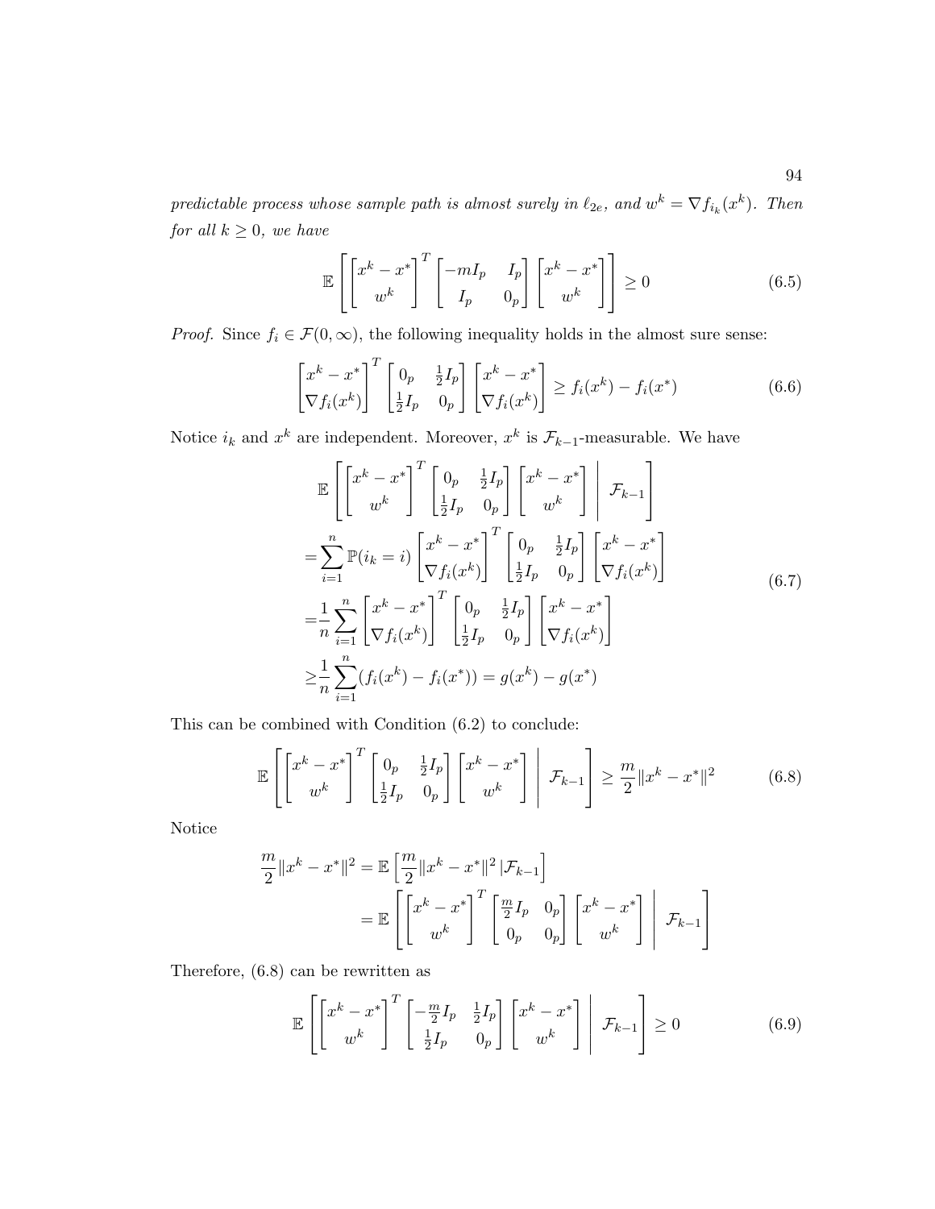*predictable process whose sample path is almost surely in $\ell_{2e}$, and $w^k = \nabla f_{i_k}(x^k)$. Then for all $k \geq 0$, we have*

$$\mathbb{E}\left[\begin{bmatrix} x^k - x^* \\ w^k \end{bmatrix}^T \begin{bmatrix} -mI_p & I_p \\ I_p & 0_p \end{bmatrix} \begin{bmatrix} x^k - x^* \\ w^k \end{bmatrix}\right] \geq 0 \tag{6.5}$$

*Proof.* Since $f_i \in \mathcal{F}(0, \infty)$, the following inequality holds in the almost sure sense:

$$\begin{bmatrix} x^k - x^* \\ \nabla f_i(x^k) \end{bmatrix}^T \begin{bmatrix} 0_p & \frac{1}{2}I_p \\ \frac{1}{2}I_p & 0_p \end{bmatrix} \begin{bmatrix} x^k - x^* \\ \nabla f_i(x^k) \end{bmatrix} \geq f_i(x^k) - f_i(x^*) \tag{6.6}$$

Notice $i_k$ and $x^k$ are independent. Moreover, $x^k$ is $\mathcal{F}_{k-1}$-measurable. We have

$$\begin{aligned}
&\mathbb{E}\left[\begin{bmatrix} x^k - x^* \\ w^k \end{bmatrix}^T \begin{bmatrix} 0_p & \frac{1}{2}I_p \\ \frac{1}{2}I_p & 0_p \end{bmatrix} \begin{bmatrix} x^k - x^* \\ w^k \end{bmatrix} \middle| \mathcal{F}_{k-1}\right] \\
=&\sum_{i=1}^{n} \mathbb{P}(i_k = i) \begin{bmatrix} x^k - x^* \\ \nabla f_i(x^k) \end{bmatrix}^T \begin{bmatrix} 0_p & \frac{1}{2}I_p \\ \frac{1}{2}I_p & 0_p \end{bmatrix} \begin{bmatrix} x^k - x^* \\ \nabla f_i(x^k) \end{bmatrix} \\
=&\frac{1}{n}\sum_{i=1}^{n} \begin{bmatrix} x^k - x^* \\ \nabla f_i(x^k) \end{bmatrix}^T \begin{bmatrix} 0_p & \frac{1}{2}I_p \\ \frac{1}{2}I_p & 0_p \end{bmatrix} \begin{bmatrix} x^k - x^* \\ \nabla f_i(x^k) \end{bmatrix} \\
\geq&\frac{1}{n}\sum_{i=1}^{n} (f_i(x^k) - f_i(x^*)) = g(x^k) - g(x^*)
\end{aligned} \tag{6.7}$$

This can be combined with Condition (6.2) to conclude:

$$\mathbb{E}\left[\begin{bmatrix} x^k - x^* \\ w^k \end{bmatrix}^T \begin{bmatrix} 0_p & \frac{1}{2}I_p \\ \frac{1}{2}I_p & 0_p \end{bmatrix} \begin{bmatrix} x^k - x^* \\ w^k \end{bmatrix} \middle| \mathcal{F}_{k-1}\right] \geq \frac{m}{2}\|x^k - x^*\|^2 \tag{6.8}$$

Notice

$$\begin{aligned}
\frac{m}{2}\|x^k - x^*\|^2 &= \mathbb{E}\left[\frac{m}{2}\|x^k - x^*\|^2 \,|\mathcal{F}_{k-1}\right] \\
&= \mathbb{E}\left[\begin{bmatrix} x^k - x^* \\ w^k \end{bmatrix}^T \begin{bmatrix} \frac{m}{2}I_p & 0_p \\ 0_p & 0_p \end{bmatrix} \begin{bmatrix} x^k - x^* \\ w^k \end{bmatrix} \middle| \mathcal{F}_{k-1}\right]
\end{aligned}$$

Therefore, (6.8) can be rewritten as

$$\mathbb{E}\left[\begin{bmatrix} x^k - x^* \\ w^k \end{bmatrix}^T \begin{bmatrix} -\frac{m}{2}I_p & \frac{1}{2}I_p \\ \frac{1}{2}I_p & 0_p \end{bmatrix} \begin{bmatrix} x^k - x^* \\ w^k \end{bmatrix} \middle| \mathcal{F}_{k-1}\right] \geq 0 \tag{6.9}$$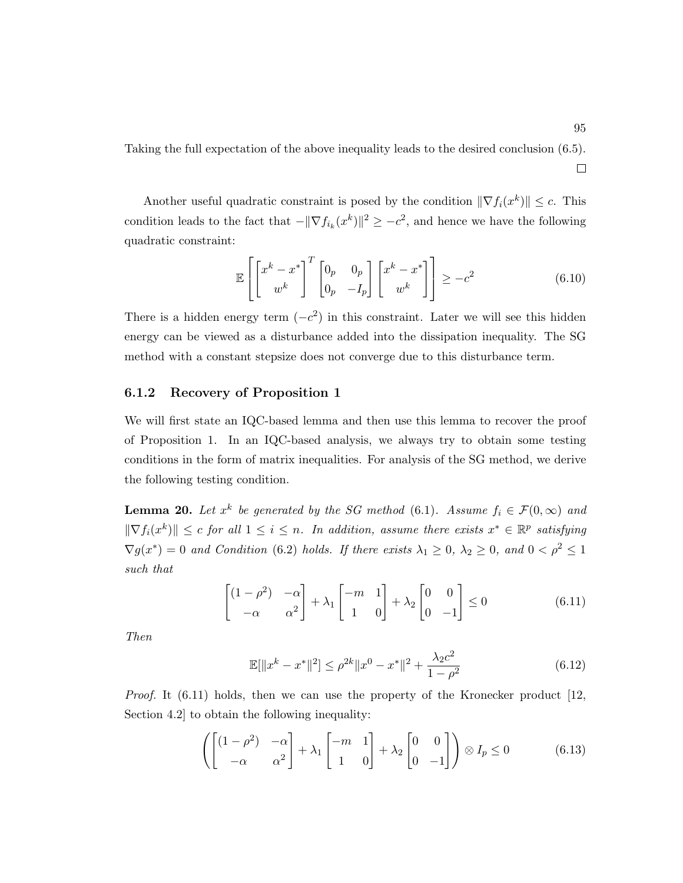Taking the full expectation of the above inequality leads to the desired conclusion (6.5). □

Another useful quadratic constraint is posed by the condition $\|\nabla f_i(x^k)\| \leq c$. This condition leads to the fact that $-\|\nabla f_{i_k}(x^k)\|^2 \geq -c^2$, and hence we have the following quadratic constraint:

$$
\mathbb{E}\left[\begin{bmatrix} x^k - x^* \\ w^k \end{bmatrix}^T \begin{bmatrix} 0_p & 0_p \\ 0_p & -I_p \end{bmatrix} \begin{bmatrix} x^k - x^* \\ w^k \end{bmatrix}\right] \geq -c^2 \tag{6.10}
$$

There is a hidden energy term $(-c^2)$ in this constraint. Later we will see this hidden energy can be viewed as a disturbance added into the dissipation inequality. The SG method with a constant stepsize does not converge due to this disturbance term.

### 6.1.2 Recovery of Proposition 1

We will first state an IQC-based lemma and then use this lemma to recover the proof of Proposition 1. In an IQC-based analysis, we always try to obtain some testing conditions in the form of matrix inequalities. For analysis of the SG method, we derive the following testing condition.

**Lemma 20.** *Let $x^k$ be generated by the SG method (6.1). Assume $f_i \in \mathcal{F}(0, \infty)$ and $\|\nabla f_i(x^k)\| \leq c$ for all $1 \leq i \leq n$. In addition, assume there exists $x^* \in \mathbb{R}^p$ satisfying $\nabla g(x^*) = 0$ and Condition (6.2) holds. If there exists $\lambda_1 \geq 0$, $\lambda_2 \geq 0$, and $0 < \rho^2 \leq 1$ such that*

$$
\begin{bmatrix} (1-\rho^2) & -\alpha \\ -\alpha & \alpha^2 \end{bmatrix} + \lambda_1 \begin{bmatrix} -m & 1 \\ 1 & 0 \end{bmatrix} + \lambda_2 \begin{bmatrix} 0 & 0 \\ 0 & -1 \end{bmatrix} \leq 0 \tag{6.11}
$$

*Then*

$$
\mathbb{E}[\|x^k - x^*\|^2] \leq \rho^{2k}\|x^0 - x^*\|^2 + \frac{\lambda_2 c^2}{1-\rho^2} \tag{6.12}
$$

*Proof.* It (6.11) holds, then we can use the property of the Kronecker product [12, Section 4.2] to obtain the following inequality:

$$
\left(\begin{bmatrix} (1-\rho^2) & -\alpha \\ -\alpha & \alpha^2 \end{bmatrix} + \lambda_1 \begin{bmatrix} -m & 1 \\ 1 & 0 \end{bmatrix} + \lambda_2 \begin{bmatrix} 0 & 0 \\ 0 & -1 \end{bmatrix}\right) \otimes I_p \leq 0 \tag{6.13}
$$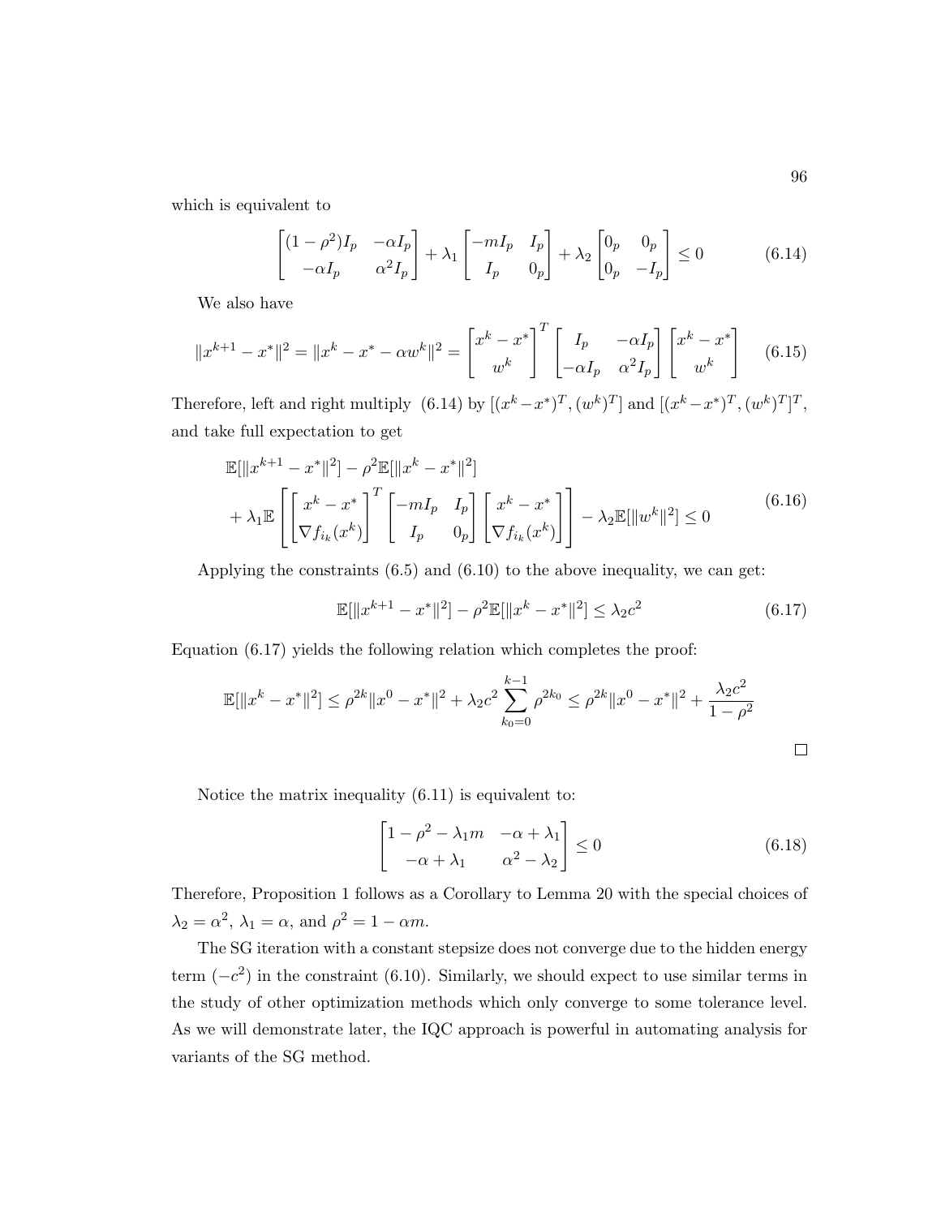which is equivalent to

$$\begin{bmatrix} (1-\rho^2)I_p & -\alpha I_p \\ -\alpha I_p & \alpha^2 I_p \end{bmatrix} + \lambda_1 \begin{bmatrix} -mI_p & I_p \\ I_p & 0_p \end{bmatrix} + \lambda_2 \begin{bmatrix} 0_p & 0_p \\ 0_p & -I_p \end{bmatrix} \leq 0 \tag{6.14}$$

We also have

$$\|x^{k+1} - x^*\|^2 = \|x^k - x^* - \alpha w^k\|^2 = \begin{bmatrix} x^k - x^* \\ w^k \end{bmatrix}^T \begin{bmatrix} I_p & -\alpha I_p \\ -\alpha I_p & \alpha^2 I_p \end{bmatrix} \begin{bmatrix} x^k - x^* \\ w^k \end{bmatrix} \tag{6.15}$$

Therefore, left and right multiply (6.14) by $[(x^k - x^*)^T, (w^k)^T]$ and $[(x^k - x^*)^T, (w^k)^T]^T$, and take full expectation to get

$$\begin{aligned} &\mathbb{E}[\|x^{k+1} - x^*\|^2] - \rho^2 \mathbb{E}[\|x^k - x^*\|^2] \\ &+ \lambda_1 \mathbb{E}\left[ \begin{bmatrix} x^k - x^* \\ \nabla f_{i_k}(x^k) \end{bmatrix}^T \begin{bmatrix} -mI_p & I_p \\ I_p & 0_p \end{bmatrix} \begin{bmatrix} x^k - x^* \\ \nabla f_{i_k}(x^k) \end{bmatrix} \right] - \lambda_2 \mathbb{E}[\|w^k\|^2] \leq 0 \end{aligned} \tag{6.16}$$

Applying the constraints (6.5) and (6.10) to the above inequality, we can get:

$$\mathbb{E}[\|x^{k+1} - x^*\|^2] - \rho^2 \mathbb{E}[\|x^k - x^*\|^2] \leq \lambda_2 c^2 \tag{6.17}$$

Equation (6.17) yields the following relation which completes the proof:

$$\mathbb{E}[\|x^k - x^*\|^2] \leq \rho^{2k} \|x^0 - x^*\|^2 + \lambda_2 c^2 \sum_{k_0=0}^{k-1} \rho^{2k_0} \leq \rho^{2k} \|x^0 - x^*\|^2 + \frac{\lambda_2 c^2}{1 - \rho^2}$$

□

Notice the matrix inequality (6.11) is equivalent to:

$$\begin{bmatrix} 1 - \rho^2 - \lambda_1 m & -\alpha + \lambda_1 \\ -\alpha + \lambda_1 & \alpha^2 - \lambda_2 \end{bmatrix} \leq 0 \tag{6.18}$$

Therefore, Proposition 1 follows as a Corollary to Lemma 20 with the special choices of $\lambda_2 = \alpha^2$, $\lambda_1 = \alpha$, and $\rho^2 = 1 - \alpha m$.

The SG iteration with a constant stepsize does not converge due to the hidden energy term $(-c^2)$ in the constraint (6.10). Similarly, we should expect to use similar terms in the study of other optimization methods which only converge to some tolerance level. As we will demonstrate later, the IQC approach is powerful in automating analysis for variants of the SG method.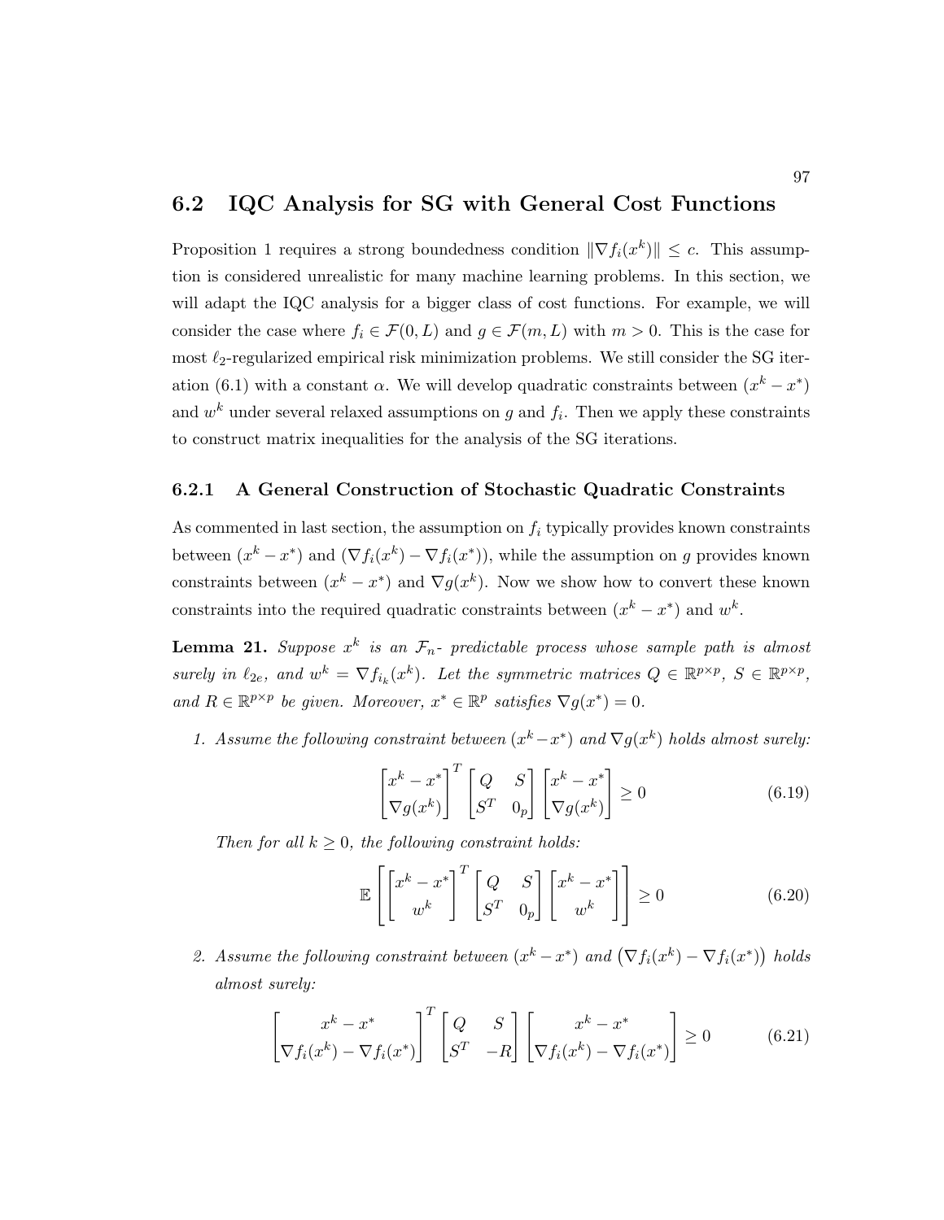## 6.2 IQC Analysis for SG with General Cost Functions

Proposition 1 requires a strong boundedness condition $\|\nabla f_i(x^k)\| \leq c$. This assumption is considered unrealistic for many machine learning problems. In this section, we will adapt the IQC analysis for a bigger class of cost functions. For example, we will consider the case where $f_i \in \mathcal{F}(0, L)$ and $g \in \mathcal{F}(m, L)$ with $m > 0$. This is the case for most $\ell_2$-regularized empirical risk minimization problems. We still consider the SG iteration (6.1) with a constant $\alpha$. We will develop quadratic constraints between $(x^k - x^*)$ and $w^k$ under several relaxed assumptions on $g$ and $f_i$. Then we apply these constraints to construct matrix inequalities for the analysis of the SG iterations.

### 6.2.1 A General Construction of Stochastic Quadratic Constraints

As commented in last section, the assumption on $f_i$ typically provides known constraints between $(x^k - x^*)$ and $(\nabla f_i(x^k) - \nabla f_i(x^*))$, while the assumption on $g$ provides known constraints between $(x^k - x^*)$ and $\nabla g(x^k)$. Now we show how to convert these known constraints into the required quadratic constraints between $(x^k - x^*)$ and $w^k$.

**Lemma 21.** *Suppose $x^k$ is an $\mathcal{F}_n$- predictable process whose sample path is almost surely in $\ell_{2e}$, and $w^k = \nabla f_{i_k}(x^k)$. Let the symmetric matrices $Q \in \mathbb{R}^{p\times p}$, $S \in \mathbb{R}^{p\times p}$, and $R \in \mathbb{R}^{p\times p}$ be given. Moreover, $x^* \in \mathbb{R}^p$ satisfies $\nabla g(x^*) = 0$.*

1. *Assume the following constraint between $(x^k - x^*)$ and $\nabla g(x^k)$ holds almost surely:*

$$\begin{bmatrix} x^k - x^* \\ \nabla g(x^k) \end{bmatrix}^T \begin{bmatrix} Q & S \\ S^T & 0_p \end{bmatrix} \begin{bmatrix} x^k - x^* \\ \nabla g(x^k) \end{bmatrix} \geq 0 \tag{6.19}$$

   *Then for all $k \geq 0$, the following constraint holds:*

$$\mathbb{E}\left[\begin{bmatrix} x^k - x^* \\ w^k \end{bmatrix}^T \begin{bmatrix} Q & S \\ S^T & 0_p \end{bmatrix} \begin{bmatrix} x^k - x^* \\ w^k \end{bmatrix}\right] \geq 0 \tag{6.20}$$

2. *Assume the following constraint between $(x^k - x^*)$ and $\left(\nabla f_i(x^k) - \nabla f_i(x^*)\right)$ holds almost surely:*

$$\begin{bmatrix} x^k - x^* \\ \nabla f_i(x^k) - \nabla f_i(x^*) \end{bmatrix}^T \begin{bmatrix} Q & S \\ S^T & -R \end{bmatrix} \begin{bmatrix} x^k - x^* \\ \nabla f_i(x^k) - \nabla f_i(x^*) \end{bmatrix} \geq 0 \tag{6.21}$$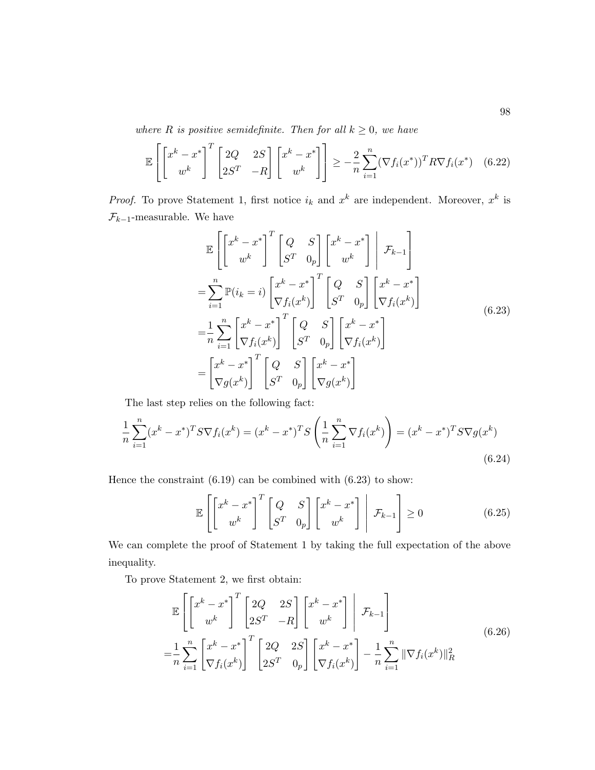*where $R$ is positive semidefinite. Then for all $k \geq 0$, we have*

$$\mathbb{E}\left[\begin{bmatrix} x^k - x^* \\ w^k \end{bmatrix}^T \begin{bmatrix} 2Q & 2S \\ 2S^T & -R \end{bmatrix} \begin{bmatrix} x^k - x^* \\ w^k \end{bmatrix}\right] \geq -\frac{2}{n}\sum_{i=1}^n (\nabla f_i(x^*))^T R \nabla f_i(x^*) \quad (6.22)$$

*Proof.* To prove Statement 1, first notice $i_k$ and $x^k$ are independent. Moreover, $x^k$ is $\mathcal{F}_{k-1}$-measurable. We have

$$\begin{aligned}
&\mathbb{E}\left[\begin{bmatrix} x^k - x^* \\ w^k \end{bmatrix}^T \begin{bmatrix} Q & S \\ S^T & 0_p \end{bmatrix} \begin{bmatrix} x^k - x^* \\ w^k \end{bmatrix} \,\middle|\, \mathcal{F}_{k-1}\right] \\
=&\sum_{i=1}^n \mathbb{P}(i_k = i) \begin{bmatrix} x^k - x^* \\ \nabla f_i(x^k) \end{bmatrix}^T \begin{bmatrix} Q & S \\ S^T & 0_p \end{bmatrix} \begin{bmatrix} x^k - x^* \\ \nabla f_i(x^k) \end{bmatrix} \\
=&\frac{1}{n}\sum_{i=1}^n \begin{bmatrix} x^k - x^* \\ \nabla f_i(x^k) \end{bmatrix}^T \begin{bmatrix} Q & S \\ S^T & 0_p \end{bmatrix} \begin{bmatrix} x^k - x^* \\ \nabla f_i(x^k) \end{bmatrix} \\
=&\begin{bmatrix} x^k - x^* \\ \nabla g(x^k) \end{bmatrix}^T \begin{bmatrix} Q & S \\ S^T & 0_p \end{bmatrix} \begin{bmatrix} x^k - x^* \\ \nabla g(x^k) \end{bmatrix}
\end{aligned} \quad (6.23)$$

The last step relies on the following fact:

$$\frac{1}{n}\sum_{i=1}^n (x^k - x^*)^T S \nabla f_i(x^k) = (x^k - x^*)^T S \left(\frac{1}{n}\sum_{i=1}^n \nabla f_i(x^k)\right) = (x^k - x^*)^T S \nabla g(x^k) \quad (6.24)$$

Hence the constraint (6.19) can be combined with (6.23) to show:

$$\mathbb{E}\left[\begin{bmatrix} x^k - x^* \\ w^k \end{bmatrix}^T \begin{bmatrix} Q & S \\ S^T & 0_p \end{bmatrix} \begin{bmatrix} x^k - x^* \\ w^k \end{bmatrix} \,\middle|\, \mathcal{F}_{k-1}\right] \geq 0 \quad (6.25)$$

We can complete the proof of Statement 1 by taking the full expectation of the above inequality.

To prove Statement 2, we first obtain:

$$\begin{aligned}
&\mathbb{E}\left[\begin{bmatrix} x^k - x^* \\ w^k \end{bmatrix}^T \begin{bmatrix} 2Q & 2S \\ 2S^T & -R \end{bmatrix} \begin{bmatrix} x^k - x^* \\ w^k \end{bmatrix} \,\middle|\, \mathcal{F}_{k-1}\right] \\
=&\frac{1}{n}\sum_{i=1}^n \begin{bmatrix} x^k - x^* \\ \nabla f_i(x^k) \end{bmatrix}^T \begin{bmatrix} 2Q & 2S \\ 2S^T & 0_p \end{bmatrix} \begin{bmatrix} x^k - x^* \\ \nabla f_i(x^k) \end{bmatrix} - \frac{1}{n}\sum_{i=1}^n \|\nabla f_i(x^k)\|_R^2
\end{aligned} \quad (6.26)$$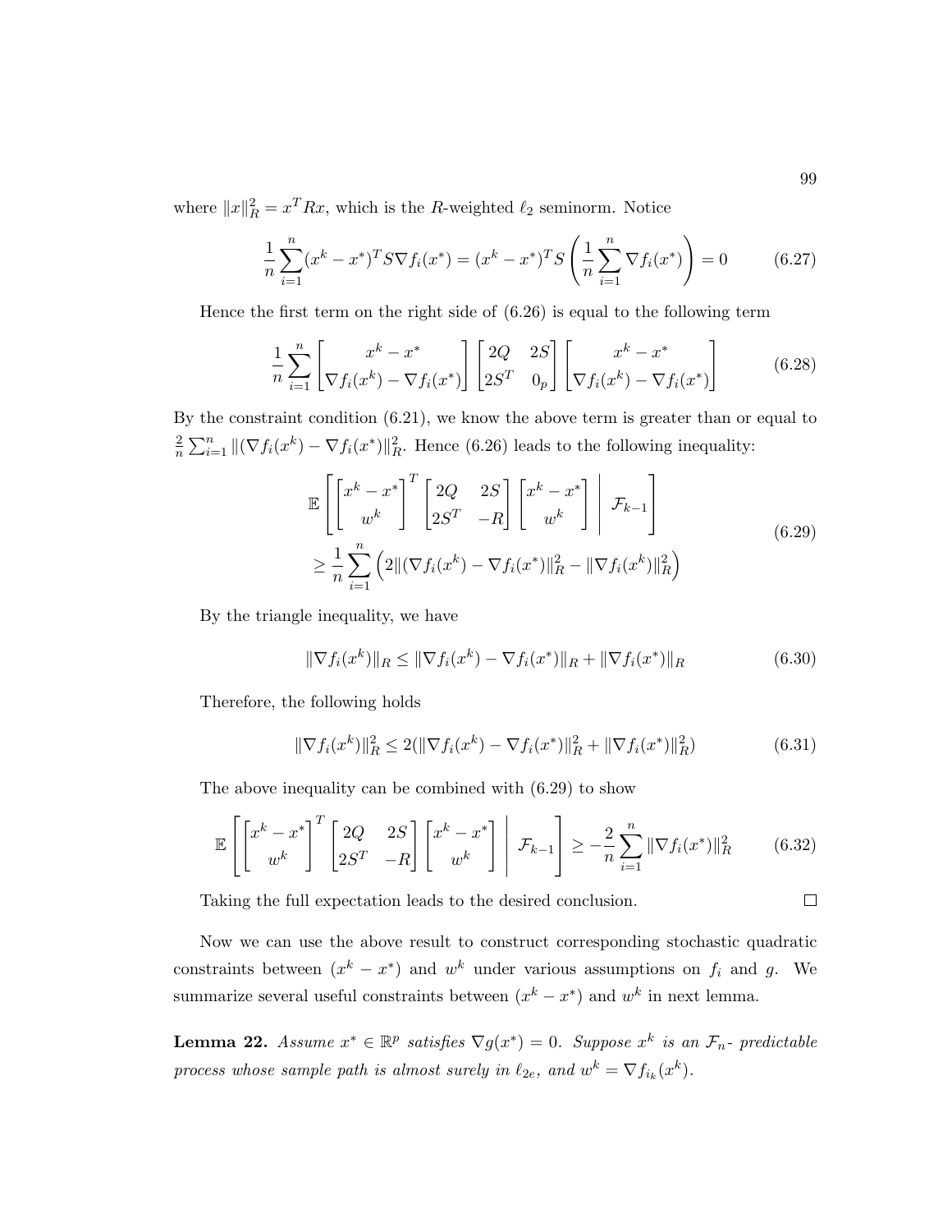where $\|x\|_R^2 = x^T R x$, which is the $R$-weighted $\ell_2$ seminorm. Notice

$$\frac{1}{n}\sum_{i=1}^{n}(x^k - x^*)^T S \nabla f_i(x^*) = (x^k - x^*)^T S\left(\frac{1}{n}\sum_{i=1}^{n}\nabla f_i(x^*)\right) = 0 \tag{6.27}$$

Hence the first term on the right side of (6.26) is equal to the following term

$$\frac{1}{n}\sum_{i=1}^{n}\begin{bmatrix} x^k - x^* \\ \nabla f_i(x^k) - \nabla f_i(x^*)\end{bmatrix}\begin{bmatrix} 2Q & 2S \\ 2S^T & 0_p \end{bmatrix}\begin{bmatrix} x^k - x^* \\ \nabla f_i(x^k) - \nabla f_i(x^*)\end{bmatrix} \tag{6.28}$$

By the constraint condition (6.21), we know the above term is greater than or equal to $\frac{2}{n}\sum_{i=1}^{n}\|(\nabla f_i(x^k) - \nabla f_i(x^*)\|_R^2$. Hence (6.26) leads to the following inequality:

$$\begin{aligned}
&\mathbb{E}\left[\begin{bmatrix} x^k - x^* \\ w^k \end{bmatrix}^T \begin{bmatrix} 2Q & 2S \\ 2S^T & -R \end{bmatrix}\begin{bmatrix} x^k - x^* \\ w^k \end{bmatrix} \;\middle|\; \mathcal{F}_{k-1}\right] \\
&\geq \frac{1}{n}\sum_{i=1}^{n}\left(2\|(\nabla f_i(x^k) - \nabla f_i(x^*)\|_R^2 - \|\nabla f_i(x^k)\|_R^2\right)
\end{aligned} \tag{6.29}$$

By the triangle inequality, we have

$$\|\nabla f_i(x^k)\|_R \leq \|\nabla f_i(x^k) - \nabla f_i(x^*)\|_R + \|\nabla f_i(x^*)\|_R \tag{6.30}$$

Therefore, the following holds

$$\|\nabla f_i(x^k)\|_R^2 \leq 2(\|\nabla f_i(x^k) - \nabla f_i(x^*)\|_R^2 + \|\nabla f_i(x^*)\|_R^2) \tag{6.31}$$

The above inequality can be combined with (6.29) to show

$$\mathbb{E}\left[\begin{bmatrix} x^k - x^* \\ w^k \end{bmatrix}^T \begin{bmatrix} 2Q & 2S \\ 2S^T & -R \end{bmatrix}\begin{bmatrix} x^k - x^* \\ w^k \end{bmatrix} \;\middle|\; \mathcal{F}_{k-1}\right] \geq -\frac{2}{n}\sum_{i=1}^{n}\|\nabla f_i(x^*)\|_R^2 \tag{6.32}$$

Taking the full expectation leads to the desired conclusion. □

Now we can use the above result to construct corresponding stochastic quadratic constraints between $(x^k - x^*)$ and $w^k$ under various assumptions on $f_i$ and $g$. We summarize several useful constraints between $(x^k - x^*)$ and $w^k$ in next lemma.

**Lemma 22.** *Assume $x^* \in \mathbb{R}^p$ satisfies $\nabla g(x^*) = 0$. Suppose $x^k$ is an $\mathcal{F}_n$- predictable process whose sample path is almost surely in $\ell_{2e}$, and $w^k = \nabla f_{i_k}(x^k)$.*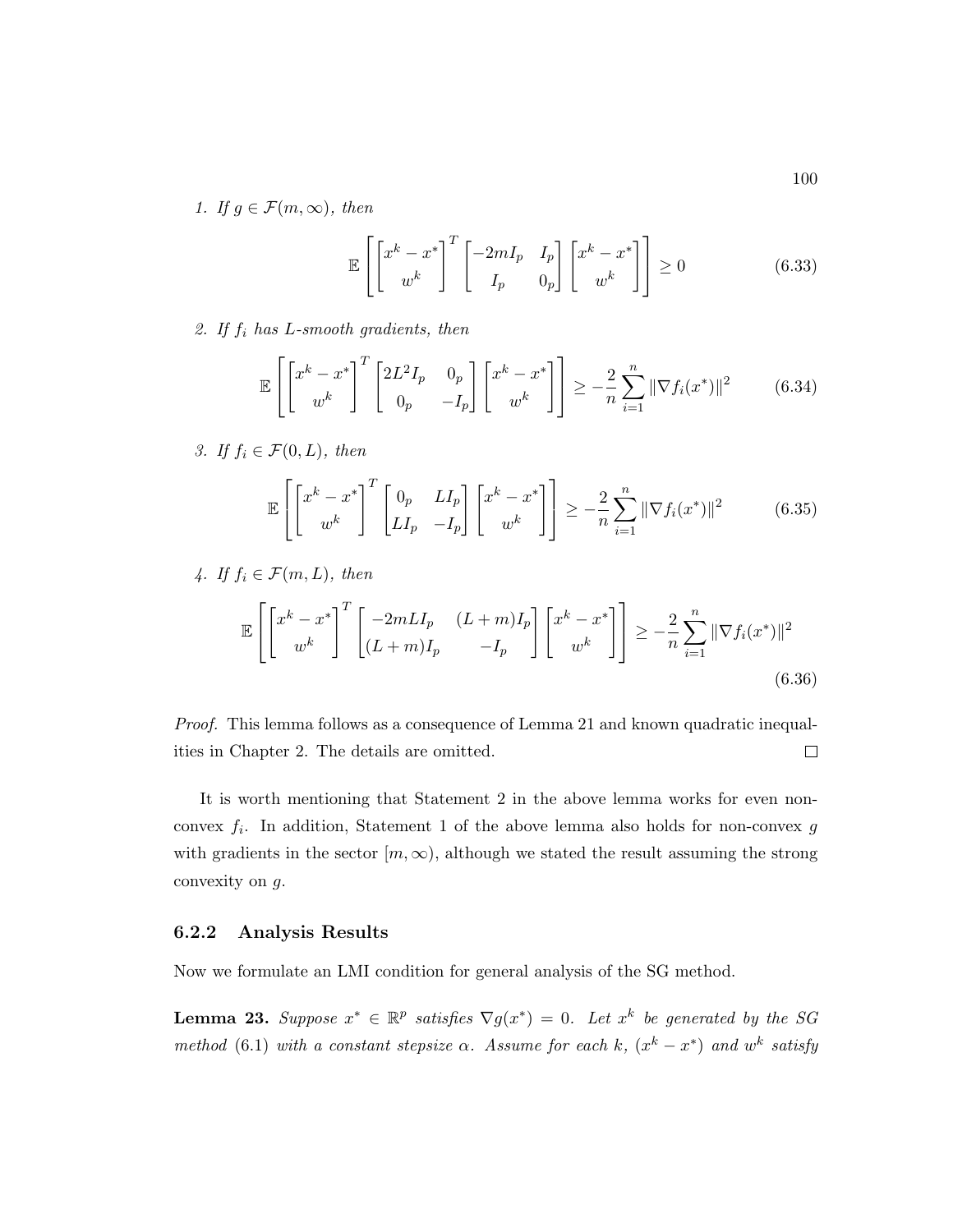1. If $g \in \mathcal{F}(m, \infty)$, then

$$\mathbb{E}\left[\begin{bmatrix} x^k - x^* \\ w^k \end{bmatrix}^T \begin{bmatrix} -2mI_p & I_p \\ I_p & 0_p \end{bmatrix} \begin{bmatrix} x^k - x^* \\ w^k \end{bmatrix}\right] \geq 0 \tag{6.33}$$

2. If $f_i$ has $L$-smooth gradients, then

$$\mathbb{E}\left[\begin{bmatrix} x^k - x^* \\ w^k \end{bmatrix}^T \begin{bmatrix} 2L^2 I_p & 0_p \\ 0_p & -I_p \end{bmatrix} \begin{bmatrix} x^k - x^* \\ w^k \end{bmatrix}\right] \geq -\frac{2}{n}\sum_{i=1}^n \|\nabla f_i(x^*)\|^2 \tag{6.34}$$

3. If $f_i \in \mathcal{F}(0, L)$, then

$$\mathbb{E}\left[\begin{bmatrix} x^k - x^* \\ w^k \end{bmatrix}^T \begin{bmatrix} 0_p & LI_p \\ LI_p & -I_p \end{bmatrix} \begin{bmatrix} x^k - x^* \\ w^k \end{bmatrix}\right] \geq -\frac{2}{n}\sum_{i=1}^n \|\nabla f_i(x^*)\|^2 \tag{6.35}$$

4. If $f_i \in \mathcal{F}(m, L)$, then

$$\mathbb{E}\left[\begin{bmatrix} x^k - x^* \\ w^k \end{bmatrix}^T \begin{bmatrix} -2mLI_p & (L+m)I_p \\ (L+m)I_p & -I_p \end{bmatrix} \begin{bmatrix} x^k - x^* \\ w^k \end{bmatrix}\right] \geq -\frac{2}{n}\sum_{i=1}^n \|\nabla f_i(x^*)\|^2 \tag{6.36}$$

*Proof.* This lemma follows as a consequence of Lemma 21 and known quadratic inequalities in Chapter 2. The details are omitted. □

It is worth mentioning that Statement 2 in the above lemma works for even non-convex $f_i$. In addition, Statement 1 of the above lemma also holds for non-convex $g$ with gradients in the sector $[m, \infty)$, although we stated the result assuming the strong convexity on $g$.

### 6.2.2 Analysis Results

Now we formulate an LMI condition for general analysis of the SG method.

**Lemma 23.** *Suppose $x^* \in \mathbb{R}^p$ satisfies $\nabla g(x^*) = 0$. Let $x^k$ be generated by the SG method (6.1) with a constant stepsize $\alpha$. Assume for each $k$, $(x^k - x^*)$ and $w^k$ satisfy*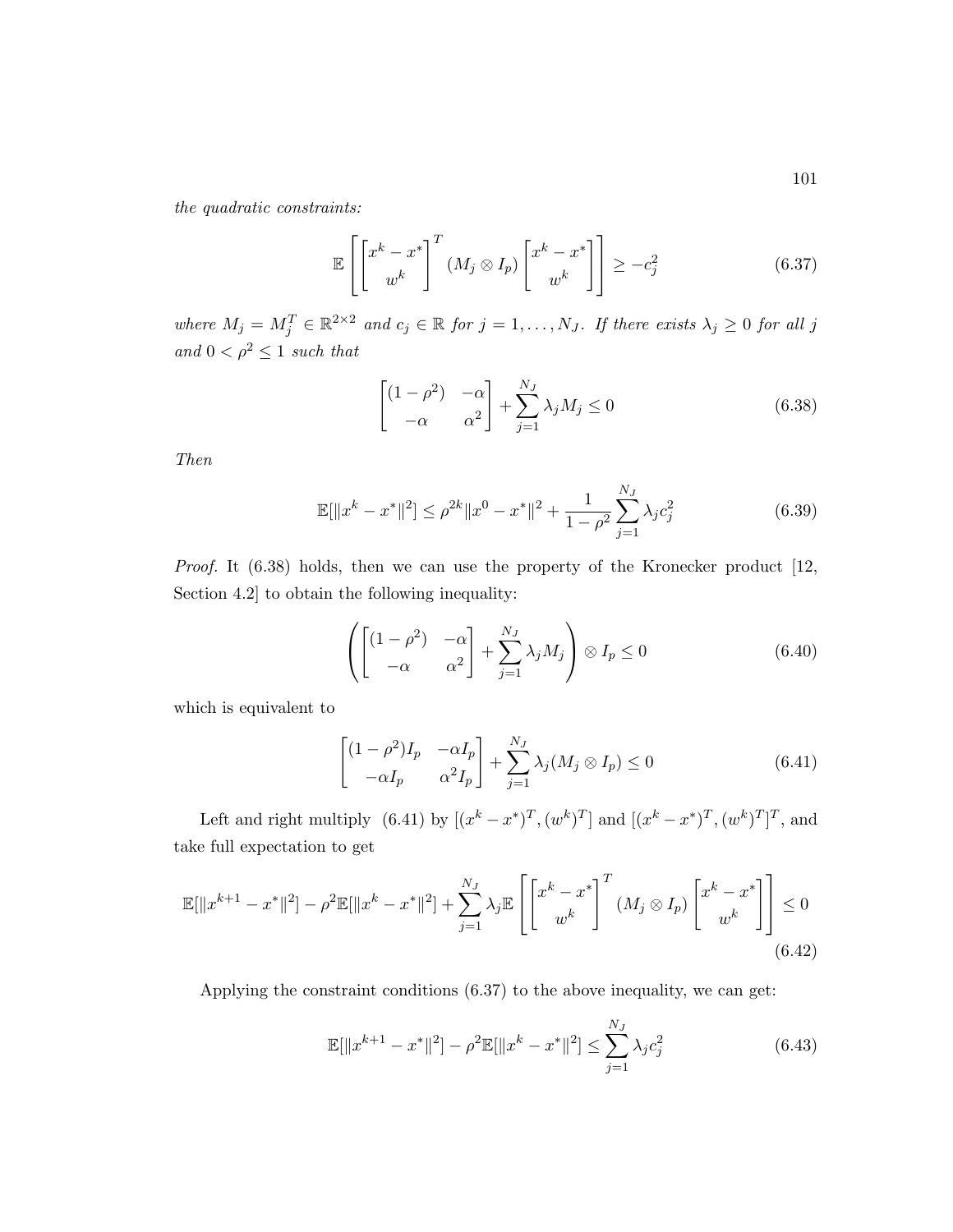*the quadratic constraints:*

$$\mathbb{E}\left[\begin{bmatrix} x^k - x^* \\ w^k \end{bmatrix}^T (M_j \otimes I_p) \begin{bmatrix} x^k - x^* \\ w^k \end{bmatrix}\right] \geq -c_j^2 \tag{6.37}$$

*where $M_j = M_j^T \in \mathbb{R}^{2\times 2}$ and $c_j \in \mathbb{R}$ for $j = 1, \ldots, N_J$. If there exists $\lambda_j \geq 0$ for all $j$ and $0 < \rho^2 \leq 1$ such that*

$$\begin{bmatrix} (1-\rho^2) & -\alpha \\ -\alpha & \alpha^2 \end{bmatrix} + \sum_{j=1}^{N_J} \lambda_j M_j \leq 0 \tag{6.38}$$

*Then*

$$\mathbb{E}[\|x^k - x^*\|^2] \leq \rho^{2k}\|x^0 - x^*\|^2 + \frac{1}{1-\rho^2}\sum_{j=1}^{N_J} \lambda_j c_j^2 \tag{6.39}$$

*Proof.* It (6.38) holds, then we can use the property of the Kronecker product [12, Section 4.2] to obtain the following inequality:

$$\left(\begin{bmatrix} (1-\rho^2) & -\alpha \\ -\alpha & \alpha^2 \end{bmatrix} + \sum_{j=1}^{N_J} \lambda_j M_j\right) \otimes I_p \leq 0 \tag{6.40}$$

which is equivalent to

$$\begin{bmatrix} (1-\rho^2)I_p & -\alpha I_p \\ -\alpha I_p & \alpha^2 I_p \end{bmatrix} + \sum_{j=1}^{N_J} \lambda_j (M_j \otimes I_p) \leq 0 \tag{6.41}$$

Left and right multiply (6.41) by $[(x^k - x^*)^T, (w^k)^T]$ and $[(x^k - x^*)^T, (w^k)^T]^T$, and take full expectation to get

$$\mathbb{E}[\|x^{k+1} - x^*\|^2] - \rho^2\mathbb{E}[\|x^k - x^*\|^2] + \sum_{j=1}^{N_J} \lambda_j \mathbb{E}\left[\begin{bmatrix} x^k - x^* \\ w^k \end{bmatrix}^T (M_j \otimes I_p) \begin{bmatrix} x^k - x^* \\ w^k \end{bmatrix}\right] \leq 0 \tag{6.42}$$

Applying the constraint conditions (6.37) to the above inequality, we can get:

$$\mathbb{E}[\|x^{k+1} - x^*\|^2] - \rho^2\mathbb{E}[\|x^k - x^*\|^2] \leq \sum_{j=1}^{N_J} \lambda_j c_j^2 \tag{6.43}$$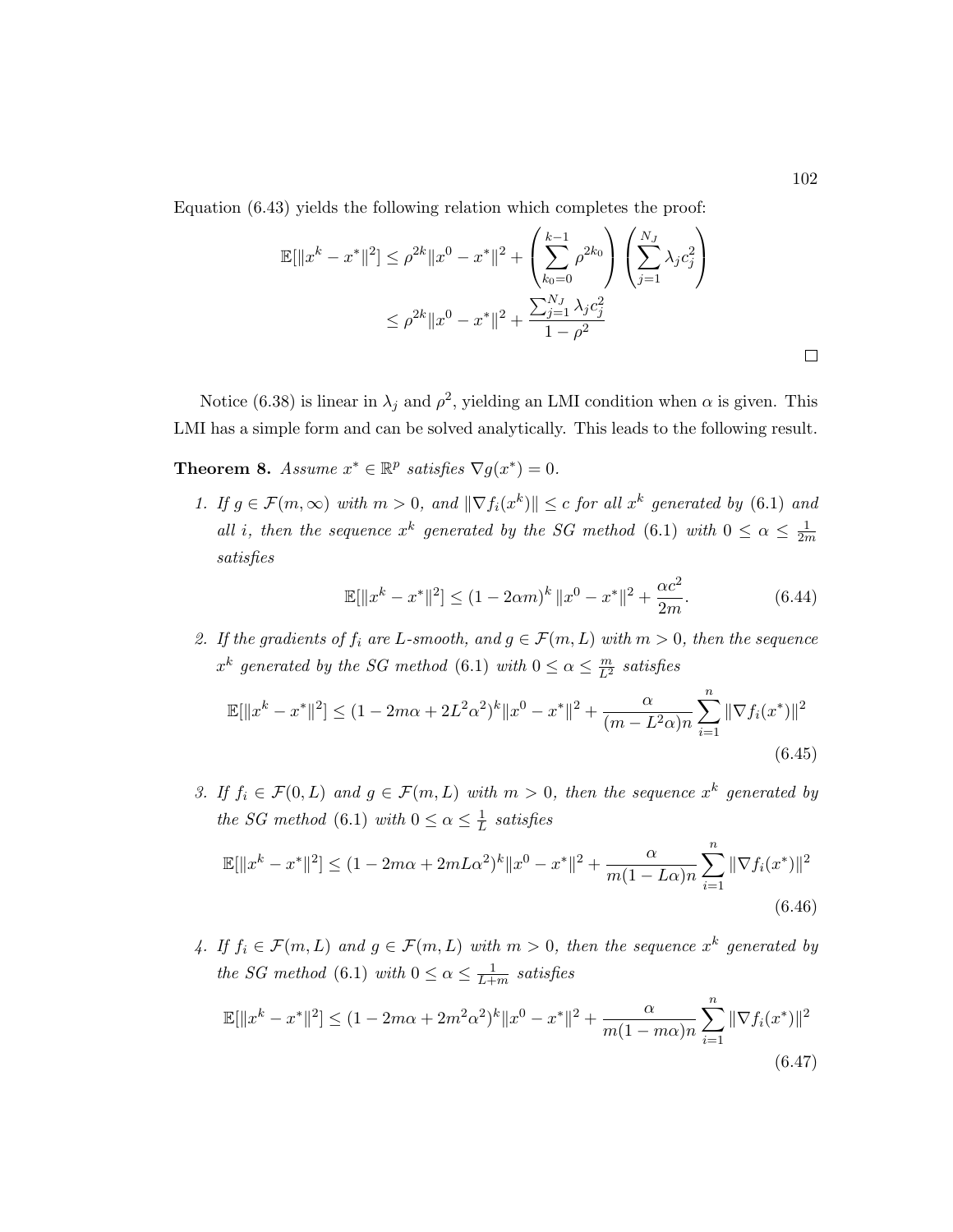Equation (6.43) yields the following relation which completes the proof:

$$\mathbb{E}[\|x^k - x^*\|^2] \leq \rho^{2k}\|x^0 - x^*\|^2 + \left(\sum_{k_0=0}^{k-1} \rho^{2k_0}\right)\left(\sum_{j=1}^{N_J} \lambda_j c_j^2\right)$$
$$\leq \rho^{2k}\|x^0 - x^*\|^2 + \frac{\sum_{j=1}^{N_J} \lambda_j c_j^2}{1-\rho^2}$$

□

Notice (6.38) is linear in $\lambda_j$ and $\rho^2$, yielding an LMI condition when $\alpha$ is given. This LMI has a simple form and can be solved analytically. This leads to the following result.

**Theorem 8.** *Assume $x^* \in \mathbb{R}^p$ satisfies $\nabla g(x^*) = 0$.*

1. *If $g \in \mathcal{F}(m, \infty)$ with $m > 0$, and $\|\nabla f_i(x^k)\| \leq c$ for all $x^k$ generated by (6.1) and all $i$, then the sequence $x^k$ generated by the SG method (6.1) with $0 \leq \alpha \leq \frac{1}{2m}$ satisfies*

$$\mathbb{E}[\|x^k - x^*\|^2] \leq (1 - 2\alpha m)^k \|x^0 - x^*\|^2 + \frac{\alpha c^2}{2m}. \tag{6.44}$$

2. *If the gradients of $f_i$ are $L$-smooth, and $g \in \mathcal{F}(m, L)$ with $m > 0$, then the sequence $x^k$ generated by the SG method (6.1) with $0 \leq \alpha \leq \frac{m}{L^2}$ satisfies*

$$\mathbb{E}[\|x^k - x^*\|^2] \leq (1 - 2m\alpha + 2L^2\alpha^2)^k\|x^0 - x^*\|^2 + \frac{\alpha}{(m - L^2\alpha)n}\sum_{i=1}^{n}\|\nabla f_i(x^*)\|^2 \tag{6.45}$$

3. *If $f_i \in \mathcal{F}(0, L)$ and $g \in \mathcal{F}(m, L)$ with $m > 0$, then the sequence $x^k$ generated by the SG method (6.1) with $0 \leq \alpha \leq \frac{1}{L}$ satisfies*

$$\mathbb{E}[\|x^k - x^*\|^2] \leq (1 - 2m\alpha + 2mL\alpha^2)^k\|x^0 - x^*\|^2 + \frac{\alpha}{m(1 - L\alpha)n}\sum_{i=1}^{n}\|\nabla f_i(x^*)\|^2 \tag{6.46}$$

4. *If $f_i \in \mathcal{F}(m, L)$ and $g \in \mathcal{F}(m, L)$ with $m > 0$, then the sequence $x^k$ generated by the SG method (6.1) with $0 \leq \alpha \leq \frac{1}{L+m}$ satisfies*

$$\mathbb{E}[\|x^k - x^*\|^2] \leq (1 - 2m\alpha + 2m^2\alpha^2)^k\|x^0 - x^*\|^2 + \frac{\alpha}{m(1 - m\alpha)n}\sum_{i=1}^{n}\|\nabla f_i(x^*)\|^2 \tag{6.47}$$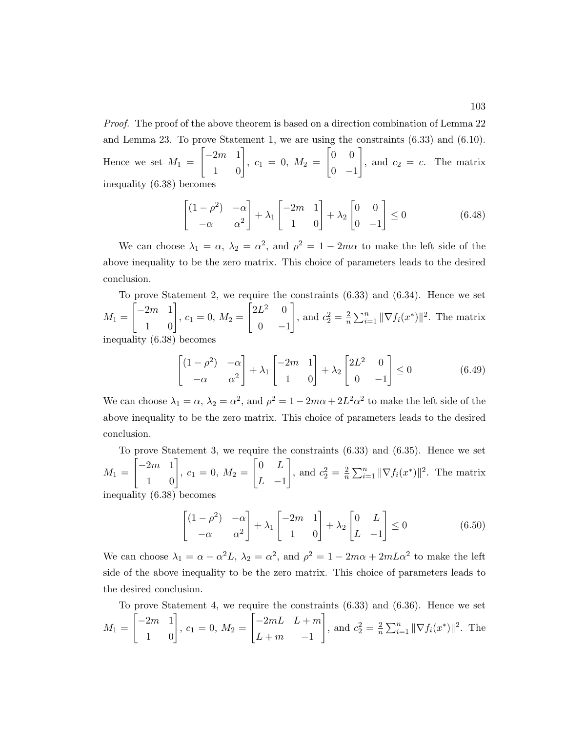*Proof.* The proof of the above theorem is based on a direction combination of Lemma 22 and Lemma 23. To prove Statement 1, we are using the constraints (6.33) and (6.10). Hence we set $M_1 = \begin{bmatrix} -2m & 1 \\ 1 & 0 \end{bmatrix}$, $c_1 = 0$, $M_2 = \begin{bmatrix} 0 & 0 \\ 0 & -1 \end{bmatrix}$, and $c_2 = c$. The matrix inequality (6.38) becomes

$$\begin{bmatrix} (1-\rho^2) & -\alpha \\ -\alpha & \alpha^2 \end{bmatrix} + \lambda_1 \begin{bmatrix} -2m & 1 \\ 1 & 0 \end{bmatrix} + \lambda_2 \begin{bmatrix} 0 & 0 \\ 0 & -1 \end{bmatrix} \leq 0 \tag{6.48}$$

We can choose $\lambda_1 = \alpha$, $\lambda_2 = \alpha^2$, and $\rho^2 = 1 - 2m\alpha$ to make the left side of the above inequality to be the zero matrix. This choice of parameters leads to the desired conclusion.

To prove Statement 2, we require the constraints (6.33) and (6.34). Hence we set $M_1 = \begin{bmatrix} -2m & 1 \\ 1 & 0 \end{bmatrix}$, $c_1 = 0$, $M_2 = \begin{bmatrix} 2L^2 & 0 \\ 0 & -1 \end{bmatrix}$, and $c_2^2 = \frac{2}{n}\sum_{i=1}^n \|\nabla f_i(x^*)\|^2$. The matrix inequality (6.38) becomes

$$\begin{bmatrix} (1-\rho^2) & -\alpha \\ -\alpha & \alpha^2 \end{bmatrix} + \lambda_1 \begin{bmatrix} -2m & 1 \\ 1 & 0 \end{bmatrix} + \lambda_2 \begin{bmatrix} 2L^2 & 0 \\ 0 & -1 \end{bmatrix} \leq 0 \tag{6.49}$$

We can choose $\lambda_1 = \alpha$, $\lambda_2 = \alpha^2$, and $\rho^2 = 1 - 2m\alpha + 2L^2\alpha^2$ to make the left side of the above inequality to be the zero matrix. This choice of parameters leads to the desired conclusion.

To prove Statement 3, we require the constraints (6.33) and (6.35). Hence we set $M_1 = \begin{bmatrix} -2m & 1 \\ 1 & 0 \end{bmatrix}$, $c_1 = 0$, $M_2 = \begin{bmatrix} 0 & L \\ L & -1 \end{bmatrix}$, and $c_2^2 = \frac{2}{n}\sum_{i=1}^n \|\nabla f_i(x^*)\|^2$. The matrix inequality (6.38) becomes

$$\begin{bmatrix} (1-\rho^2) & -\alpha \\ -\alpha & \alpha^2 \end{bmatrix} + \lambda_1 \begin{bmatrix} -2m & 1 \\ 1 & 0 \end{bmatrix} + \lambda_2 \begin{bmatrix} 0 & L \\ L & -1 \end{bmatrix} \leq 0 \tag{6.50}$$

We can choose $\lambda_1 = \alpha - \alpha^2 L$, $\lambda_2 = \alpha^2$, and $\rho^2 = 1 - 2m\alpha + 2mL\alpha^2$ to make the left side of the above inequality to be the zero matrix. This choice of parameters leads to the desired conclusion.

To prove Statement 4, we require the constraints (6.33) and (6.36). Hence we set $M_1 = \begin{bmatrix} -2m & 1 \\ 1 & 0 \end{bmatrix}$, $c_1 = 0$, $M_2 = \begin{bmatrix} -2mL & L+m \\ L+m & -1 \end{bmatrix}$, and $c_2^2 = \frac{2}{n}\sum_{i=1}^n \|\nabla f_i(x^*)\|^2$. The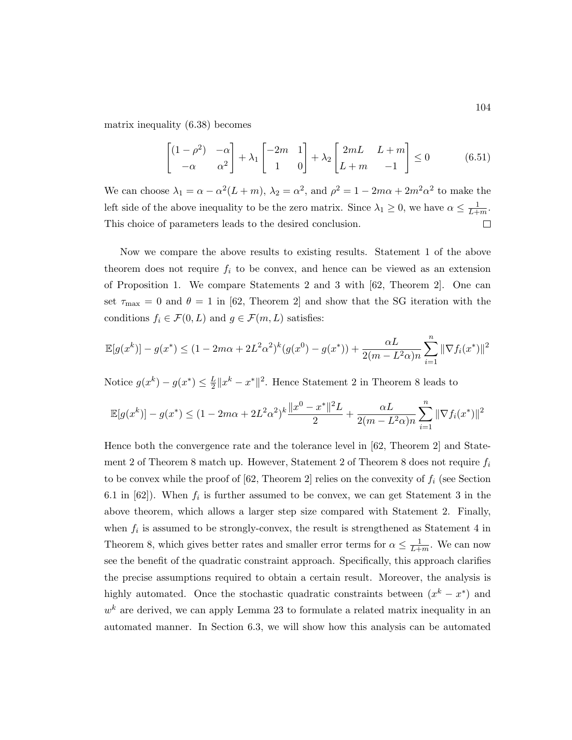matrix inequality (6.38) becomes

$$\begin{bmatrix} (1-\rho^2) & -\alpha \\ -\alpha & \alpha^2 \end{bmatrix} + \lambda_1 \begin{bmatrix} -2m & 1 \\ 1 & 0 \end{bmatrix} + \lambda_2 \begin{bmatrix} 2mL & L+m \\ L+m & -1 \end{bmatrix} \leq 0 \tag{6.51}$$

We can choose $\lambda_1 = \alpha - \alpha^2(L+m)$, $\lambda_2 = \alpha^2$, and $\rho^2 = 1 - 2m\alpha + 2m^2\alpha^2$ to make the left side of the above inequality to be the zero matrix. Since $\lambda_1 \geq 0$, we have $\alpha \leq \frac{1}{L+m}$. This choice of parameters leads to the desired conclusion. $\square$

Now we compare the above results to existing results. Statement 1 of the above theorem does not require $f_i$ to be convex, and hence can be viewed as an extension of Proposition 1. We compare Statements 2 and 3 with [62, Theorem 2]. One can set $\tau_{\max} = 0$ and $\theta = 1$ in [62, Theorem 2] and show that the SG iteration with the conditions $f_i \in \mathcal{F}(0, L)$ and $g \in \mathcal{F}(m, L)$ satisfies:

$$\mathbb{E}[g(x^k)] - g(x^*) \leq (1 - 2m\alpha + 2L^2\alpha^2)^k (g(x^0) - g(x^*)) + \frac{\alpha L}{2(m - L^2\alpha)n} \sum_{i=1}^n \|\nabla f_i(x^*)\|^2$$

Notice $g(x^k) - g(x^*) \leq \frac{L}{2}\|x^k - x^*\|^2$. Hence Statement 2 in Theorem 8 leads to

$$\mathbb{E}[g(x^k)] - g(x^*) \leq (1 - 2m\alpha + 2L^2\alpha^2)^k \frac{\|x^0 - x^*\|^2 L}{2} + \frac{\alpha L}{2(m - L^2\alpha)n} \sum_{i=1}^n \|\nabla f_i(x^*)\|^2$$

Hence both the convergence rate and the tolerance level in [62, Theorem 2] and Statement 2 of Theorem 8 match up. However, Statement 2 of Theorem 8 does not require $f_i$ to be convex while the proof of [62, Theorem 2] relies on the convexity of $f_i$ (see Section 6.1 in [62]). When $f_i$ is further assumed to be convex, we can get Statement 3 in the above theorem, which allows a larger step size compared with Statement 2. Finally, when $f_i$ is assumed to be strongly-convex, the result is strengthened as Statement 4 in Theorem 8, which gives better rates and smaller error terms for $\alpha \leq \frac{1}{L+m}$. We can now see the benefit of the quadratic constraint approach. Specifically, this approach clarifies the precise assumptions required to obtain a certain result. Moreover, the analysis is highly automated. Once the stochastic quadratic constraints between $(x^k - x^*)$ and $w^k$ are derived, we can apply Lemma 23 to formulate a related matrix inequality in an automated manner. In Section 6.3, we will show how this analysis can be automated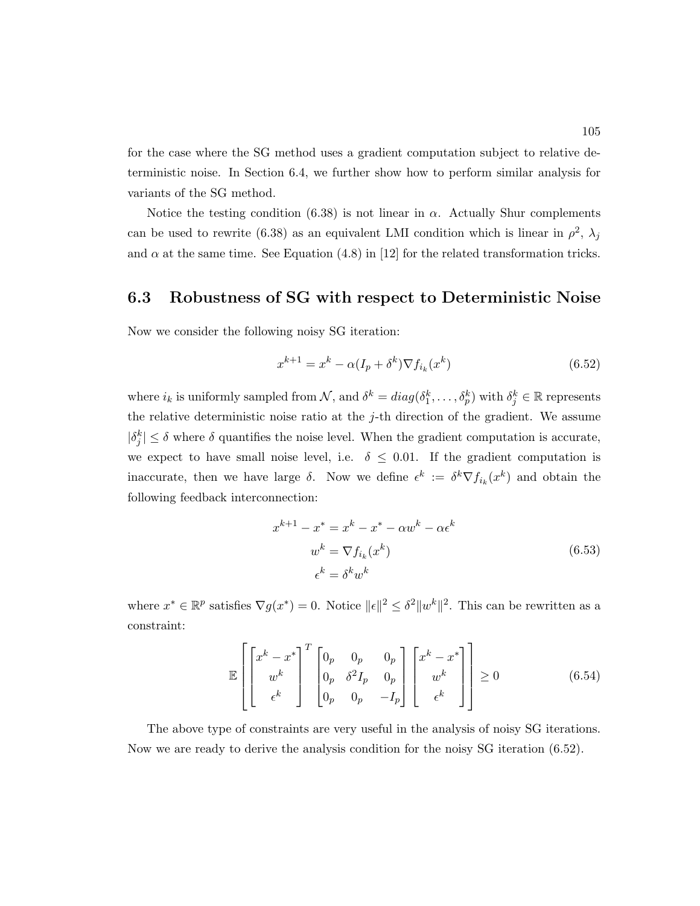for the case where the SG method uses a gradient computation subject to relative deterministic noise. In Section 6.4, we further show how to perform similar analysis for variants of the SG method.

Notice the testing condition (6.38) is not linear in $\alpha$. Actually Shur complements can be used to rewrite (6.38) as an equivalent LMI condition which is linear in $\rho^2$, $\lambda_j$ and $\alpha$ at the same time. See Equation (4.8) in [12] for the related transformation tricks.

## 6.3 Robustness of SG with respect to Deterministic Noise

Now we consider the following noisy SG iteration:

$$x^{k+1} = x^k - \alpha(I_p + \delta^k)\nabla f_{i_k}(x^k) \tag{6.52}$$

where $i_k$ is uniformly sampled from $\mathcal{N}$, and $\delta^k = diag(\delta_1^k, \dots, \delta_p^k)$ with $\delta_j^k \in \mathbb{R}$ represents the relative deterministic noise ratio at the $j$-th direction of the gradient. We assume $|\delta_j^k| \leq \delta$ where $\delta$ quantifies the noise level. When the gradient computation is accurate, we expect to have small noise level, i.e. $\delta \leq 0.01$. If the gradient computation is inaccurate, then we have large $\delta$. Now we define $\epsilon^k := \delta^k \nabla f_{i_k}(x^k)$ and obtain the following feedback interconnection:

$$\begin{aligned} x^{k+1} - x^* &= x^k - x^* - \alpha w^k - \alpha \epsilon^k \\ w^k &= \nabla f_{i_k}(x^k) \\ \epsilon^k &= \delta^k w^k \end{aligned} \tag{6.53}$$

where $x^* \in \mathbb{R}^p$ satisfies $\nabla g(x^*) = 0$. Notice $\|\epsilon\|^2 \leq \delta^2 \|w^k\|^2$. This can be rewritten as a constraint:

$$\mathbb{E}\left[\begin{bmatrix} x^k - x^* \\ w^k \\ \epsilon^k \end{bmatrix}^T \begin{bmatrix} 0_p & 0_p & 0_p \\ 0_p & \delta^2 I_p & 0_p \\ 0_p & 0_p & -I_p \end{bmatrix} \begin{bmatrix} x^k - x^* \\ w^k \\ \epsilon^k \end{bmatrix}\right] \geq 0 \tag{6.54}$$

The above type of constraints are very useful in the analysis of noisy SG iterations. Now we are ready to derive the analysis condition for the noisy SG iteration (6.52).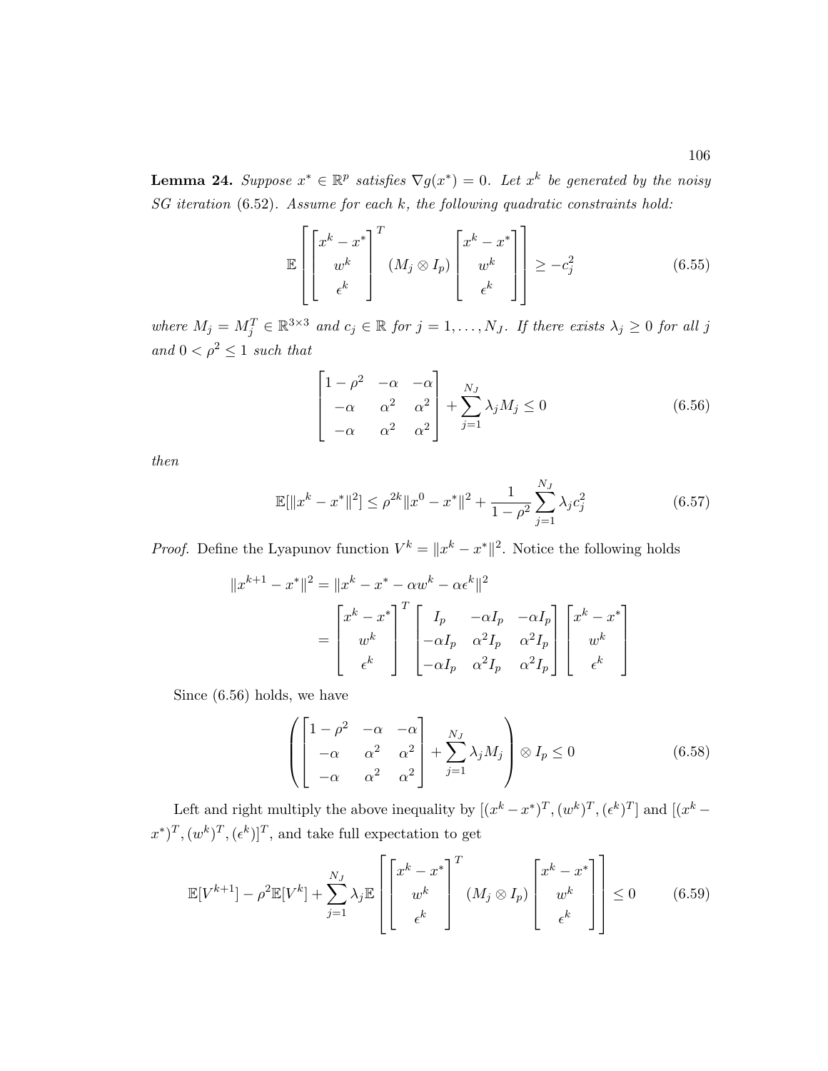**Lemma 24.** *Suppose $x^* \in \mathbb{R}^p$ satisfies $\nabla g(x^*) = 0$. Let $x^k$ be generated by the noisy SG iteration (6.52). Assume for each $k$, the following quadratic constraints hold:*

$$\mathbb{E}\left[\begin{bmatrix} x^k - x^* \\ w^k \\ \epsilon^k \end{bmatrix}^T (M_j \otimes I_p) \begin{bmatrix} x^k - x^* \\ w^k \\ \epsilon^k \end{bmatrix}\right] \geq -c_j^2 \tag{6.55}$$

*where $M_j = M_j^T \in \mathbb{R}^{3\times 3}$ and $c_j \in \mathbb{R}$ for $j = 1, \ldots, N_J$. If there exists $\lambda_j \geq 0$ for all $j$ and $0 < \rho^2 \leq 1$ such that*

$$\begin{bmatrix} 1-\rho^2 & -\alpha & -\alpha \\ -\alpha & \alpha^2 & \alpha^2 \\ -\alpha & \alpha^2 & \alpha^2 \end{bmatrix} + \sum_{j=1}^{N_J} \lambda_j M_j \leq 0 \tag{6.56}$$

*then*

$$\mathbb{E}[\|x^k - x^*\|^2] \leq \rho^{2k}\|x^0 - x^*\|^2 + \frac{1}{1-\rho^2}\sum_{j=1}^{N_J} \lambda_j c_j^2 \tag{6.57}$$

*Proof.* Define the Lyapunov function $V^k = \|x^k - x^*\|^2$. Notice the following holds

$$\begin{aligned}
\|x^{k+1} - x^*\|^2 &= \|x^k - x^* - \alpha w^k - \alpha \epsilon^k\|^2 \\
&= \begin{bmatrix} x^k - x^* \\ w^k \\ \epsilon^k \end{bmatrix}^T \begin{bmatrix} I_p & -\alpha I_p & -\alpha I_p \\ -\alpha I_p & \alpha^2 I_p & \alpha^2 I_p \\ -\alpha I_p & \alpha^2 I_p & \alpha^2 I_p \end{bmatrix} \begin{bmatrix} x^k - x^* \\ w^k \\ \epsilon^k \end{bmatrix}
\end{aligned}$$

Since (6.56) holds, we have

$$\left(\begin{bmatrix} 1-\rho^2 & -\alpha & -\alpha \\ -\alpha & \alpha^2 & \alpha^2 \\ -\alpha & \alpha^2 & \alpha^2 \end{bmatrix} + \sum_{j=1}^{N_J} \lambda_j M_j\right) \otimes I_p \leq 0 \tag{6.58}$$

Left and right multiply the above inequality by $[(x^k - x^*)^T, (w^k)^T, (\epsilon^k)^T]$ and $[(x^k - x^*)^T, (w^k)^T, (\epsilon^k)]^T$, and take full expectation to get

$$\mathbb{E}[V^{k+1}] - \rho^2 \mathbb{E}[V^k] + \sum_{j=1}^{N_J} \lambda_j \mathbb{E}\left[\begin{bmatrix} x^k - x^* \\ w^k \\ \epsilon^k \end{bmatrix}^T (M_j \otimes I_p) \begin{bmatrix} x^k - x^* \\ w^k \\ \epsilon^k \end{bmatrix}\right] \leq 0 \tag{6.59}$$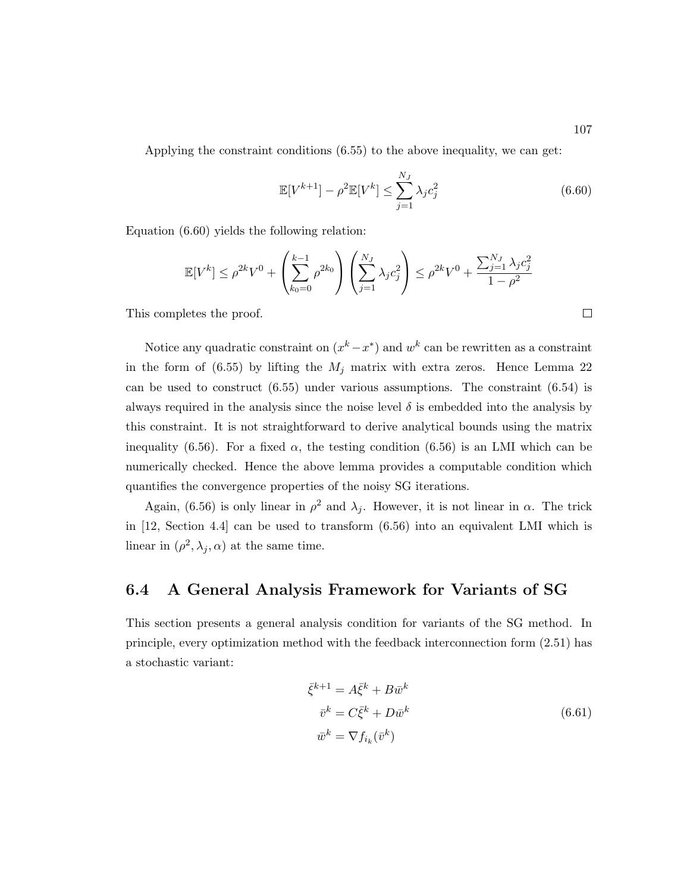Applying the constraint conditions (6.55) to the above inequality, we can get:

$$\mathbb{E}[V^{k+1}] - \rho^2 \mathbb{E}[V^k] \leq \sum_{j=1}^{N_J} \lambda_j c_j^2 \tag{6.60}$$

Equation (6.60) yields the following relation:

$$\mathbb{E}[V^k] \leq \rho^{2k} V^0 + \left( \sum_{k_0=0}^{k-1} \rho^{2k_0} \right) \left( \sum_{j=1}^{N_J} \lambda_j c_j^2 \right) \leq \rho^{2k} V^0 + \frac{\sum_{j=1}^{N_J} \lambda_j c_j^2}{1 - \rho^2}$$

This completes the proof. □

Notice any quadratic constraint on $(x^k - x^*)$ and $w^k$ can be rewritten as a constraint in the form of (6.55) by lifting the $M_j$ matrix with extra zeros. Hence Lemma 22 can be used to construct (6.55) under various assumptions. The constraint (6.54) is always required in the analysis since the noise level $\delta$ is embedded into the analysis by this constraint. It is not straightforward to derive analytical bounds using the matrix inequality (6.56). For a fixed $\alpha$, the testing condition (6.56) is an LMI which can be numerically checked. Hence the above lemma provides a computable condition which quantifies the convergence properties of the noisy SG iterations.

Again, (6.56) is only linear in $\rho^2$ and $\lambda_j$. However, it is not linear in $\alpha$. The trick in [12, Section 4.4] can be used to transform (6.56) into an equivalent LMI which is linear in $(\rho^2, \lambda_j, \alpha)$ at the same time.

## 6.4 A General Analysis Framework for Variants of SG

This section presents a general analysis condition for variants of the SG method. In principle, every optimization method with the feedback interconnection form (2.51) has a stochastic variant:

$$\begin{aligned}
\bar{\xi}^{k+1} &= A\bar{\xi}^k + B\bar{w}^k \\
\bar{v}^k &= C\bar{\xi}^k + D\bar{w}^k \\
\bar{w}^k &= \nabla f_{i_k}(\bar{v}^k)
\end{aligned} \tag{6.61}$$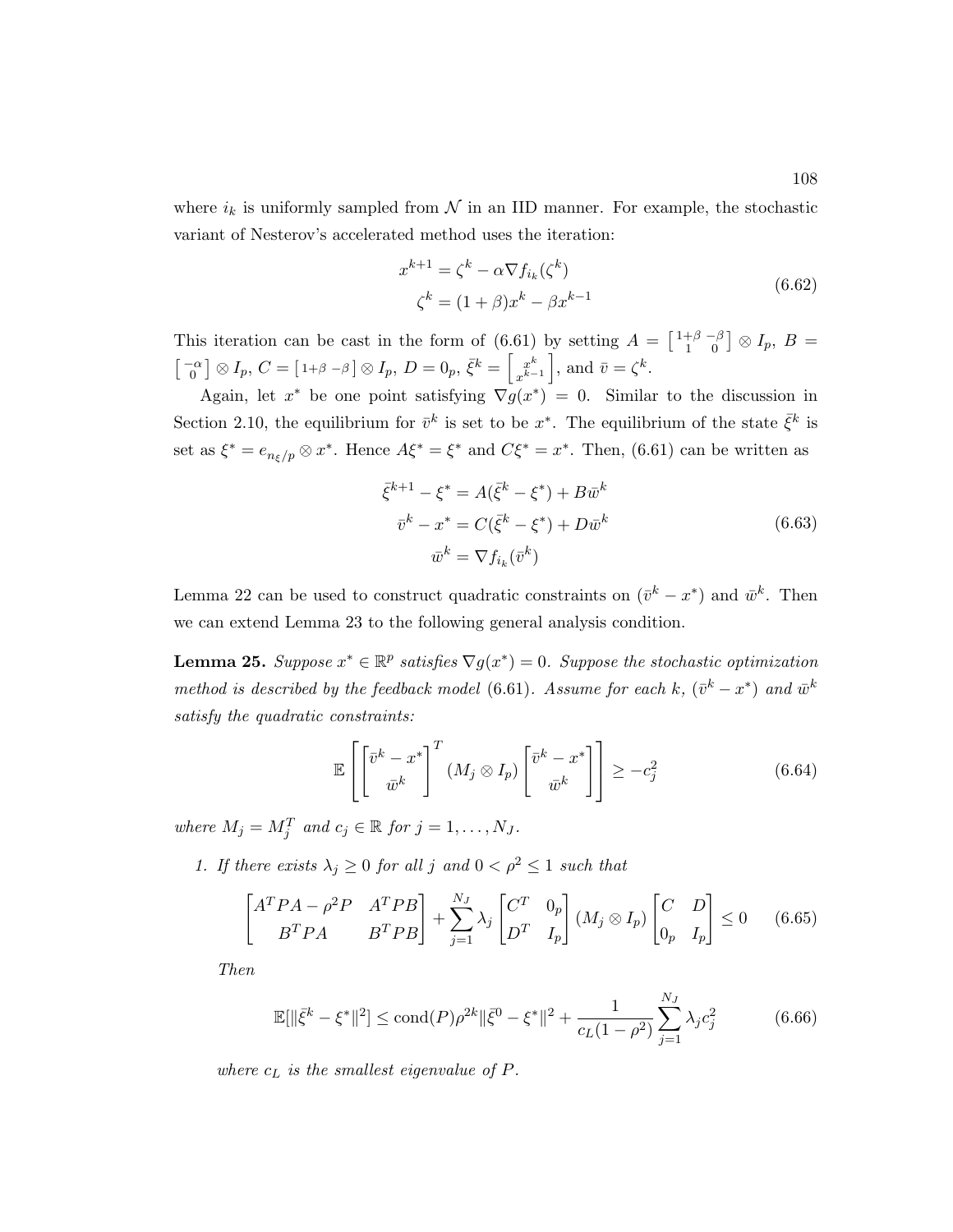where $i_k$ is uniformly sampled from $\mathcal{N}$ in an IID manner. For example, the stochastic variant of Nesterov's accelerated method uses the iteration:

$$
\begin{aligned}
x^{k+1} &= \zeta^k - \alpha \nabla f_{i_k}(\zeta^k) \\
\zeta^k &= (1+\beta)x^k - \beta x^{k-1}
\end{aligned}
\tag{6.62}
$$

This iteration can be cast in the form of (6.61) by setting $A = \left[\begin{smallmatrix} 1+\beta & -\beta \\ 1 & 0 \end{smallmatrix}\right] \otimes I_p$, $B = \left[\begin{smallmatrix} -\alpha \\ 0 \end{smallmatrix}\right] \otimes I_p$, $C = \left[\begin{smallmatrix} 1+\beta & -\beta \end{smallmatrix}\right] \otimes I_p$, $D = 0_p$, $\bar{\xi}^k = \left[\begin{smallmatrix} x^k \\ x^{k-1} \end{smallmatrix}\right]$, and $\bar{v} = \zeta^k$.

Again, let $x^*$ be one point satisfying $\nabla g(x^*) = 0$. Similar to the discussion in Section 2.10, the equilibrium for $\bar{v}^k$ is set to be $x^*$. The equilibrium of the state $\bar{\xi}^k$ is set as $\xi^* = e_{n_\xi/p} \otimes x^*$. Hence $A\xi^* = \xi^*$ and $C\xi^* = x^*$. Then, (6.61) can be written as

$$
\begin{aligned}
\bar{\xi}^{k+1} - \xi^* &= A(\bar{\xi}^k - \xi^*) + B\bar{w}^k \\
\bar{v}^k - x^* &= C(\bar{\xi}^k - \xi^*) + D\bar{w}^k \\
\bar{w}^k &= \nabla f_{i_k}(\bar{v}^k)
\end{aligned}
\tag{6.63}
$$

Lemma 22 can be used to construct quadratic constraints on $(\bar{v}^k - x^*)$ and $\bar{w}^k$. Then we can extend Lemma 23 to the following general analysis condition.

**Lemma 25.** *Suppose $x^* \in \mathbb{R}^p$ satisfies $\nabla g(x^*) = 0$. Suppose the stochastic optimization method is described by the feedback model (6.61). Assume for each $k$, $(\bar{v}^k - x^*)$ and $\bar{w}^k$ satisfy the quadratic constraints:*

$$
\mathbb{E}\left[\begin{bmatrix} \bar{v}^k - x^* \\ \bar{w}^k \end{bmatrix}^T (M_j \otimes I_p) \begin{bmatrix} \bar{v}^k - x^* \\ \bar{w}^k \end{bmatrix}\right] \geq -c_j^2 \tag{6.64}
$$

*where $M_j = M_j^T$ and $c_j \in \mathbb{R}$ for $j = 1, \ldots, N_J$.*

1. *If there exists $\lambda_j \geq 0$ for all $j$ and $0 < \rho^2 \leq 1$ such that*

$$
\begin{bmatrix} A^T PA - \rho^2 P & A^T PB \\ B^T PA & B^T PB \end{bmatrix} + \sum_{j=1}^{N_J} \lambda_j \begin{bmatrix} C^T & 0_p \\ D^T & I_p \end{bmatrix} (M_j \otimes I_p) \begin{bmatrix} C & D \\ 0_p & I_p \end{bmatrix} \leq 0 \tag{6.65}
$$

*Then*

$$
\mathbb{E}[\|\bar{\xi}^k - \xi^*\|^2] \leq \operatorname{cond}(P)\rho^{2k}\|\bar{\xi}^0 - \xi^*\|^2 + \frac{1}{c_L(1-\rho^2)} \sum_{j=1}^{N_J} \lambda_j c_j^2 \tag{6.66}
$$

*where $c_L$ is the smallest eigenvalue of $P$.*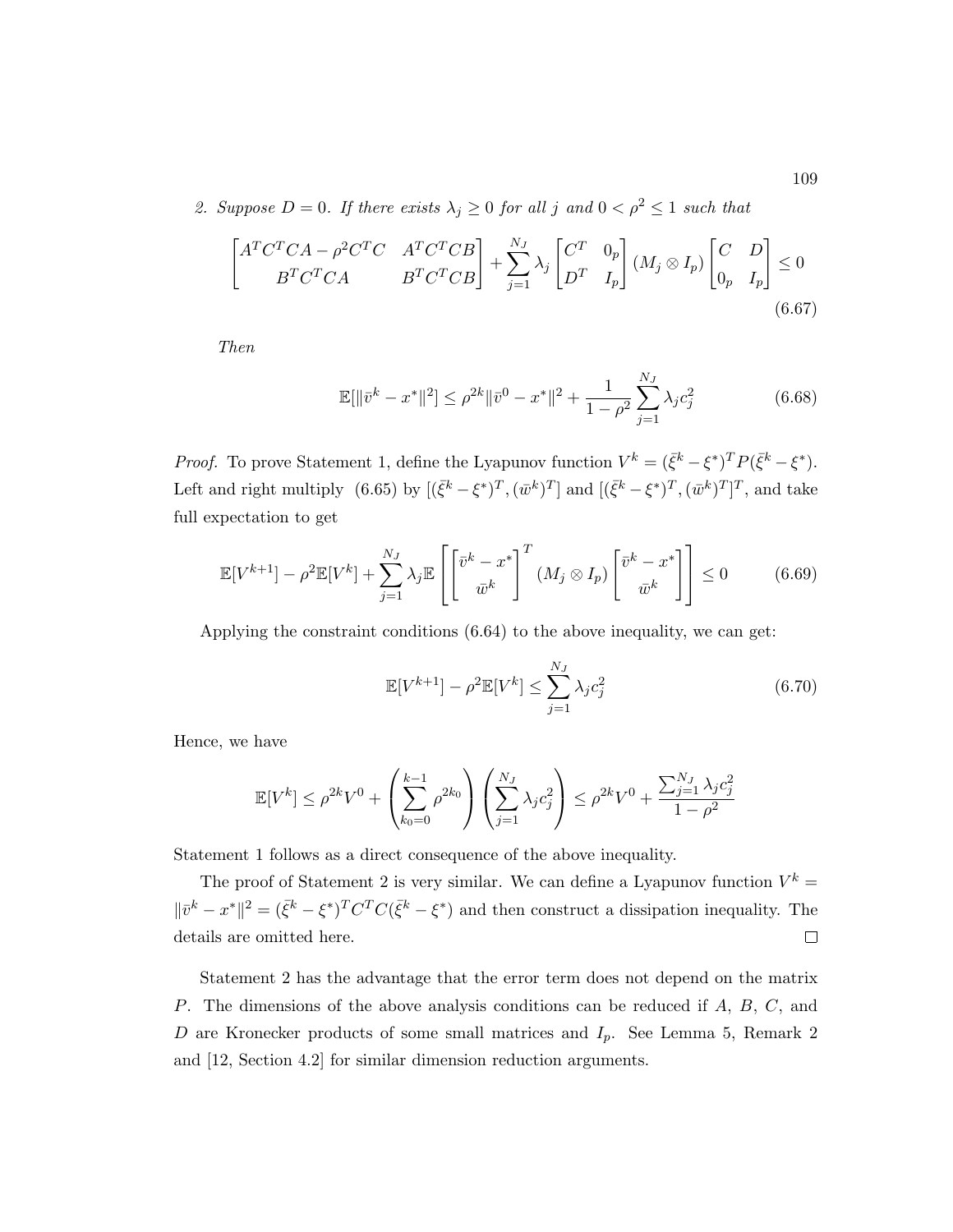2. *Suppose $D = 0$. If there exists $\lambda_j \geq 0$ for all $j$ and $0 < \rho^2 \leq 1$ such that*

$$\begin{bmatrix} A^T C^T C A - \rho^2 C^T C & A^T C^T C B \\ B^T C^T C A & B^T C^T C B \end{bmatrix} + \sum_{j=1}^{N_J} \lambda_j \begin{bmatrix} C^T & 0_p \\ D^T & I_p \end{bmatrix} (M_j \otimes I_p) \begin{bmatrix} C & D \\ 0_p & I_p \end{bmatrix} \leq 0 \tag{6.67}$$

*Then*

$$\mathbb{E}[\|\bar{v}^k - x^*\|^2] \leq \rho^{2k} \|\bar{v}^0 - x^*\|^2 + \frac{1}{1-\rho^2} \sum_{j=1}^{N_J} \lambda_j c_j^2 \tag{6.68}$$

*Proof.* To prove Statement 1, define the Lyapunov function $V^k = (\bar{\xi}^k - \xi^*)^T P (\bar{\xi}^k - \xi^*)$. Left and right multiply (6.65) by $[(\bar{\xi}^k - \xi^*)^T, (\bar{w}^k)^T]$ and $[(\bar{\xi}^k - \xi^*)^T, (\bar{w}^k)^T]^T$, and take full expectation to get

$$\mathbb{E}[V^{k+1}] - \rho^2 \mathbb{E}[V^k] + \sum_{j=1}^{N_J} \lambda_j \mathbb{E}\left[ \begin{bmatrix} \bar{v}^k - x^* \\ \bar{w}^k \end{bmatrix}^T (M_j \otimes I_p) \begin{bmatrix} \bar{v}^k - x^* \\ \bar{w}^k \end{bmatrix} \right] \leq 0 \tag{6.69}$$

Applying the constraint conditions (6.64) to the above inequality, we can get:

$$\mathbb{E}[V^{k+1}] - \rho^2 \mathbb{E}[V^k] \leq \sum_{j=1}^{N_J} \lambda_j c_j^2 \tag{6.70}$$

Hence, we have

$$\mathbb{E}[V^k] \leq \rho^{2k} V^0 + \left( \sum_{k_0=0}^{k-1} \rho^{2k_0} \right) \left( \sum_{j=1}^{N_J} \lambda_j c_j^2 \right) \leq \rho^{2k} V^0 + \frac{\sum_{j=1}^{N_J} \lambda_j c_j^2}{1-\rho^2}$$

Statement 1 follows as a direct consequence of the above inequality.

The proof of Statement 2 is very similar. We can define a Lyapunov function $V^k = \|\bar{v}^k - x^*\|^2 = (\bar{\xi}^k - \xi^*)^T C^T C (\bar{\xi}^k - \xi^*)$ and then construct a dissipation inequality. The details are omitted here. $\square$

Statement 2 has the advantage that the error term does not depend on the matrix $P$. The dimensions of the above analysis conditions can be reduced if $A$, $B$, $C$, and $D$ are Kronecker products of some small matrices and $I_p$. See Lemma 5, Remark 2 and [12, Section 4.2] for similar dimension reduction arguments.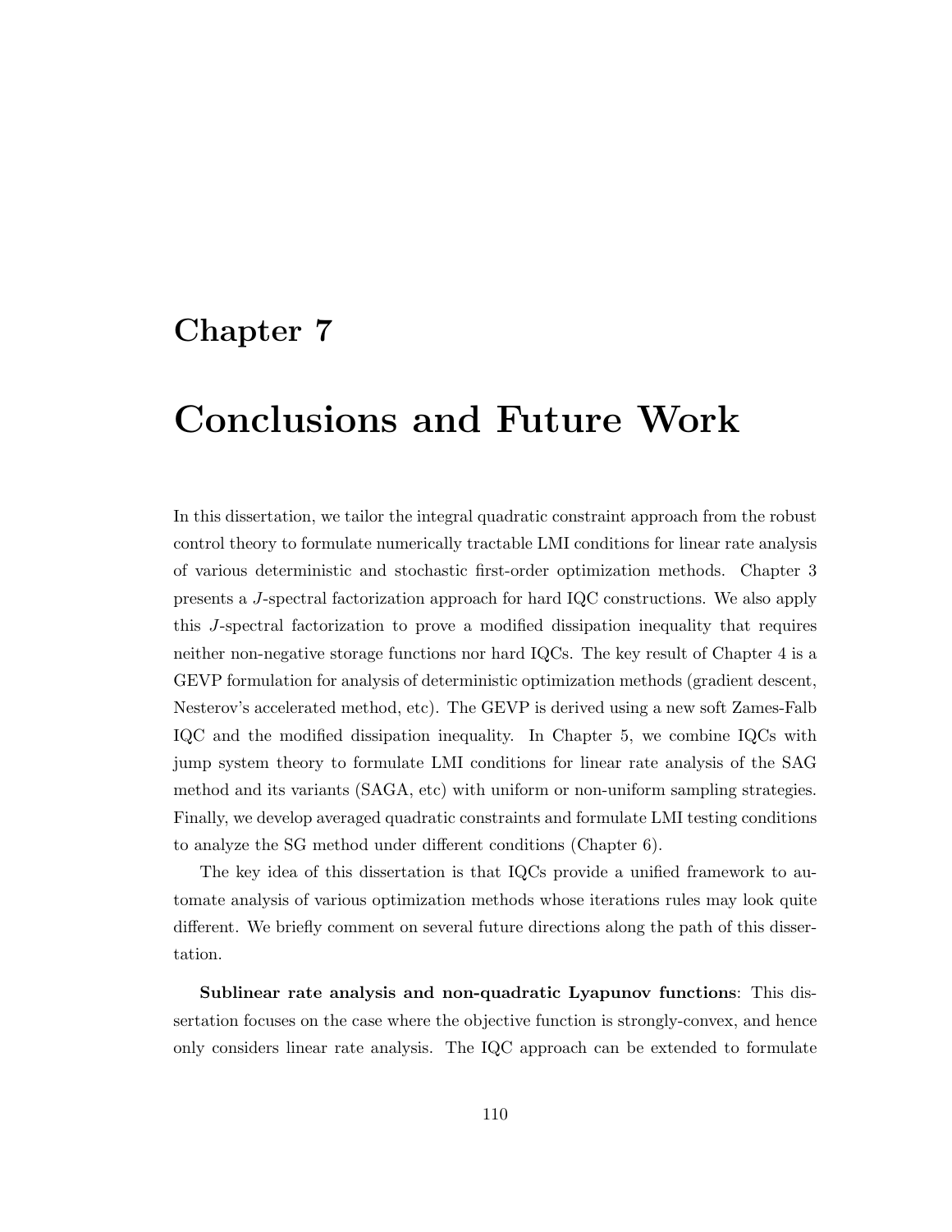# Chapter 7

# Conclusions and Future Work

In this dissertation, we tailor the integral quadratic constraint approach from the robust control theory to formulate numerically tractable LMI conditions for linear rate analysis of various deterministic and stochastic first-order optimization methods. Chapter 3 presents a $J$-spectral factorization approach for hard IQC constructions. We also apply this $J$-spectral factorization to prove a modified dissipation inequality that requires neither non-negative storage functions nor hard IQCs. The key result of Chapter 4 is a GEVP formulation for analysis of deterministic optimization methods (gradient descent, Nesterov's accelerated method, etc). The GEVP is derived using a new soft Zames-Falb IQC and the modified dissipation inequality. In Chapter 5, we combine IQCs with jump system theory to formulate LMI conditions for linear rate analysis of the SAG method and its variants (SAGA, etc) with uniform or non-uniform sampling strategies. Finally, we develop averaged quadratic constraints and formulate LMI testing conditions to analyze the SG method under different conditions (Chapter 6).

The key idea of this dissertation is that IQCs provide a unified framework to automate analysis of various optimization methods whose iterations rules may look quite different. We briefly comment on several future directions along the path of this dissertation.

**Sublinear rate analysis and non-quadratic Lyapunov functions**: This dissertation focuses on the case where the objective function is strongly-convex, and hence only considers linear rate analysis. The IQC approach can be extended to formulate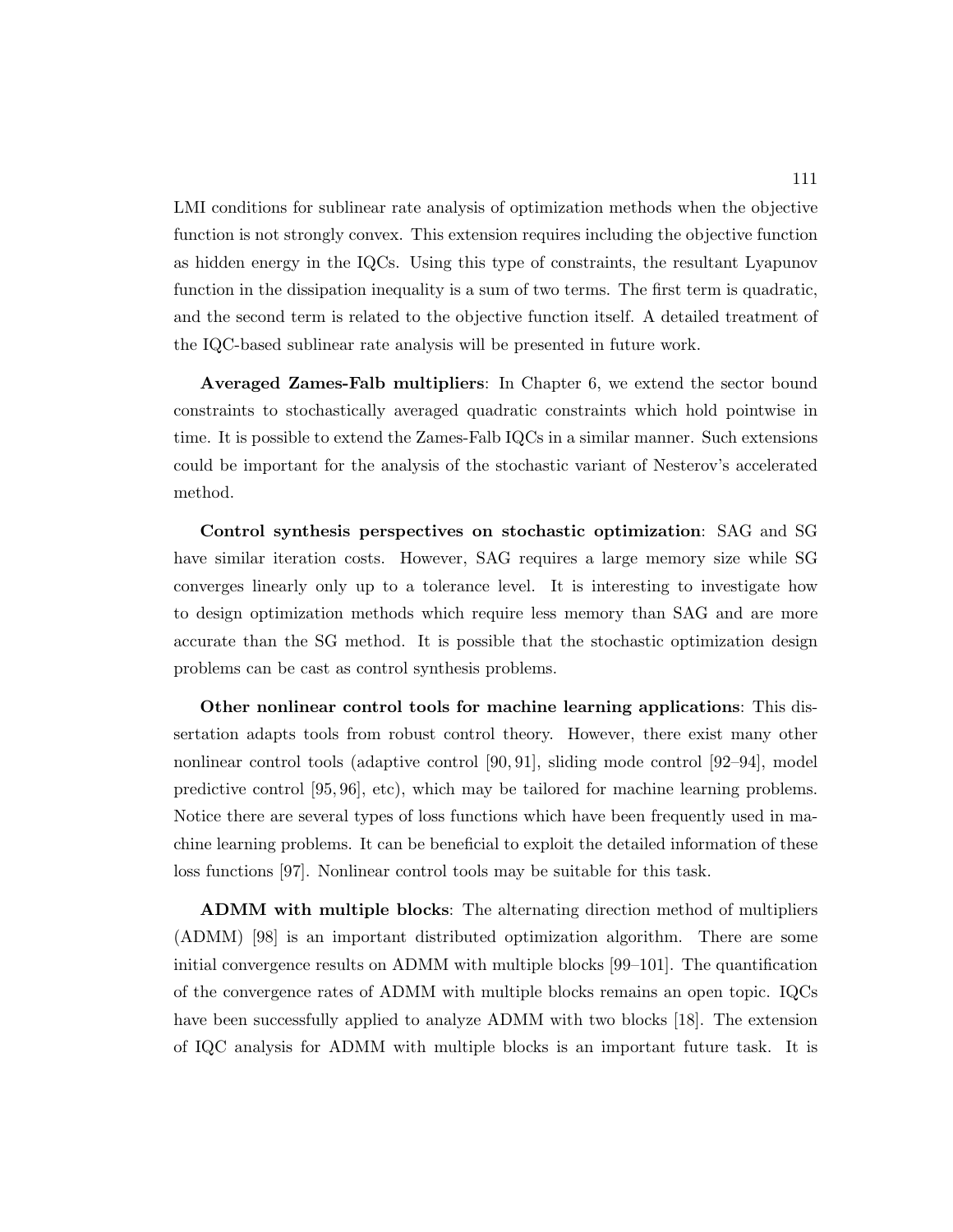LMI conditions for sublinear rate analysis of optimization methods when the objective function is not strongly convex. This extension requires including the objective function as hidden energy in the IQCs. Using this type of constraints, the resultant Lyapunov function in the dissipation inequality is a sum of two terms. The first term is quadratic, and the second term is related to the objective function itself. A detailed treatment of the IQC-based sublinear rate analysis will be presented in future work.

**Averaged Zames-Falb multipliers**: In Chapter 6, we extend the sector bound constraints to stochastically averaged quadratic constraints which hold pointwise in time. It is possible to extend the Zames-Falb IQCs in a similar manner. Such extensions could be important for the analysis of the stochastic variant of Nesterov's accelerated method.

**Control synthesis perspectives on stochastic optimization**: SAG and SG have similar iteration costs. However, SAG requires a large memory size while SG converges linearly only up to a tolerance level. It is interesting to investigate how to design optimization methods which require less memory than SAG and are more accurate than the SG method. It is possible that the stochastic optimization design problems can be cast as control synthesis problems.

**Other nonlinear control tools for machine learning applications**: This dissertation adapts tools from robust control theory. However, there exist many other nonlinear control tools (adaptive control [90, 91], sliding mode control [92–94], model predictive control [95, 96], etc), which may be tailored for machine learning problems. Notice there are several types of loss functions which have been frequently used in machine learning problems. It can be beneficial to exploit the detailed information of these loss functions [97]. Nonlinear control tools may be suitable for this task.

**ADMM with multiple blocks**: The alternating direction method of multipliers (ADMM) [98] is an important distributed optimization algorithm. There are some initial convergence results on ADMM with multiple blocks [99–101]. The quantification of the convergence rates of ADMM with multiple blocks remains an open topic. IQCs have been successfully applied to analyze ADMM with two blocks [18]. The extension of IQC analysis for ADMM with multiple blocks is an important future task. It is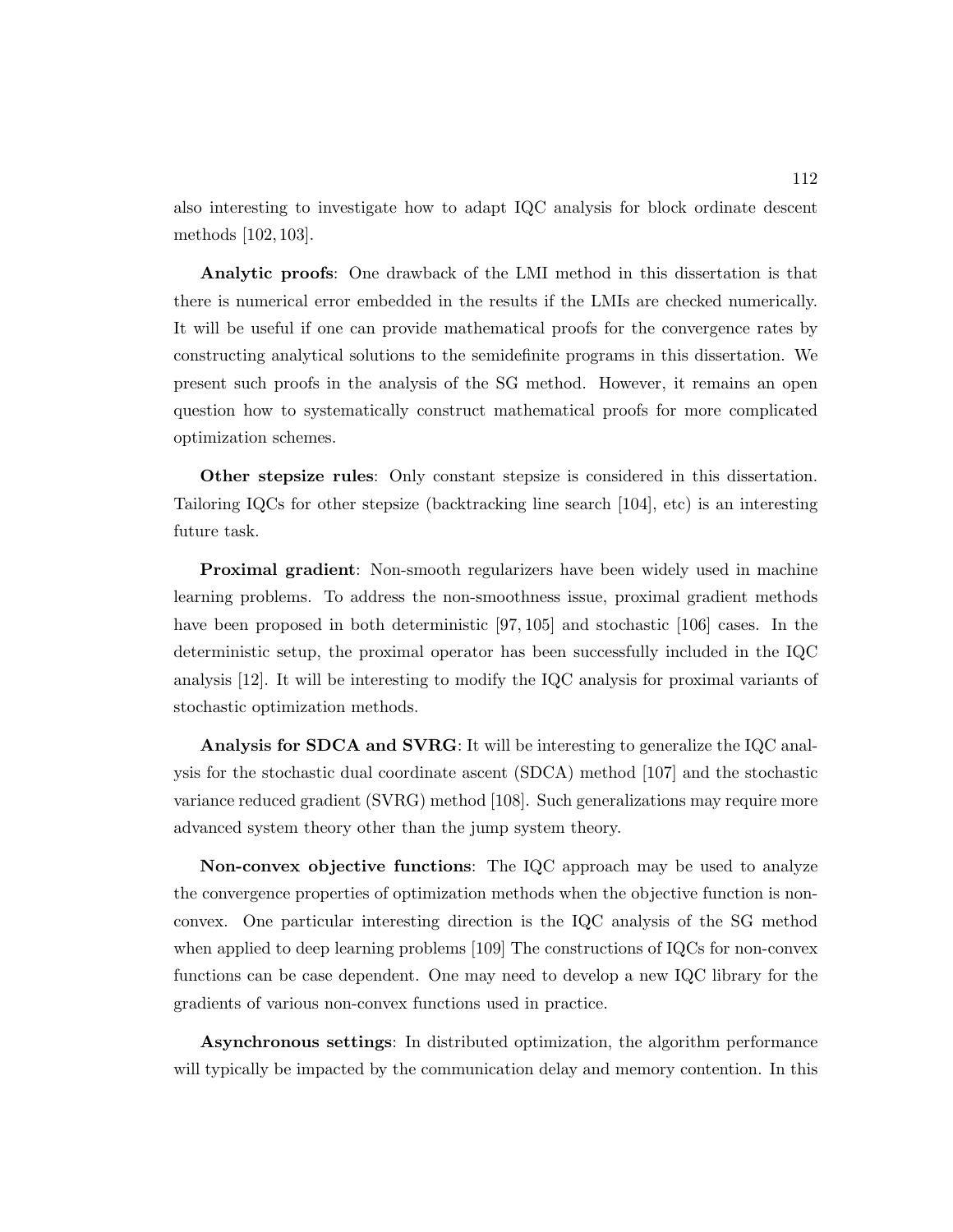also interesting to investigate how to adapt IQC analysis for block ordinate descent methods [102, 103].

**Analytic proofs**: One drawback of the LMI method in this dissertation is that there is numerical error embedded in the results if the LMIs are checked numerically. It will be useful if one can provide mathematical proofs for the convergence rates by constructing analytical solutions to the semidefinite programs in this dissertation. We present such proofs in the analysis of the SG method. However, it remains an open question how to systematically construct mathematical proofs for more complicated optimization schemes.

**Other stepsize rules**: Only constant stepsize is considered in this dissertation. Tailoring IQCs for other stepsize (backtracking line search [104], etc) is an interesting future task.

**Proximal gradient**: Non-smooth regularizers have been widely used in machine learning problems. To address the non-smoothness issue, proximal gradient methods have been proposed in both deterministic [97, 105] and stochastic [106] cases. In the deterministic setup, the proximal operator has been successfully included in the IQC analysis [12]. It will be interesting to modify the IQC analysis for proximal variants of stochastic optimization methods.

**Analysis for SDCA and SVRG**: It will be interesting to generalize the IQC analysis for the stochastic dual coordinate ascent (SDCA) method [107] and the stochastic variance reduced gradient (SVRG) method [108]. Such generalizations may require more advanced system theory other than the jump system theory.

**Non-convex objective functions**: The IQC approach may be used to analyze the convergence properties of optimization methods when the objective function is non-convex. One particular interesting direction is the IQC analysis of the SG method when applied to deep learning problems [109] The constructions of IQCs for non-convex functions can be case dependent. One may need to develop a new IQC library for the gradients of various non-convex functions used in practice.

**Asynchronous settings**: In distributed optimization, the algorithm performance will typically be impacted by the communication delay and memory contention. In this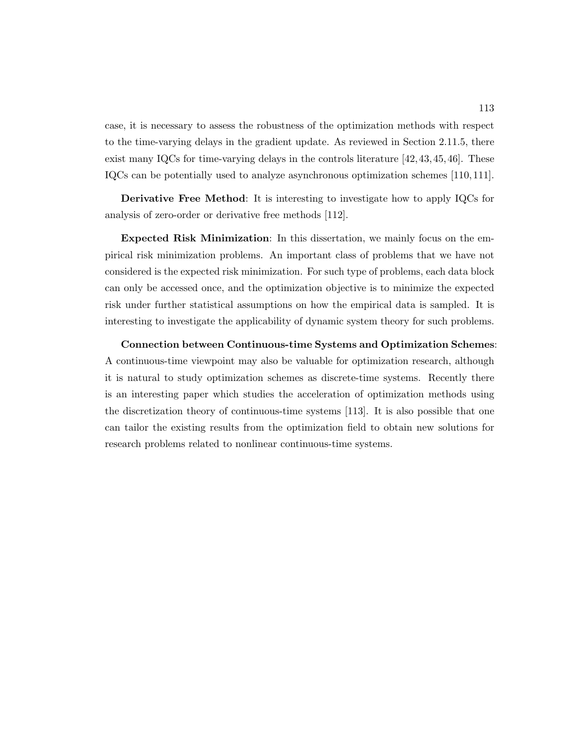case, it is necessary to assess the robustness of the optimization methods with respect to the time-varying delays in the gradient update. As reviewed in Section 2.11.5, there exist many IQCs for time-varying delays in the controls literature [42, 43, 45, 46]. These IQCs can be potentially used to analyze asynchronous optimization schemes [110, 111].

**Derivative Free Method**: It is interesting to investigate how to apply IQCs for analysis of zero-order or derivative free methods [112].

**Expected Risk Minimization**: In this dissertation, we mainly focus on the empirical risk minimization problems. An important class of problems that we have not considered is the expected risk minimization. For such type of problems, each data block can only be accessed once, and the optimization objective is to minimize the expected risk under further statistical assumptions on how the empirical data is sampled. It is interesting to investigate the applicability of dynamic system theory for such problems.

**Connection between Continuous-time Systems and Optimization Schemes**: A continuous-time viewpoint may also be valuable for optimization research, although it is natural to study optimization schemes as discrete-time systems. Recently there is an interesting paper which studies the acceleration of optimization methods using the discretization theory of continuous-time systems [113]. It is also possible that one can tailor the existing results from the optimization field to obtain new solutions for research problems related to nonlinear continuous-time systems.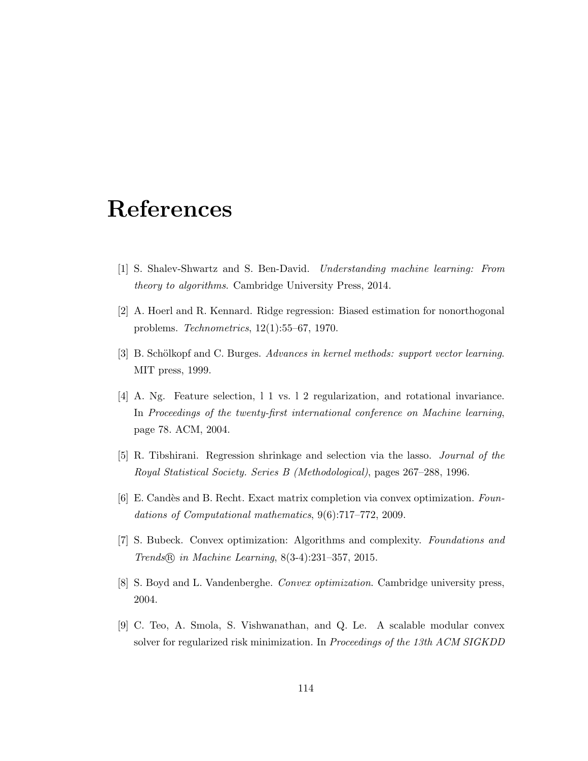# References

[1] S. Shalev-Shwartz and S. Ben-David. *Understanding machine learning: From theory to algorithms*. Cambridge University Press, 2014.

[2] A. Hoerl and R. Kennard. Ridge regression: Biased estimation for nonorthogonal problems. *Technometrics*, 12(1):55–67, 1970.

[3] B. Schölkopf and C. Burges. *Advances in kernel methods: support vector learning*. MIT press, 1999.

[4] A. Ng. Feature selection, l 1 vs. l 2 regularization, and rotational invariance. In *Proceedings of the twenty-first international conference on Machine learning*, page 78. ACM, 2004.

[5] R. Tibshirani. Regression shrinkage and selection via the lasso. *Journal of the Royal Statistical Society. Series B (Methodological)*, pages 267–288, 1996.

[6] E. Candès and B. Recht. Exact matrix completion via convex optimization. *Foundations of Computational mathematics*, 9(6):717–772, 2009.

[7] S. Bubeck. Convex optimization: Algorithms and complexity. *Foundations and Trends® in Machine Learning*, 8(3-4):231–357, 2015.

[8] S. Boyd and L. Vandenberghe. *Convex optimization*. Cambridge university press, 2004.

[9] C. Teo, A. Smola, S. Vishwanathan, and Q. Le. A scalable modular convex solver for regularized risk minimization. In *Proceedings of the 13th ACM SIGKDD*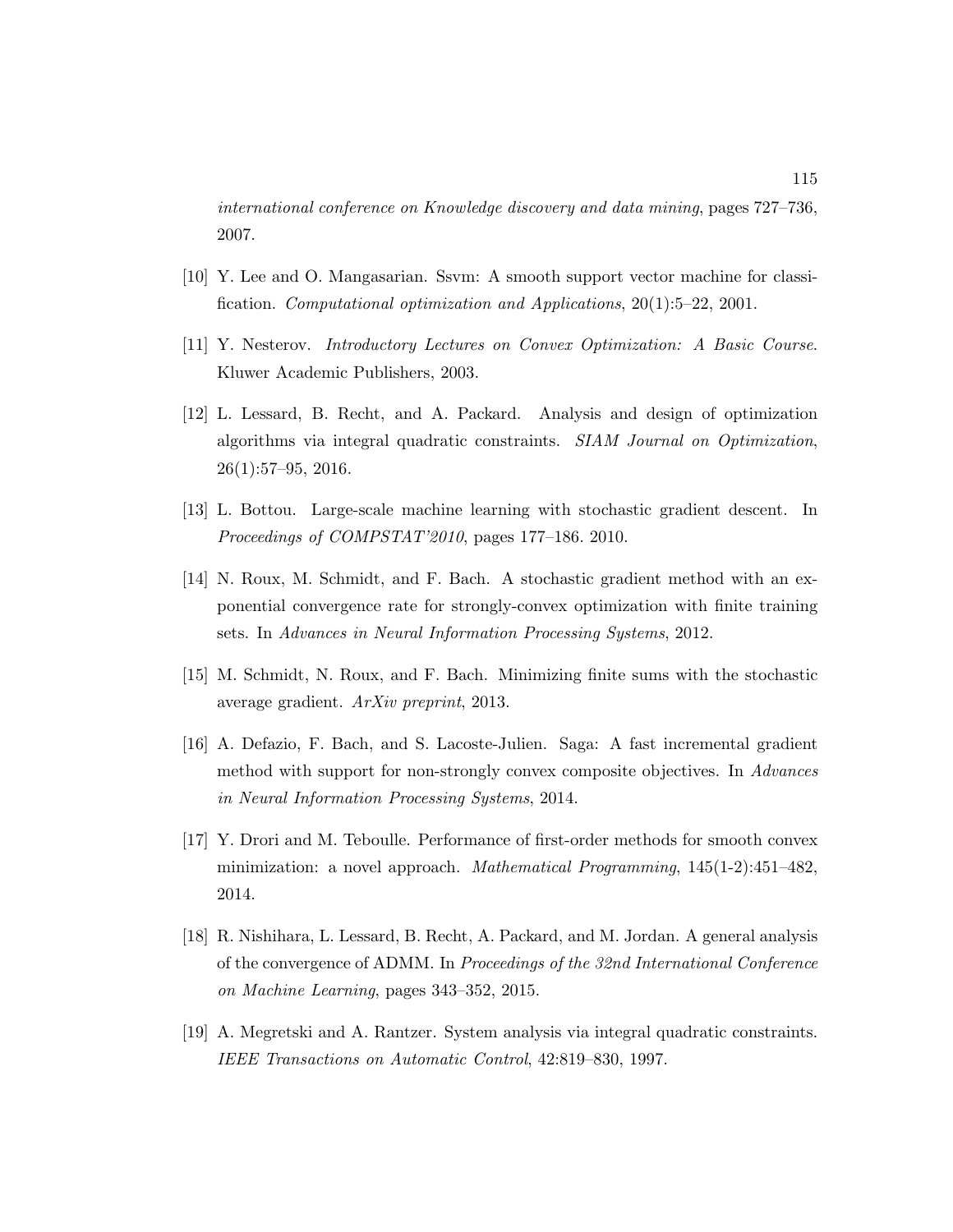*international conference on Knowledge discovery and data mining*, pages 727–736, 2007.

[10] Y. Lee and O. Mangasarian. Ssvm: A smooth support vector machine for classification. *Computational optimization and Applications*, 20(1):5–22, 2001.

[11] Y. Nesterov. *Introductory Lectures on Convex Optimization: A Basic Course*. Kluwer Academic Publishers, 2003.

[12] L. Lessard, B. Recht, and A. Packard. Analysis and design of optimization algorithms via integral quadratic constraints. *SIAM Journal on Optimization*, 26(1):57–95, 2016.

[13] L. Bottou. Large-scale machine learning with stochastic gradient descent. In *Proceedings of COMPSTAT'2010*, pages 177–186. 2010.

[14] N. Roux, M. Schmidt, and F. Bach. A stochastic gradient method with an exponential convergence rate for strongly-convex optimization with finite training sets. In *Advances in Neural Information Processing Systems*, 2012.

[15] M. Schmidt, N. Roux, and F. Bach. Minimizing finite sums with the stochastic average gradient. *ArXiv preprint*, 2013.

[16] A. Defazio, F. Bach, and S. Lacoste-Julien. Saga: A fast incremental gradient method with support for non-strongly convex composite objectives. In *Advances in Neural Information Processing Systems*, 2014.

[17] Y. Drori and M. Teboulle. Performance of first-order methods for smooth convex minimization: a novel approach. *Mathematical Programming*, 145(1-2):451–482, 2014.

[18] R. Nishihara, L. Lessard, B. Recht, A. Packard, and M. Jordan. A general analysis of the convergence of ADMM. In *Proceedings of the 32nd International Conference on Machine Learning*, pages 343–352, 2015.

[19] A. Megretski and A. Rantzer. System analysis via integral quadratic constraints. *IEEE Transactions on Automatic Control*, 42:819–830, 1997.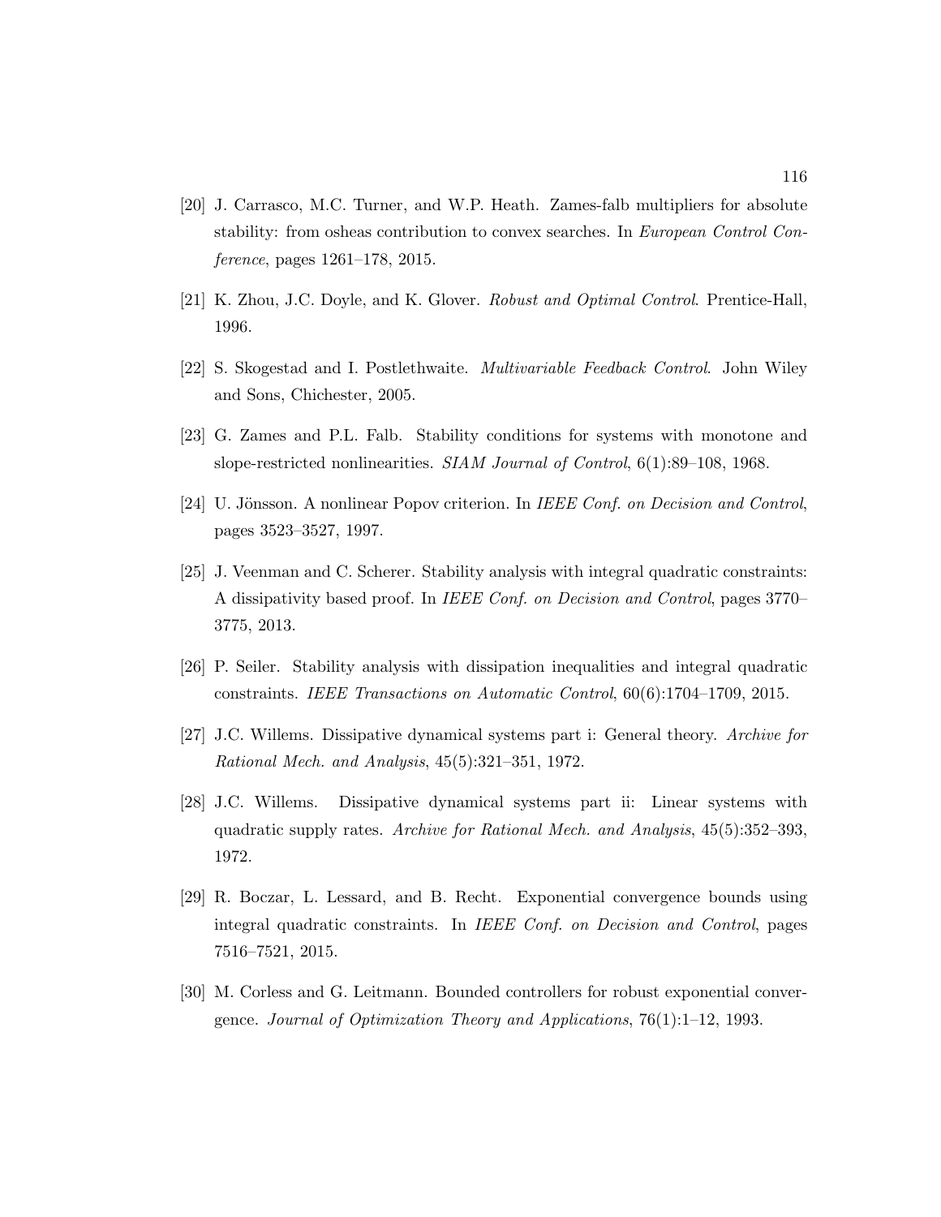[20] J. Carrasco, M.C. Turner, and W.P. Heath. Zames-falb multipliers for absolute stability: from osheas contribution to convex searches. In *European Control Conference*, pages 1261–178, 2015.

[21] K. Zhou, J.C. Doyle, and K. Glover. *Robust and Optimal Control*. Prentice-Hall, 1996.

[22] S. Skogestad and I. Postlethwaite. *Multivariable Feedback Control*. John Wiley and Sons, Chichester, 2005.

[23] G. Zames and P.L. Falb. Stability conditions for systems with monotone and slope-restricted nonlinearities. *SIAM Journal of Control*, 6(1):89–108, 1968.

[24] U. Jönsson. A nonlinear Popov criterion. In *IEEE Conf. on Decision and Control*, pages 3523–3527, 1997.

[25] J. Veenman and C. Scherer. Stability analysis with integral quadratic constraints: A dissipativity based proof. In *IEEE Conf. on Decision and Control*, pages 3770–3775, 2013.

[26] P. Seiler. Stability analysis with dissipation inequalities and integral quadratic constraints. *IEEE Transactions on Automatic Control*, 60(6):1704–1709, 2015.

[27] J.C. Willems. Dissipative dynamical systems part i: General theory. *Archive for Rational Mech. and Analysis*, 45(5):321–351, 1972.

[28] J.C. Willems. Dissipative dynamical systems part ii: Linear systems with quadratic supply rates. *Archive for Rational Mech. and Analysis*, 45(5):352–393, 1972.

[29] R. Boczar, L. Lessard, and B. Recht. Exponential convergence bounds using integral quadratic constraints. In *IEEE Conf. on Decision and Control*, pages 7516–7521, 2015.

[30] M. Corless and G. Leitmann. Bounded controllers for robust exponential convergence. *Journal of Optimization Theory and Applications*, 76(1):1–12, 1993.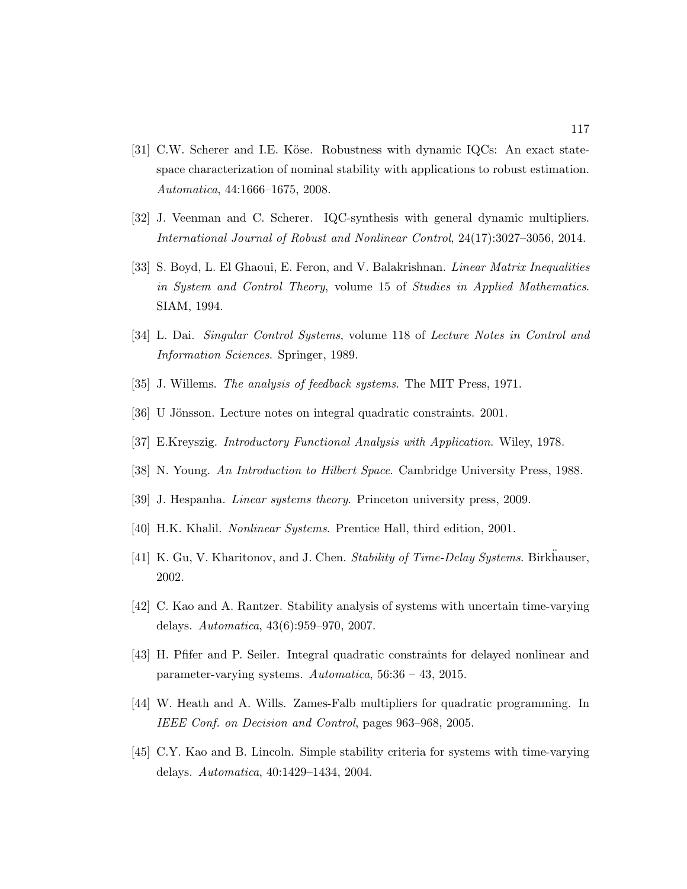[31] C.W. Scherer and I.E. Köse. Robustness with dynamic IQCs: An exact state-space characterization of nominal stability with applications to robust estimation. *Automatica*, 44:1666–1675, 2008.

[32] J. Veenman and C. Scherer. IQC-synthesis with general dynamic multipliers. *International Journal of Robust and Nonlinear Control*, 24(17):3027–3056, 2014.

[33] S. Boyd, L. El Ghaoui, E. Feron, and V. Balakrishnan. *Linear Matrix Inequalities in System and Control Theory*, volume 15 of *Studies in Applied Mathematics*. SIAM, 1994.

[34] L. Dai. *Singular Control Systems*, volume 118 of *Lecture Notes in Control and Information Sciences*. Springer, 1989.

[35] J. Willems. *The analysis of feedback systems*. The MIT Press, 1971.

[36] U Jönsson. Lecture notes on integral quadratic constraints. 2001.

[37] E.Kreyszig. *Introductory Functional Analysis with Application*. Wiley, 1978.

[38] N. Young. *An Introduction to Hilbert Space*. Cambridge University Press, 1988.

[39] J. Hespanha. *Linear systems theory*. Princeton university press, 2009.

[40] H.K. Khalil. *Nonlinear Systems*. Prentice Hall, third edition, 2001.

[41] K. Gu, V. Kharitonov, and J. Chen. *Stability of Time-Delay Systems*. Birkhäuser, 2002.

[42] C. Kao and A. Rantzer. Stability analysis of systems with uncertain time-varying delays. *Automatica*, 43(6):959–970, 2007.

[43] H. Pfifer and P. Seiler. Integral quadratic constraints for delayed nonlinear and parameter-varying systems. *Automatica*, 56:36 – 43, 2015.

[44] W. Heath and A. Wills. Zames-Falb multipliers for quadratic programming. In *IEEE Conf. on Decision and Control*, pages 963–968, 2005.

[45] C.Y. Kao and B. Lincoln. Simple stability criteria for systems with time-varying delays. *Automatica*, 40:1429–1434, 2004.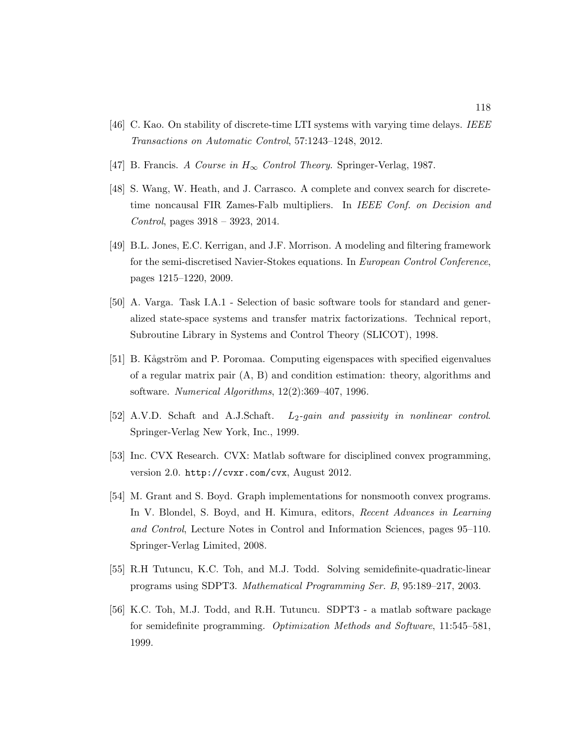[46] C. Kao. On stability of discrete-time LTI systems with varying time delays. *IEEE Transactions on Automatic Control*, 57:1243–1248, 2012.

[47] B. Francis. *A Course in $H_\infty$ Control Theory*. Springer-Verlag, 1987.

[48] S. Wang, W. Heath, and J. Carrasco. A complete and convex search for discrete-time noncausal FIR Zames-Falb multipliers. In *IEEE Conf. on Decision and Control*, pages 3918 – 3923, 2014.

[49] B.L. Jones, E.C. Kerrigan, and J.F. Morrison. A modeling and filtering framework for the semi-discretised Navier-Stokes equations. In *European Control Conference*, pages 1215–1220, 2009.

[50] A. Varga. Task I.A.1 - Selection of basic software tools for standard and generalized state-space systems and transfer matrix factorizations. Technical report, Subroutine Library in Systems and Control Theory (SLICOT), 1998.

[51] B. Kågström and P. Poromaa. Computing eigenspaces with specified eigenvalues of a regular matrix pair (A, B) and condition estimation: theory, algorithms and software. *Numerical Algorithms*, 12(2):369–407, 1996.

[52] A.V.D. Schaft and A.J.Schaft. *$L_2$-gain and passivity in nonlinear control*. Springer-Verlag New York, Inc., 1999.

[53] Inc. CVX Research. CVX: Matlab software for disciplined convex programming, version 2.0. `http://cvxr.com/cvx`, August 2012.

[54] M. Grant and S. Boyd. Graph implementations for nonsmooth convex programs. In V. Blondel, S. Boyd, and H. Kimura, editors, *Recent Advances in Learning and Control*, Lecture Notes in Control and Information Sciences, pages 95–110. Springer-Verlag Limited, 2008.

[55] R.H Tutuncu, K.C. Toh, and M.J. Todd. Solving semidefinite-quadratic-linear programs using SDPT3. *Mathematical Programming Ser. B*, 95:189–217, 2003.

[56] K.C. Toh, M.J. Todd, and R.H. Tutuncu. SDPT3 - a matlab software package for semidefinite programming. *Optimization Methods and Software*, 11:545–581, 1999.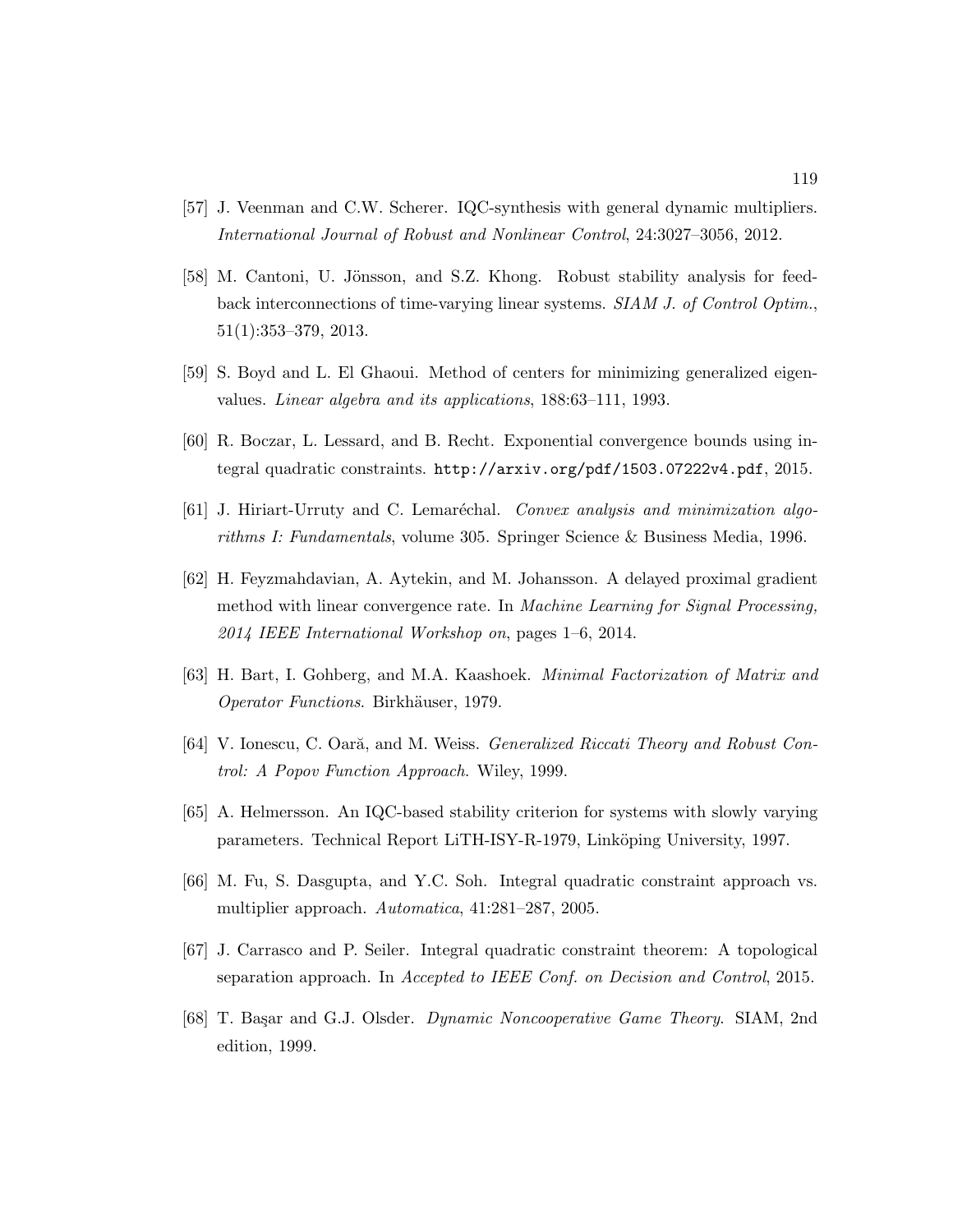[57] J. Veenman and C.W. Scherer. IQC-synthesis with general dynamic multipliers. *International Journal of Robust and Nonlinear Control*, 24:3027–3056, 2012.

[58] M. Cantoni, U. Jönsson, and S.Z. Khong. Robust stability analysis for feedback interconnections of time-varying linear systems. *SIAM J. of Control Optim.*, 51(1):353–379, 2013.

[59] S. Boyd and L. El Ghaoui. Method of centers for minimizing generalized eigenvalues. *Linear algebra and its applications*, 188:63–111, 1993.

[60] R. Boczar, L. Lessard, and B. Recht. Exponential convergence bounds using integral quadratic constraints. `http://arxiv.org/pdf/1503.07222v4.pdf`, 2015.

[61] J. Hiriart-Urruty and C. Lemaréchal. *Convex analysis and minimization algorithms I: Fundamentals*, volume 305. Springer Science & Business Media, 1996.

[62] H. Feyzmahdavian, A. Aytekin, and M. Johansson. A delayed proximal gradient method with linear convergence rate. In *Machine Learning for Signal Processing, 2014 IEEE International Workshop on*, pages 1–6, 2014.

[63] H. Bart, I. Gohberg, and M.A. Kaashoek. *Minimal Factorization of Matrix and Operator Functions*. Birkhäuser, 1979.

[64] V. Ionescu, C. Oară, and M. Weiss. *Generalized Riccati Theory and Robust Control: A Popov Function Approach*. Wiley, 1999.

[65] A. Helmersson. An IQC-based stability criterion for systems with slowly varying parameters. Technical Report LiTH-ISY-R-1979, Linköping University, 1997.

[66] M. Fu, S. Dasgupta, and Y.C. Soh. Integral quadratic constraint approach vs. multiplier approach. *Automatica*, 41:281–287, 2005.

[67] J. Carrasco and P. Seiler. Integral quadratic constraint theorem: A topological separation approach. In *Accepted to IEEE Conf. on Decision and Control*, 2015.

[68] T. Başar and G.J. Olsder. *Dynamic Noncooperative Game Theory*. SIAM, 2nd edition, 1999.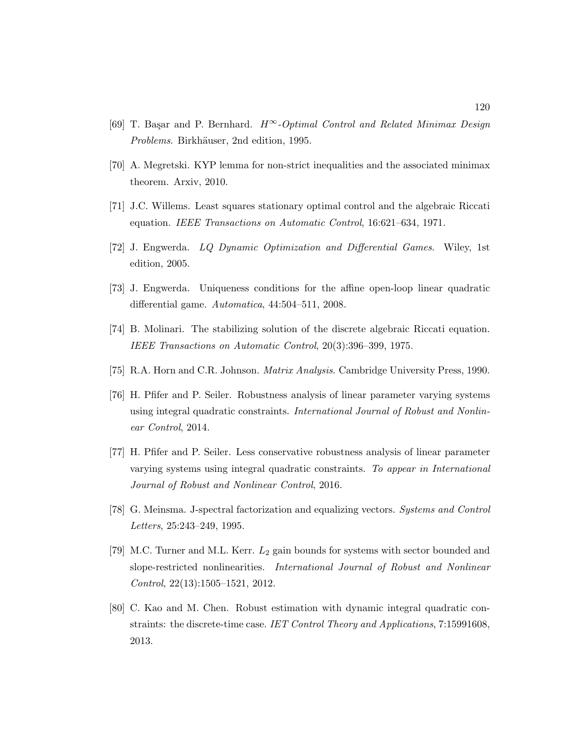[69] T. Başar and P. Bernhard. *$H^\infty$-Optimal Control and Related Minimax Design Problems*. Birkhäuser, 2nd edition, 1995.

[70] A. Megretski. KYP lemma for non-strict inequalities and the associated minimax theorem. Arxiv, 2010.

[71] J.C. Willems. Least squares stationary optimal control and the algebraic Riccati equation. *IEEE Transactions on Automatic Control*, 16:621–634, 1971.

[72] J. Engwerda. *LQ Dynamic Optimization and Differential Games*. Wiley, 1st edition, 2005.

[73] J. Engwerda. Uniqueness conditions for the affine open-loop linear quadratic differential game. *Automatica*, 44:504–511, 2008.

[74] B. Molinari. The stabilizing solution of the discrete algebraic Riccati equation. *IEEE Transactions on Automatic Control*, 20(3):396–399, 1975.

[75] R.A. Horn and C.R. Johnson. *Matrix Analysis*. Cambridge University Press, 1990.

[76] H. Pfifer and P. Seiler. Robustness analysis of linear parameter varying systems using integral quadratic constraints. *International Journal of Robust and Nonlinear Control*, 2014.

[77] H. Pfifer and P. Seiler. Less conservative robustness analysis of linear parameter varying systems using integral quadratic constraints. *To appear in International Journal of Robust and Nonlinear Control*, 2016.

[78] G. Meinsma. J-spectral factorization and equalizing vectors. *Systems and Control Letters*, 25:243–249, 1995.

[79] M.C. Turner and M.L. Kerr. $L_2$ gain bounds for systems with sector bounded and slope-restricted nonlinearities. *International Journal of Robust and Nonlinear Control*, 22(13):1505–1521, 2012.

[80] C. Kao and M. Chen. Robust estimation with dynamic integral quadratic constraints: the discrete-time case. *IET Control Theory and Applications*, 7:15991608, 2013.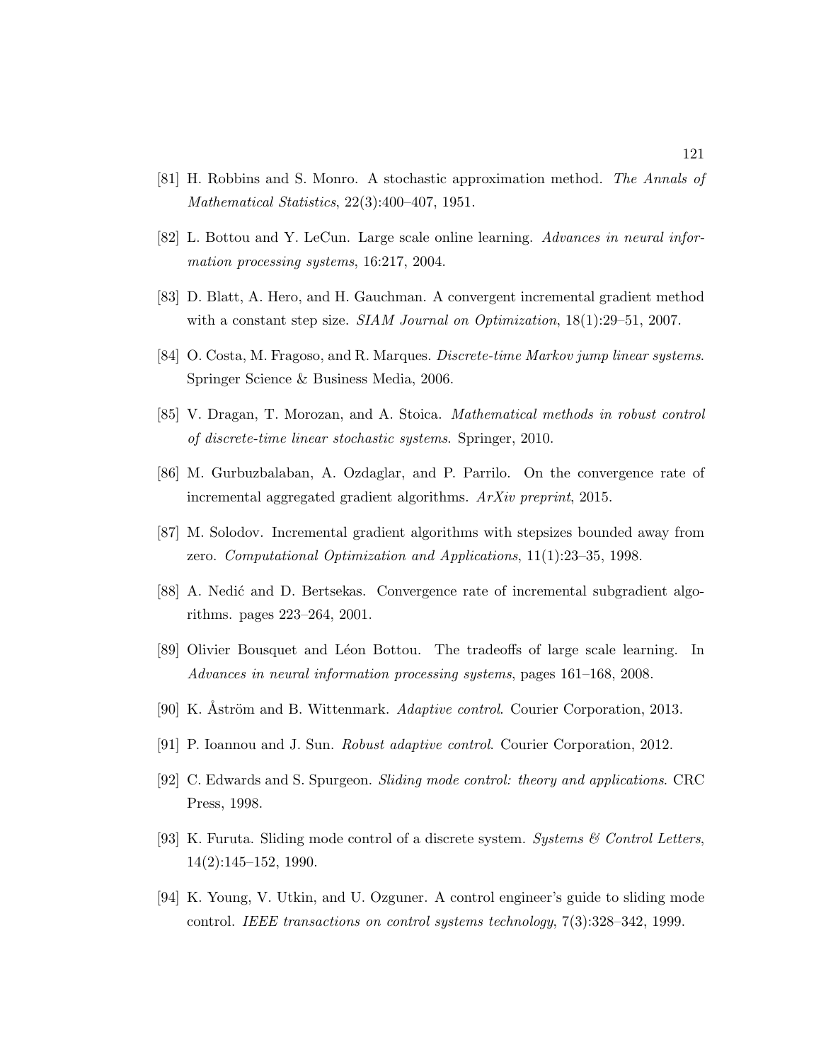[81] H. Robbins and S. Monro. A stochastic approximation method. *The Annals of Mathematical Statistics*, 22(3):400–407, 1951.

[82] L. Bottou and Y. LeCun. Large scale online learning. *Advances in neural information processing systems*, 16:217, 2004.

[83] D. Blatt, A. Hero, and H. Gauchman. A convergent incremental gradient method with a constant step size. *SIAM Journal on Optimization*, 18(1):29–51, 2007.

[84] O. Costa, M. Fragoso, and R. Marques. *Discrete-time Markov jump linear systems*. Springer Science & Business Media, 2006.

[85] V. Dragan, T. Morozan, and A. Stoica. *Mathematical methods in robust control of discrete-time linear stochastic systems*. Springer, 2010.

[86] M. Gurbuzbalaban, A. Ozdaglar, and P. Parrilo. On the convergence rate of incremental aggregated gradient algorithms. *ArXiv preprint*, 2015.

[87] M. Solodov. Incremental gradient algorithms with stepsizes bounded away from zero. *Computational Optimization and Applications*, 11(1):23–35, 1998.

[88] A. Nedić and D. Bertsekas. Convergence rate of incremental subgradient algorithms. pages 223–264, 2001.

[89] Olivier Bousquet and Léon Bottou. The tradeoffs of large scale learning. In *Advances in neural information processing systems*, pages 161–168, 2008.

[90] K. Åström and B. Wittenmark. *Adaptive control*. Courier Corporation, 2013.

[91] P. Ioannou and J. Sun. *Robust adaptive control*. Courier Corporation, 2012.

[92] C. Edwards and S. Spurgeon. *Sliding mode control: theory and applications*. CRC Press, 1998.

[93] K. Furuta. Sliding mode control of a discrete system. *Systems & Control Letters*, 14(2):145–152, 1990.

[94] K. Young, V. Utkin, and U. Ozguner. A control engineer's guide to sliding mode control. *IEEE transactions on control systems technology*, 7(3):328–342, 1999.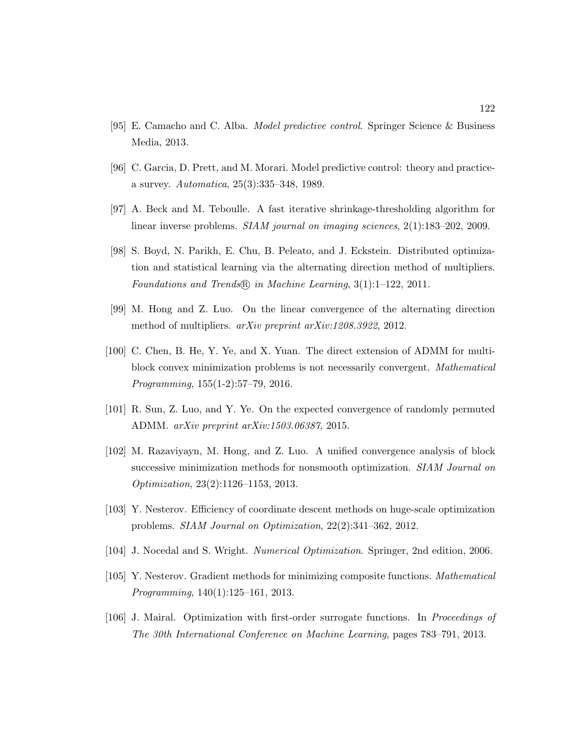[95] E. Camacho and C. Alba. *Model predictive control*. Springer Science & Business Media, 2013.

[96] C. Garcia, D. Prett, and M. Morari. Model predictive control: theory and practice-a survey. *Automatica*, 25(3):335–348, 1989.

[97] A. Beck and M. Teboulle. A fast iterative shrinkage-thresholding algorithm for linear inverse problems. *SIAM journal on imaging sciences*, 2(1):183–202, 2009.

[98] S. Boyd, N. Parikh, E. Chu, B. Peleato, and J. Eckstein. Distributed optimization and statistical learning via the alternating direction method of multipliers. *Foundations and Trends® in Machine Learning*, 3(1):1–122, 2011.

[99] M. Hong and Z. Luo. On the linear convergence of the alternating direction method of multipliers. *arXiv preprint arXiv:1208.3922*, 2012.

[100] C. Chen, B. He, Y. Ye, and X. Yuan. The direct extension of ADMM for multi-block convex minimization problems is not necessarily convergent. *Mathematical Programming*, 155(1-2):57–79, 2016.

[101] R. Sun, Z. Luo, and Y. Ye. On the expected convergence of randomly permuted ADMM. *arXiv preprint arXiv:1503.06387*, 2015.

[102] M. Razaviyayn, M. Hong, and Z. Luo. A unified convergence analysis of block successive minimization methods for nonsmooth optimization. *SIAM Journal on Optimization*, 23(2):1126–1153, 2013.

[103] Y. Nesterov. Efficiency of coordinate descent methods on huge-scale optimization problems. *SIAM Journal on Optimization*, 22(2):341–362, 2012.

[104] J. Nocedal and S. Wright. *Numerical Optimization*. Springer, 2nd edition, 2006.

[105] Y. Nesterov. Gradient methods for minimizing composite functions. *Mathematical Programming*, 140(1):125–161, 2013.

[106] J. Mairal. Optimization with first-order surrogate functions. In *Proceedings of The 30th International Conference on Machine Learning*, pages 783–791, 2013.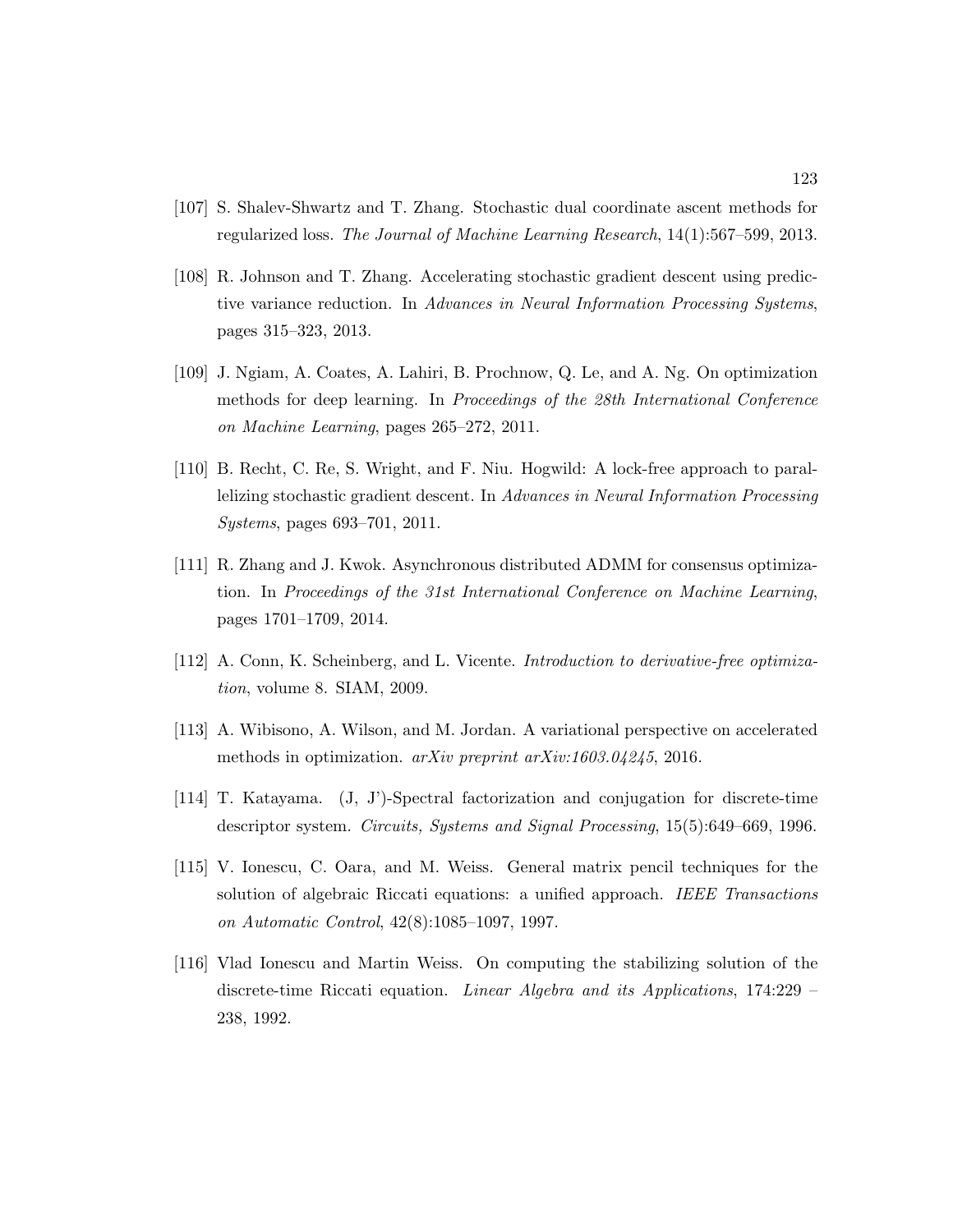[107] S. Shalev-Shwartz and T. Zhang. Stochastic dual coordinate ascent methods for regularized loss. *The Journal of Machine Learning Research*, 14(1):567–599, 2013.

[108] R. Johnson and T. Zhang. Accelerating stochastic gradient descent using predictive variance reduction. In *Advances in Neural Information Processing Systems*, pages 315–323, 2013.

[109] J. Ngiam, A. Coates, A. Lahiri, B. Prochnow, Q. Le, and A. Ng. On optimization methods for deep learning. In *Proceedings of the 28th International Conference on Machine Learning*, pages 265–272, 2011.

[110] B. Recht, C. Re, S. Wright, and F. Niu. Hogwild: A lock-free approach to parallelizing stochastic gradient descent. In *Advances in Neural Information Processing Systems*, pages 693–701, 2011.

[111] R. Zhang and J. Kwok. Asynchronous distributed ADMM for consensus optimization. In *Proceedings of the 31st International Conference on Machine Learning*, pages 1701–1709, 2014.

[112] A. Conn, K. Scheinberg, and L. Vicente. *Introduction to derivative-free optimization*, volume 8. SIAM, 2009.

[113] A. Wibisono, A. Wilson, and M. Jordan. A variational perspective on accelerated methods in optimization. *arXiv preprint arXiv:1603.04245*, 2016.

[114] T. Katayama. (J, J')-Spectral factorization and conjugation for discrete-time descriptor system. *Circuits, Systems and Signal Processing*, 15(5):649–669, 1996.

[115] V. Ionescu, C. Oara, and M. Weiss. General matrix pencil techniques for the solution of algebraic Riccati equations: a unified approach. *IEEE Transactions on Automatic Control*, 42(8):1085–1097, 1997.

[116] Vlad Ionescu and Martin Weiss. On computing the stabilizing solution of the discrete-time Riccati equation. *Linear Algebra and its Applications*, 174:229 – 238, 1992.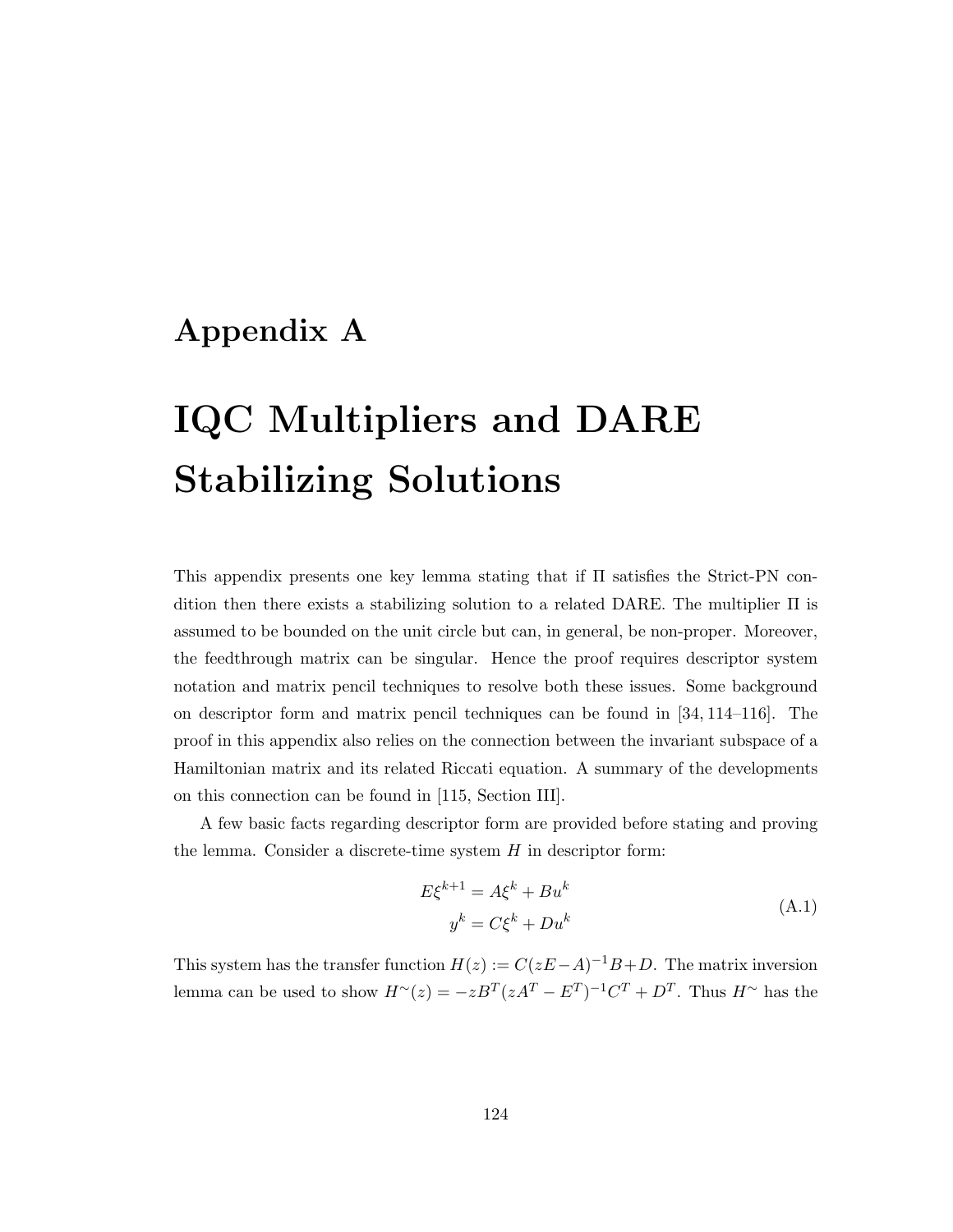# Appendix A

# IQC Multipliers and DARE Stabilizing Solutions

This appendix presents one key lemma stating that if $\Pi$ satisfies the Strict-PN condition then there exists a stabilizing solution to a related DARE. The multiplier $\Pi$ is assumed to be bounded on the unit circle but can, in general, be non-proper. Moreover, the feedthrough matrix can be singular. Hence the proof requires descriptor system notation and matrix pencil techniques to resolve both these issues. Some background on descriptor form and matrix pencil techniques can be found in [34, 114–116]. The proof in this appendix also relies on the connection between the invariant subspace of a Hamiltonian matrix and its related Riccati equation. A summary of the developments on this connection can be found in [115, Section III].

A few basic facts regarding descriptor form are provided before stating and proving the lemma. Consider a discrete-time system $H$ in descriptor form:

$$
\begin{aligned}
E\xi^{k+1} &= A\xi^k + Bu^k \\
y^k &= C\xi^k + Du^k
\end{aligned}
\tag{A.1}
$$

This system has the transfer function $H(z) := C(zE - A)^{-1}B + D$. The matrix inversion lemma can be used to show $H^{\sim}(z) = -zB^T(zA^T - E^T)^{-1}C^T + D^T$. Thus $H^{\sim}$ has the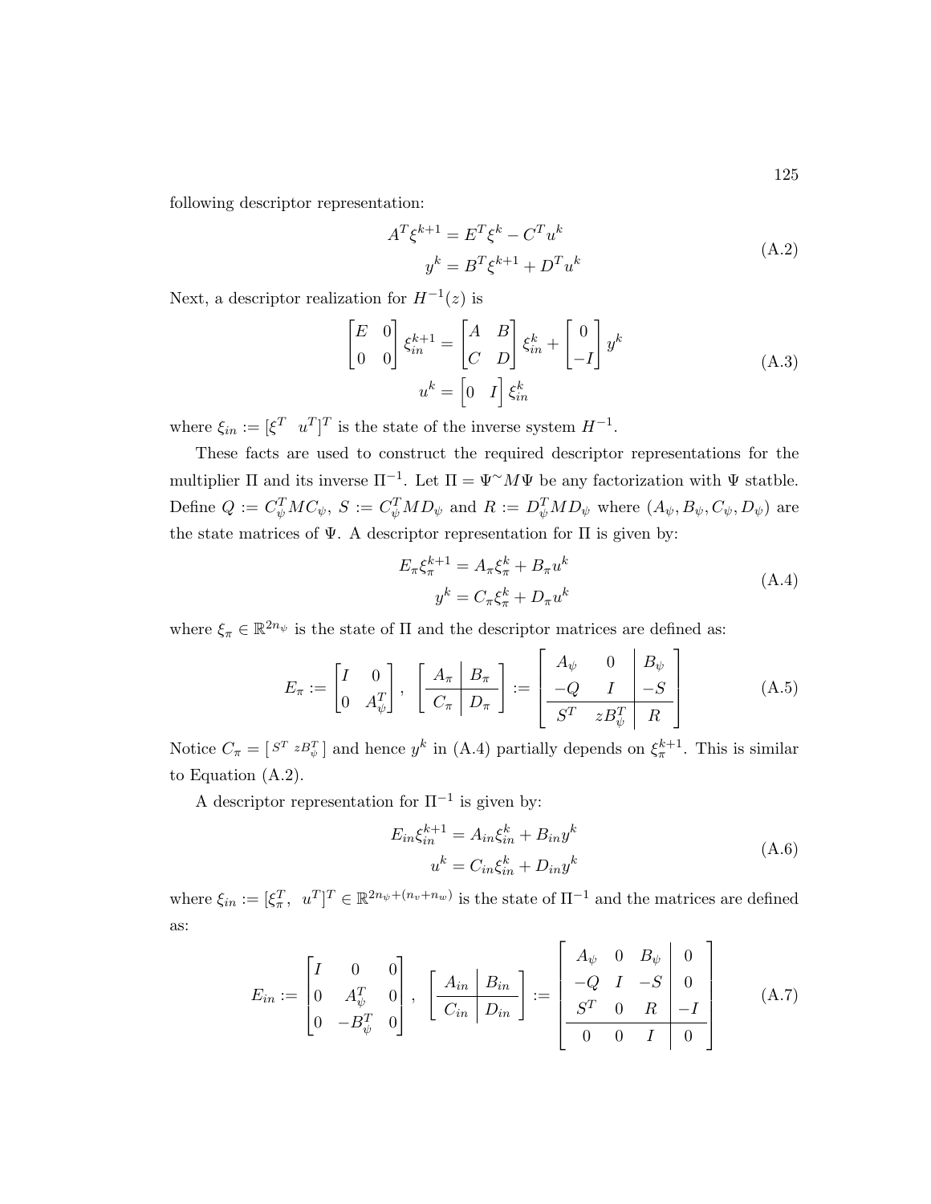following descriptor representation:

$$
\begin{aligned}
A^T \xi^{k+1} &= E^T \xi^k - C^T u^k \\
y^k &= B^T \xi^{k+1} + D^T u^k
\end{aligned}
\tag{A.2}
$$

Next, a descriptor realization for $H^{-1}(z)$ is

$$
\begin{aligned}
\begin{bmatrix} E & 0 \\ 0 & 0 \end{bmatrix} \xi_{in}^{k+1} &= \begin{bmatrix} A & B \\ C & D \end{bmatrix} \xi_{in}^k + \begin{bmatrix} 0 \\ -I \end{bmatrix} y^k \\
u^k &= \begin{bmatrix} 0 & I \end{bmatrix} \xi_{in}^k
\end{aligned}
\tag{A.3}
$$

where $\xi_{in} := [\xi^T \quad u^T]^T$ is the state of the inverse system $H^{-1}$.

These facts are used to construct the required descriptor representations for the multiplier $\Pi$ and its inverse $\Pi^{-1}$. Let $\Pi = \Psi^{\sim} M \Psi$ be any factorization with $\Psi$ statble. Define $Q := C_\psi^T M C_\psi$, $S := C_\psi^T M D_\psi$ and $R := D_\psi^T M D_\psi$ where $(A_\psi, B_\psi, C_\psi, D_\psi)$ are the state matrices of $\Psi$. A descriptor representation for $\Pi$ is given by:

$$
\begin{aligned}
E_\pi \xi_\pi^{k+1} &= A_\pi \xi_\pi^k + B_\pi u^k \\
y^k &= C_\pi \xi_\pi^k + D_\pi u^k
\end{aligned}
\tag{A.4}
$$

where $\xi_\pi \in \mathbb{R}^{2n_\psi}$ is the state of $\Pi$ and the descriptor matrices are defined as:

$$
E_\pi := \begin{bmatrix} I & 0 \\ 0 & A_\psi^T \end{bmatrix}, \quad \left[ \begin{array}{c|c} A_\pi & B_\pi \\ \hline C_\pi & D_\pi \end{array} \right] := \left[ \begin{array}{cc|c} A_\psi & 0 & B_\psi \\ -Q & I & -S \\ \hline S^T & z B_\psi^T & R \end{array} \right]
\tag{A.5}
$$

Notice $C_\pi = \left[ S^T \;\; z B_\psi^T \right]$ and hence $y^k$ in (A.4) partially depends on $\xi_\pi^{k+1}$. This is similar to Equation (A.2).

A descriptor representation for $\Pi^{-1}$ is given by:

$$
\begin{aligned}
E_{in} \xi_{in}^{k+1} &= A_{in} \xi_{in}^k + B_{in} y^k \\
u^k &= C_{in} \xi_{in}^k + D_{in} y^k
\end{aligned}
\tag{A.6}
$$

where $\xi_{in} := [\xi_\pi^T, \;\; u^T]^T \in \mathbb{R}^{2n_\psi + (n_v + n_w)}$ is the state of $\Pi^{-1}$ and the matrices are defined as:

$$
E_{in} := \begin{bmatrix} I & 0 & 0 \\ 0 & A_\psi^T & 0 \\ 0 & -B_\psi^T & 0 \end{bmatrix}, \quad \left[ \begin{array}{c|c} A_{in} & B_{in} \\ \hline C_{in} & D_{in} \end{array} \right] := \left[ \begin{array}{ccc|c} A_\psi & 0 & B_\psi & 0 \\ -Q & I & -S & 0 \\ S^T & 0 & R & -I \\ \hline 0 & 0 & I & 0 \end{array} \right]
\tag{A.7}
$$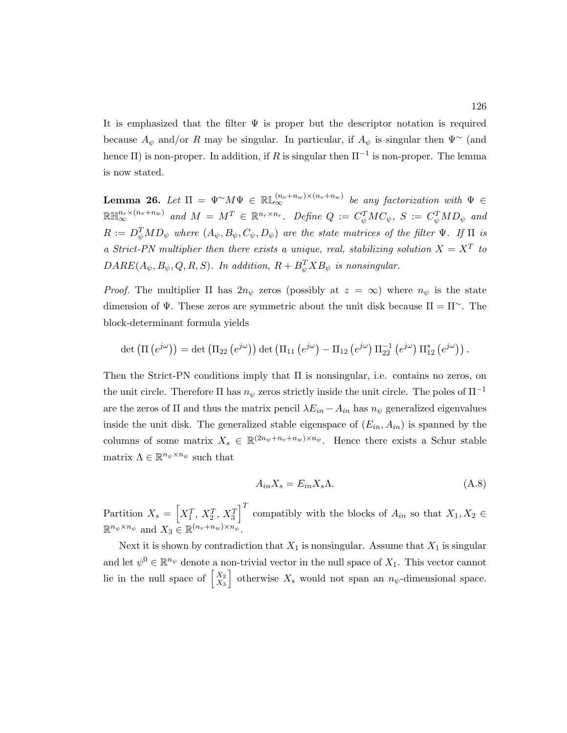It is emphasized that the filter $\Psi$ is proper but the descriptor notation is required because $A_\psi$ and/or $R$ may be singular. In particular, if $A_\psi$ is singular then $\Psi^\sim$ (and hence $\Pi$) is non-proper. In addition, if $R$ is singular then $\Pi^{-1}$ is non-proper. The lemma is now stated.

**Lemma 26.** *Let $\Pi = \Psi^\sim M \Psi \in \mathbb{RL}_\infty^{(n_v+n_w)\times(n_v+n_w)}$ be any factorization with $\Psi \in \mathbb{RH}_\infty^{n_r\times(n_v+n_w)}$ and $M = M^T \in \mathbb{R}^{n_r\times n_r}$. Define $Q := C_\psi^T M C_\psi$, $S := C_\psi^T M D_\psi$ and $R := D_\psi^T M D_\psi$ where $(A_\psi, B_\psi, C_\psi, D_\psi)$ are the state matrices of the filter $\Psi$. If $\Pi$ is a Strict-PN multiplier then there exists a unique, real, stabilizing solution $X = X^T$ to $DARE(A_\psi, B_\psi, Q, R, S)$. In addition, $R + B_\psi^T X B_\psi$ is nonsingular.*

*Proof.* The multiplier $\Pi$ has $2n_\psi$ zeros (possibly at $z = \infty$) where $n_\psi$ is the state dimension of $\Psi$. These zeros are symmetric about the unit disk because $\Pi = \Pi^\sim$. The block-determinant formula yields

$$\det\left(\Pi\left(e^{j\omega}\right)\right) = \det\left(\Pi_{22}\left(e^{j\omega}\right)\right)\det\left(\Pi_{11}\left(e^{j\omega}\right) - \Pi_{12}\left(e^{j\omega}\right)\Pi_{22}^{-1}\left(e^{j\omega}\right)\Pi_{12}^*\left(e^{j\omega}\right)\right).$$

Then the Strict-PN conditions imply that $\Pi$ is nonsingular, i.e. contains no zeros, on the unit circle. Therefore $\Pi$ has $n_\psi$ zeros strictly inside the unit circle. The poles of $\Pi^{-1}$ are the zeros of $\Pi$ and thus the matrix pencil $\lambda E_{in} - A_{in}$ has $n_\psi$ generalized eigenvalues inside the unit disk. The generalized stable eigenspace of $(E_{in}, A_{in})$ is spanned by the columns of some matrix $X_s \in \mathbb{R}^{(2n_\psi+n_v+n_w)\times n_\psi}$. Hence there exists a Schur stable matrix $\Lambda \in \mathbb{R}^{n_\psi\times n_\psi}$ such that

$$A_{in}X_s = E_{in}X_s\Lambda. \tag{A.8}$$

Partition $X_s = \left[X_1^T,\, X_2^T,\, X_3^T\right]^T$ compatibly with the blocks of $A_{in}$ so that $X_1, X_2 \in \mathbb{R}^{n_\psi\times n_\psi}$ and $X_3 \in \mathbb{R}^{(n_v+n_w)\times n_\psi}$.

Next it is shown by contradiction that $X_1$ is nonsingular. Assume that $X_1$ is singular and let $\psi^0 \in \mathbb{R}^{n_\psi}$ denote a non-trivial vector in the null space of $X_1$. This vector cannot lie in the null space of $\begin{bmatrix} X_2 \\ X_3 \end{bmatrix}$ otherwise $X_s$ would not span an $n_\psi$-dimensional space.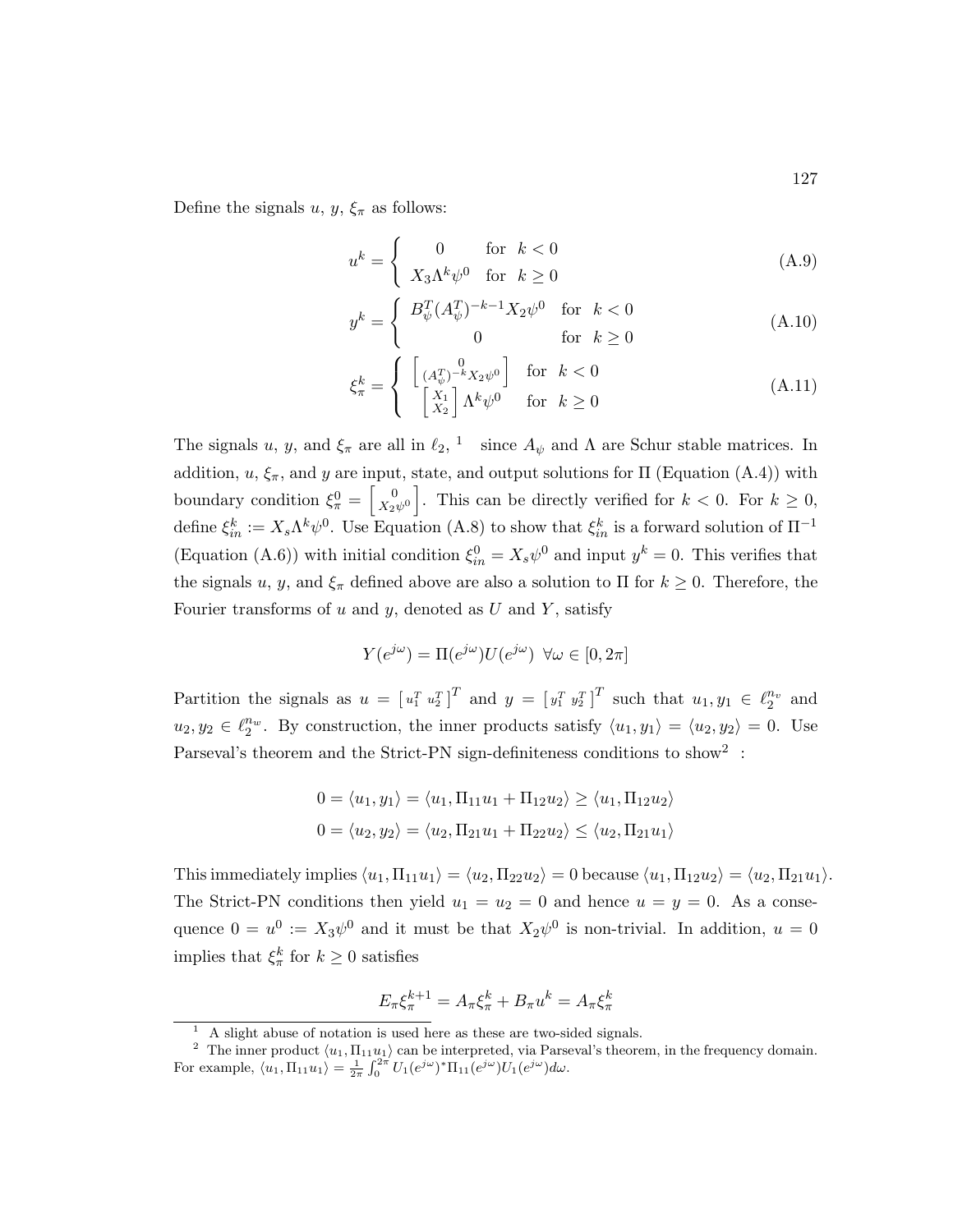Define the signals $u$, $y$, $\xi_\pi$ as follows:

$$u^k = \begin{cases} 0 & \text{for } \ k < 0 \\ X_3 \Lambda^k \psi^0 & \text{for } \ k \geq 0 \end{cases} \tag{A.9}$$

$$y^k = \begin{cases} B_\psi^T (A_\psi^T)^{-k-1} X_2 \psi^0 & \text{for } \ k < 0 \\ 0 & \text{for } \ k \geq 0 \end{cases} \tag{A.10}$$

$$\xi_\pi^k = \begin{cases} \begin{bmatrix} 0 \\ (A_\psi^T)^{-k} X_2 \psi^0 \end{bmatrix} & \text{for } \ k < 0 \\ \begin{bmatrix} X_1 \\ X_2 \end{bmatrix} \Lambda^k \psi^0 & \text{for } \ k \geq 0 \end{cases} \tag{A.11}$$

The signals $u$, $y$, and $\xi_\pi$ are all in $\ell_2$, [1] since $A_\psi$ and $\Lambda$ are Schur stable matrices. In addition, $u$, $\xi_\pi$, and $y$ are input, state, and output solutions for $\Pi$ (Equation (A.4)) with boundary condition $\xi_\pi^0 = \begin{bmatrix} 0 \\ X_2 \psi^0 \end{bmatrix}$. This can be directly verified for $k < 0$. For $k \geq 0$, define $\xi_{in}^k := X_s \Lambda^k \psi^0$. Use Equation (A.8) to show that $\xi_{in}^k$ is a forward solution of $\Pi^{-1}$ (Equation (A.6)) with initial condition $\xi_{in}^0 = X_s \psi^0$ and input $y^k = 0$. This verifies that the signals $u$, $y$, and $\xi_\pi$ defined above are also a solution to $\Pi$ for $k \geq 0$. Therefore, the Fourier transforms of $u$ and $y$, denoted as $U$ and $Y$, satisfy

$$Y(e^{j\omega}) = \Pi(e^{j\omega}) U(e^{j\omega}) \ \ \forall \omega \in [0, 2\pi]$$

Partition the signals as $u = \begin{bmatrix} u_1^T & u_2^T \end{bmatrix}^T$ and $y = \begin{bmatrix} y_1^T & y_2^T \end{bmatrix}^T$ such that $u_1, y_1 \in \ell_2^{n_v}$ and $u_2, y_2 \in \ell_2^{n_w}$. By construction, the inner products satisfy $\langle u_1, y_1 \rangle = \langle u_2, y_2 \rangle = 0$. Use Parseval's theorem and the Strict-PN sign-definiteness conditions to show[2] :

$$\begin{aligned} 0 = \langle u_1, y_1 \rangle = \langle u_1, \Pi_{11} u_1 + \Pi_{12} u_2 \rangle \geq \langle u_1, \Pi_{12} u_2 \rangle \\ 0 = \langle u_2, y_2 \rangle = \langle u_2, \Pi_{21} u_1 + \Pi_{22} u_2 \rangle \leq \langle u_2, \Pi_{21} u_1 \rangle \end{aligned}$$

This immediately implies $\langle u_1, \Pi_{11} u_1 \rangle = \langle u_2, \Pi_{22} u_2 \rangle = 0$ because $\langle u_1, \Pi_{12} u_2 \rangle = \langle u_2, \Pi_{21} u_1 \rangle$. The Strict-PN conditions then yield $u_1 = u_2 = 0$ and hence $u = y = 0$. As a consequence $0 = u^0 := X_3 \psi^0$ and it must be that $X_2 \psi^0$ is non-trivial. In addition, $u = 0$ implies that $\xi_\pi^k$ for $k \geq 0$ satisfies

$$E_\pi \xi_\pi^{k+1} = A_\pi \xi_\pi^k + B_\pi u^k = A_\pi \xi_\pi^k$$

[1] A slight abuse of notation is used here as these are two-sided signals.

[2] The inner product $\langle u_1, \Pi_{11} u_1 \rangle$ can be interpreted, via Parseval's theorem, in the frequency domain. For example, $\langle u_1, \Pi_{11} u_1 \rangle = \frac{1}{2\pi} \int_0^{2\pi} U_1(e^{j\omega})^* \Pi_{11}(e^{j\omega}) U_1(e^{j\omega}) d\omega$.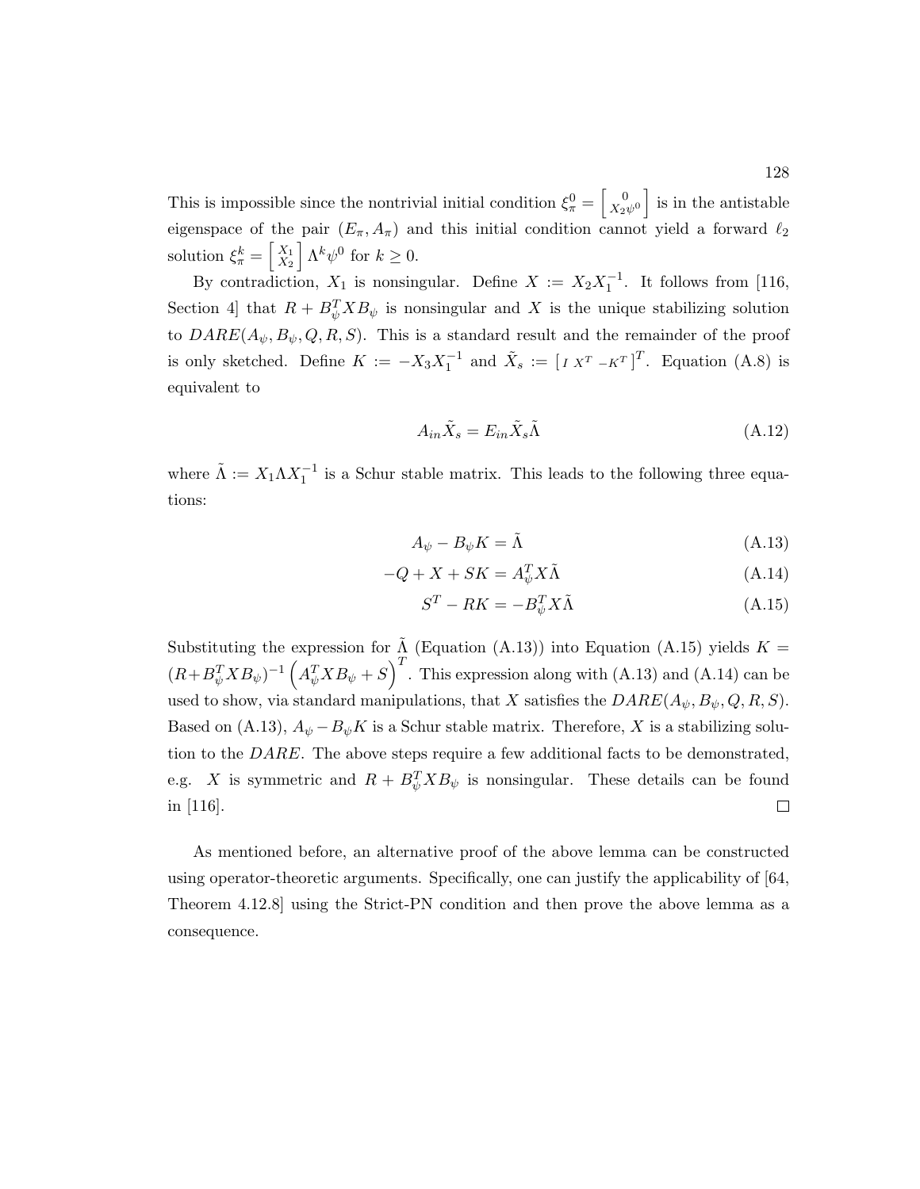This is impossible since the nontrivial initial condition $\xi_\pi^0 = \begin{bmatrix} 0 \\ X_2\psi^0 \end{bmatrix}$ is in the antistable eigenspace of the pair $(E_\pi, A_\pi)$ and this initial condition cannot yield a forward $\ell_2$ solution $\xi_\pi^k = \begin{bmatrix} X_1 \\ X_2 \end{bmatrix} \Lambda^k \psi^0$ for $k \geq 0$.

By contradiction, $X_1$ is nonsingular. Define $X := X_2 X_1^{-1}$. It follows from [116, Section 4] that $R + B_\psi^T X B_\psi$ is nonsingular and $X$ is the unique stabilizing solution to $DARE(A_\psi, B_\psi, Q, R, S)$. This is a standard result and the remainder of the proof is only sketched. Define $K := -X_3 X_1^{-1}$ and $\tilde{X}_s := \begin{bmatrix} I & X^T & -K^T \end{bmatrix}^T$. Equation (A.8) is equivalent to

$$A_{in}\tilde{X}_s = E_{in}\tilde{X}_s\tilde{\Lambda} \tag{A.12}$$

where $\tilde{\Lambda} := X_1 \Lambda X_1^{-1}$ is a Schur stable matrix. This leads to the following three equations:

$$A_\psi - B_\psi K = \tilde{\Lambda} \tag{A.13}$$

$$-Q + X + SK = A_\psi^T X \tilde{\Lambda} \tag{A.14}$$

$$S^T - RK = -B_\psi^T X \tilde{\Lambda} \tag{A.15}$$

Substituting the expression for $\tilde{\Lambda}$ (Equation (A.13)) into Equation (A.15) yields $K = (R + B_\psi^T X B_\psi)^{-1} \left( A_\psi^T X B_\psi + S \right)^T$. This expression along with (A.13) and (A.14) can be used to show, via standard manipulations, that $X$ satisfies the $DARE(A_\psi, B_\psi, Q, R, S)$. Based on (A.13), $A_\psi - B_\psi K$ is a Schur stable matrix. Therefore, $X$ is a stabilizing solution to the $DARE$. The above steps require a few additional facts to be demonstrated, e.g. $X$ is symmetric and $R + B_\psi^T X B_\psi$ is nonsingular. These details can be found in [116]. □

As mentioned before, an alternative proof of the above lemma can be constructed using operator-theoretic arguments. Specifically, one can justify the applicability of [64, Theorem 4.12.8] using the Strict-PN condition and then prove the above lemma as a consequence.